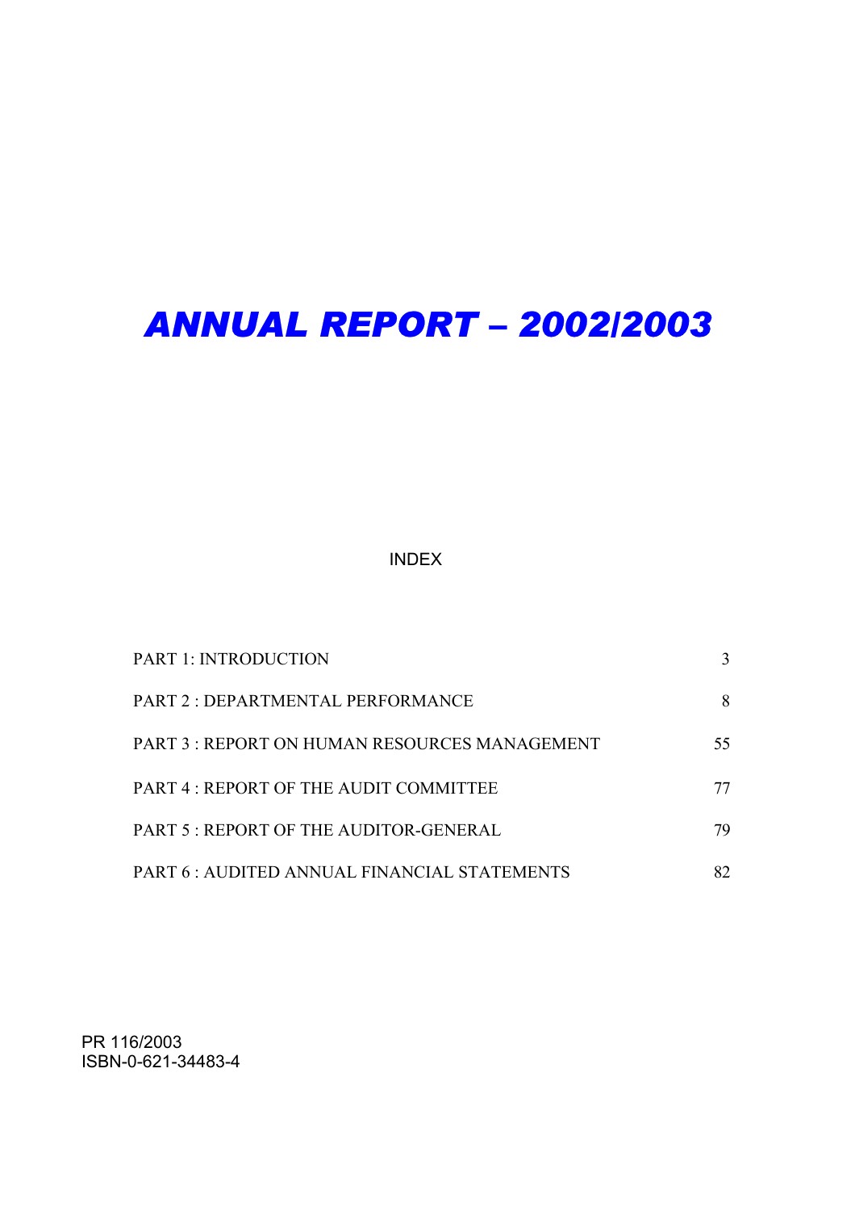# *ANNUAL REPORT – 2002/2003*

INDEX

| | |
|---|---|
| PART 1: INTRODUCTION | 3 |
| PART 2 : DEPARTMENTAL PERFORMANCE | 8 |
| PART 3 : REPORT ON HUMAN RESOURCES MANAGEMENT | 55 |
| PART 4 : REPORT OF THE AUDIT COMMITTEE | 77 |
| PART 5 : REPORT OF THE AUDITOR-GENERAL | 79 |
| PART 6 : AUDITED ANNUAL FINANCIAL STATEMENTS | 82 |

PR 116/2003
ISBN-0-621-34483-4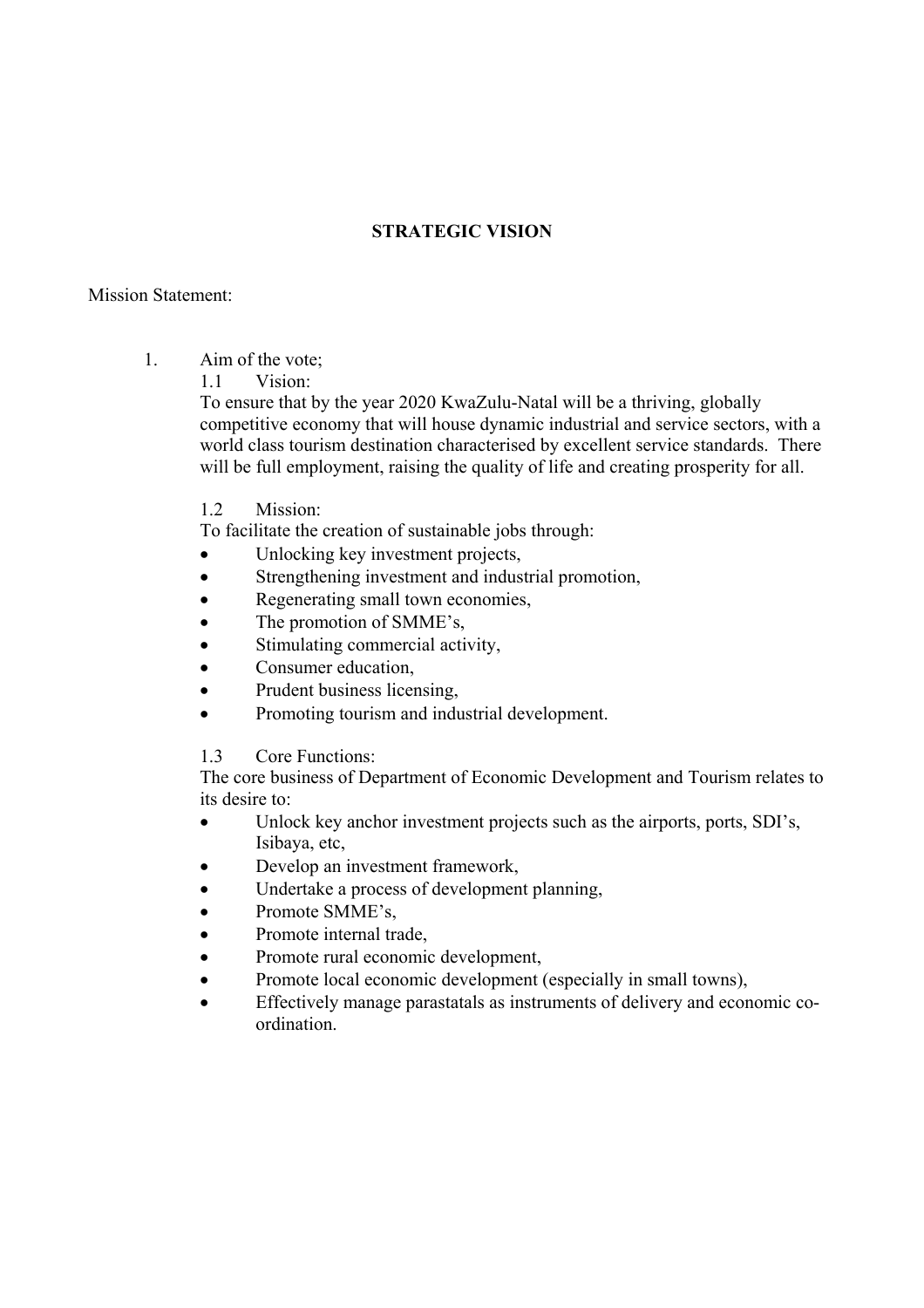# STRATEGIC VISION

Mission Statement:

1. Aim of the vote;

   1.1 Vision:

   To ensure that by the year 2020 KwaZulu-Natal will be a thriving, globally competitive economy that will house dynamic industrial and service sectors, with a world class tourism destination characterised by excellent service standards. There will be full employment, raising the quality of life and creating prosperity for all.

   1.2 Mission:

   To facilitate the creation of sustainable jobs through:

   - Unlocking key investment projects,
   - Strengthening investment and industrial promotion,
   - Regenerating small town economies,
   - The promotion of SMME's,
   - Stimulating commercial activity,
   - Consumer education,
   - Prudent business licensing,
   - Promoting tourism and industrial development.

   1.3 Core Functions:

   The core business of Department of Economic Development and Tourism relates to its desire to:

   - Unlock key anchor investment projects such as the airports, ports, SDI's, Isibaya, etc,
   - Develop an investment framework,
   - Undertake a process of development planning,
   - Promote SMME's,
   - Promote internal trade,
   - Promote rural economic development,
   - Promote local economic development (especially in small towns),
   - Effectively manage parastatals as instruments of delivery and economic co-ordination.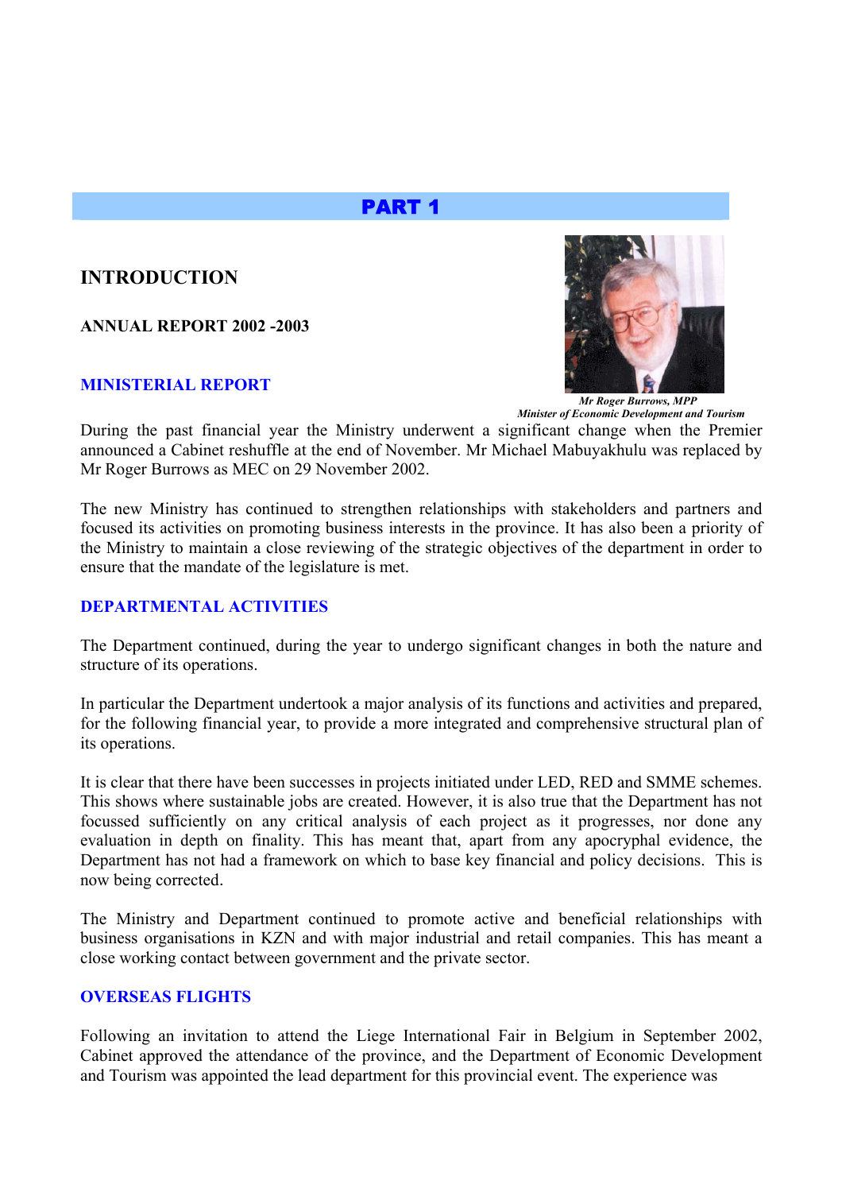# PART 1

## INTRODUCTION

### ANNUAL REPORT 2002 -2003

### MINISTERIAL REPORT

***Mr Roger Burrows, MPP***
***Minister of Economic Development and Tourism***

During the past financial year the Ministry underwent a significant change when the Premier announced a Cabinet reshuffle at the end of November. Mr Michael Mabuyakhulu was replaced by Mr Roger Burrows as MEC on 29 November 2002.

The new Ministry has continued to strengthen relationships with stakeholders and partners and focused its activities on promoting business interests in the province. It has also been a priority of the Ministry to maintain a close reviewing of the strategic objectives of the department in order to ensure that the mandate of the legislature is met.

### DEPARTMENTAL ACTIVITIES

The Department continued, during the year to undergo significant changes in both the nature and structure of its operations.

In particular the Department undertook a major analysis of its functions and activities and prepared, for the following financial year, to provide a more integrated and comprehensive structural plan of its operations.

It is clear that there have been successes in projects initiated under LED, RED and SMME schemes. This shows where sustainable jobs are created. However, it is also true that the Department has not focussed sufficiently on any critical analysis of each project as it progresses, nor done any evaluation in depth on finality. This has meant that, apart from any apocryphal evidence, the Department has not had a framework on which to base key financial and policy decisions. This is now being corrected.

The Ministry and Department continued to promote active and beneficial relationships with business organisations in KZN and with major industrial and retail companies. This has meant a close working contact between government and the private sector.

### OVERSEAS FLIGHTS

Following an invitation to attend the Liege International Fair in Belgium in September 2002, Cabinet approved the attendance of the province, and the Department of Economic Development and Tourism was appointed the lead department for this provincial event. The experience was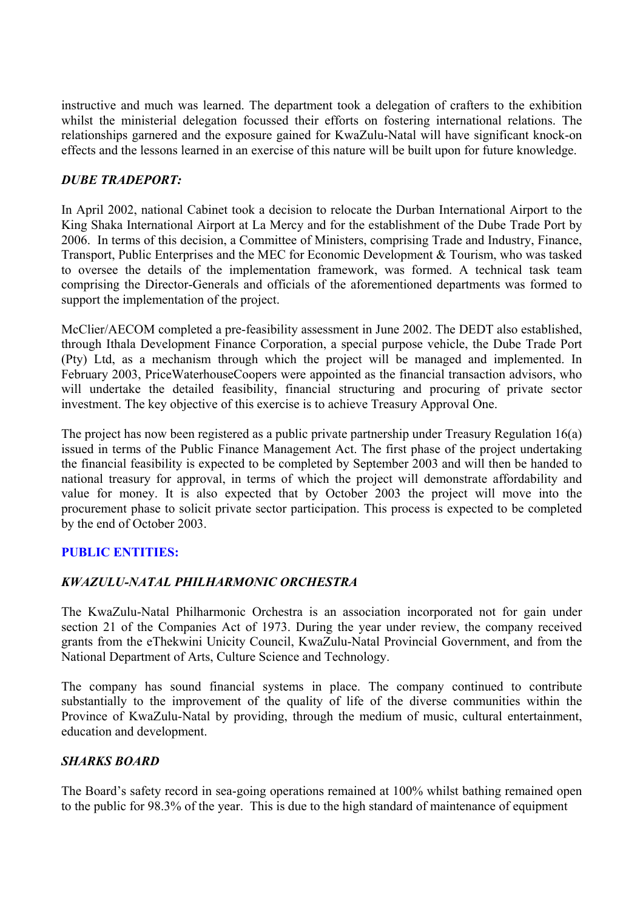instructive and much was learned. The department took a delegation of crafters to the exhibition whilst the ministerial delegation focussed their efforts on fostering international relations. The relationships garnered and the exposure gained for KwaZulu-Natal will have significant knock-on effects and the lessons learned in an exercise of this nature will be built upon for future knowledge.

### *DUBE TRADEPORT:*

In April 2002, national Cabinet took a decision to relocate the Durban International Airport to the King Shaka International Airport at La Mercy and for the establishment of the Dube Trade Port by 2006. In terms of this decision, a Committee of Ministers, comprising Trade and Industry, Finance, Transport, Public Enterprises and the MEC for Economic Development & Tourism, who was tasked to oversee the details of the implementation framework, was formed. A technical task team comprising the Director-Generals and officials of the aforementioned departments was formed to support the implementation of the project.

McClier/AECOM completed a pre-feasibility assessment in June 2002. The DEDT also established, through Ithala Development Finance Corporation, a special purpose vehicle, the Dube Trade Port (Pty) Ltd, as a mechanism through which the project will be managed and implemented. In February 2003, PriceWaterhouseCoopers were appointed as the financial transaction advisors, who will undertake the detailed feasibility, financial structuring and procuring of private sector investment. The key objective of this exercise is to achieve Treasury Approval One.

The project has now been registered as a public private partnership under Treasury Regulation 16(a) issued in terms of the Public Finance Management Act. The first phase of the project undertaking the financial feasibility is expected to be completed by September 2003 and will then be handed to national treasury for approval, in terms of which the project will demonstrate affordability and value for money. It is also expected that by October 2003 the project will move into the procurement phase to solicit private sector participation. This process is expected to be completed by the end of October 2003.

## PUBLIC ENTITIES:

### *KWAZULU-NATAL PHILHARMONIC ORCHESTRA*

The KwaZulu-Natal Philharmonic Orchestra is an association incorporated not for gain under section 21 of the Companies Act of 1973. During the year under review, the company received grants from the eThekwini Unicity Council, KwaZulu-Natal Provincial Government, and from the National Department of Arts, Culture Science and Technology.

The company has sound financial systems in place. The company continued to contribute substantially to the improvement of the quality of life of the diverse communities within the Province of KwaZulu-Natal by providing, through the medium of music, cultural entertainment, education and development.

### *SHARKS BOARD*

The Board's safety record in sea-going operations remained at 100% whilst bathing remained open to the public for 98.3% of the year. This is due to the high standard of maintenance of equipment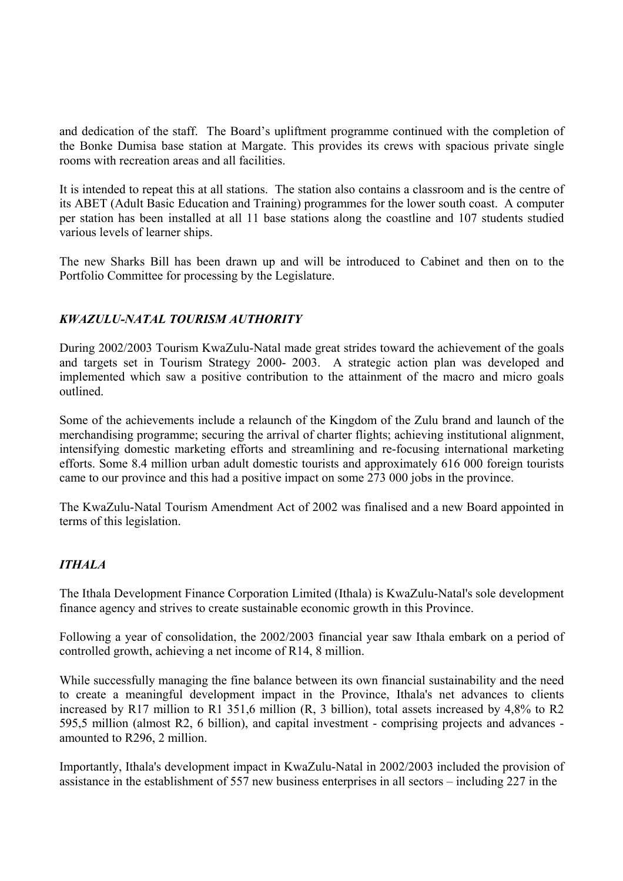and dedication of the staff. The Board's upliftment programme continued with the completion of the Bonke Dumisa base station at Margate. This provides its crews with spacious private single rooms with recreation areas and all facilities.

It is intended to repeat this at all stations. The station also contains a classroom and is the centre of its ABET (Adult Basic Education and Training) programmes for the lower south coast. A computer per station has been installed at all 11 base stations along the coastline and 107 students studied various levels of learner ships.

The new Sharks Bill has been drawn up and will be introduced to Cabinet and then on to the Portfolio Committee for processing by the Legislature.

### *KWAZULU-NATAL TOURISM AUTHORITY*

During 2002/2003 Tourism KwaZulu-Natal made great strides toward the achievement of the goals and targets set in Tourism Strategy 2000- 2003. A strategic action plan was developed and implemented which saw a positive contribution to the attainment of the macro and micro goals outlined.

Some of the achievements include a relaunch of the Kingdom of the Zulu brand and launch of the merchandising programme; securing the arrival of charter flights; achieving institutional alignment, intensifying domestic marketing efforts and streamlining and re-focusing international marketing efforts. Some 8.4 million urban adult domestic tourists and approximately 616 000 foreign tourists came to our province and this had a positive impact on some 273 000 jobs in the province.

The KwaZulu-Natal Tourism Amendment Act of 2002 was finalised and a new Board appointed in terms of this legislation.

### *ITHALA*

The Ithala Development Finance Corporation Limited (Ithala) is KwaZulu-Natal's sole development finance agency and strives to create sustainable economic growth in this Province.

Following a year of consolidation, the 2002/2003 financial year saw Ithala embark on a period of controlled growth, achieving a net income of R14, 8 million.

While successfully managing the fine balance between its own financial sustainability and the need to create a meaningful development impact in the Province, Ithala's net advances to clients increased by R17 million to R1 351,6 million (R, 3 billion), total assets increased by 4,8% to R2 595,5 million (almost R2, 6 billion), and capital investment - comprising projects and advances - amounted to R296, 2 million.

Importantly, Ithala's development impact in KwaZulu-Natal in 2002/2003 included the provision of assistance in the establishment of 557 new business enterprises in all sectors – including 227 in the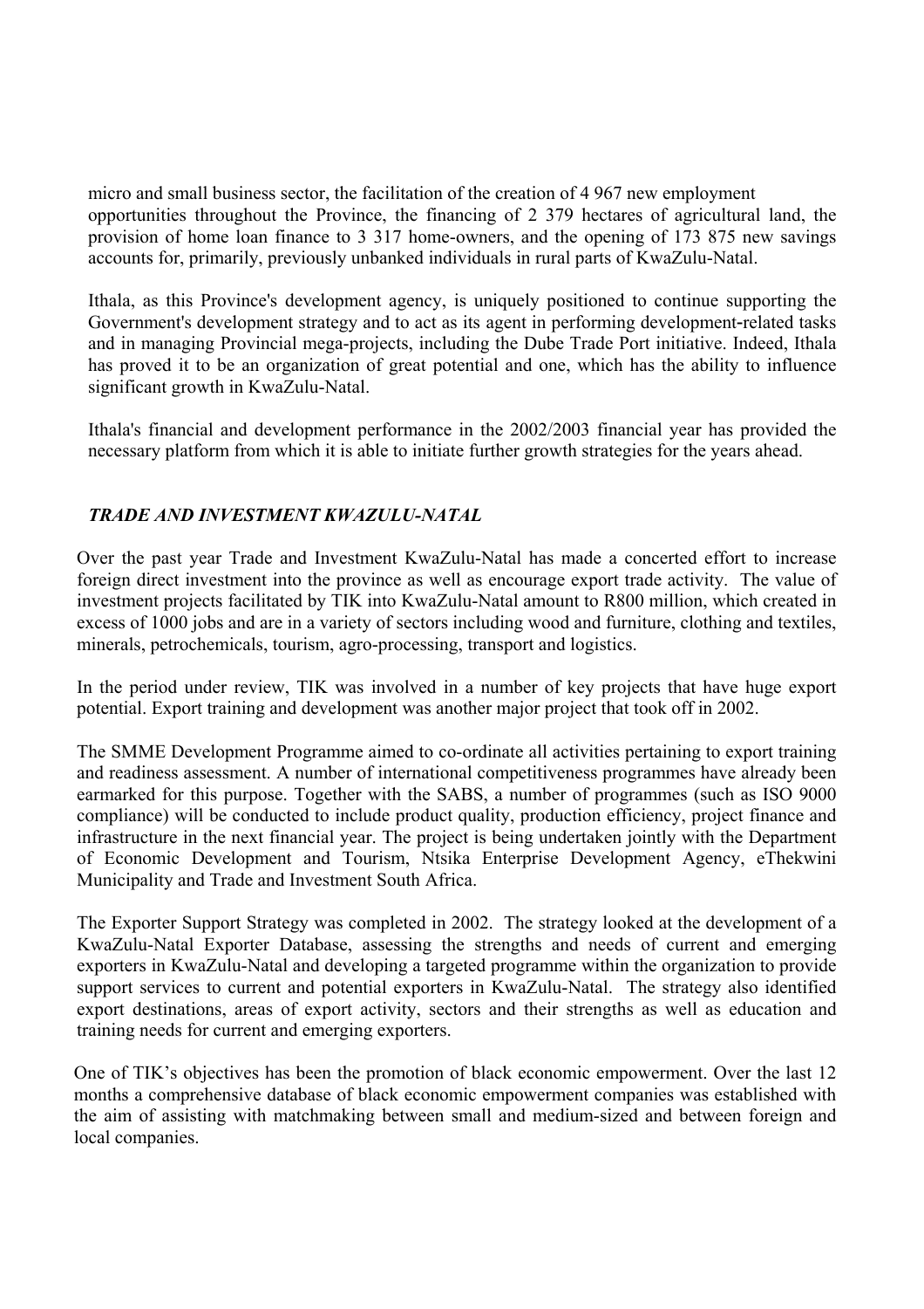micro and small business sector, the facilitation of the creation of 4 967 new employment opportunities throughout the Province, the financing of 2 379 hectares of agricultural land, the provision of home loan finance to 3 317 home-owners, and the opening of 173 875 new savings accounts for, primarily, previously unbanked individuals in rural parts of KwaZulu-Natal.

Ithala, as this Province's development agency, is uniquely positioned to continue supporting the Government's development strategy and to act as its agent in performing development-related tasks and in managing Provincial mega-projects, including the Dube Trade Port initiative. Indeed, Ithala has proved it to be an organization of great potential and one, which has the ability to influence significant growth in KwaZulu-Natal.

Ithala's financial and development performance in the 2002/2003 financial year has provided the necessary platform from which it is able to initiate further growth strategies for the years ahead.

### *TRADE AND INVESTMENT KWAZULU-NATAL*

Over the past year Trade and Investment KwaZulu-Natal has made a concerted effort to increase foreign direct investment into the province as well as encourage export trade activity. The value of investment projects facilitated by TIK into KwaZulu-Natal amount to R800 million, which created in excess of 1000 jobs and are in a variety of sectors including wood and furniture, clothing and textiles, minerals, petrochemicals, tourism, agro-processing, transport and logistics.

In the period under review, TIK was involved in a number of key projects that have huge export potential. Export training and development was another major project that took off in 2002.

The SMME Development Programme aimed to co-ordinate all activities pertaining to export training and readiness assessment. A number of international competitiveness programmes have already been earmarked for this purpose. Together with the SABS, a number of programmes (such as ISO 9000 compliance) will be conducted to include product quality, production efficiency, project finance and infrastructure in the next financial year. The project is being undertaken jointly with the Department of Economic Development and Tourism, Ntsika Enterprise Development Agency, eThekwini Municipality and Trade and Investment South Africa.

The Exporter Support Strategy was completed in 2002. The strategy looked at the development of a KwaZulu-Natal Exporter Database, assessing the strengths and needs of current and emerging exporters in KwaZulu-Natal and developing a targeted programme within the organization to provide support services to current and potential exporters in KwaZulu-Natal. The strategy also identified export destinations, areas of export activity, sectors and their strengths as well as education and training needs for current and emerging exporters.

One of TIK's objectives has been the promotion of black economic empowerment. Over the last 12 months a comprehensive database of black economic empowerment companies was established with the aim of assisting with matchmaking between small and medium-sized and between foreign and local companies.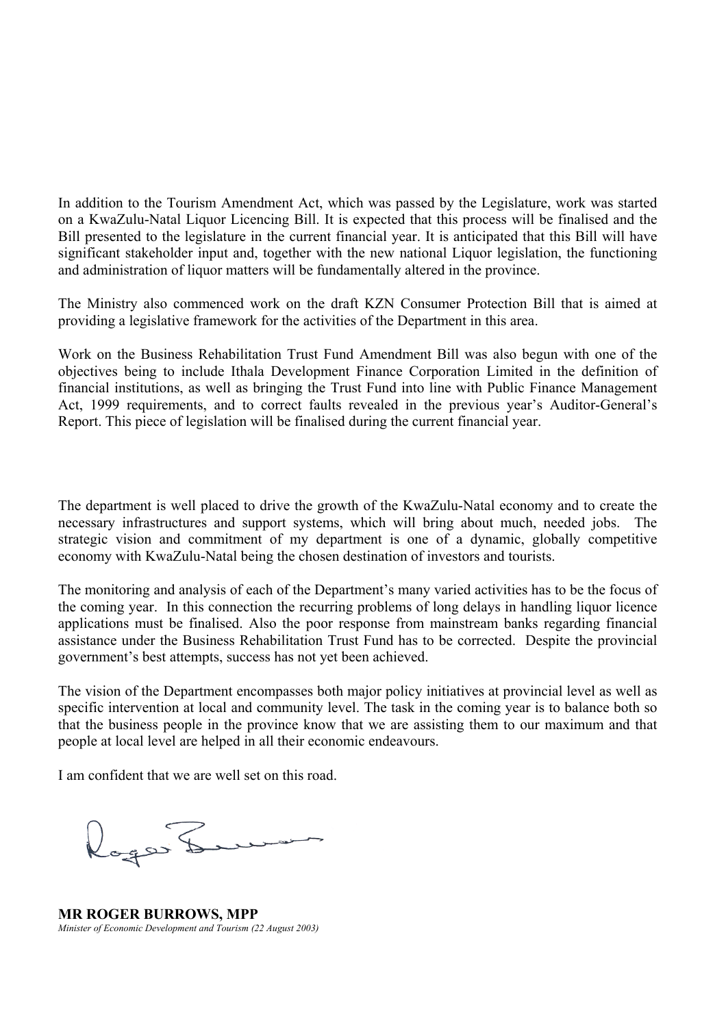In addition to the Tourism Amendment Act, which was passed by the Legislature, work was started on a KwaZulu-Natal Liquor Licencing Bill. It is expected that this process will be finalised and the Bill presented to the legislature in the current financial year. It is anticipated that this Bill will have significant stakeholder input and, together with the new national Liquor legislation, the functioning and administration of liquor matters will be fundamentally altered in the province.

The Ministry also commenced work on the draft KZN Consumer Protection Bill that is aimed at providing a legislative framework for the activities of the Department in this area.

Work on the Business Rehabilitation Trust Fund Amendment Bill was also begun with one of the objectives being to include Ithala Development Finance Corporation Limited in the definition of financial institutions, as well as bringing the Trust Fund into line with Public Finance Management Act, 1999 requirements, and to correct faults revealed in the previous year's Auditor-General's Report. This piece of legislation will be finalised during the current financial year.

The department is well placed to drive the growth of the KwaZulu-Natal economy and to create the necessary infrastructures and support systems, which will bring about much, needed jobs. The strategic vision and commitment of my department is one of a dynamic, globally competitive economy with KwaZulu-Natal being the chosen destination of investors and tourists.

The monitoring and analysis of each of the Department's many varied activities has to be the focus of the coming year. In this connection the recurring problems of long delays in handling liquor licence applications must be finalised. Also the poor response from mainstream banks regarding financial assistance under the Business Rehabilitation Trust Fund has to be corrected. Despite the provincial government's best attempts, success has not yet been achieved.

The vision of the Department encompasses both major policy initiatives at provincial level as well as specific intervention at local and community level. The task in the coming year is to balance both so that the business people in the province know that we are assisting them to our maximum and that people at local level are helped in all their economic endeavours.

I am confident that we are well set on this road.

**MR ROGER BURROWS, MPP**
*Minister of Economic Development and Tourism (22 August 2003)*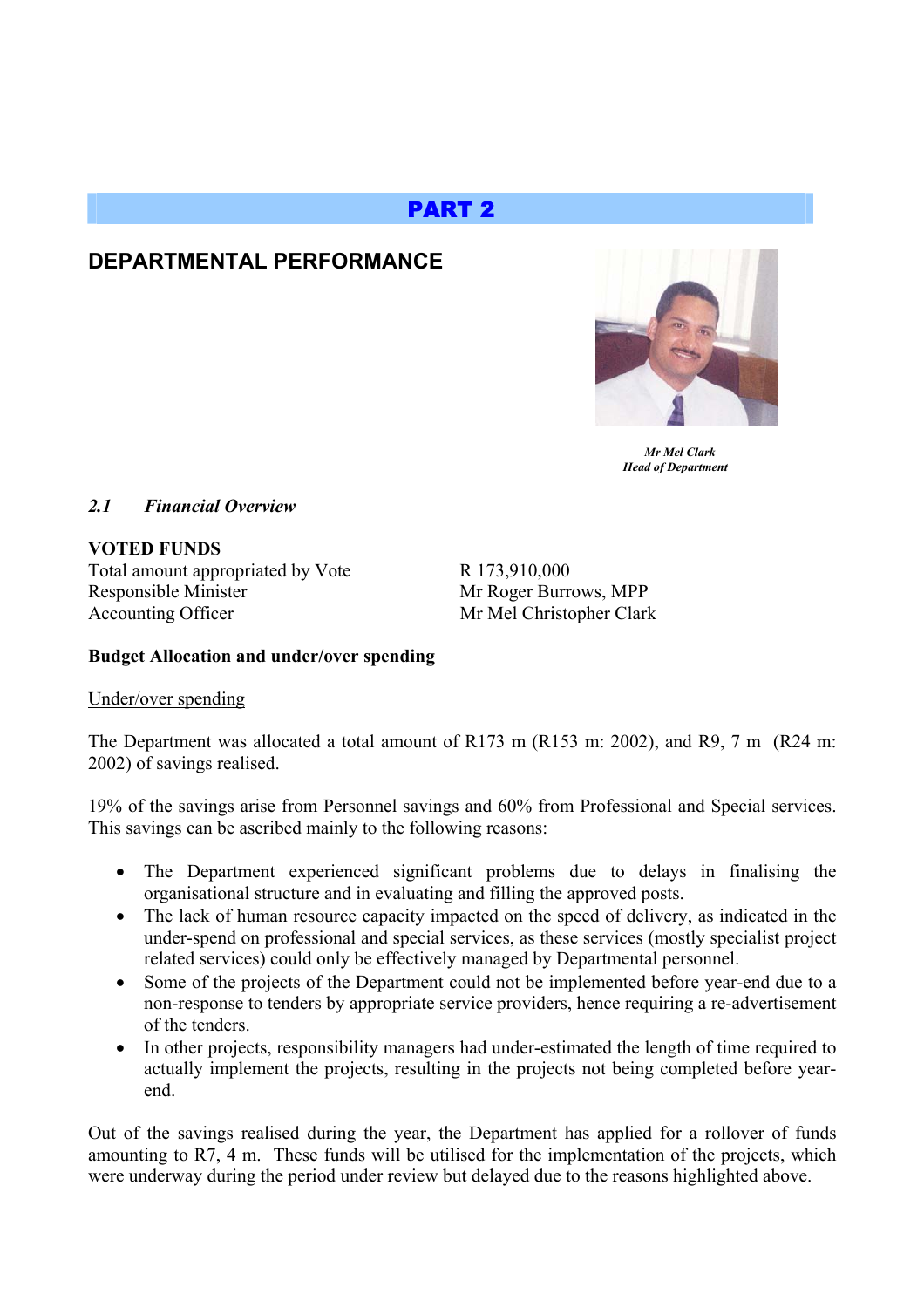# PART 2

## DEPARTMENTAL PERFORMANCE

*Mr Mel Clark*
*Head of Department*

### *2.1 Financial Overview*

**VOTED FUNDS**

| | |
|---|---|
| Total amount appropriated by Vote | R 173,910,000 |
| Responsible Minister | Mr Roger Burrows, MPP |
| Accounting Officer | Mr Mel Christopher Clark |

**Budget Allocation and under/over spending**

Under/over spending

The Department was allocated a total amount of R173 m (R153 m: 2002), and R9, 7 m (R24 m: 2002) of savings realised.

19% of the savings arise from Personnel savings and 60% from Professional and Special services. This savings can be ascribed mainly to the following reasons:

- The Department experienced significant problems due to delays in finalising the organisational structure and in evaluating and filling the approved posts.
- The lack of human resource capacity impacted on the speed of delivery, as indicated in the under-spend on professional and special services, as these services (mostly specialist project related services) could only be effectively managed by Departmental personnel.
- Some of the projects of the Department could not be implemented before year-end due to a non-response to tenders by appropriate service providers, hence requiring a re-advertisement of the tenders.
- In other projects, responsibility managers had under-estimated the length of time required to actually implement the projects, resulting in the projects not being completed before year-end.

Out of the savings realised during the year, the Department has applied for a rollover of funds amounting to R7, 4 m. These funds will be utilised for the implementation of the projects, which were underway during the period under review but delayed due to the reasons highlighted above.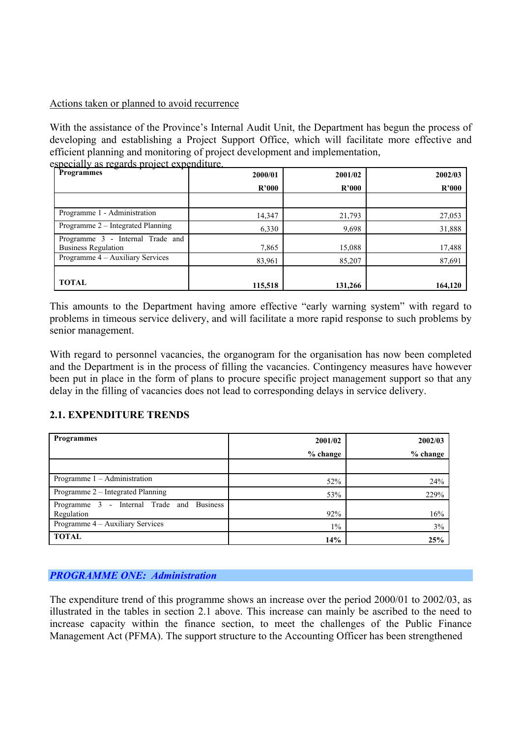Actions taken or planned to avoid recurrence

With the assistance of the Province's Internal Audit Unit, the Department has begun the process of developing and establishing a Project Support Office, which will facilitate more effective and efficient planning and monitoring of project development and implementation, especially as regards project expenditure.

| Programmes | 2000/01 R'000 | 2001/02 R'000 | 2002/03 R'000 |
|---|---|---|---|
| | | | |
| Programme 1 - Administration | 14,347 | 21,793 | 27,053 |
| Programme 2 – Integrated Planning | 6,330 | 9,698 | 31,888 |
| Programme 3 - Internal Trade and Business Regulation | 7,865 | 15,088 | 17,488 |
| Programme 4 – Auxiliary Services | 83,961 | 85,207 | 87,691 |
| **TOTAL** | **115,518** | **131,266** | **164,120** |

This amounts to the Department having amore effective "early warning system" with regard to problems in timeous service delivery, and will facilitate a more rapid response to such problems by senior management.

With regard to personnel vacancies, the organogram for the organisation has now been completed and the Department is in the process of filling the vacancies. Contingency measures have however been put in place in the form of plans to procure specific project management support so that any delay in the filling of vacancies does not lead to corresponding delays in service delivery.

## 2.1. EXPENDITURE TRENDS

| Programmes | 2001/02 % change | 2002/03 % change |
|---|---|---|
| | | |
| Programme 1 – Administration | 52% | 24% |
| Programme 2 – Integrated Planning | 53% | 229% |
| Programme 3 - Internal Trade and Business Regulation | 92% | 16% |
| Programme 4 – Auxiliary Services | 1% | 3% |
| **TOTAL** | **14%** | **25%** |

### *PROGRAMME ONE: Administration*

The expenditure trend of this programme shows an increase over the period 2000/01 to 2002/03, as illustrated in the tables in section 2.1 above. This increase can mainly be ascribed to the need to increase capacity within the finance section, to meet the challenges of the Public Finance Management Act (PFMA). The support structure to the Accounting Officer has been strengthened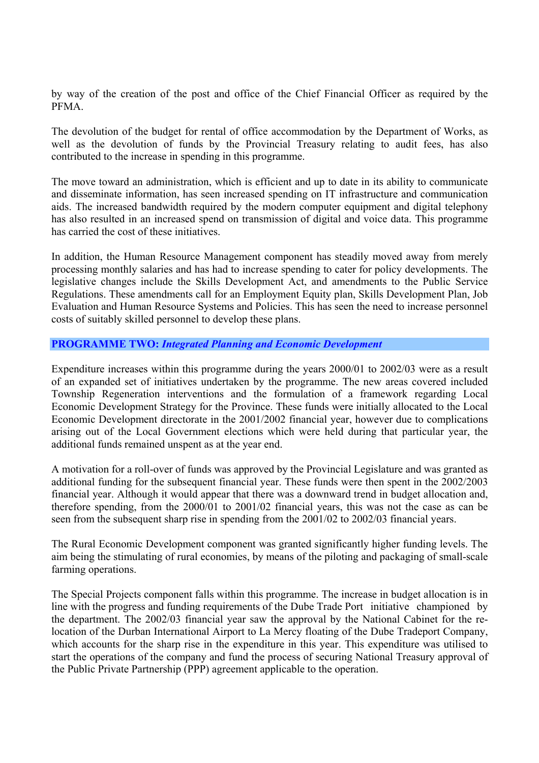by way of the creation of the post and office of the Chief Financial Officer as required by the PFMA.

The devolution of the budget for rental of office accommodation by the Department of Works, as well as the devolution of funds by the Provincial Treasury relating to audit fees, has also contributed to the increase in spending in this programme.

The move toward an administration, which is efficient and up to date in its ability to communicate and disseminate information, has seen increased spending on IT infrastructure and communication aids. The increased bandwidth required by the modern computer equipment and digital telephony has also resulted in an increased spend on transmission of digital and voice data. This programme has carried the cost of these initiatives.

In addition, the Human Resource Management component has steadily moved away from merely processing monthly salaries and has had to increase spending to cater for policy developments. The legislative changes include the Skills Development Act, and amendments to the Public Service Regulations. These amendments call for an Employment Equity plan, Skills Development Plan, Job Evaluation and Human Resource Systems and Policies. This has seen the need to increase personnel costs of suitably skilled personnel to develop these plans.

## PROGRAMME TWO: *Integrated Planning and Economic Development*

Expenditure increases within this programme during the years 2000/01 to 2002/03 were as a result of an expanded set of initiatives undertaken by the programme. The new areas covered included Township Regeneration interventions and the formulation of a framework regarding Local Economic Development Strategy for the Province. These funds were initially allocated to the Local Economic Development directorate in the 2001/2002 financial year, however due to complications arising out of the Local Government elections which were held during that particular year, the additional funds remained unspent as at the year end.

A motivation for a roll-over of funds was approved by the Provincial Legislature and was granted as additional funding for the subsequent financial year. These funds were then spent in the 2002/2003 financial year. Although it would appear that there was a downward trend in budget allocation and, therefore spending, from the 2000/01 to 2001/02 financial years, this was not the case as can be seen from the subsequent sharp rise in spending from the 2001/02 to 2002/03 financial years.

The Rural Economic Development component was granted significantly higher funding levels. The aim being the stimulating of rural economies, by means of the piloting and packaging of small-scale farming operations.

The Special Projects component falls within this programme. The increase in budget allocation is in line with the progress and funding requirements of the Dube Trade Port initiative championed by the department. The 2002/03 financial year saw the approval by the National Cabinet for the re-location of the Durban International Airport to La Mercy floating of the Dube Tradeport Company, which accounts for the sharp rise in the expenditure in this year. This expenditure was utilised to start the operations of the company and fund the process of securing National Treasury approval of the Public Private Partnership (PPP) agreement applicable to the operation.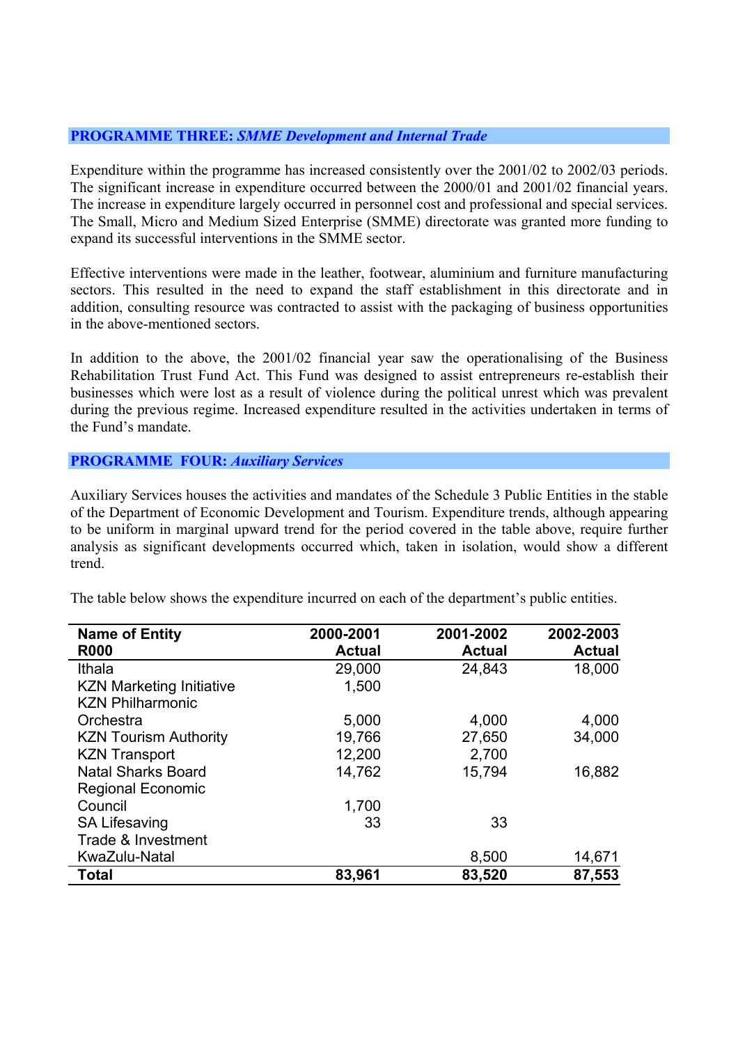## PROGRAMME THREE: *SMME Development and Internal Trade*

Expenditure within the programme has increased consistently over the 2001/02 to 2002/03 periods. The significant increase in expenditure occurred between the 2000/01 and 2001/02 financial years. The increase in expenditure largely occurred in personnel cost and professional and special services. The Small, Micro and Medium Sized Enterprise (SMME) directorate was granted more funding to expand its successful interventions in the SMME sector.

Effective interventions were made in the leather, footwear, aluminium and furniture manufacturing sectors. This resulted in the need to expand the staff establishment in this directorate and in addition, consulting resource was contracted to assist with the packaging of business opportunities in the above-mentioned sectors.

In addition to the above, the 2001/02 financial year saw the operationalising of the Business Rehabilitation Trust Fund Act. This Fund was designed to assist entrepreneurs re-establish their businesses which were lost as a result of violence during the political unrest which was prevalent during the previous regime. Increased expenditure resulted in the activities undertaken in terms of the Fund's mandate.

## PROGRAMME FOUR: *Auxiliary Services*

Auxiliary Services houses the activities and mandates of the Schedule 3 Public Entities in the stable of the Department of Economic Development and Tourism. Expenditure trends, although appearing to be uniform in marginal upward trend for the period covered in the table above, require further analysis as significant developments occurred which, taken in isolation, would show a different trend.

The table below shows the expenditure incurred on each of the department's public entities.

| Name of Entity R000 | 2000-2001 Actual | 2001-2002 Actual | 2002-2003 Actual |
|---|---|---|---|
| Ithala | 29,000 | 24,843 | 18,000 |
| KZN Marketing Initiative | 1,500 | | |
| KZN Philharmonic Orchestra | 5,000 | 4,000 | 4,000 |
| KZN Tourism Authority | 19,766 | 27,650 | 34,000 |
| KZN Transport | 12,200 | 2,700 | |
| Natal Sharks Board | 14,762 | 15,794 | 16,882 |
| Regional Economic Council | 1,700 | | |
| SA Lifesaving | 33 | 33 | |
| Trade & Investment KwaZulu-Natal | | 8,500 | 14,671 |
| **Total** | **83,961** | **83,520** | **87,553** |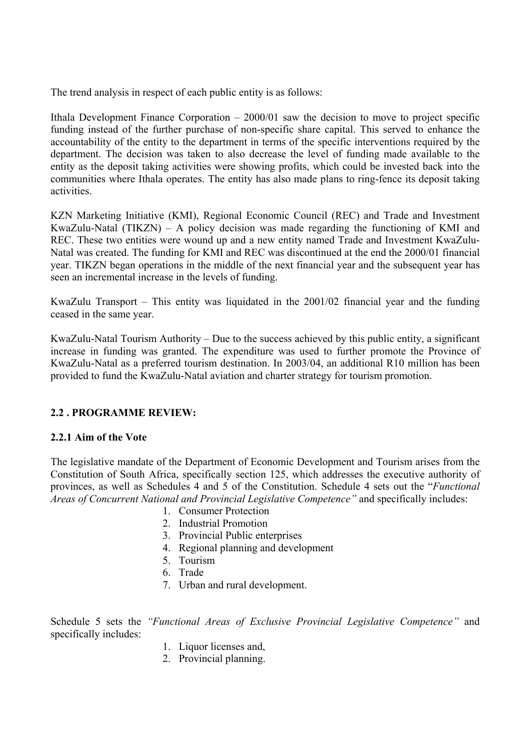The trend analysis in respect of each public entity is as follows:

Ithala Development Finance Corporation – 2000/01 saw the decision to move to project specific funding instead of the further purchase of non-specific share capital. This served to enhance the accountability of the entity to the department in terms of the specific interventions required by the department. The decision was taken to also decrease the level of funding made available to the entity as the deposit taking activities were showing profits, which could be invested back into the communities where Ithala operates. The entity has also made plans to ring-fence its deposit taking activities.

KZN Marketing Initiative (KMI), Regional Economic Council (REC) and Trade and Investment KwaZulu-Natal (TIKZN) – A policy decision was made regarding the functioning of KMI and REC. These two entities were wound up and a new entity named Trade and Investment KwaZulu-Natal was created. The funding for KMI and REC was discontinued at the end the 2000/01 financial year. TIKZN began operations in the middle of the next financial year and the subsequent year has seen an incremental increase in the levels of funding.

KwaZulu Transport – This entity was liquidated in the 2001/02 financial year and the funding ceased in the same year.

KwaZulu-Natal Tourism Authority – Due to the success achieved by this public entity, a significant increase in funding was granted. The expenditure was used to further promote the Province of KwaZulu-Natal as a preferred tourism destination. In 2003/04, an additional R10 million has been provided to fund the KwaZulu-Natal aviation and charter strategy for tourism promotion.

## 2.2 . PROGRAMME REVIEW:

### 2.2.1 Aim of the Vote

The legislative mandate of the Department of Economic Development and Tourism arises from the Constitution of South Africa, specifically section 125, which addresses the executive authority of provinces, as well as Schedules 4 and 5 of the Constitution. Schedule 4 sets out the "*Functional Areas of Concurrent National and Provincial Legislative Competence"* and specifically includes:

1. Consumer Protection
2. Industrial Promotion
3. Provincial Public enterprises
4. Regional planning and development
5. Tourism
6. Trade
7. Urban and rural development.

Schedule 5 sets the *"Functional Areas of Exclusive Provincial Legislative Competence"* and specifically includes:

1. Liquor licenses and,
2. Provincial planning.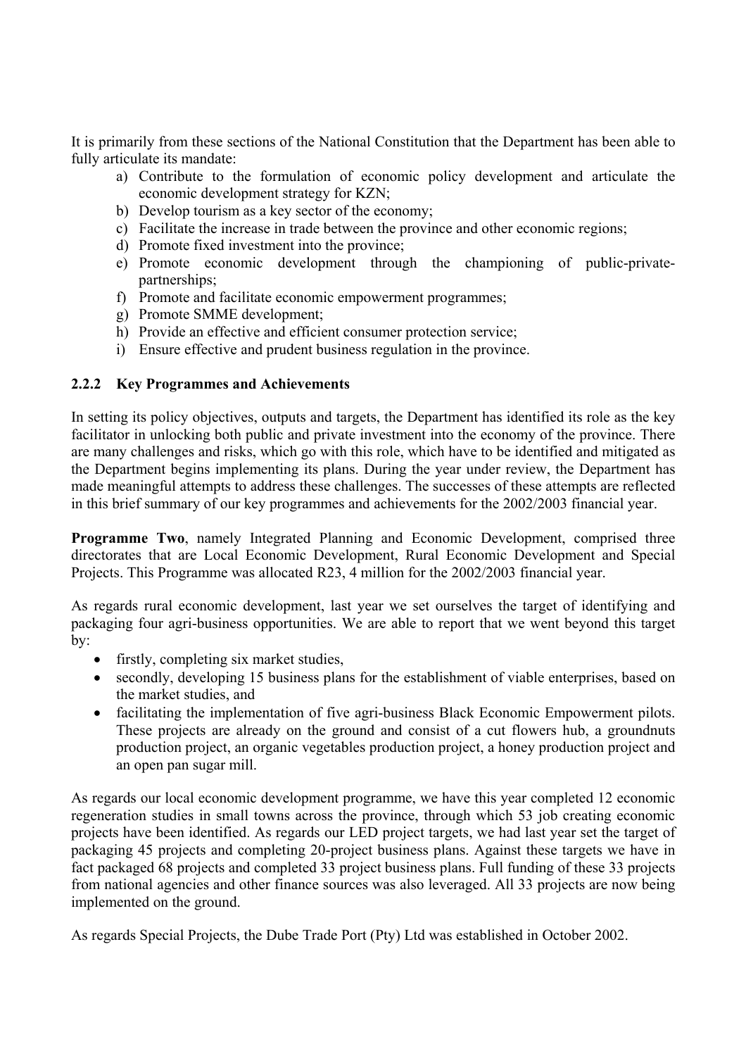It is primarily from these sections of the National Constitution that the Department has been able to fully articulate its mandate:

a) Contribute to the formulation of economic policy development and articulate the economic development strategy for KZN;
b) Develop tourism as a key sector of the economy;
c) Facilitate the increase in trade between the province and other economic regions;
d) Promote fixed investment into the province;
e) Promote economic development through the championing of public-private-partnerships;
f) Promote and facilitate economic empowerment programmes;
g) Promote SMME development;
h) Provide an effective and efficient consumer protection service;
i) Ensure effective and prudent business regulation in the province.

### 2.2.2 Key Programmes and Achievements

In setting its policy objectives, outputs and targets, the Department has identified its role as the key facilitator in unlocking both public and private investment into the economy of the province. There are many challenges and risks, which go with this role, which have to be identified and mitigated as the Department begins implementing its plans. During the year under review, the Department has made meaningful attempts to address these challenges. The successes of these attempts are reflected in this brief summary of our key programmes and achievements for the 2002/2003 financial year.

**Programme Two**, namely Integrated Planning and Economic Development, comprised three directorates that are Local Economic Development, Rural Economic Development and Special Projects. This Programme was allocated R23, 4 million for the 2002/2003 financial year.

As regards rural economic development, last year we set ourselves the target of identifying and packaging four agri-business opportunities. We are able to report that we went beyond this target by:

- firstly, completing six market studies,
- secondly, developing 15 business plans for the establishment of viable enterprises, based on the market studies, and
- facilitating the implementation of five agri-business Black Economic Empowerment pilots. These projects are already on the ground and consist of a cut flowers hub, a groundnuts production project, an organic vegetables production project, a honey production project and an open pan sugar mill.

As regards our local economic development programme, we have this year completed 12 economic regeneration studies in small towns across the province, through which 53 job creating economic projects have been identified. As regards our LED project targets, we had last year set the target of packaging 45 projects and completing 20-project business plans. Against these targets we have in fact packaged 68 projects and completed 33 project business plans. Full funding of these 33 projects from national agencies and other finance sources was also leveraged. All 33 projects are now being implemented on the ground.

As regards Special Projects, the Dube Trade Port (Pty) Ltd was established in October 2002.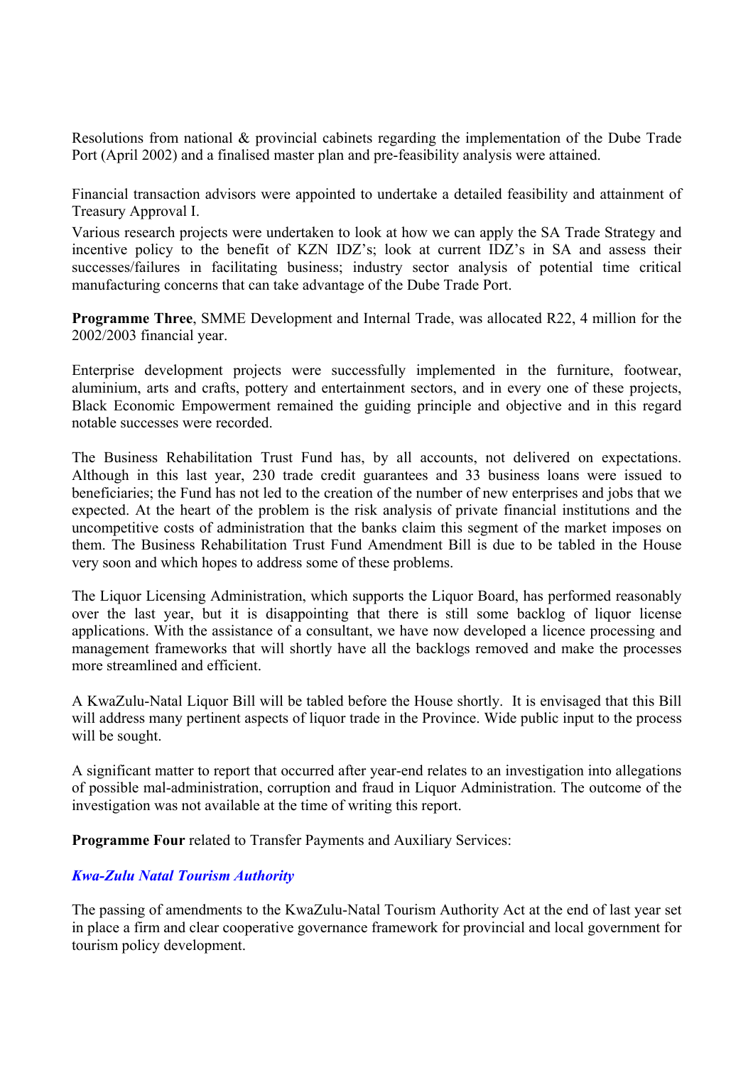Resolutions from national & provincial cabinets regarding the implementation of the Dube Trade Port (April 2002) and a finalised master plan and pre-feasibility analysis were attained.

Financial transaction advisors were appointed to undertake a detailed feasibility and attainment of Treasury Approval I.

Various research projects were undertaken to look at how we can apply the SA Trade Strategy and incentive policy to the benefit of KZN IDZ's; look at current IDZ's in SA and assess their successes/failures in facilitating business; industry sector analysis of potential time critical manufacturing concerns that can take advantage of the Dube Trade Port.

**Programme Three**, SMME Development and Internal Trade, was allocated R22, 4 million for the 2002/2003 financial year.

Enterprise development projects were successfully implemented in the furniture, footwear, aluminium, arts and crafts, pottery and entertainment sectors, and in every one of these projects, Black Economic Empowerment remained the guiding principle and objective and in this regard notable successes were recorded.

The Business Rehabilitation Trust Fund has, by all accounts, not delivered on expectations. Although in this last year, 230 trade credit guarantees and 33 business loans were issued to beneficiaries; the Fund has not led to the creation of the number of new enterprises and jobs that we expected. At the heart of the problem is the risk analysis of private financial institutions and the uncompetitive costs of administration that the banks claim this segment of the market imposes on them. The Business Rehabilitation Trust Fund Amendment Bill is due to be tabled in the House very soon and which hopes to address some of these problems.

The Liquor Licensing Administration, which supports the Liquor Board, has performed reasonably over the last year, but it is disappointing that there is still some backlog of liquor license applications. With the assistance of a consultant, we have now developed a licence processing and management frameworks that will shortly have all the backlogs removed and make the processes more streamlined and efficient.

A KwaZulu-Natal Liquor Bill will be tabled before the House shortly. It is envisaged that this Bill will address many pertinent aspects of liquor trade in the Province. Wide public input to the process will be sought.

A significant matter to report that occurred after year-end relates to an investigation into allegations of possible mal-administration, corruption and fraud in Liquor Administration. The outcome of the investigation was not available at the time of writing this report.

**Programme Four** related to Transfer Payments and Auxiliary Services:

***Kwa-Zulu Natal Tourism Authority***

The passing of amendments to the KwaZulu-Natal Tourism Authority Act at the end of last year set in place a firm and clear cooperative governance framework for provincial and local government for tourism policy development.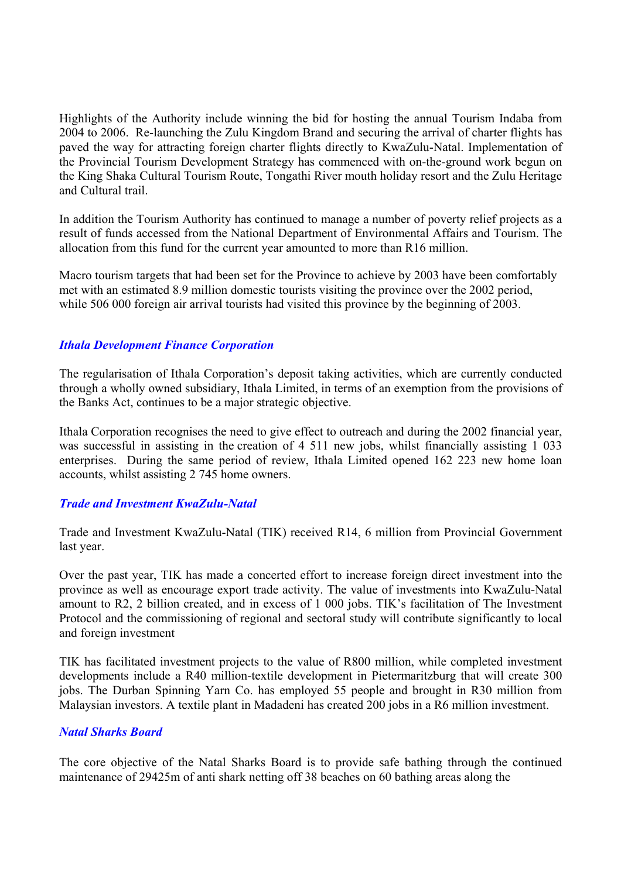Highlights of the Authority include winning the bid for hosting the annual Tourism Indaba from 2004 to 2006. Re-launching the Zulu Kingdom Brand and securing the arrival of charter flights has paved the way for attracting foreign charter flights directly to KwaZulu-Natal. Implementation of the Provincial Tourism Development Strategy has commenced with on-the-ground work begun on the King Shaka Cultural Tourism Route, Tongathi River mouth holiday resort and the Zulu Heritage and Cultural trail.

In addition the Tourism Authority has continued to manage a number of poverty relief projects as a result of funds accessed from the National Department of Environmental Affairs and Tourism. The allocation from this fund for the current year amounted to more than R16 million.

Macro tourism targets that had been set for the Province to achieve by 2003 have been comfortably met with an estimated 8.9 million domestic tourists visiting the province over the 2002 period, while 506 000 foreign air arrival tourists had visited this province by the beginning of 2003.

### *Ithala Development Finance Corporation*

The regularisation of Ithala Corporation's deposit taking activities, which are currently conducted through a wholly owned subsidiary, Ithala Limited, in terms of an exemption from the provisions of the Banks Act, continues to be a major strategic objective.

Ithala Corporation recognises the need to give effect to outreach and during the 2002 financial year, was successful in assisting in the creation of 4 511 new jobs, whilst financially assisting 1 033 enterprises. During the same period of review, Ithala Limited opened 162 223 new home loan accounts, whilst assisting 2 745 home owners.

### *Trade and Investment KwaZulu-Natal*

Trade and Investment KwaZulu-Natal (TIK) received R14, 6 million from Provincial Government last year.

Over the past year, TIK has made a concerted effort to increase foreign direct investment into the province as well as encourage export trade activity. The value of investments into KwaZulu-Natal amount to R2, 2 billion created, and in excess of 1 000 jobs. TIK's facilitation of The Investment Protocol and the commissioning of regional and sectoral study will contribute significantly to local and foreign investment

TIK has facilitated investment projects to the value of R800 million, while completed investment developments include a R40 million-textile development in Pietermaritzburg that will create 300 jobs. The Durban Spinning Yarn Co. has employed 55 people and brought in R30 million from Malaysian investors. A textile plant in Madadeni has created 200 jobs in a R6 million investment.

### *Natal Sharks Board*

The core objective of the Natal Sharks Board is to provide safe bathing through the continued maintenance of 29425m of anti shark netting off 38 beaches on 60 bathing areas along the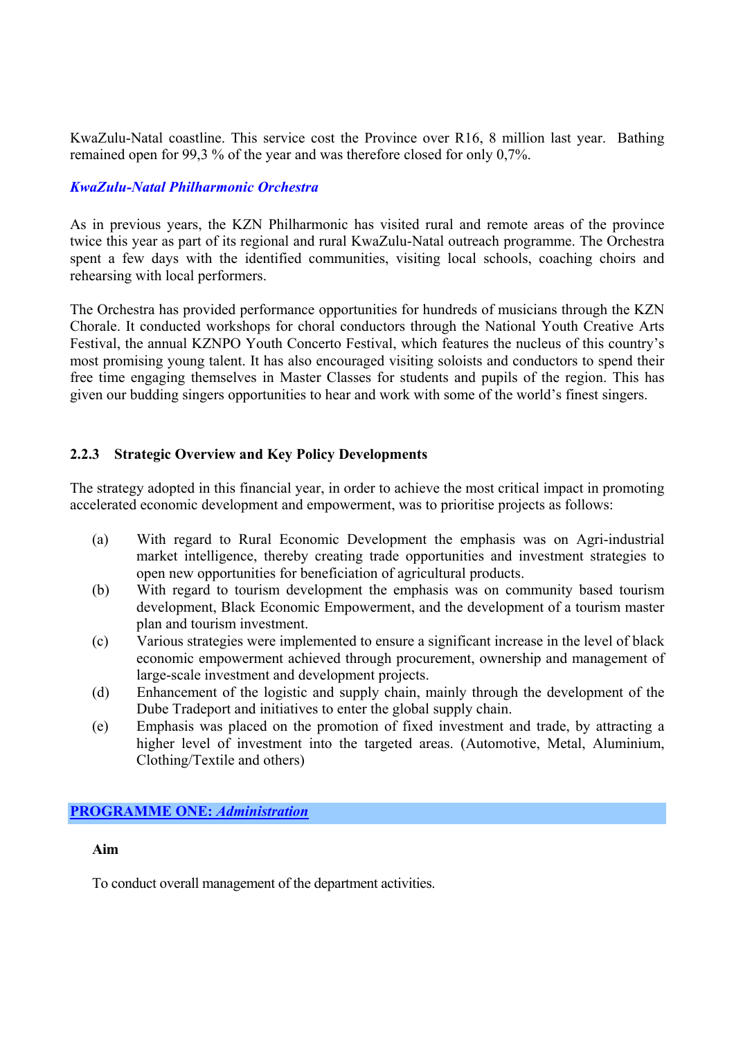KwaZulu-Natal coastline. This service cost the Province over R16, 8 million last year. Bathing remained open for 99,3 % of the year and was therefore closed for only 0,7%.

***KwaZulu-Natal Philharmonic Orchestra***

As in previous years, the KZN Philharmonic has visited rural and remote areas of the province twice this year as part of its regional and rural KwaZulu-Natal outreach programme. The Orchestra spent a few days with the identified communities, visiting local schools, coaching choirs and rehearsing with local performers.

The Orchestra has provided performance opportunities for hundreds of musicians through the KZN Chorale. It conducted workshops for choral conductors through the National Youth Creative Arts Festival, the annual KZNPO Youth Concerto Festival, which features the nucleus of this country's most promising young talent. It has also encouraged visiting soloists and conductors to spend their free time engaging themselves in Master Classes for students and pupils of the region. This has given our budding singers opportunities to hear and work with some of the world's finest singers.

### 2.2.3 Strategic Overview and Key Policy Developments

The strategy adopted in this financial year, in order to achieve the most critical impact in promoting accelerated economic development and empowerment, was to prioritise projects as follows:

(a) With regard to Rural Economic Development the emphasis was on Agri-industrial market intelligence, thereby creating trade opportunities and investment strategies to open new opportunities for beneficiation of agricultural products.

(b) With regard to tourism development the emphasis was on community based tourism development, Black Economic Empowerment, and the development of a tourism master plan and tourism investment.

(c) Various strategies were implemented to ensure a significant increase in the level of black economic empowerment achieved through procurement, ownership and management of large-scale investment and development projects.

(d) Enhancement of the logistic and supply chain, mainly through the development of the Dube Tradeport and initiatives to enter the global supply chain.

(e) Emphasis was placed on the promotion of fixed investment and trade, by attracting a higher level of investment into the targeted areas. (Automotive, Metal, Aluminium, Clothing/Textile and others)

## PROGRAMME ONE: *Administration*

**Aim**

To conduct overall management of the department activities.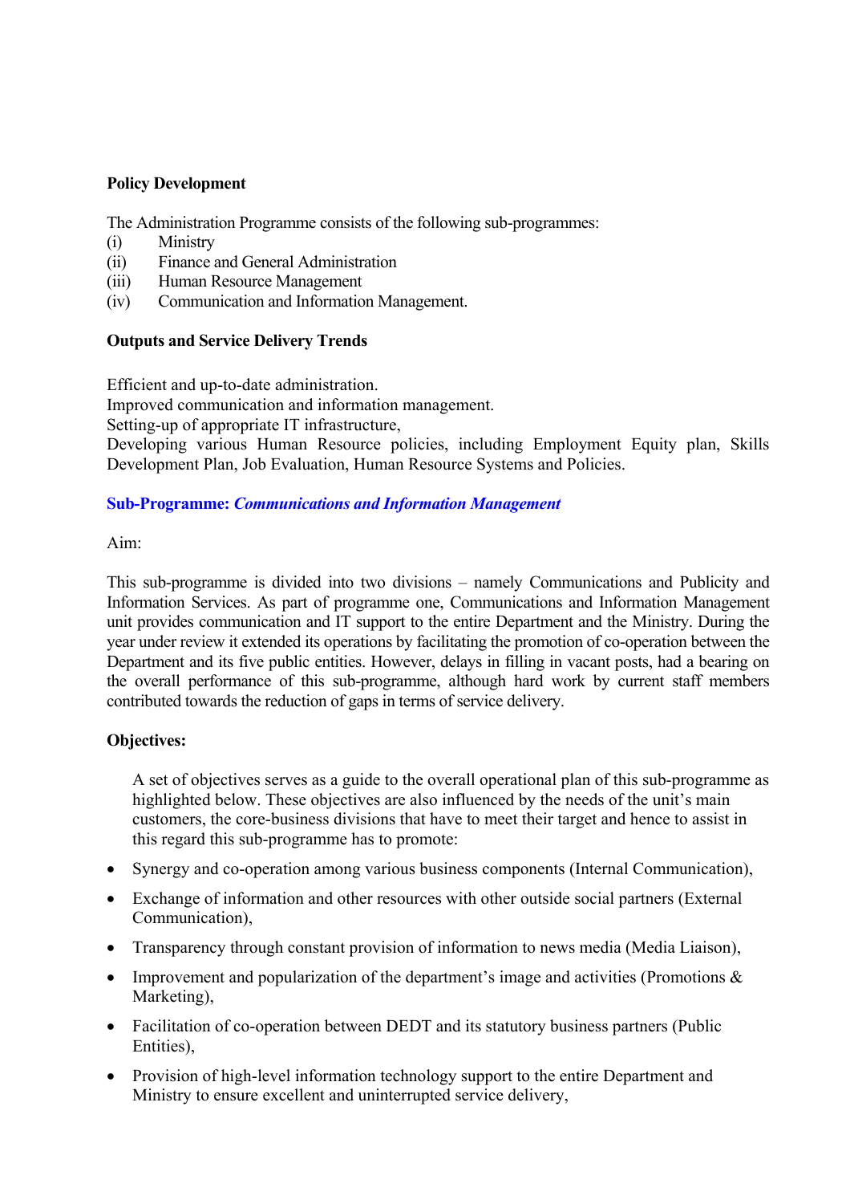**Policy Development**

The Administration Programme consists of the following sub-programmes:

(i) Ministry
(ii) Finance and General Administration
(iii) Human Resource Management
(iv) Communication and Information Management.

**Outputs and Service Delivery Trends**

Efficient and up-to-date administration.
Improved communication and information management.
Setting-up of appropriate IT infrastructure,
Developing various Human Resource policies, including Employment Equity plan, Skills Development Plan, Job Evaluation, Human Resource Systems and Policies.

**Sub-Programme: *Communications and Information Management***

Aim:

This sub-programme is divided into two divisions – namely Communications and Publicity and Information Services. As part of programme one, Communications and Information Management unit provides communication and IT support to the entire Department and the Ministry. During the year under review it extended its operations by facilitating the promotion of co-operation between the Department and its five public entities. However, delays in filling in vacant posts, had a bearing on the overall performance of this sub-programme, although hard work by current staff members contributed towards the reduction of gaps in terms of service delivery.

**Objectives:**

A set of objectives serves as a guide to the overall operational plan of this sub-programme as highlighted below. These objectives are also influenced by the needs of the unit's main customers, the core-business divisions that have to meet their target and hence to assist in this regard this sub-programme has to promote:

- Synergy and co-operation among various business components (Internal Communication),
- Exchange of information and other resources with other outside social partners (External Communication),
- Transparency through constant provision of information to news media (Media Liaison),
- Improvement and popularization of the department's image and activities (Promotions & Marketing),
- Facilitation of co-operation between DEDT and its statutory business partners (Public Entities),
- Provision of high-level information technology support to the entire Department and Ministry to ensure excellent and uninterrupted service delivery,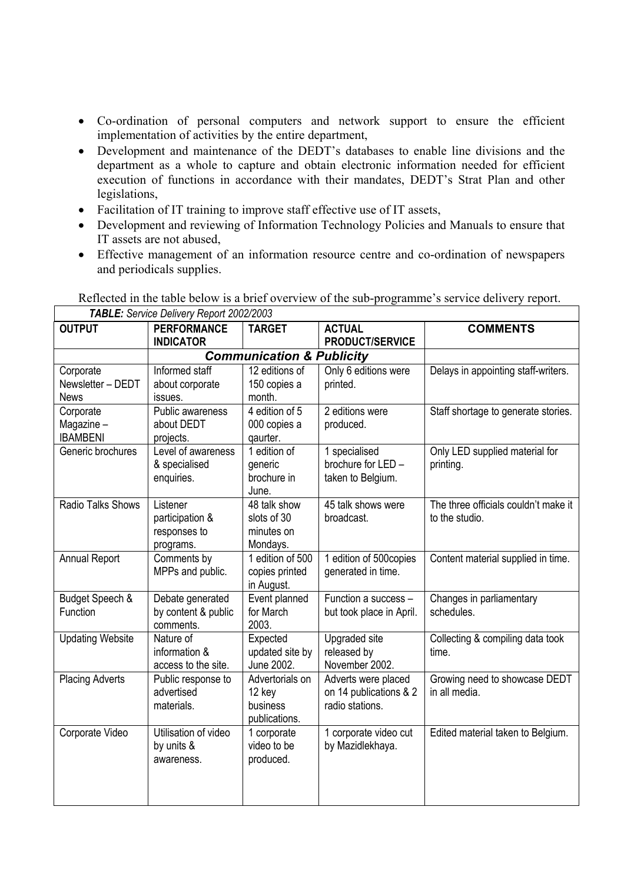- Co-ordination of personal computers and network support to ensure the efficient implementation of activities by the entire department,
- Development and maintenance of the DEDT's databases to enable line divisions and the department as a whole to capture and obtain electronic information needed for efficient execution of functions in accordance with their mandates, DEDT's Strat Plan and other legislations,
- Facilitation of IT training to improve staff effective use of IT assets,
- Development and reviewing of Information Technology Policies and Manuals to ensure that IT assets are not abused,
- Effective management of an information resource centre and co-ordination of newspapers and periodicals supplies.

Reflected in the table below is a brief overview of the sub-programme's service delivery report.

***TABLE:*** *Service Delivery Report 2002/2003*

| OUTPUT | PERFORMANCE INDICATOR | TARGET | ACTUAL PRODUCT/SERVICE | COMMENTS |
|---|---|---|---|---|
| | ***Communication & Publicity*** | | | |
| Corporate Newsletter – DEDT News | Informed staff about corporate issues. | 12 editions of 150 copies a month. | Only 6 editions were printed. | Delays in appointing staff-writers. |
| Corporate Magazine – IBAMBENI | Public awareness about DEDT projects. | 4 edition of 5 000 copies a qaurter. | 2 editions were produced. | Staff shortage to generate stories. |
| Generic brochures | Level of awareness & specialised enquiries. | 1 edition of generic brochure in June. | 1 specialised brochure for LED – taken to Belgium. | Only LED supplied material for printing. |
| Radio Talks Shows | Listener participation & responses to programs. | 48 talk show slots of 30 minutes on Mondays. | 45 talk shows were broadcast. | The three officials couldn't make it to the studio. |
| Annual Report | Comments by MPPs and public. | 1 edition of 500 copies printed in August. | 1 edition of 500copies generated in time. | Content material supplied in time. |
| Budget Speech & Function | Debate generated by content & public comments. | Event planned for March 2003. | Function a success – but took place in April. | Changes in parliamentary schedules. |
| Updating Website | Nature of information & access to the site. | Expected updated site by June 2002. | Upgraded site released by November 2002. | Collecting & compiling data took time. |
| Placing Adverts | Public response to advertised materials. | Advertorials on 12 key business publications. | Adverts were placed on 14 publications & 2 radio stations. | Growing need to showcase DEDT in all media. |
| Corporate Video | Utilisation of video by units & awareness. | 1 corporate video to be produced. | 1 corporate video cut by Mazidlekhaya. | Edited material taken to Belgium. |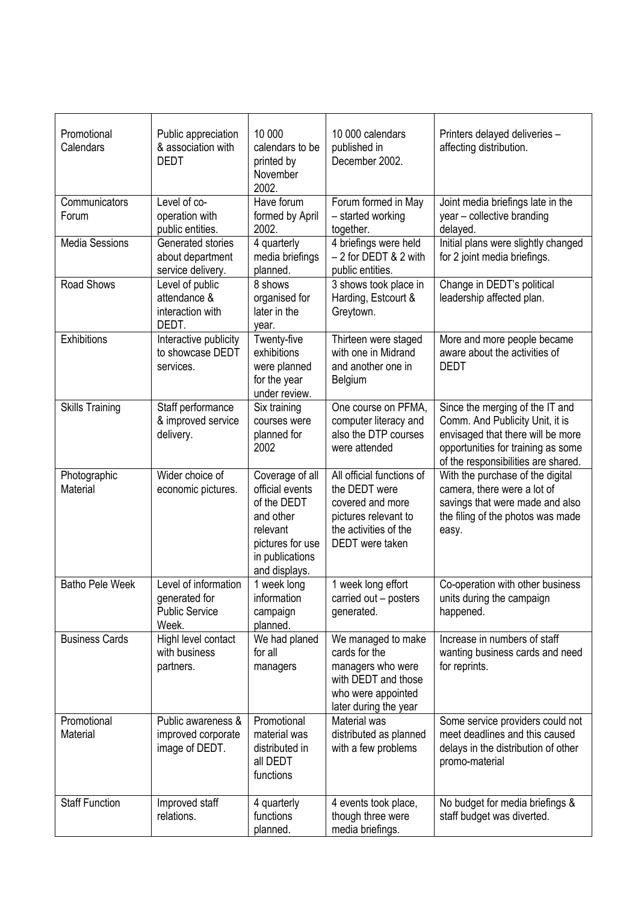| Promotional Calendars | Public appreciation & association with DEDT | 10 000 calendars to be printed by November 2002. | 10 000 calendars published in December 2002. | Printers delayed deliveries – affecting distribution. |
|---|---|---|---|---|
| Communicators Forum | Level of co-operation with public entities. | Have forum formed by April 2002. | Forum formed in May – started working together. | Joint media briefings late in the year – collective branding delayed. |
| Media Sessions | Generated stories about department service delivery. | 4 quarterly media briefings planned. | 4 briefings were held – 2 for DEDT & 2 with public entities. | Initial plans were slightly changed for 2 joint media briefings. |
| Road Shows | Level of public attendance & interaction with DEDT. | 8 shows organised for later in the year. | 3 shows took place in Harding, Estcourt & Greytown. | Change in DEDT's political leadership affected plan. |
| Exhibitions | Interactive publicity to showcase DEDT services. | Twenty-five exhibitions were planned for the year under review. | Thirteen were staged with one in Midrand and another one in Belgium | More and more people became aware about the activities of DEDT |
| Skills Training | Staff performance & improved service delivery. | Six training courses were planned for 2002 | One course on PFMA, computer literacy and also the DTP courses were attended | Since the merging of the IT and Comm. And Publicity Unit, it is envisaged that there will be more opportunities for training as some of the responsibilities are shared. |
| Photographic Material | Wider choice of economic pictures. | Coverage of all official events of the DEDT and other relevant pictures for use in publications and displays. | All official functions of the DEDT were covered and more pictures relevant to the activities of the DEDT were taken | With the purchase of the digital camera, there were a lot of savings that were made and also the filing of the photos was made easy. |
| Batho Pele Week | Level of information generated for Public Service Week. | 1 week long information campaign planned. | 1 week long effort carried out – posters generated. | Co-operation with other business units during the campaign happened. |
| Business Cards | Highl level contact with business partners. | We had planed for all managers | We managed to make cards for the managers who were with DEDT and those who were appointed later during the year | Increase in numbers of staff wanting business cards and need for reprints. |
| Promotional Material | Public awareness & improved corporate image of DEDT. | Promotional material was distributed in all DEDT functions | Material was distributed as planned with a few problems | Some service providers could not meet deadlines and this caused delays in the distribution of other promo-material |
| Staff Function | Improved staff relations. | 4 quarterly functions planned. | 4 events took place, though three were media briefings. | No budget for media briefings & staff budget was diverted. |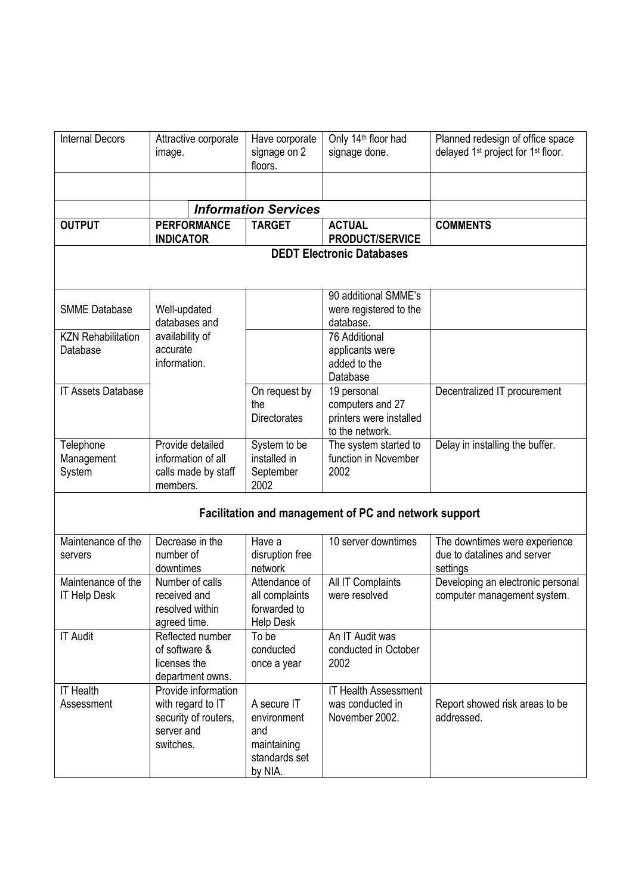| Internal Decors | Attractive corporate image. | Have corporate signage on 2 floors. | Only 14th floor had signage done. | Planned redesign of office space delayed 1st project for 1st floor. |
|---|---|---|---|---|
| | | | | |
| | ***Information Services*** | | | |
| **OUTPUT** | **PERFORMANCE INDICATOR** | **TARGET** | **ACTUAL PRODUCT/SERVICE** | **COMMENTS** |
| | | | **DEDT Electronic Databases** | |
| SMME Database | Well-updated databases and availability of accurate information. | | 90 additional SMME's were registered to the database. | |
| KZN Rehabilitation Database | | | 76 Additional applicants were added to the Database | |
| IT Assets Database | | On request by the Directorates | 19 personal computers and 27 printers were installed to the network. | Decentralized IT procurement |
| Telephone Management System | Provide detailed information of all calls made by staff members. | System to be installed in September 2002 | The system started to function in November 2002 | Delay in installing the buffer. |
| | | **Facilitation and management of PC and network support** | | |
| Maintenance of the servers | Decrease in the number of downtimes | Have a disruption free network | 10 server downtimes | The downtimes were experience due to datalines and server settings |
| Maintenance of the IT Help Desk | Number of calls received and resolved within agreed time. | Attendance of all complaints forwarded to Help Desk | All IT Complaints were resolved | Developing an electronic personal computer management system. |
| IT Audit | Reflected number of software & licenses the department owns. | To be conducted once a year | An IT Audit was conducted in October 2002 | |
| IT Health Assessment | Provide information with regard to IT security of routers, server and switches. | A secure IT environment and maintaining standards set by NIA. | IT Health Assessment was conducted in November 2002. | Report showed risk areas to be addressed. |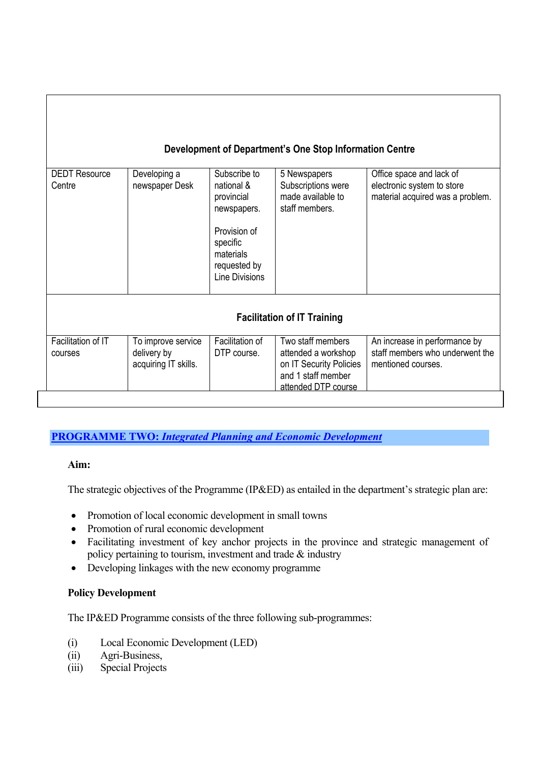| | | | | |
|---|---|---|---|---|
| **Development of Department's One Stop Information Centre** | | | | |
| DEDT Resource Centre | Developing a newspaper Desk | Subscribe to national & provincial newspapers.<br><br>Provision of specific materials requested by Line Divisions | 5 Newspapers Subscriptions were made available to staff members. | Office space and lack of electronic system to store material acquired was a problem. |
| **Facilitation of IT Training** | | | | |
| Facilitation of IT courses | To improve service delivery by acquiring IT skills. | Facilitation of DTP course. | Two staff members attended a workshop on IT Security Policies and 1 staff member attended DTP course | An increase in performance by staff members who underwent the mentioned courses. |

## PROGRAMME TWO: *Integrated Planning and Economic Development*

**Aim:**

The strategic objectives of the Programme (IP&ED) as entailed in the department's strategic plan are:

- Promotion of local economic development in small towns
- Promotion of rural economic development
- Facilitating investment of key anchor projects in the province and strategic management of policy pertaining to tourism, investment and trade & industry
- Developing linkages with the new economy programme

**Policy Development**

The IP&ED Programme consists of the three following sub-programmes:

(i) Local Economic Development (LED)
(ii) Agri-Business,
(iii) Special Projects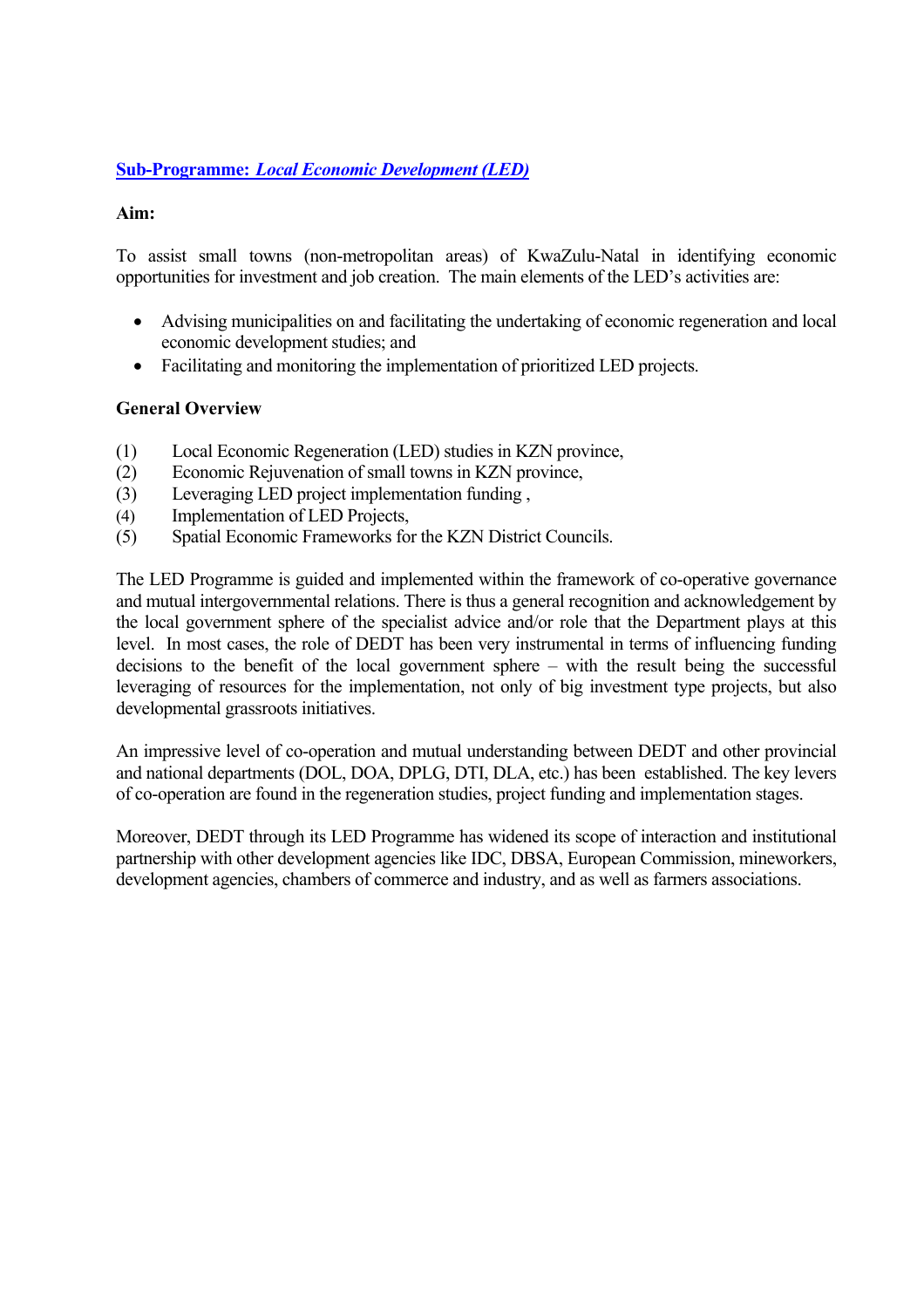## Sub-Programme: *Local Economic Development (LED)*

**Aim:**

To assist small towns (non-metropolitan areas) of KwaZulu-Natal in identifying economic opportunities for investment and job creation. The main elements of the LED's activities are:

- Advising municipalities on and facilitating the undertaking of economic regeneration and local economic development studies; and
- Facilitating and monitoring the implementation of prioritized LED projects.

**General Overview**

(1) Local Economic Regeneration (LED) studies in KZN province,
(2) Economic Rejuvenation of small towns in KZN province,
(3) Leveraging LED project implementation funding ,
(4) Implementation of LED Projects,
(5) Spatial Economic Frameworks for the KZN District Councils.

The LED Programme is guided and implemented within the framework of co-operative governance and mutual intergovernmental relations. There is thus a general recognition and acknowledgement by the local government sphere of the specialist advice and/or role that the Department plays at this level. In most cases, the role of DEDT has been very instrumental in terms of influencing funding decisions to the benefit of the local government sphere – with the result being the successful leveraging of resources for the implementation, not only of big investment type projects, but also developmental grassroots initiatives.

An impressive level of co-operation and mutual understanding between DEDT and other provincial and national departments (DOL, DOA, DPLG, DTI, DLA, etc.) has been established. The key levers of co-operation are found in the regeneration studies, project funding and implementation stages.

Moreover, DEDT through its LED Programme has widened its scope of interaction and institutional partnership with other development agencies like IDC, DBSA, European Commission, mineworkers, development agencies, chambers of commerce and industry, and as well as farmers associations.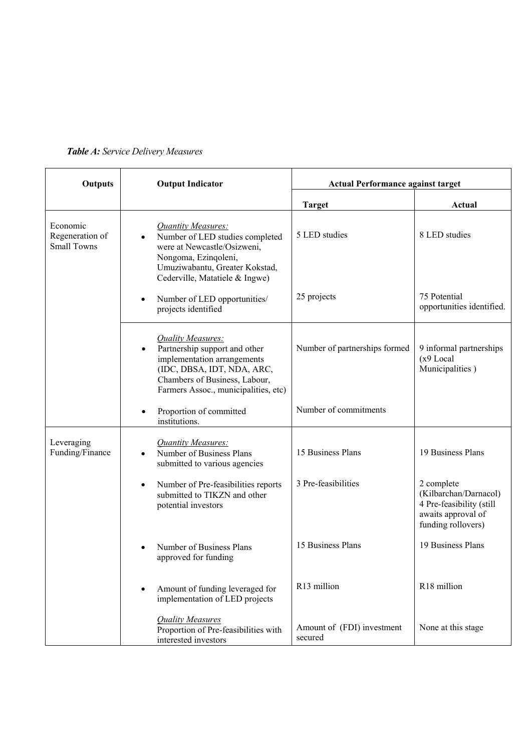***Table A:*** *Service Delivery Measures*

| Outputs | Output Indicator | Actual Performance against target | |
|---|---|---|---|
| | | **Target** | **Actual** |
| Economic Regeneration of Small Towns | *Quantity Measures:*<br>• Number of LED studies completed were at Newcastle/Osizweni, Nongoma, Ezinqoleni, Umuziwabantu, Greater Kokstad, Cederville, Matatiele & Ingwe) | 5 LED studies | 8 LED studies |
| | • Number of LED opportunities/ projects identified | 25 projects | 75 Potential opportunities identified. |
| | *Quality Measures:*<br>• Partnership support and other implementation arrangements (IDC, DBSA, IDT, NDA, ARC, Chambers of Business, Labour, Farmers Assoc., municipalities, etc) | Number of partnerships formed | 9 informal partnerships (x9 Local Municipalities ) |
| | • Proportion of committed institutions. | Number of commitments | |
| Leveraging Funding/Finance | *Quantity Measures:*<br>• Number of Business Plans submitted to various agencies | 15 Business Plans | 19 Business Plans |
| | • Number of Pre-feasibilities reports submitted to TIKZN and other potential investors | 3 Pre-feasibilities | 2 complete (Kilbarchan/Darnacol) 4 Pre-feasibility (still awaits approval of funding rollovers) |
| | • Number of Business Plans approved for funding | 15 Business Plans | 19 Business Plans |
| | • Amount of funding leveraged for implementation of LED projects | R13 million | R18 million |
| | *Quality Measures*<br>Proportion of Pre-feasibilities with interested investors | Amount of (FDI) investment secured | None at this stage |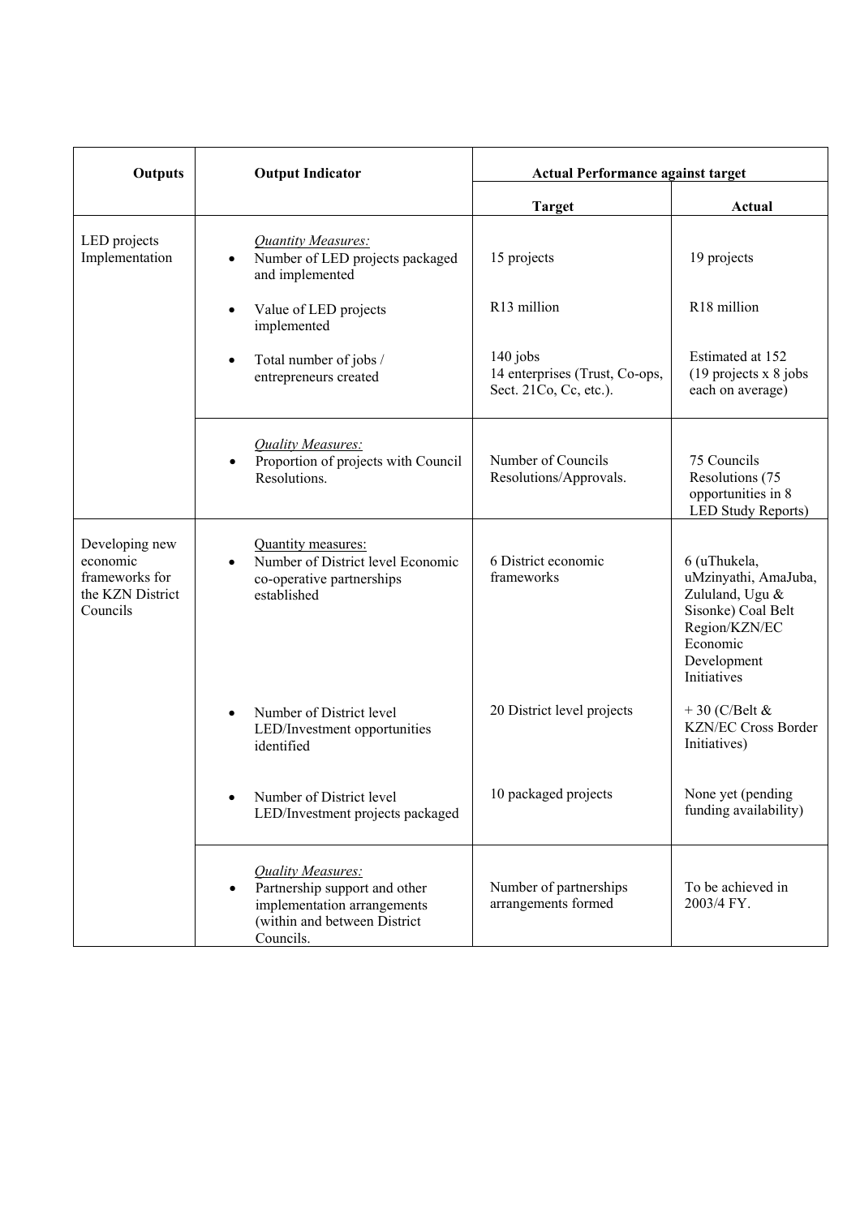| Outputs | Output Indicator | Actual Performance against target | |
|---|---|---|---|
| | | Target | Actual |
| LED projects Implementation | *Quantity Measures:*<br>• Number of LED projects packaged and implemented | 15 projects | 19 projects |
| | • Value of LED projects implemented | R13 million | R18 million |
| | • Total number of jobs / entrepreneurs created | 140 jobs<br>14 enterprises (Trust, Co-ops, Sect. 21Co, Cc, etc.). | Estimated at 152 (19 projects x 8 jobs each on average) |
| | *Quality Measures:*<br>• Proportion of projects with Council Resolutions. | Number of Councils Resolutions/Approvals. | 75 Councils Resolutions (75 opportunities in 8 LED Study Reports) |
| Developing new economic frameworks for the KZN District Councils | Quantity measures:<br>• Number of District level Economic co-operative partnerships established | 6 District economic frameworks | 6 (uThukela, uMzinyathi, AmaJuba, Zululand, Ugu & Sisonke) Coal Belt Region/KZN/EC Economic Development Initiatives |
| | • Number of District level LED/Investment opportunities identified | 20 District level projects | + 30 (C/Belt & KZN/EC Cross Border Initiatives) |
| | • Number of District level LED/Investment projects packaged | 10 packaged projects | None yet (pending funding availability) |
| | *Quality Measures:*<br>• Partnership support and other implementation arrangements (within and between District Councils. | Number of partnerships arrangements formed | To be achieved in 2003/4 FY. |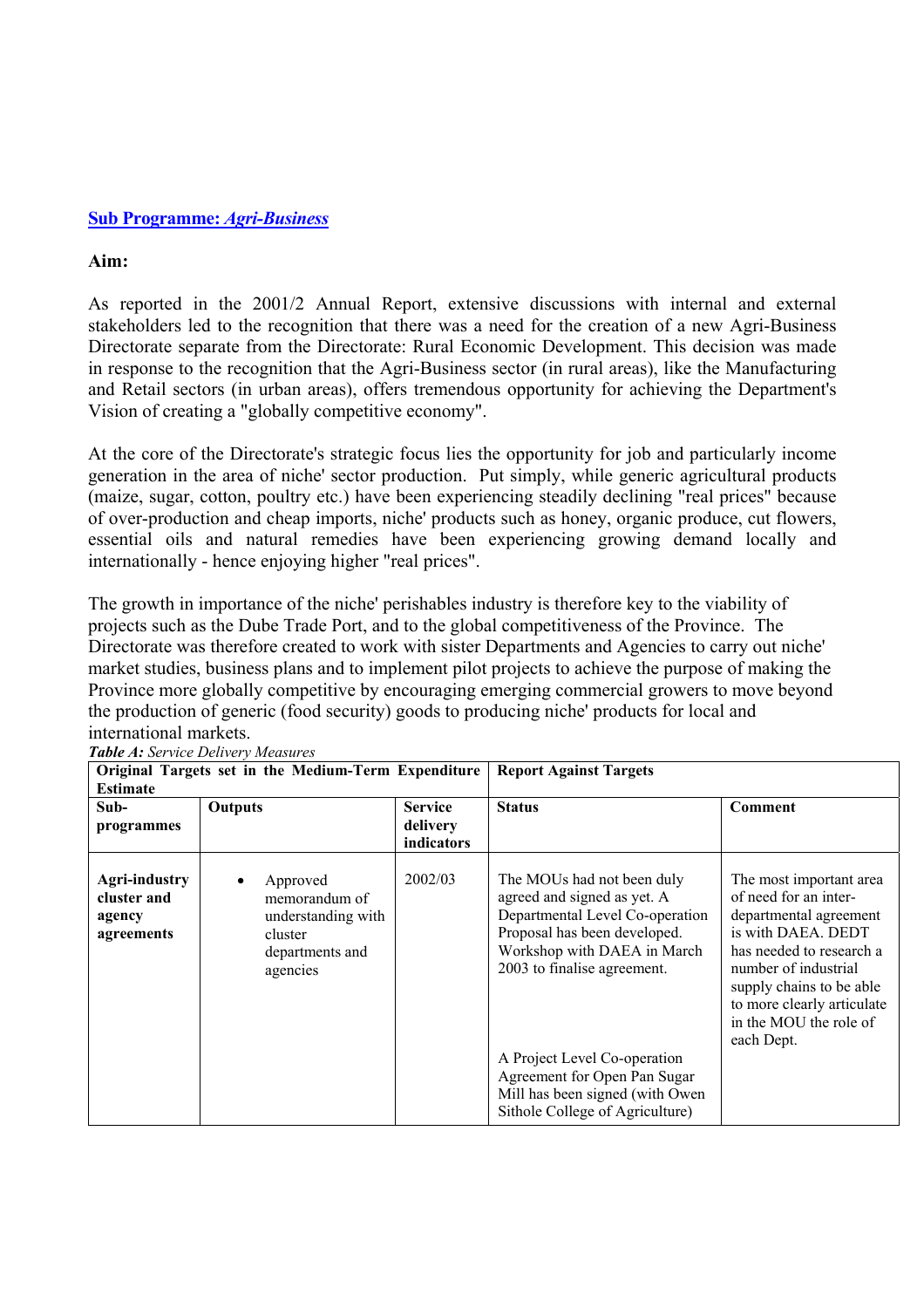## Sub Programme: *Agri-Business*

**Aim:**

As reported in the 2001/2 Annual Report, extensive discussions with internal and external stakeholders led to the recognition that there was a need for the creation of a new Agri-Business Directorate separate from the Directorate: Rural Economic Development. This decision was made in response to the recognition that the Agri-Business sector (in rural areas), like the Manufacturing and Retail sectors (in urban areas), offers tremendous opportunity for achieving the Department's Vision of creating a "globally competitive economy".

At the core of the Directorate's strategic focus lies the opportunity for job and particularly income generation in the area of niche' sector production. Put simply, while generic agricultural products (maize, sugar, cotton, poultry etc.) have been experiencing steadily declining "real prices" because of over-production and cheap imports, niche' products such as honey, organic produce, cut flowers, essential oils and natural remedies have been experiencing growing demand locally and internationally - hence enjoying higher "real prices".

The growth in importance of the niche' perishables industry is therefore key to the viability of projects such as the Dube Trade Port, and to the global competitiveness of the Province. The Directorate was therefore created to work with sister Departments and Agencies to carry out niche' market studies, business plans and to implement pilot projects to achieve the purpose of making the Province more globally competitive by encouraging emerging commercial growers to move beyond the production of generic (food security) goods to producing niche' products for local and international markets.

***Table A:*** *Service Delivery Measures*

| Original Targets set in the Medium-Term Expenditure Estimate | | | Report Against Targets | |
|---|---|---|---|---|
| **Sub-programmes** | **Outputs** | **Service delivery indicators** | **Status** | **Comment** |
| **Agri-industry cluster and agency agreements** | • Approved memorandum of understanding with cluster departments and agencies | 2002/03 | The MOUs had not been duly agreed and signed as yet. A Departmental Level Co-operation Proposal has been developed. Workshop with DAEA in March 2003 to finalise agreement.<br><br>A Project Level Co-operation Agreement for Open Pan Sugar Mill has been signed (with Owen Sithole College of Agriculture) | The most important area of need for an inter-departmental agreement is with DAEA. DEDT has needed to research a number of industrial supply chains to be able to more clearly articulate in the MOU the role of each Dept. |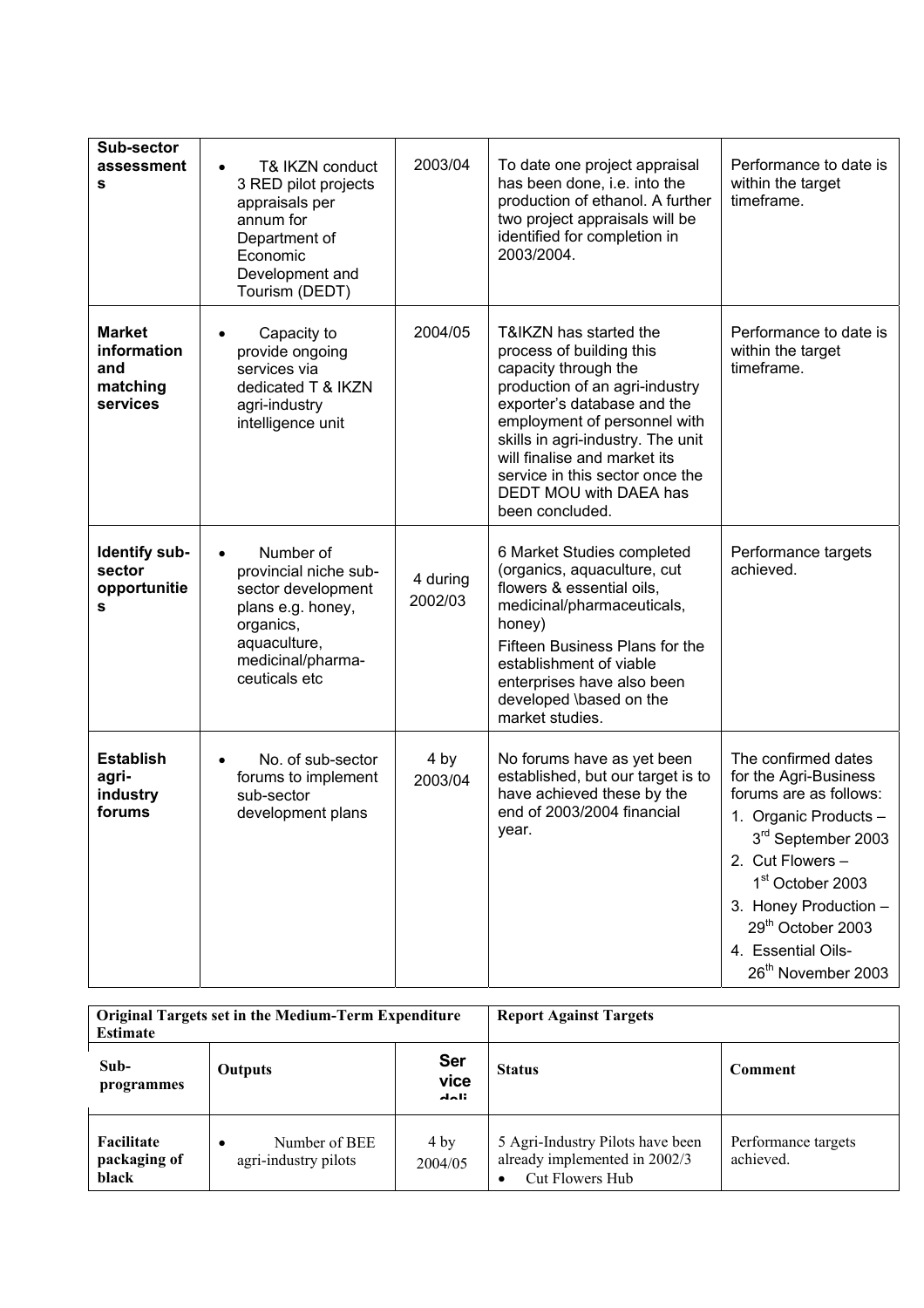| **Sub-sector assessments** | • T& IKZN conduct 3 RED pilot projects appraisals per annum for Department of Economic Development and Tourism (DEDT) | 2003/04 | To date one project appraisal has been done, i.e. into the production of ethanol. A further two project appraisals will be identified for completion in 2003/2004. | Performance to date is within the target timeframe. |
|---|---|---|---|---|
| **Market information and matching services** | • Capacity to provide ongoing services via dedicated T & IKZN agri-industry intelligence unit | 2004/05 | T&IKZN has started the process of building this capacity through the production of an agri-industry exporter's database and the employment of personnel with skills in agri-industry. The unit will finalise and market its service in this sector once the DEDT MOU with DAEA has been concluded. | Performance to date is within the target timeframe. |
| **Identify sub-sector opportunities** | • Number of provincial niche sub-sector development plans e.g. honey, organics, aquaculture, medicinal/pharma-ceuticals etc | 4 during 2002/03 | 6 Market Studies completed (organics, aquaculture, cut flowers & essential oils, medicinal/pharmaceuticals, honey)<br>Fifteen Business Plans for the establishment of viable enterprises have also been developed \based on the market studies. | Performance targets achieved. |
| **Establish agri-industry forums** | • No. of sub-sector forums to implement sub-sector development plans | 4 by 2003/04 | No forums have as yet been established, but our target is to have achieved these by the end of 2003/2004 financial year. | The confirmed dates for the Agri-Business forums are as follows:<br>1. Organic Products – 3rd September 2003<br>2. Cut Flowers – 1st October 2003<br>3. Honey Production – 29th October 2003<br>4. Essential Oils- 26th November 2003 |

| **Original Targets set in the Medium-Term Expenditure Estimate** | | | **Report Against Targets** | |
|---|---|---|---|---|
| **Sub-programmes** | **Outputs** | **Service deli** | **Status** | **Comment** |
| **Facilitate packaging of black** | • Number of BEE agri-industry pilots | 4 by 2004/05 | 5 Agri-Industry Pilots have been already implemented in 2002/3<br>• Cut Flowers Hub | Performance targets achieved. |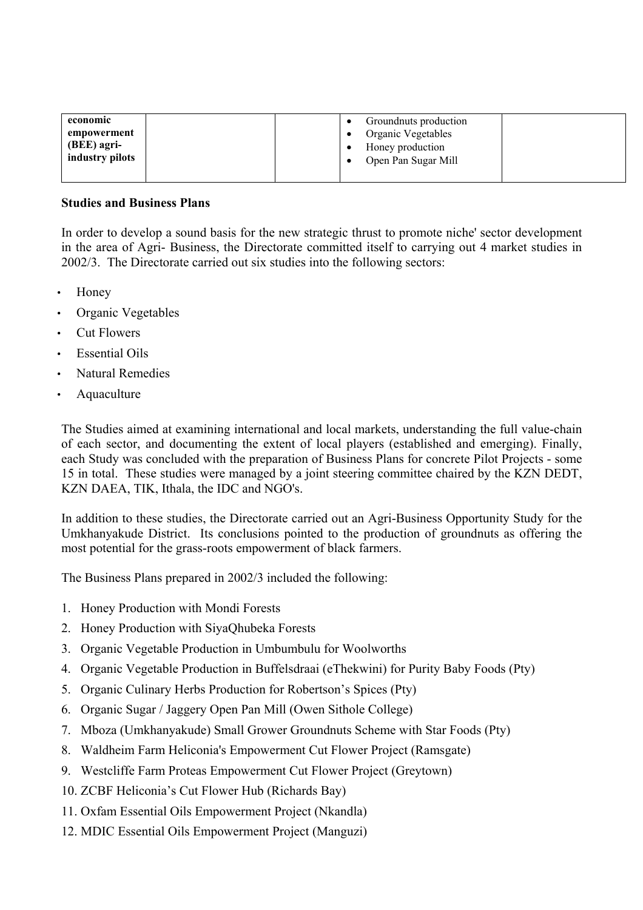| economic empowerment (BEE) agri-industry pilots | | | • Groundnuts production<br>• Organic Vegetables<br>• Honey production<br>• Open Pan Sugar Mill | |
|---|---|---|---|---|

**Studies and Business Plans**

In order to develop a sound basis for the new strategic thrust to promote niche' sector development in the area of Agri- Business, the Directorate committed itself to carrying out 4 market studies in 2002/3. The Directorate carried out six studies into the following sectors:

- Honey
- Organic Vegetables
- Cut Flowers
- Essential Oils
- Natural Remedies
- Aquaculture

The Studies aimed at examining international and local markets, understanding the full value-chain of each sector, and documenting the extent of local players (established and emerging). Finally, each Study was concluded with the preparation of Business Plans for concrete Pilot Projects - some 15 in total. These studies were managed by a joint steering committee chaired by the KZN DEDT, KZN DAEA, TIK, Ithala, the IDC and NGO's.

In addition to these studies, the Directorate carried out an Agri-Business Opportunity Study for the Umkhanyakude District. Its conclusions pointed to the production of groundnuts as offering the most potential for the grass-roots empowerment of black farmers.

The Business Plans prepared in 2002/3 included the following:

1. Honey Production with Mondi Forests
2. Honey Production with SiyaQhubeka Forests
3. Organic Vegetable Production in Umbumbulu for Woolworths
4. Organic Vegetable Production in Buffelsdraai (eThekwini) for Purity Baby Foods (Pty)
5. Organic Culinary Herbs Production for Robertson's Spices (Pty)
6. Organic Sugar / Jaggery Open Pan Mill (Owen Sithole College)
7. Mboza (Umkhanyakude) Small Grower Groundnuts Scheme with Star Foods (Pty)
8. Waldheim Farm Heliconia's Empowerment Cut Flower Project (Ramsgate)
9. Westcliffe Farm Proteas Empowerment Cut Flower Project (Greytown)
10. ZCBF Heliconia's Cut Flower Hub (Richards Bay)
11. Oxfam Essential Oils Empowerment Project (Nkandla)
12. MDIC Essential Oils Empowerment Project (Manguzi)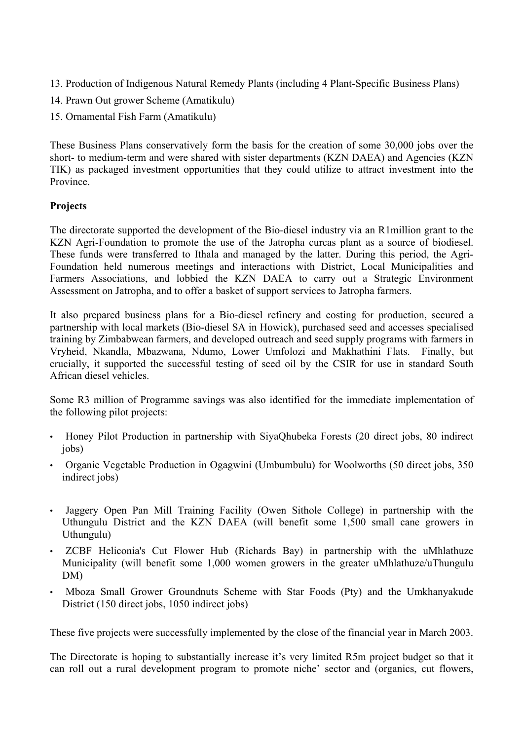13. Production of Indigenous Natural Remedy Plants (including 4 Plant-Specific Business Plans)
14. Prawn Out grower Scheme (Amatikulu)
15. Ornamental Fish Farm (Amatikulu)

These Business Plans conservatively form the basis for the creation of some 30,000 jobs over the short- to medium-term and were shared with sister departments (KZN DAEA) and Agencies (KZN TIK) as packaged investment opportunities that they could utilize to attract investment into the Province.

**Projects**

The directorate supported the development of the Bio-diesel industry via an R1million grant to the KZN Agri-Foundation to promote the use of the Jatropha curcas plant as a source of biodiesel. These funds were transferred to Ithala and managed by the latter. During this period, the Agri-Foundation held numerous meetings and interactions with District, Local Municipalities and Farmers Associations, and lobbied the KZN DAEA to carry out a Strategic Environment Assessment on Jatropha, and to offer a basket of support services to Jatropha farmers.

It also prepared business plans for a Bio-diesel refinery and costing for production, secured a partnership with local markets (Bio-diesel SA in Howick), purchased seed and accesses specialised training by Zimbabwean farmers, and developed outreach and seed supply programs with farmers in Vryheid, Nkandla, Mbazwana, Ndumo, Lower Umfolozi and Makhathini Flats. Finally, but crucially, it supported the successful testing of seed oil by the CSIR for use in standard South African diesel vehicles.

Some R3 million of Programme savings was also identified for the immediate implementation of the following pilot projects:

- Honey Pilot Production in partnership with SiyaQhubeka Forests (20 direct jobs, 80 indirect jobs)
- Organic Vegetable Production in Ogagwini (Umbumbulu) for Woolworths (50 direct jobs, 350 indirect jobs)
- Jaggery Open Pan Mill Training Facility (Owen Sithole College) in partnership with the Uthungulu District and the KZN DAEA (will benefit some 1,500 small cane growers in Uthungulu)
- ZCBF Heliconia's Cut Flower Hub (Richards Bay) in partnership with the uMhlathuze Municipality (will benefit some 1,000 women growers in the greater uMhlathuze/uThungulu DM)
- Mboza Small Grower Groundnuts Scheme with Star Foods (Pty) and the Umkhanyakude District (150 direct jobs, 1050 indirect jobs)

These five projects were successfully implemented by the close of the financial year in March 2003.

The Directorate is hoping to substantially increase it's very limited R5m project budget so that it can roll out a rural development program to promote niche' sector and (organics, cut flowers,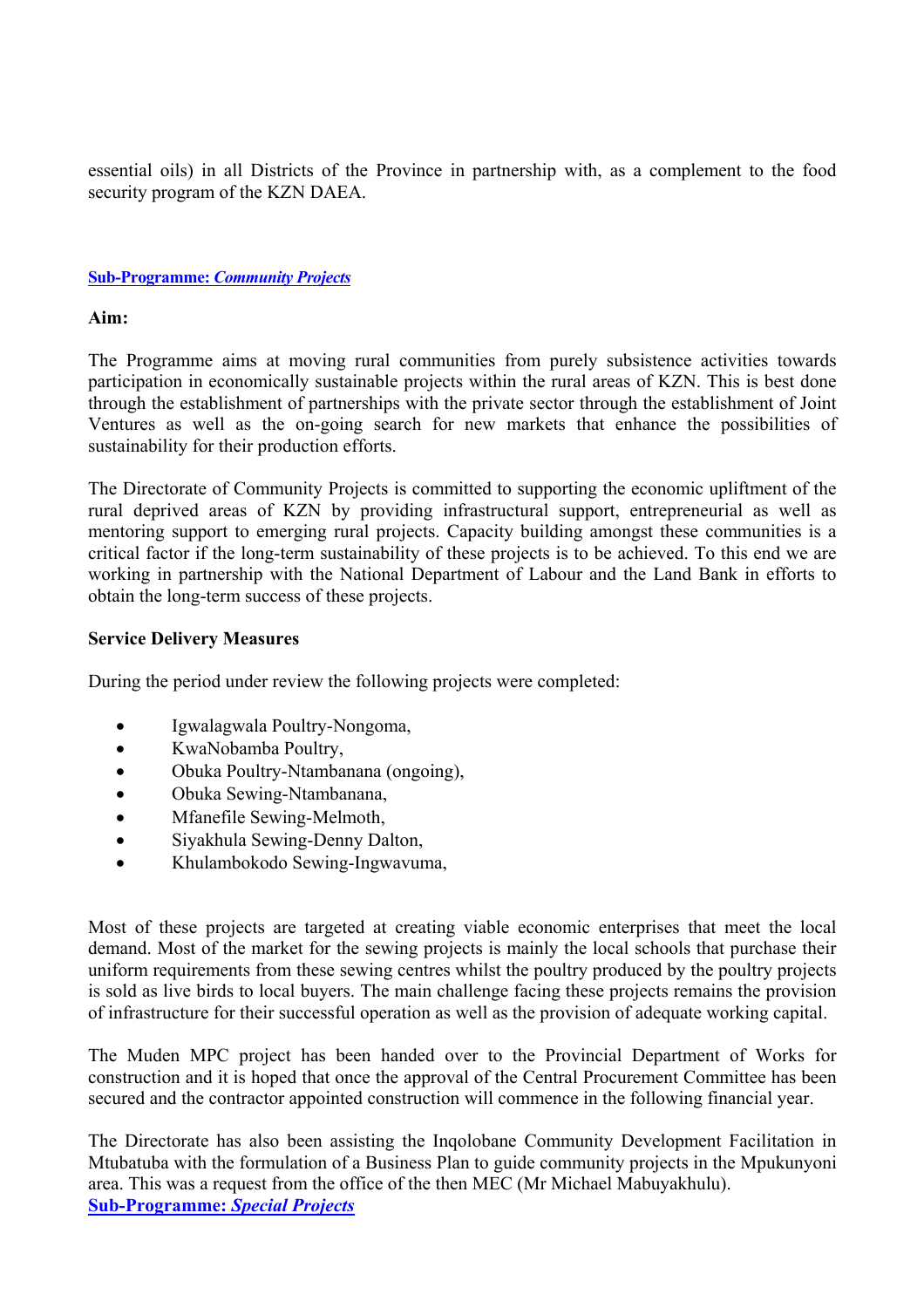essential oils) in all Districts of the Province in partnership with, as a complement to the food security program of the KZN DAEA.

### Sub-Programme: *Community Projects*

**Aim:**

The Programme aims at moving rural communities from purely subsistence activities towards participation in economically sustainable projects within the rural areas of KZN. This is best done through the establishment of partnerships with the private sector through the establishment of Joint Ventures as well as the on-going search for new markets that enhance the possibilities of sustainability for their production efforts.

The Directorate of Community Projects is committed to supporting the economic upliftment of the rural deprived areas of KZN by providing infrastructural support, entrepreneurial as well as mentoring support to emerging rural projects. Capacity building amongst these communities is a critical factor if the long-term sustainability of these projects is to be achieved. To this end we are working in partnership with the National Department of Labour and the Land Bank in efforts to obtain the long-term success of these projects.

**Service Delivery Measures**

During the period under review the following projects were completed:

- Igwalagwala Poultry-Nongoma,
- KwaNobamba Poultry,
- Obuka Poultry-Ntambanana (ongoing),
- Obuka Sewing-Ntambanana,
- Mfanefile Sewing-Melmoth,
- Siyakhula Sewing-Denny Dalton,
- Khulambokodo Sewing-Ingwavuma,

Most of these projects are targeted at creating viable economic enterprises that meet the local demand. Most of the market for the sewing projects is mainly the local schools that purchase their uniform requirements from these sewing centres whilst the poultry produced by the poultry projects is sold as live birds to local buyers. The main challenge facing these projects remains the provision of infrastructure for their successful operation as well as the provision of adequate working capital.

The Muden MPC project has been handed over to the Provincial Department of Works for construction and it is hoped that once the approval of the Central Procurement Committee has been secured and the contractor appointed construction will commence in the following financial year.

The Directorate has also been assisting the Inqolobane Community Development Facilitation in Mtubatuba with the formulation of a Business Plan to guide community projects in the Mpukunyoni area. This was a request from the office of the then MEC (Mr Michael Mabuyakhulu).

### Sub-Programme: *Special Projects*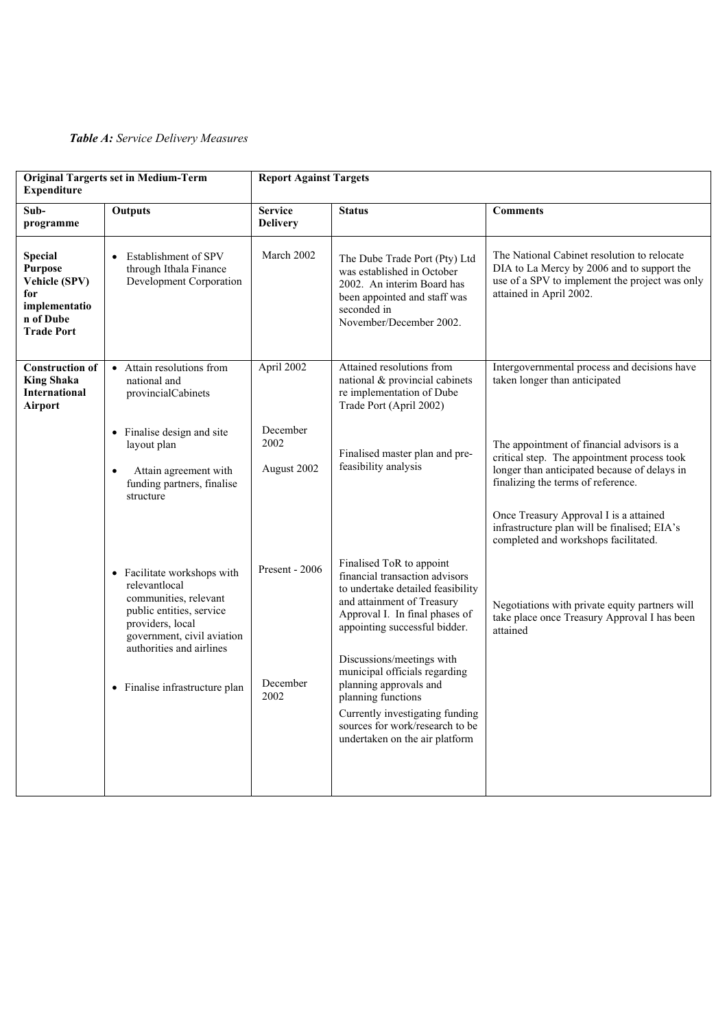***Table A:*** *Service Delivery Measures*

| Original Targerts set in Medium-Term Expenditure | | Report Against Targets | | |
|---|---|---|---|---|
| **Sub-programme** | **Outputs** | **Service Delivery** | **Status** | **Comments** |
| **Special Purpose Vehicle (SPV) for implementation of Dube Trade Port** | • Establishment of SPV through Ithala Finance Development Corporation | March 2002 | The Dube Trade Port (Pty) Ltd was established in October 2002. An interim Board has been appointed and staff was seconded in November/December 2002. | The National Cabinet resolution to relocate DIA to La Mercy by 2006 and to support the use of a SPV to implement the project was only attained in April 2002. |
| **Construction of King Shaka International Airport** | • Attain resolutions from national and provincialCabinets | April 2002 | Attained resolutions from national & provincial cabinets re implementation of Dube Trade Port (April 2002) | Intergovernmental process and decisions have taken longer than anticipated |
| | • Finalise design and site layout plan | December 2002 | Finalised master plan and pre-feasibility analysis | The appointment of financial advisors is a critical step. The appointment process took longer than anticipated because of delays in finalizing the terms of reference. |
| | • Attain agreement with funding partners, finalise structure | August 2002 | | Once Treasury Approval I is a attained infrastructure plan will be finalised; EIA's completed and workshops facilitated. |
| | • Facilitate workshops with relevantlocal communities, relevant public entities, service providers, local government, civil aviation authorities and airlines | Present - 2006 | Finalised ToR to appoint financial transaction advisors to undertake detailed feasibility and attainment of Treasury Approval I. In final phases of appointing successful bidder. | Negotiations with private equity partners will take place once Treasury Approval I has been attained |
| | • Finalise infrastructure plan | December 2002 | Discussions/meetings with municipal officials regarding planning approvals and planning functions<br>Currently investigating funding sources for work/research to be undertaken on the air platform | |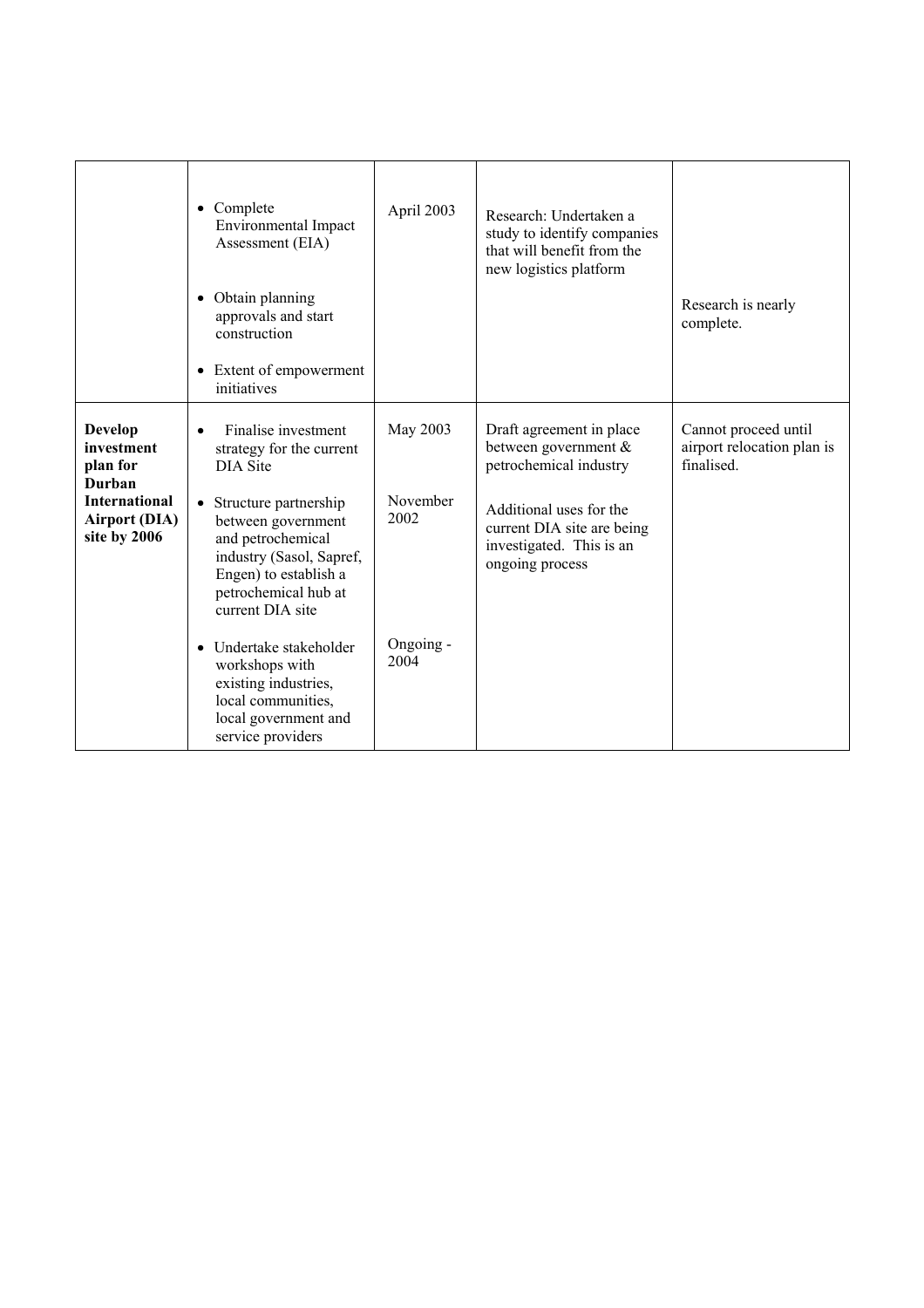| | | | | |
|---|---|---|---|---|
| | • Complete Environmental Impact Assessment (EIA)<br><br>• Obtain planning approvals and start construction<br><br>• Extent of empowerment initiatives | April 2003 | Research: Undertaken a study to identify companies that will benefit from the new logistics platform | Research is nearly complete. |
| **Develop investment plan for Durban International Airport (DIA) site by 2006** | • Finalise investment strategy for the current DIA Site<br><br>• Structure partnership between government and petrochemical industry (Sasol, Sapref, Engen) to establish a petrochemical hub at current DIA site<br><br>• Undertake stakeholder workshops with existing industries, local communities, local government and service providers | May 2003<br><br>November 2002<br><br>Ongoing - 2004 | Draft agreement in place between government & petrochemical industry<br><br>Additional uses for the current DIA site are being investigated. This is an ongoing process | Cannot proceed until airport relocation plan is finalised. |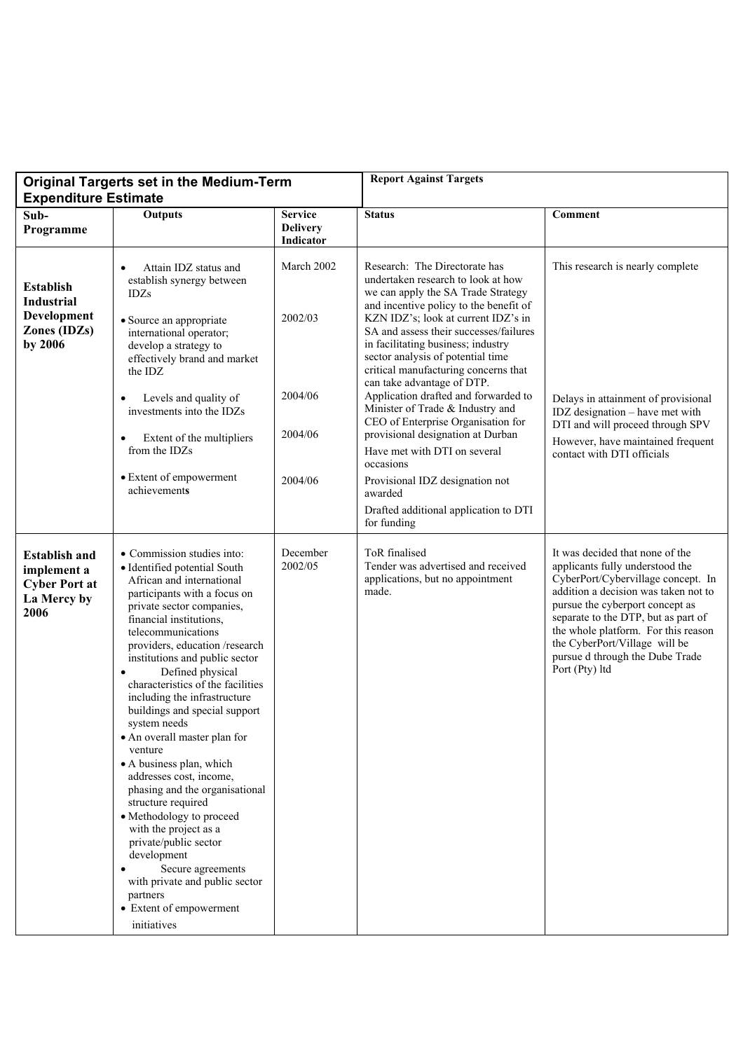| Original Targerts set in the Medium-Term Expenditure Estimate | | | Report Against Targets | |
|---|---|---|---|---|
| **Sub-Programme** | **Outputs** | **Service Delivery Indicator** | **Status** | **Comment** |
| **Establish Industrial Development Zones (IDZs) by 2006** | • Attain IDZ status and establish synergy between IDZs<br>• Source an appropriate international operator; develop a strategy to effectively brand and market the IDZ<br>• Levels and quality of investments into the IDZs<br>• Extent of the multipliers from the IDZs<br>• Extent of empowerment achievements | March 2002<br>2002/03<br>2004/06<br>2004/06<br>2004/06 | Research: The Directorate has undertaken research to look at how we can apply the SA Trade Strategy and incentive policy to the benefit of KZN IDZ's; look at current IDZ's in SA and assess their successes/failures in facilitating business; industry sector analysis of potential time critical manufacturing concerns that can take advantage of DTP.<br>Application drafted and forwarded to Minister of Trade & Industry and CEO of Enterprise Organisation for provisional designation at Durban<br>Have met with DTI on several occasions<br>Provisional IDZ designation not awarded<br>Drafted additional application to DTI for funding | This research is nearly complete<br>Delays in attainment of provisional IDZ designation – have met with DTI and will proceed through SPV<br>However, have maintained frequent contact with DTI officials |
| **Establish and implement a Cyber Port at La Mercy by 2006** | • Commission studies into:<br>• Identified potential South African and international participants with a focus on private sector companies, financial institutions, telecommunications providers, education /research institutions and public sector<br>• Defined physical characteristics of the facilities including the infrastructure buildings and special support system needs<br>• An overall master plan for venture<br>• A business plan, which addresses cost, income, phasing and the organisational structure required<br>• Methodology to proceed with the project as a private/public sector development<br>• Secure agreements with private and public sector partners<br>• Extent of empowerment initiatives | December 2002/05 | ToR finalised<br>Tender was advertised and received applications, but no appointment made. | It was decided that none of the applicants fully understood the CyberPort/Cybervillage concept. In addition a decision was taken not to pursue the cyberport concept as separate to the DTP, but as part of the whole platform. For this reason the CyberPort/Village will be pursue d through the Dube Trade Port (Pty) ltd |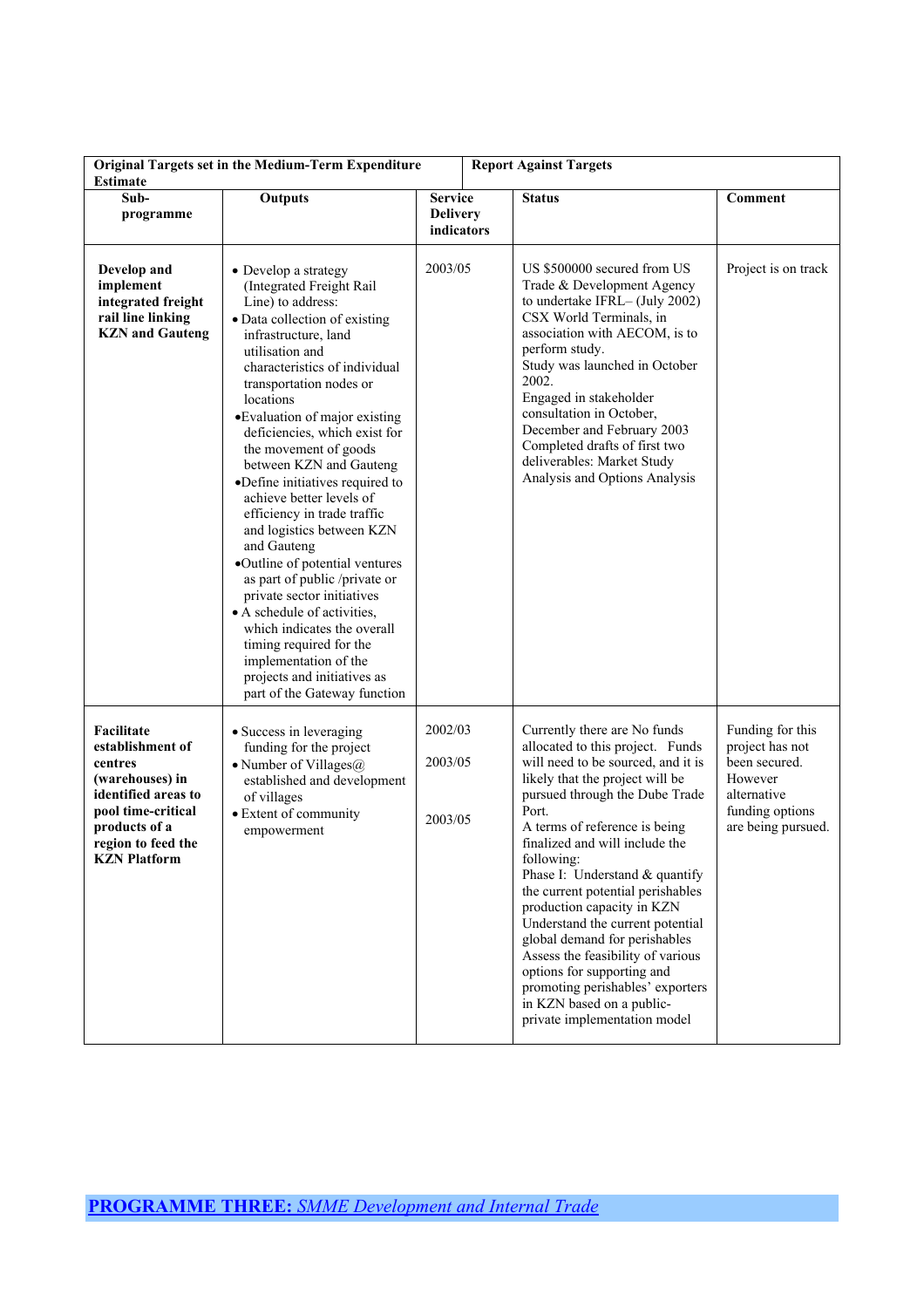| Original Targets set in the Medium-Term Expenditure Estimate | | | Report Against Targets | |
|---|---|---|---|---|
| **Sub-programme** | **Outputs** | **Service Delivery indicators** | **Status** | **Comment** |
| **Develop and implement integrated freight rail line linking KZN and Gauteng** | • Develop a strategy (Integrated Freight Rail Line) to address:<br>• Data collection of existing infrastructure, land utilisation and characteristics of individual transportation nodes or locations<br>• Evaluation of major existing deficiencies, which exist for the movement of goods between KZN and Gauteng<br>• Define initiatives required to achieve better levels of efficiency in trade traffic and logistics between KZN and Gauteng<br>• Outline of potential ventures as part of public /private or private sector initiatives<br>• A schedule of activities, which indicates the overall timing required for the implementation of the projects and initiatives as part of the Gateway function | 2003/05 | US $500000 secured from US Trade & Development Agency to undertake IFRL– (July 2002) CSX World Terminals, in association with AECOM, is to perform study.<br>Study was launched in October 2002.<br>Engaged in stakeholder consultation in October, December and February 2003<br>Completed drafts of first two deliverables: Market Study Analysis and Options Analysis | Project is on track |
| **Facilitate establishment of centres (warehouses) in identified areas to pool time-critical products of a region to feed the KZN Platform** | • Success in leveraging funding for the project<br>• Number of Villages@ established and development of villages<br>• Extent of community empowerment | 2002/03<br>2003/05<br>2003/05 | Currently there are No funds allocated to this project. Funds will need to be sourced, and it is likely that the project will be pursued through the Dube Trade Port.<br>A terms of reference is being finalized and will include the following:<br>Phase I: Understand & quantify the current potential perishables production capacity in KZN<br>Understand the current potential global demand for perishables<br>Assess the feasibility of various options for supporting and promoting perishables' exporters in KZN based on a public-private implementation model | Funding for this project has not been secured. However alternative funding options are being pursued. |

## PROGRAMME THREE: *SMME Development and Internal Trade*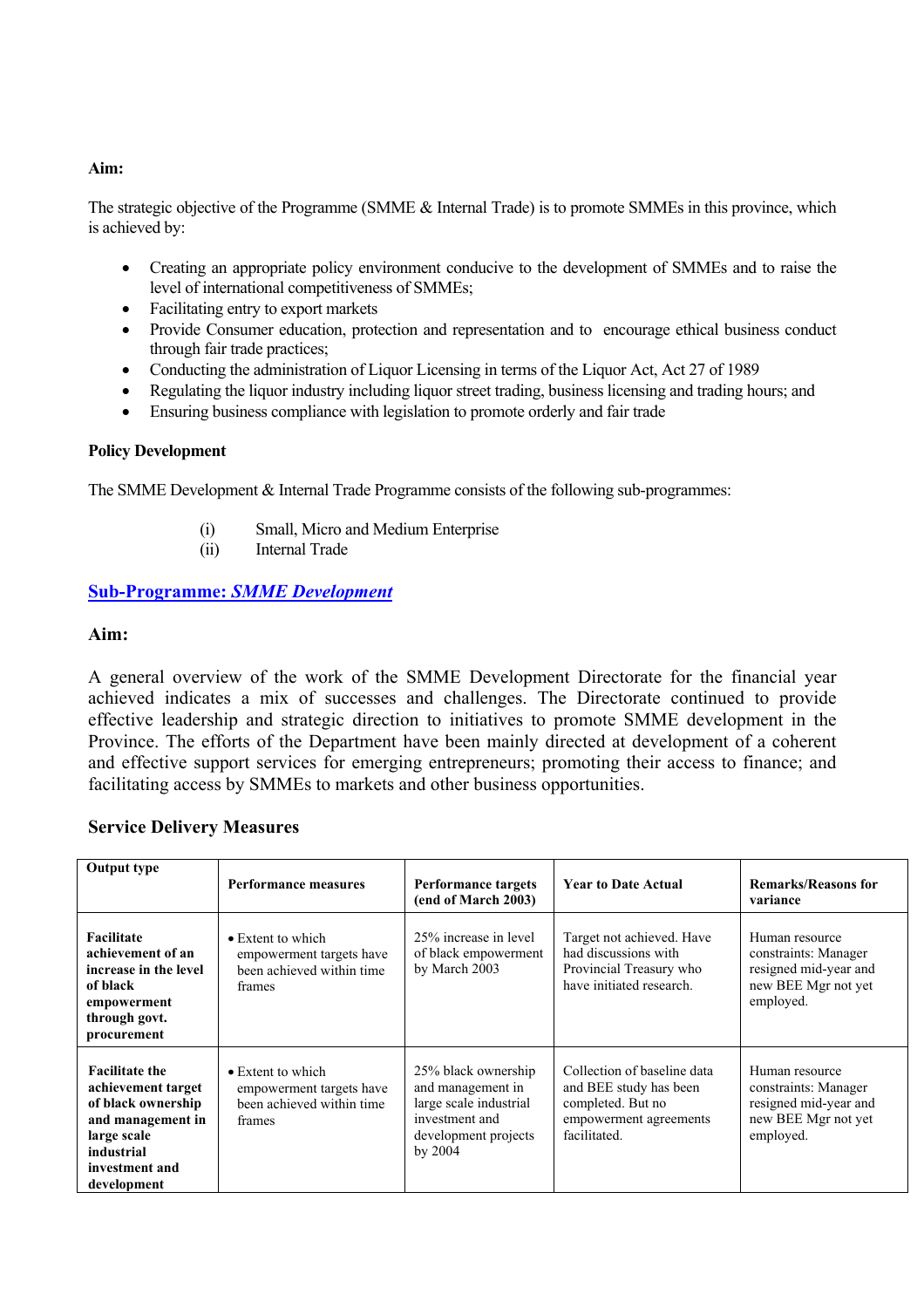**Aim:**

The strategic objective of the Programme (SMME & Internal Trade) is to promote SMMEs in this province, which is achieved by:

- Creating an appropriate policy environment conducive to the development of SMMEs and to raise the level of international competitiveness of SMMEs;
- Facilitating entry to export markets
- Provide Consumer education, protection and representation and to encourage ethical business conduct through fair trade practices;
- Conducting the administration of Liquor Licensing in terms of the Liquor Act, Act 27 of 1989
- Regulating the liquor industry including liquor street trading, business licensing and trading hours; and
- Ensuring business compliance with legislation to promote orderly and fair trade

**Policy Development**

The SMME Development & Internal Trade Programme consists of the following sub-programmes:

(i) Small, Micro and Medium Enterprise
(ii) Internal Trade

## Sub-Programme: *SMME Development*

### Aim:

A general overview of the work of the SMME Development Directorate for the financial year achieved indicates a mix of successes and challenges. The Directorate continued to provide effective leadership and strategic direction to initiatives to promote SMME development in the Province. The efforts of the Department have been mainly directed at development of a coherent and effective support services for emerging entrepreneurs; promoting their access to finance; and facilitating access by SMMEs to markets and other business opportunities.

### Service Delivery Measures

| Output type | Performance measures | Performance targets (end of March 2003) | Year to Date Actual | Remarks/Reasons for variance |
|---|---|---|---|---|
| **Facilitate achievement of an increase in the level of black empowerment through govt. procurement** | • Extent to which empowerment targets have been achieved within time frames | 25% increase in level of black empowerment by March 2003 | Target not achieved. Have had discussions with Provincial Treasury who have initiated research. | Human resource constraints: Manager resigned mid-year and new BEE Mgr not yet employed. |
| **Facilitate the achievement target of black ownership and management in large scale industrial investment and development** | • Extent to which empowerment targets have been achieved within time frames | 25% black ownership and management in large scale industrial investment and development projects by 2004 | Collection of baseline data and BEE study has been completed. But no empowerment agreements facilitated. | Human resource constraints: Manager resigned mid-year and new BEE Mgr not yet employed. |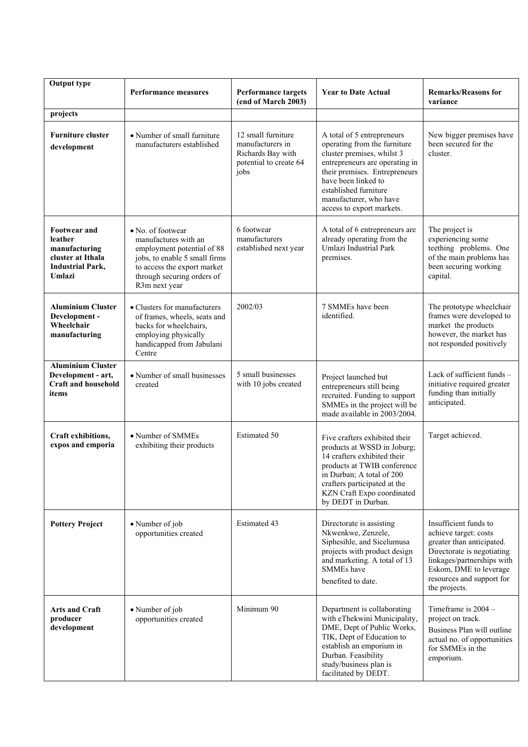| Output type | Performance measures | Performance targets (end of March 2003) | Year to Date Actual | Remarks/Reasons for variance |
|---|---|---|---|---|
| **projects** | | | | |
| **Furniture cluster development** | • Number of small furniture manufacturers established | 12 small furniture manufacturers in Richards Bay with potential to create 64 jobs | A total of 5 entrepreneurs operating from the furniture cluster premises, whilst 3 entrepreneurs are operating in their premises. Entrepreneurs have been linked to established furniture manufacturer, who have access to export markets. | New bigger premises have been secured for the cluster. |
| **Footwear and leather manufacturing cluster at Ithala Industrial Park, Umlazi** | • No. of footwear manufactures with an employment potential of 88 jobs, to enable 5 small firms to access the export market through securing orders of R3m next year | 6 footwear manufacturers established next year | A total of 6 entrepreneurs are already operating from the Umlazi Industrial Park premises. | The project is experiencing some teething problems. One of the main problems has been securing working capital. |
| **Aluminium Cluster Development - Wheelchair manufacturing** | • Clusters for manufacturers of frames, wheels, seats and backs for wheelchairs, employing physically handicapped from Jabulani Centre | 2002/03 | 7 SMMEs have been identified. | The prototype wheelchair frames were developed to market the products however, the market has not responded positively |
| **Aluminium Cluster Development - art, Craft and household items** | • Number of small businesses created | 5 small businesses with 10 jobs created | Project launched but entrepreneurs still being recruited. Funding to support SMMEs in the project will be made available in 2003/2004. | Lack of sufficient funds – initiative required greater funding than initially anticipated. |
| **Craft exhibitions, expos and emporia** | • Number of SMMEs exhibiting their products | Estimated 50 | Five crafters exhibited their products at WSSD in Joburg; 14 crafters exhibited their products at TWIB conference in Durban; A total of 200 crafters participated at the KZN Craft Expo coordinated by DEDT in Durban. | Target achieved. |
| **Pottery Project** | • Number of job opportunities created | Estimated 43 | Directorate is assisting Nkwenkwe, Zenzele, Siphesihle, and Sicelumusa projects with product design and marketing. A total of 13 SMMEs have benefited to date. | Insufficient funds to achieve target: costs greater than anticipated. Directorate is negotiating linkages/partnerships with Eskom, DME to leverage resources and support for the projects. |
| **Arts and Craft producer development** | • Number of job opportunities created | Minimum 90 | Department is collaborating with eThekwini Municipality, DME, Dept of Public Works, TIK, Dept of Education to establish an emporium in Durban. Feasibility study/business plan is facilitated by DEDT. | Timeframe is 2004 – project on track. Business Plan will outline actual no. of opportunities for SMMEs in the emporium. |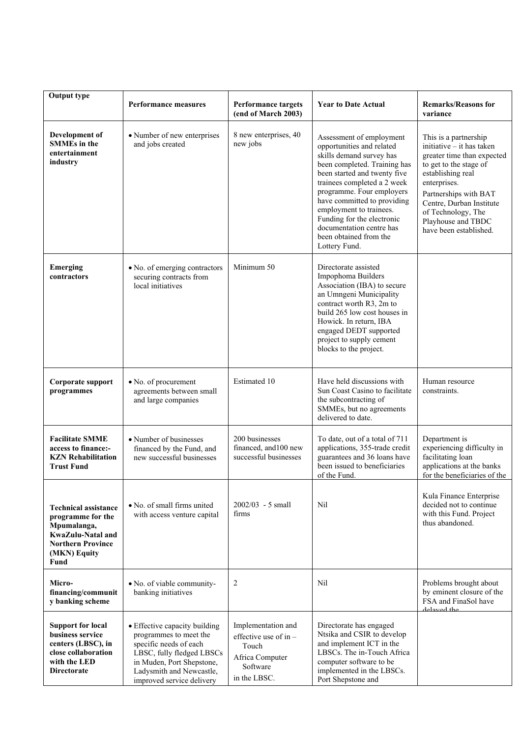| Output type | Performance measures | Performance targets (end of March 2003) | Year to Date Actual | Remarks/Reasons for variance |
|---|---|---|---|---|
| **Development of SMMEs in the entertainment industry** | • Number of new enterprises and jobs created | 8 new enterprises, 40 new jobs | Assessment of employment opportunities and related skills demand survey has been completed. Training has been started and twenty five trainees completed a 2 week programme. Four employers have committed to providing employment to trainees. Funding for the electronic documentation centre has been obtained from the Lottery Fund. | This is a partnership initiative – it has taken greater time than expected to get to the stage of establishing real enterprises. Partnerships with BAT Centre, Durban Institute of Technology, The Playhouse and TBDC have been established. |
| **Emerging contractors** | • No. of emerging contractors securing contracts from local initiatives | Minimum 50 | Directorate assisted Impophoma Builders Association (IBA) to secure an Umngeni Municipality contract worth R3, 2m to build 265 low cost houses in Howick. In return, IBA engaged DEDT supported project to supply cement blocks to the project. | |
| **Corporate support programmes** | • No. of procurement agreements between small and large companies | Estimated 10 | Have held discussions with Sun Coast Casino to facilitate the subcontracting of SMMEs, but no agreements delivered to date. | Human resource constraints. |
| **Facilitate SMME access to finance:- KZN Rehabilitation Trust Fund** | • Number of businesses financed by the Fund, and new successful businesses | 200 businesses financed, and100 new successful businesses | To date, out of a total of 711 applications, 355-trade credit guarantees and 36 loans have been issued to beneficiaries of the Fund. | Department is experiencing difficulty in facilitating loan applications at the banks for the beneficiaries of the |
| **Technical assistance programme for the Mpumalanga, KwaZulu-Natal and Northern Province (MKN) Equity Fund** | • No. of small firms united with access venture capital | 2002/03 - 5 small firms | Nil | Kula Finance Enterprise decided not to continue with this Fund. Project thus abandoned. |
| **Micro-financing/community banking scheme** | • No. of viable community-banking initiatives | 2 | Nil | Problems brought about by eminent closure of the FSA and FinaSol have delayed the |
| **Support for local business service centers (LBSC), in close collaboration with the LED Directorate** | • Effective capacity building programmes to meet the specific needs of each LBSC, fully fledged LBSCs in Muden, Port Shepstone, Ladysmith and Newcastle, improved service delivery | Implementation and effective use of in – Touch Africa Computer Software in the LBSC. | Directorate has engaged Ntsika and CSIR to develop and implement ICT in the LBSCs. The in-Touch Africa computer software to be implemented in the LBSCs. Port Shepstone and | |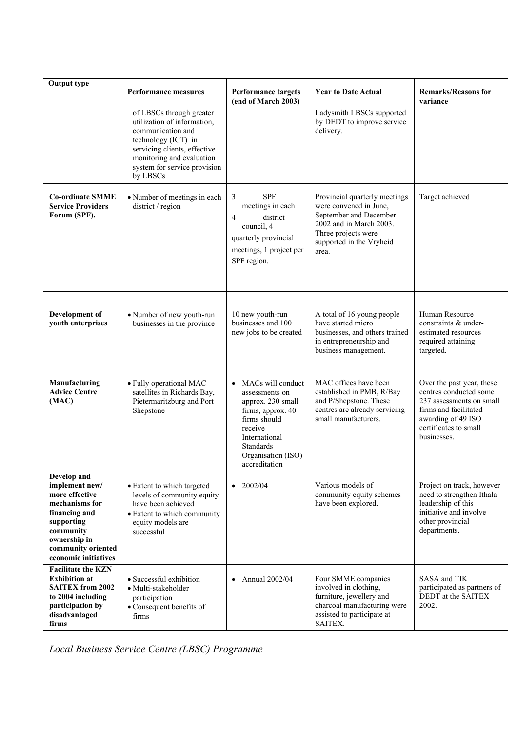| Output type | Performance measures | Performance targets (end of March 2003) | Year to Date Actual | Remarks/Reasons for variance |
|---|---|---|---|---|
| | of LBSCs through greater utilization of information, communication and technology (ICT) in servicing clients, effective monitoring and evaluation system for service provision by LBSCs | | Ladysmith LBSCs supported by DEDT to improve service delivery. | |
| **Co-ordinate SMME Service Providers Forum (SPF).** | • Number of meetings in each district / region | 3 SPF meetings in each 4 district council, 4 quarterly provincial meetings, 1 project per SPF region. | Provincial quarterly meetings were convened in June, September and December 2002 and in March 2003. Three projects were supported in the Vryheid area. | Target achieved |
| **Development of youth enterprises** | • Number of new youth-run businesses in the province | 10 new youth-run businesses and 100 new jobs to be created | A total of 16 young people have started micro businesses, and others trained in entrepreneurship and business management. | Human Resource constraints & under-estimated resources required attaining targeted. |
| **Manufacturing Advice Centre (MAC)** | • Fully operational MAC satellites in Richards Bay, Pietermaritzburg and Port Shepstone | • MACs will conduct assessments on approx. 230 small firms, approx. 40 firms should receive International Standards Organisation (ISO) accreditation | MAC offices have been established in PMB, R/Bay and P/Shepstone. These centres are already servicing small manufacturers. | Over the past year, these centres conducted some 237 assessments on small firms and facilitated awarding of 49 ISO certificates to small businesses. |
| **Develop and implement new/ more effective mechanisms for financing and supporting community ownership in community oriented economic initiatives** | • Extent to which targeted levels of community equity have been achieved<br>• Extent to which community equity models are successful | • 2002/04 | Various models of community equity schemes have been explored. | Project on track, however need to strengthen Ithala leadership of this initiative and involve other provincial departments. |
| **Facilitate the KZN Exhibition at SAITEX from 2002 to 2004 including participation by disadvantaged firms** | • Successful exhibition<br>• Multi-stakeholder participation<br>• Consequent benefits of firms | • Annual 2002/04 | Four SMME companies involved in clothing, furniture, jewellery and charcoal manufacturing were assisted to participate at SAITEX. | SASA and TIK participated as partners of DEDT at the SAITEX 2002. |

*Local Business Service Centre (LBSC) Programme*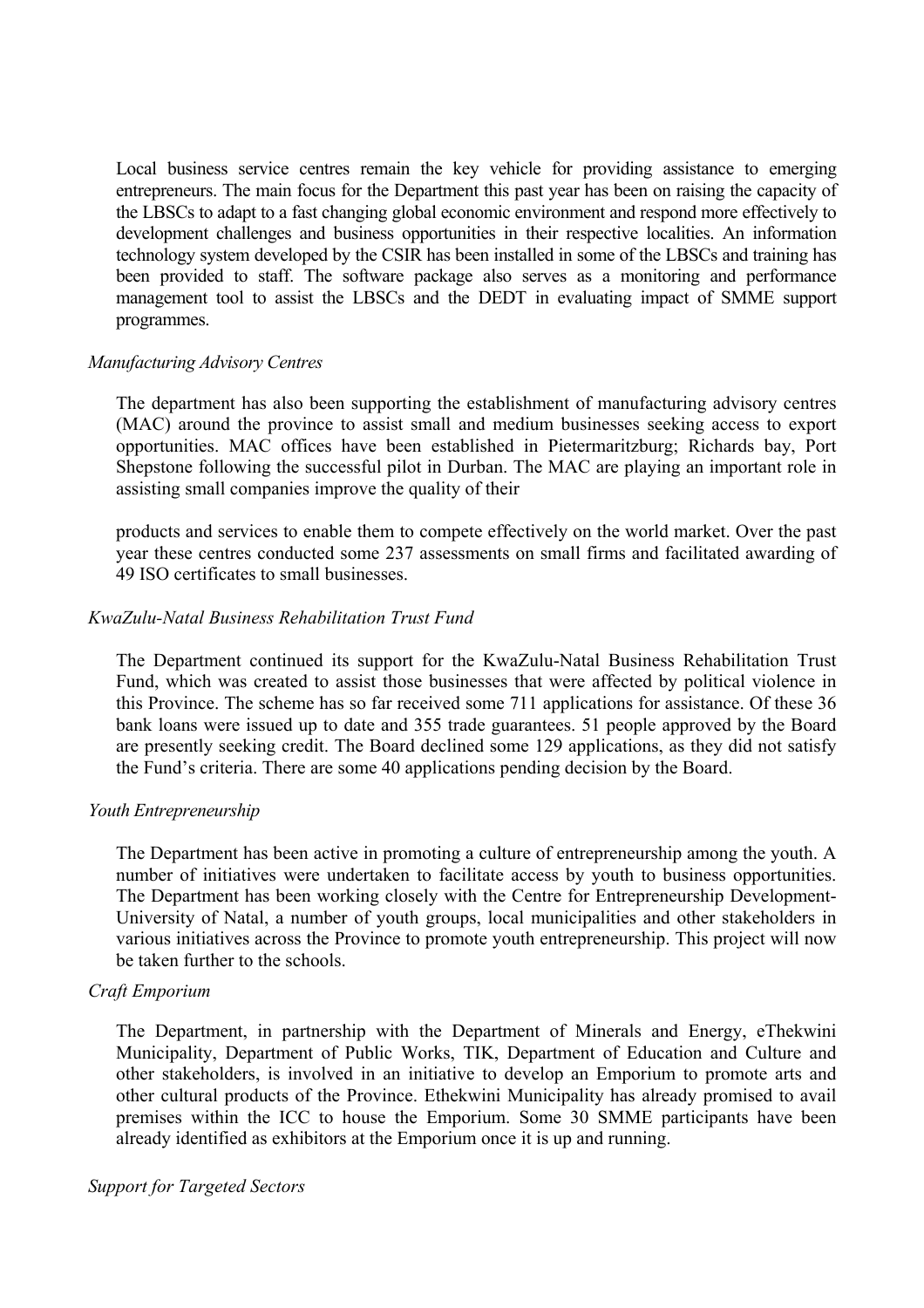Local business service centres remain the key vehicle for providing assistance to emerging entrepreneurs. The main focus for the Department this past year has been on raising the capacity of the LBSCs to adapt to a fast changing global economic environment and respond more effectively to development challenges and business opportunities in their respective localities. An information technology system developed by the CSIR has been installed in some of the LBSCs and training has been provided to staff. The software package also serves as a monitoring and performance management tool to assist the LBSCs and the DEDT in evaluating impact of SMME support programmes.

*Manufacturing Advisory Centres*

The department has also been supporting the establishment of manufacturing advisory centres (MAC) around the province to assist small and medium businesses seeking access to export opportunities. MAC offices have been established in Pietermaritzburg; Richards bay, Port Shepstone following the successful pilot in Durban. The MAC are playing an important role in assisting small companies improve the quality of their

products and services to enable them to compete effectively on the world market. Over the past year these centres conducted some 237 assessments on small firms and facilitated awarding of 49 ISO certificates to small businesses.

*KwaZulu-Natal Business Rehabilitation Trust Fund*

The Department continued its support for the KwaZulu-Natal Business Rehabilitation Trust Fund, which was created to assist those businesses that were affected by political violence in this Province. The scheme has so far received some 711 applications for assistance. Of these 36 bank loans were issued up to date and 355 trade guarantees. 51 people approved by the Board are presently seeking credit. The Board declined some 129 applications, as they did not satisfy the Fund's criteria. There are some 40 applications pending decision by the Board.

*Youth Entrepreneurship*

The Department has been active in promoting a culture of entrepreneurship among the youth. A number of initiatives were undertaken to facilitate access by youth to business opportunities. The Department has been working closely with the Centre for Entrepreneurship Development-University of Natal, a number of youth groups, local municipalities and other stakeholders in various initiatives across the Province to promote youth entrepreneurship. This project will now be taken further to the schools.

*Craft Emporium*

The Department, in partnership with the Department of Minerals and Energy, eThekwini Municipality, Department of Public Works, TIK, Department of Education and Culture and other stakeholders, is involved in an initiative to develop an Emporium to promote arts and other cultural products of the Province. Ethekwini Municipality has already promised to avail premises within the ICC to house the Emporium. Some 30 SMME participants have been already identified as exhibitors at the Emporium once it is up and running.

*Support for Targeted Sectors*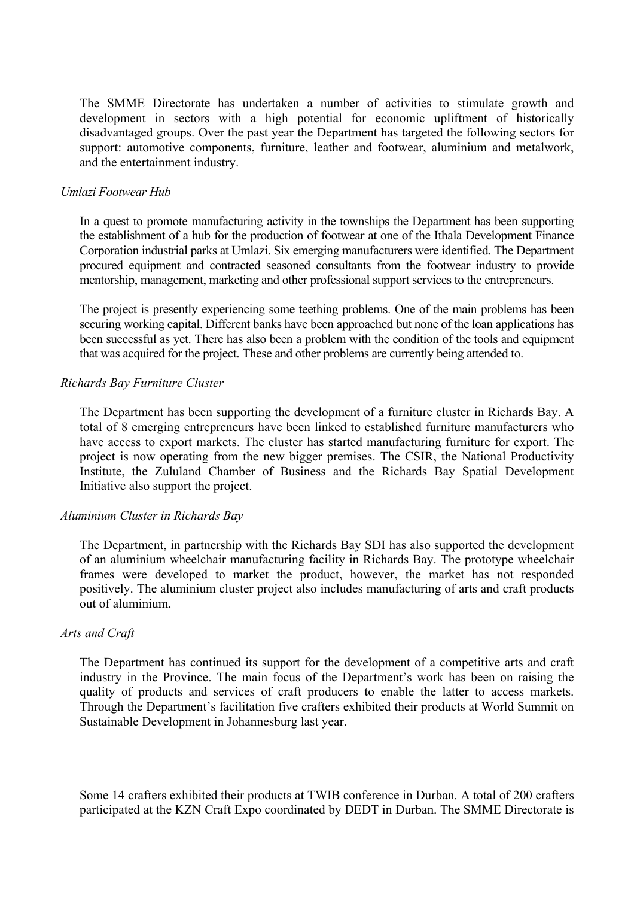The SMME Directorate has undertaken a number of activities to stimulate growth and development in sectors with a high potential for economic upliftment of historically disadvantaged groups. Over the past year the Department has targeted the following sectors for support: automotive components, furniture, leather and footwear, aluminium and metalwork, and the entertainment industry.

*Umlazi Footwear Hub*

In a quest to promote manufacturing activity in the townships the Department has been supporting the establishment of a hub for the production of footwear at one of the Ithala Development Finance Corporation industrial parks at Umlazi. Six emerging manufacturers were identified. The Department procured equipment and contracted seasoned consultants from the footwear industry to provide mentorship, management, marketing and other professional support services to the entrepreneurs.

The project is presently experiencing some teething problems. One of the main problems has been securing working capital. Different banks have been approached but none of the loan applications has been successful as yet. There has also been a problem with the condition of the tools and equipment that was acquired for the project. These and other problems are currently being attended to.

*Richards Bay Furniture Cluster*

The Department has been supporting the development of a furniture cluster in Richards Bay. A total of 8 emerging entrepreneurs have been linked to established furniture manufacturers who have access to export markets. The cluster has started manufacturing furniture for export. The project is now operating from the new bigger premises. The CSIR, the National Productivity Institute, the Zululand Chamber of Business and the Richards Bay Spatial Development Initiative also support the project.

*Aluminium Cluster in Richards Bay*

The Department, in partnership with the Richards Bay SDI has also supported the development of an aluminium wheelchair manufacturing facility in Richards Bay. The prototype wheelchair frames were developed to market the product, however, the market has not responded positively. The aluminium cluster project also includes manufacturing of arts and craft products out of aluminium.

*Arts and Craft*

The Department has continued its support for the development of a competitive arts and craft industry in the Province. The main focus of the Department's work has been on raising the quality of products and services of craft producers to enable the latter to access markets. Through the Department's facilitation five crafters exhibited their products at World Summit on Sustainable Development in Johannesburg last year.

Some 14 crafters exhibited their products at TWIB conference in Durban. A total of 200 crafters participated at the KZN Craft Expo coordinated by DEDT in Durban. The SMME Directorate is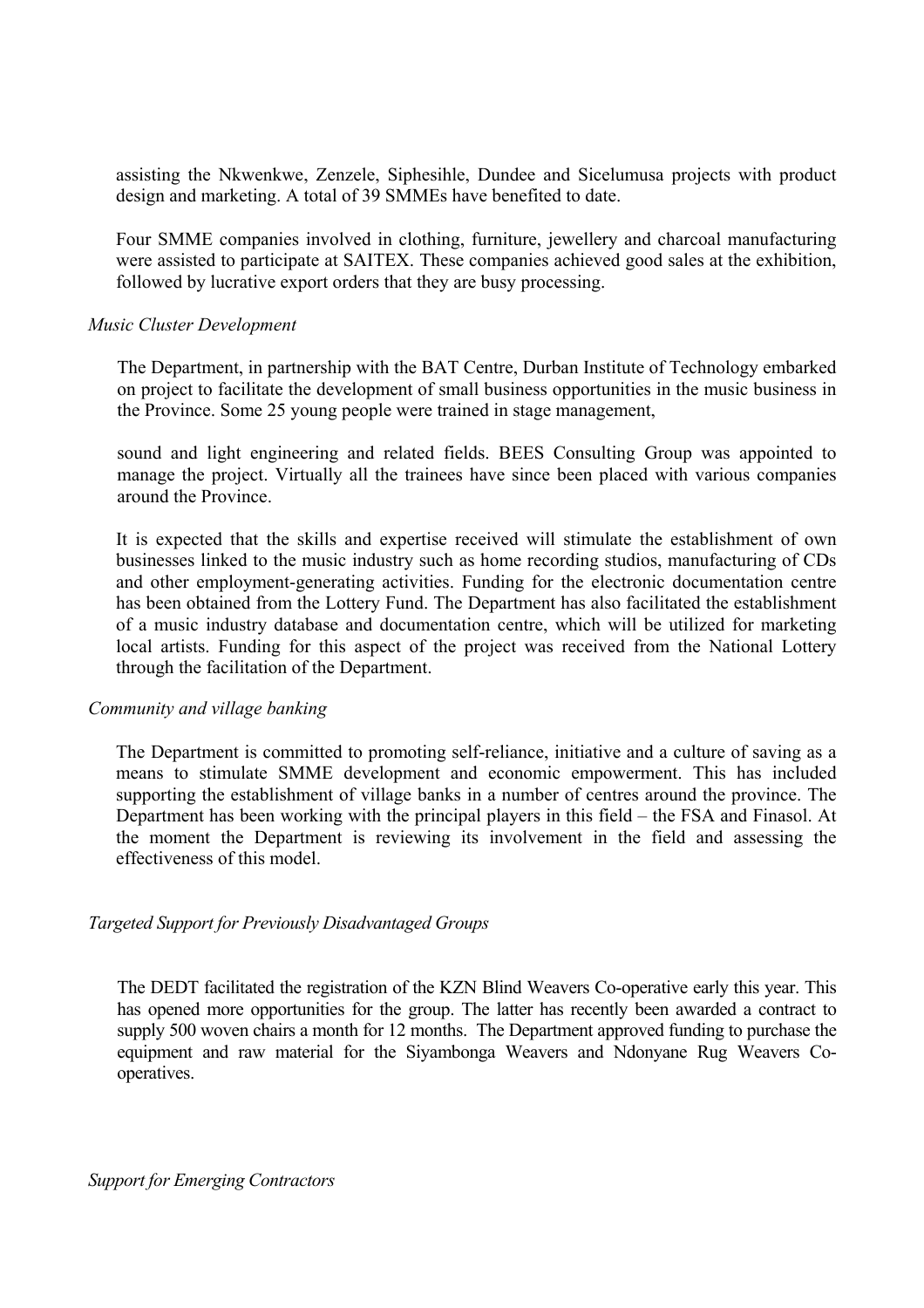assisting the Nkwenkwe, Zenzele, Siphesihle, Dundee and Sicelumusa projects with product design and marketing. A total of 39 SMMEs have benefited to date.

Four SMME companies involved in clothing, furniture, jewellery and charcoal manufacturing were assisted to participate at SAITEX. These companies achieved good sales at the exhibition, followed by lucrative export orders that they are busy processing.

*Music Cluster Development*

The Department, in partnership with the BAT Centre, Durban Institute of Technology embarked on project to facilitate the development of small business opportunities in the music business in the Province. Some 25 young people were trained in stage management,

sound and light engineering and related fields. BEES Consulting Group was appointed to manage the project. Virtually all the trainees have since been placed with various companies around the Province.

It is expected that the skills and expertise received will stimulate the establishment of own businesses linked to the music industry such as home recording studios, manufacturing of CDs and other employment-generating activities. Funding for the electronic documentation centre has been obtained from the Lottery Fund. The Department has also facilitated the establishment of a music industry database and documentation centre, which will be utilized for marketing local artists. Funding for this aspect of the project was received from the National Lottery through the facilitation of the Department.

*Community and village banking*

The Department is committed to promoting self-reliance, initiative and a culture of saving as a means to stimulate SMME development and economic empowerment. This has included supporting the establishment of village banks in a number of centres around the province. The Department has been working with the principal players in this field – the FSA and Finasol. At the moment the Department is reviewing its involvement in the field and assessing the effectiveness of this model.

*Targeted Support for Previously Disadvantaged Groups*

The DEDT facilitated the registration of the KZN Blind Weavers Co-operative early this year. This has opened more opportunities for the group. The latter has recently been awarded a contract to supply 500 woven chairs a month for 12 months. The Department approved funding to purchase the equipment and raw material for the Siyambonga Weavers and Ndonyane Rug Weavers Co-operatives.

*Support for Emerging Contractors*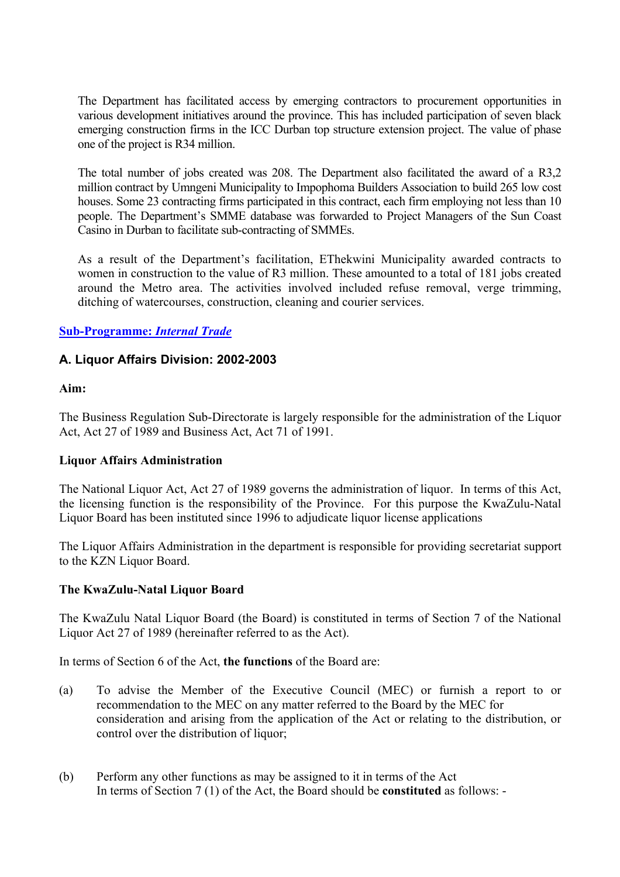The Department has facilitated access by emerging contractors to procurement opportunities in various development initiatives around the province. This has included participation of seven black emerging construction firms in the ICC Durban top structure extension project. The value of phase one of the project is R34 million.

The total number of jobs created was 208. The Department also facilitated the award of a R3,2 million contract by Umngeni Municipality to Impophoma Builders Association to build 265 low cost houses. Some 23 contracting firms participated in this contract, each firm employing not less than 10 people. The Department's SMME database was forwarded to Project Managers of the Sun Coast Casino in Durban to facilitate sub-contracting of SMMEs.

As a result of the Department's facilitation, EThekwini Municipality awarded contracts to women in construction to the value of R3 million. These amounted to a total of 181 jobs created around the Metro area. The activities involved included refuse removal, verge trimming, ditching of watercourses, construction, cleaning and courier services.

**Sub-Programme: *Internal Trade***

## A. Liquor Affairs Division: 2002-2003

**Aim:**

The Business Regulation Sub-Directorate is largely responsible for the administration of the Liquor Act, Act 27 of 1989 and Business Act, Act 71 of 1991.

**Liquor Affairs Administration**

The National Liquor Act, Act 27 of 1989 governs the administration of liquor. In terms of this Act, the licensing function is the responsibility of the Province. For this purpose the KwaZulu-Natal Liquor Board has been instituted since 1996 to adjudicate liquor license applications

The Liquor Affairs Administration in the department is responsible for providing secretariat support to the KZN Liquor Board.

**The KwaZulu-Natal Liquor Board**

The KwaZulu Natal Liquor Board (the Board) is constituted in terms of Section 7 of the National Liquor Act 27 of 1989 (hereinafter referred to as the Act).

In terms of Section 6 of the Act, **the functions** of the Board are:

(a) To advise the Member of the Executive Council (MEC) or furnish a report to or recommendation to the MEC on any matter referred to the Board by the MEC for consideration and arising from the application of the Act or relating to the distribution, or control over the distribution of liquor;

(b) Perform any other functions as may be assigned to it in terms of the Act
In terms of Section 7 (1) of the Act, the Board should be **constituted** as follows: -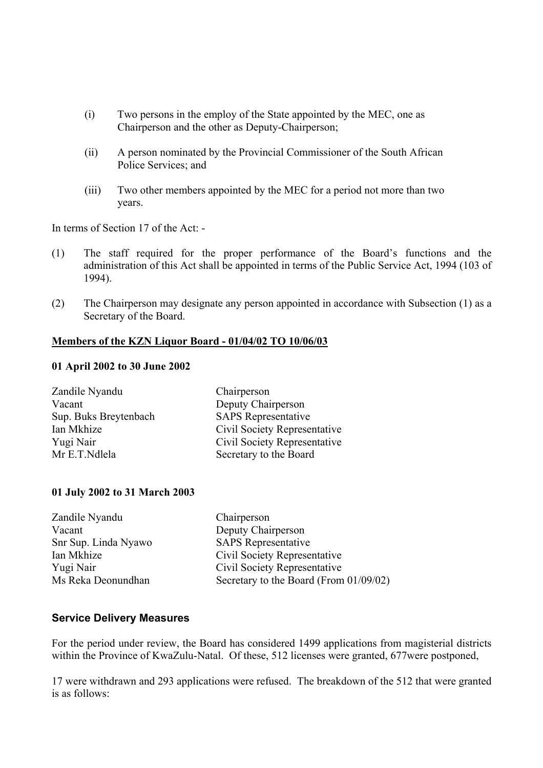(i) Two persons in the employ of the State appointed by the MEC, one as Chairperson and the other as Deputy-Chairperson;

(ii) A person nominated by the Provincial Commissioner of the South African Police Services; and

(iii) Two other members appointed by the MEC for a period not more than two years.

In terms of Section 17 of the Act: -

(1) The staff required for the proper performance of the Board's functions and the administration of this Act shall be appointed in terms of the Public Service Act, 1994 (103 of 1994).

(2) The Chairperson may designate any person appointed in accordance with Subsection (1) as a Secretary of the Board.

**Members of the KZN Liquor Board - 01/04/02 TO 10/06/03**

**01 April 2002 to 30 June 2002**

| | |
|---|---|
| Zandile Nyandu | Chairperson |
| Vacant | Deputy Chairperson |
| Sup. Buks Breytenbach | SAPS Representative |
| Ian Mkhize | Civil Society Representative |
| Yugi Nair | Civil Society Representative |
| Mr E.T.Ndlela | Secretary to the Board |

**01 July 2002 to 31 March 2003**

| | |
|---|---|
| Zandile Nyandu | Chairperson |
| Vacant | Deputy Chairperson |
| Snr Sup. Linda Nyawo | SAPS Representative |
| Ian Mkhize | Civil Society Representative |
| Yugi Nair | Civil Society Representative |
| Ms Reka Deonundhan | Secretary to the Board (From 01/09/02) |

**Service Delivery Measures**

For the period under review, the Board has considered 1499 applications from magisterial districts within the Province of KwaZulu-Natal. Of these, 512 licenses were granted, 677were postponed,

17 were withdrawn and 293 applications were refused. The breakdown of the 512 that were granted is as follows: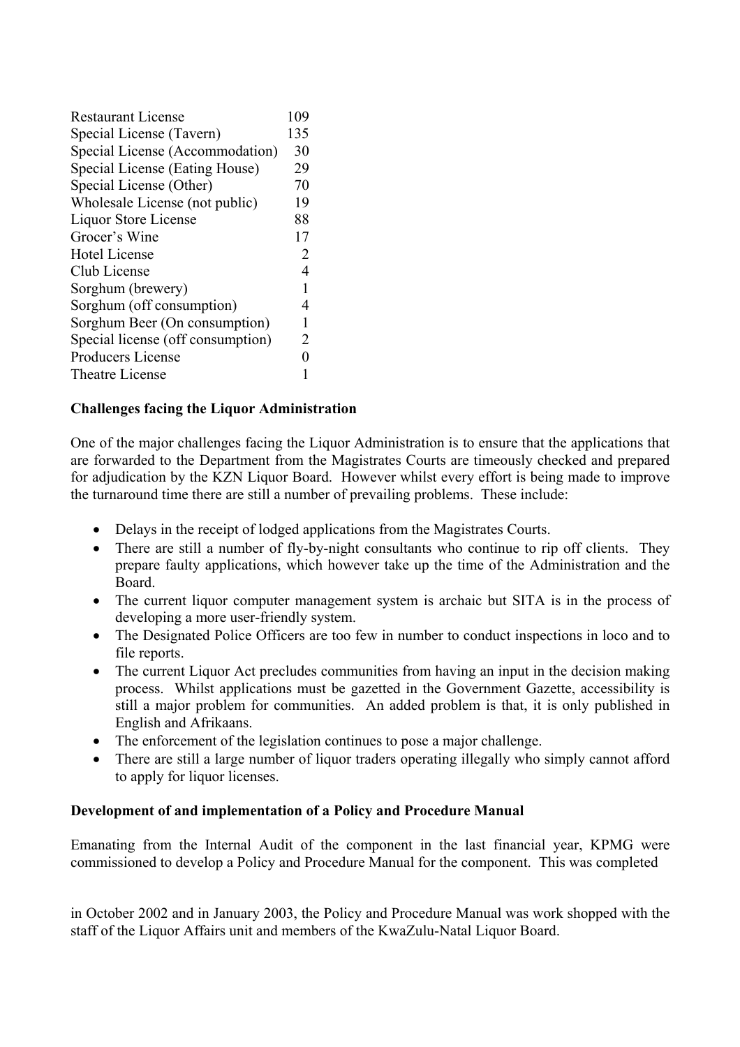| | |
|---|---|
| Restaurant License | 109 |
| Special License (Tavern) | 135 |
| Special License (Accommodation) | 30 |
| Special License (Eating House) | 29 |
| Special License (Other) | 70 |
| Wholesale License (not public) | 19 |
| Liquor Store License | 88 |
| Grocer's Wine | 17 |
| Hotel License | 2 |
| Club License | 4 |
| Sorghum (brewery) | 1 |
| Sorghum (off consumption) | 4 |
| Sorghum Beer (On consumption) | 1 |
| Special license (off consumption) | 2 |
| Producers License | 0 |
| Theatre License | 1 |

**Challenges facing the Liquor Administration**

One of the major challenges facing the Liquor Administration is to ensure that the applications that are forwarded to the Department from the Magistrates Courts are timeously checked and prepared for adjudication by the KZN Liquor Board. However whilst every effort is being made to improve the turnaround time there are still a number of prevailing problems. These include:

- Delays in the receipt of lodged applications from the Magistrates Courts.
- There are still a number of fly-by-night consultants who continue to rip off clients. They prepare faulty applications, which however take up the time of the Administration and the Board.
- The current liquor computer management system is archaic but SITA is in the process of developing a more user-friendly system.
- The Designated Police Officers are too few in number to conduct inspections in loco and to file reports.
- The current Liquor Act precludes communities from having an input in the decision making process. Whilst applications must be gazetted in the Government Gazette, accessibility is still a major problem for communities. An added problem is that, it is only published in English and Afrikaans.
- The enforcement of the legislation continues to pose a major challenge.
- There are still a large number of liquor traders operating illegally who simply cannot afford to apply for liquor licenses.

**Development of and implementation of a Policy and Procedure Manual**

Emanating from the Internal Audit of the component in the last financial year, KPMG were commissioned to develop a Policy and Procedure Manual for the component. This was completed in October 2002 and in January 2003, the Policy and Procedure Manual was work shopped with the staff of the Liquor Affairs unit and members of the KwaZulu-Natal Liquor Board.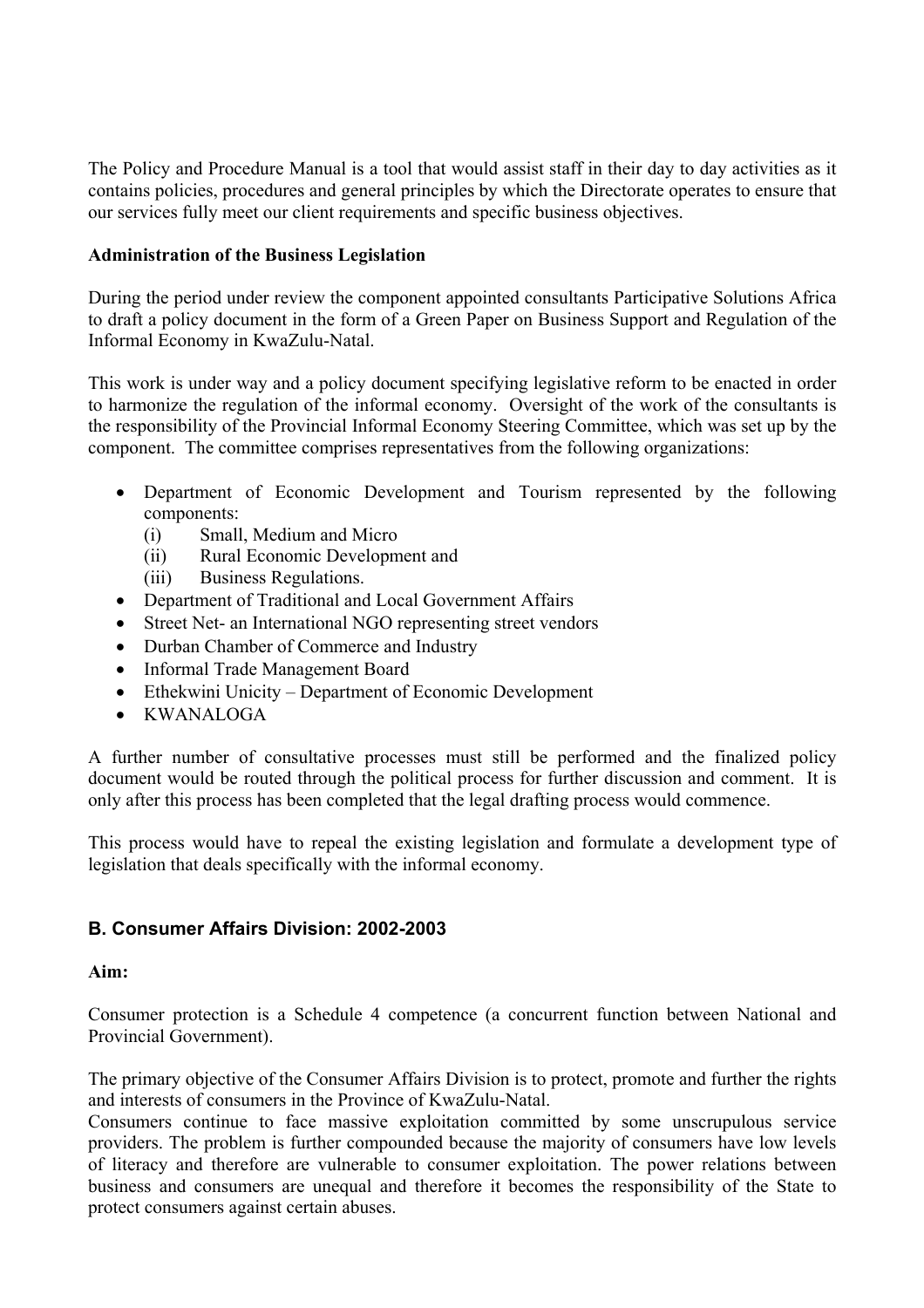The Policy and Procedure Manual is a tool that would assist staff in their day to day activities as it contains policies, procedures and general principles by which the Directorate operates to ensure that our services fully meet our client requirements and specific business objectives.

**Administration of the Business Legislation**

During the period under review the component appointed consultants Participative Solutions Africa to draft a policy document in the form of a Green Paper on Business Support and Regulation of the Informal Economy in KwaZulu-Natal.

This work is under way and a policy document specifying legislative reform to be enacted in order to harmonize the regulation of the informal economy. Oversight of the work of the consultants is the responsibility of the Provincial Informal Economy Steering Committee, which was set up by the component. The committee comprises representatives from the following organizations:

- Department of Economic Development and Tourism represented by the following components:
  - (i) Small, Medium and Micro
  - (ii) Rural Economic Development and
  - (iii) Business Regulations.
- Department of Traditional and Local Government Affairs
- Street Net- an International NGO representing street vendors
- Durban Chamber of Commerce and Industry
- Informal Trade Management Board
- Ethekwini Unicity – Department of Economic Development
- KWANALOGA

A further number of consultative processes must still be performed and the finalized policy document would be routed through the political process for further discussion and comment. It is only after this process has been completed that the legal drafting process would commence.

This process would have to repeal the existing legislation and formulate a development type of legislation that deals specifically with the informal economy.

## B. Consumer Affairs Division: 2002-2003

**Aim:**

Consumer protection is a Schedule 4 competence (a concurrent function between National and Provincial Government).

The primary objective of the Consumer Affairs Division is to protect, promote and further the rights and interests of consumers in the Province of KwaZulu-Natal.

Consumers continue to face massive exploitation committed by some unscrupulous service providers. The problem is further compounded because the majority of consumers have low levels of literacy and therefore are vulnerable to consumer exploitation. The power relations between business and consumers are unequal and therefore it becomes the responsibility of the State to protect consumers against certain abuses.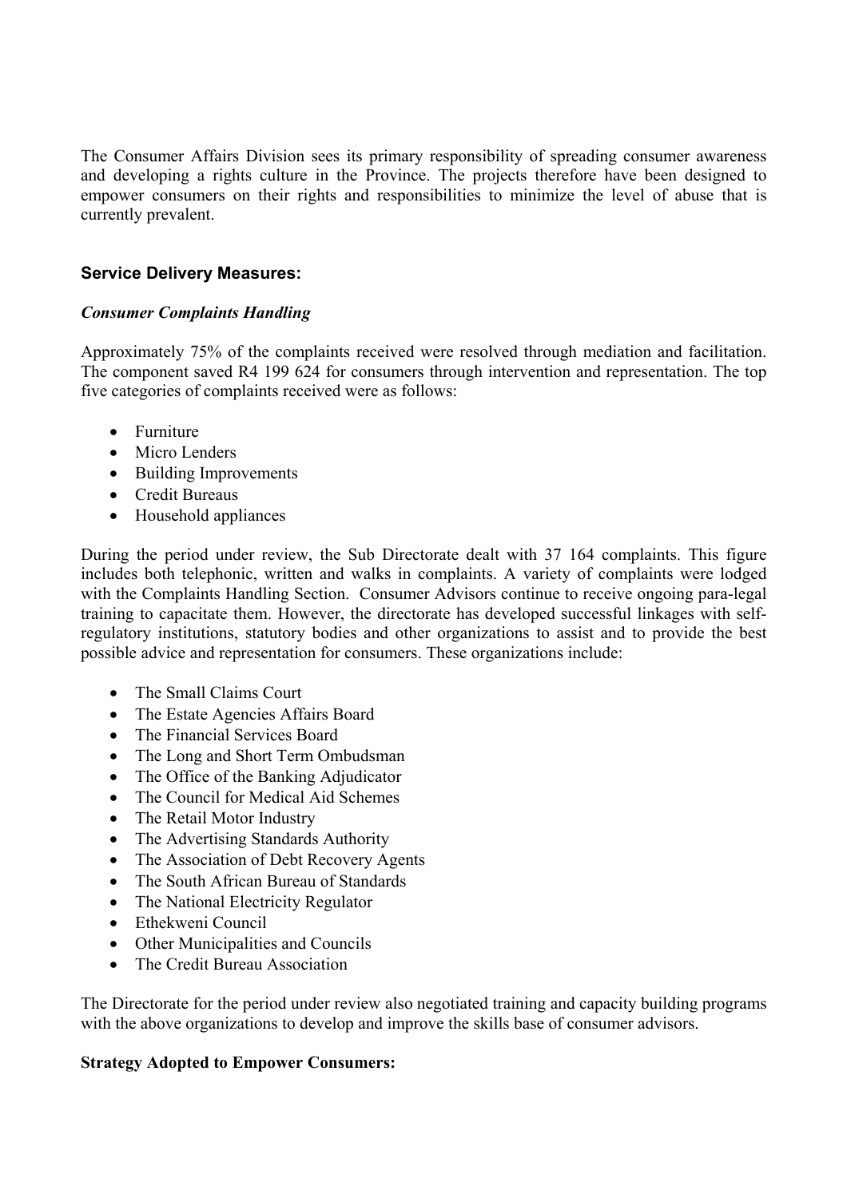The Consumer Affairs Division sees its primary responsibility of spreading consumer awareness and developing a rights culture in the Province. The projects therefore have been designed to empower consumers on their rights and responsibilities to minimize the level of abuse that is currently prevalent.

## Service Delivery Measures:

### *Consumer Complaints Handling*

Approximately 75% of the complaints received were resolved through mediation and facilitation. The component saved R4 199 624 for consumers through intervention and representation. The top five categories of complaints received were as follows:

- Furniture
- Micro Lenders
- Building Improvements
- Credit Bureaus
- Household appliances

During the period under review, the Sub Directorate dealt with 37 164 complaints. This figure includes both telephonic, written and walks in complaints. A variety of complaints were lodged with the Complaints Handling Section. Consumer Advisors continue to receive ongoing para-legal training to capacitate them. However, the directorate has developed successful linkages with self-regulatory institutions, statutory bodies and other organizations to assist and to provide the best possible advice and representation for consumers. These organizations include:

- The Small Claims Court
- The Estate Agencies Affairs Board
- The Financial Services Board
- The Long and Short Term Ombudsman
- The Office of the Banking Adjudicator
- The Council for Medical Aid Schemes
- The Retail Motor Industry
- The Advertising Standards Authority
- The Association of Debt Recovery Agents
- The South African Bureau of Standards
- The National Electricity Regulator
- Ethekweni Council
- Other Municipalities and Councils
- The Credit Bureau Association

The Directorate for the period under review also negotiated training and capacity building programs with the above organizations to develop and improve the skills base of consumer advisors.

**Strategy Adopted to Empower Consumers:**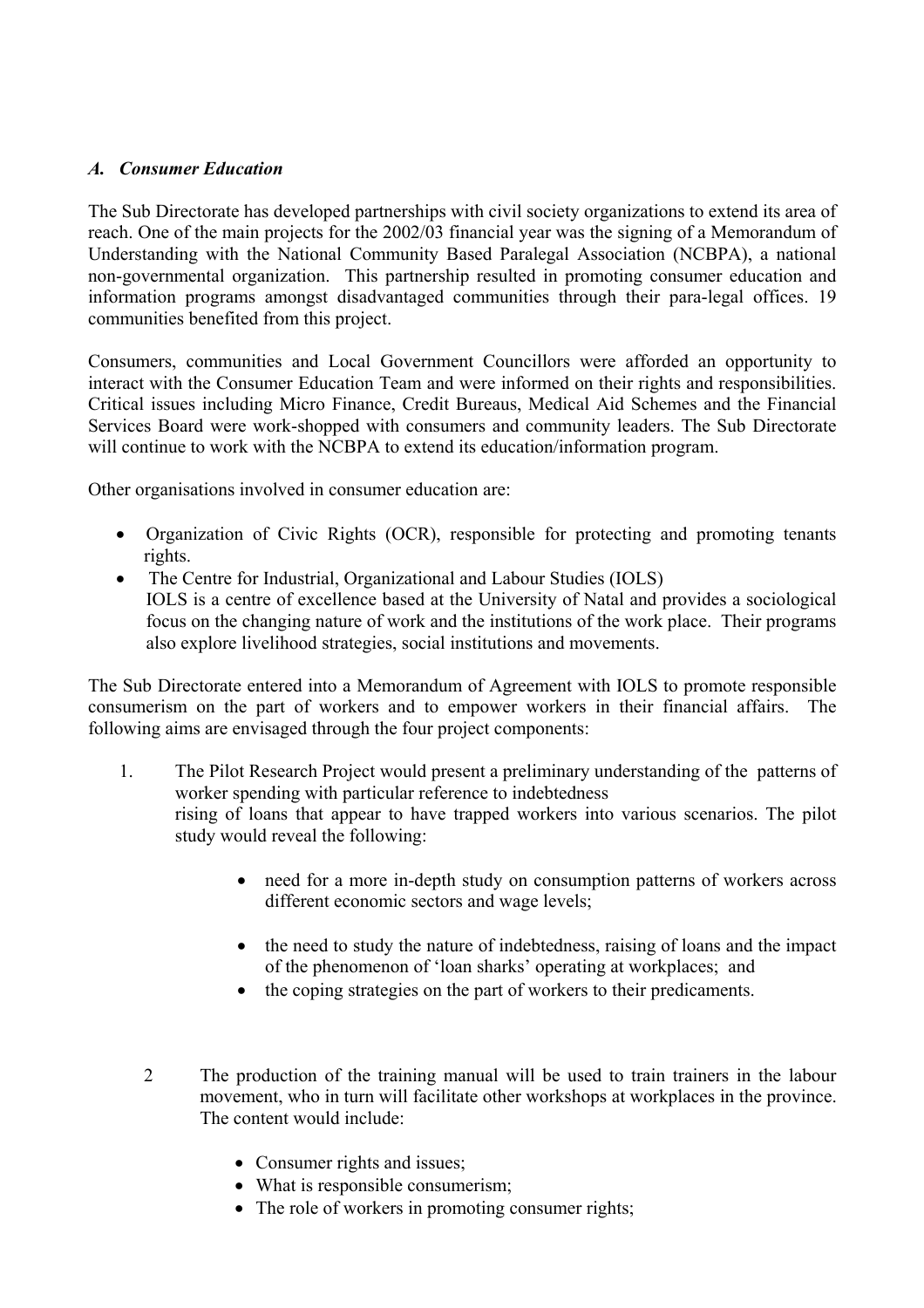### *A. Consumer Education*

The Sub Directorate has developed partnerships with civil society organizations to extend its area of reach. One of the main projects for the 2002/03 financial year was the signing of a Memorandum of Understanding with the National Community Based Paralegal Association (NCBPA), a national non-governmental organization. This partnership resulted in promoting consumer education and information programs amongst disadvantaged communities through their para-legal offices. 19 communities benefited from this project.

Consumers, communities and Local Government Councillors were afforded an opportunity to interact with the Consumer Education Team and were informed on their rights and responsibilities. Critical issues including Micro Finance, Credit Bureaus, Medical Aid Schemes and the Financial Services Board were work-shopped with consumers and community leaders. The Sub Directorate will continue to work with the NCBPA to extend its education/information program.

Other organisations involved in consumer education are:

- Organization of Civic Rights (OCR), responsible for protecting and promoting tenants rights.
- The Centre for Industrial, Organizational and Labour Studies (IOLS)  
  IOLS is a centre of excellence based at the University of Natal and provides a sociological focus on the changing nature of work and the institutions of the work place. Their programs also explore livelihood strategies, social institutions and movements.

The Sub Directorate entered into a Memorandum of Agreement with IOLS to promote responsible consumerism on the part of workers and to empower workers in their financial affairs. The following aims are envisaged through the four project components:

1. The Pilot Research Project would present a preliminary understanding of the patterns of worker spending with particular reference to indebtedness  
   rising of loans that appear to have trapped workers into various scenarios. The pilot study would reveal the following:

   - need for a more in-depth study on consumption patterns of workers across different economic sectors and wage levels;
   - the need to study the nature of indebtedness, raising of loans and the impact of the phenomenon of 'loan sharks' operating at workplaces; and
   - the coping strategies on the part of workers to their predicaments.

2. The production of the training manual will be used to train trainers in the labour movement, who in turn will facilitate other workshops at workplaces in the province. The content would include:

   - Consumer rights and issues;
   - What is responsible consumerism;
   - The role of workers in promoting consumer rights;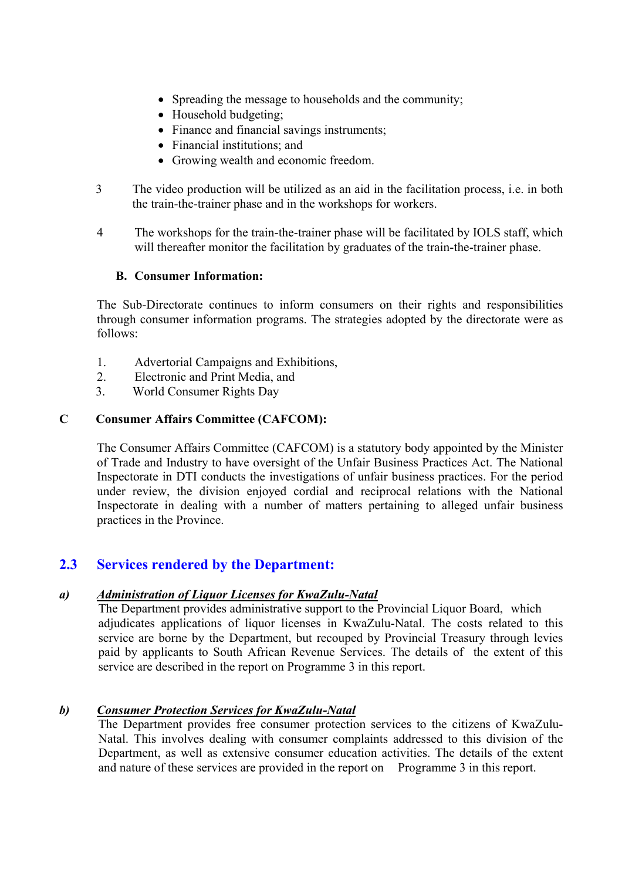- Spreading the message to households and the community;
- Household budgeting;
- Finance and financial savings instruments;
- Financial institutions; and
- Growing wealth and economic freedom.

3 The video production will be utilized as an aid in the facilitation process, i.e. in both the train-the-trainer phase and in the workshops for workers.

4 The workshops for the train-the-trainer phase will be facilitated by IOLS staff, which will thereafter monitor the facilitation by graduates of the train-the-trainer phase.

**B. Consumer Information:**

The Sub-Directorate continues to inform consumers on their rights and responsibilities through consumer information programs. The strategies adopted by the directorate were as follows:

1. Advertorial Campaigns and Exhibitions,
2. Electronic and Print Media, and
3. World Consumer Rights Day

**C Consumer Affairs Committee (CAFCOM):**

The Consumer Affairs Committee (CAFCOM) is a statutory body appointed by the Minister of Trade and Industry to have oversight of the Unfair Business Practices Act. The National Inspectorate in DTI conducts the investigations of unfair business practices. For the period under review, the division enjoyed cordial and reciprocal relations with the National Inspectorate in dealing with a number of matters pertaining to alleged unfair business practices in the Province.

## 2.3 Services rendered by the Department:

***a) Administration of Liquor Licenses for KwaZulu-Natal***

The Department provides administrative support to the Provincial Liquor Board, which adjudicates applications of liquor licenses in KwaZulu-Natal. The costs related to this service are borne by the Department, but recouped by Provincial Treasury through levies paid by applicants to South African Revenue Services. The details of the extent of this service are described in the report on Programme 3 in this report.

***b) Consumer Protection Services for KwaZulu-Natal***

The Department provides free consumer protection services to the citizens of KwaZulu-Natal. This involves dealing with consumer complaints addressed to this division of the Department, as well as extensive consumer education activities. The details of the extent and nature of these services are provided in the report on Programme 3 in this report.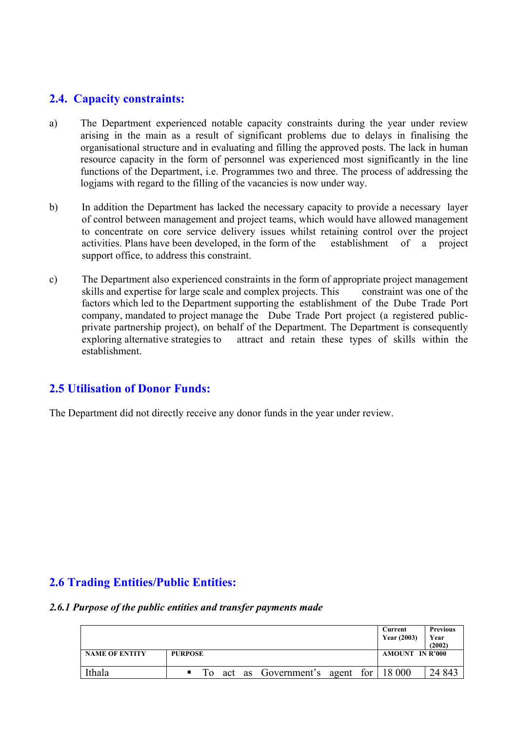## 2.4. Capacity constraints:

a) The Department experienced notable capacity constraints during the year under review arising in the main as a result of significant problems due to delays in finalising the organisational structure and in evaluating and filling the approved posts. The lack in human resource capacity in the form of personnel was experienced most significantly in the line functions of the Department, i.e. Programmes two and three. The process of addressing the logjams with regard to the filling of the vacancies is now under way.

b) In addition the Department has lacked the necessary capacity to provide a necessary layer of control between management and project teams, which would have allowed management to concentrate on core service delivery issues whilst retaining control over the project activities. Plans have been developed, in the form of the establishment of a project support office, to address this constraint.

c) The Department also experienced constraints in the form of appropriate project management skills and expertise for large scale and complex projects. This constraint was one of the factors which led to the Department supporting the establishment of the Dube Trade Port company, mandated to project manage the Dube Trade Port project (a registered public-private partnership project), on behalf of the Department. The Department is consequently exploring alternative strategies to attract and retain these types of skills within the establishment.

## 2.5 Utilisation of Donor Funds:

The Department did not directly receive any donor funds in the year under review.

## 2.6 Trading Entities/Public Entities:

### *2.6.1 Purpose of the public entities and transfer payments made*

| | | Current Year (2003) | Previous Year (2002) |
|---|---|---|---|
| **NAME OF ENTITY** | **PURPOSE** | **AMOUNT IN R'000** | |
| Ithala | ▪ To act as Government's agent for | 18 000 | 24 843 |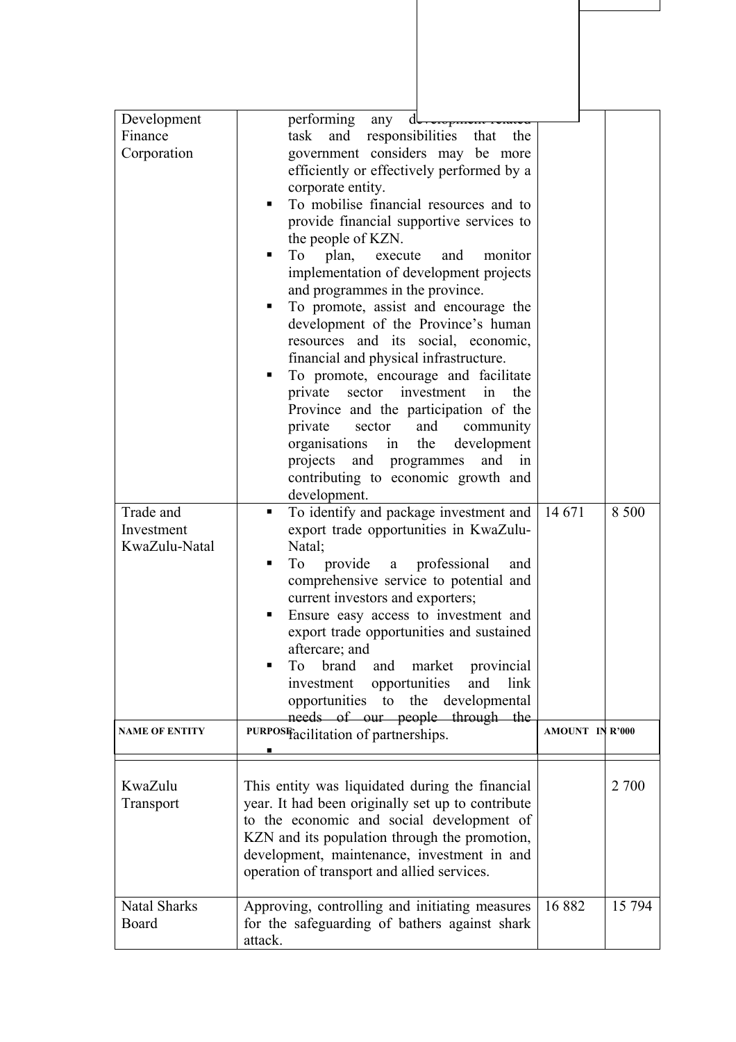| NAME OF ENTITY | PURPOSE | AMOUNT IN R'000 | |
|---|---|---|---|
| Development Finance Corporation | performing any development related task and responsibilities that the government considers may be more efficiently or effectively performed by a corporate entity.<br>▪ To mobilise financial resources and to provide financial supportive services to the people of KZN.<br>▪ To plan, execute and monitor implementation of development projects and programmes in the province.<br>▪ To promote, assist and encourage the development of the Province's human resources and its social, economic, financial and physical infrastructure.<br>▪ To promote, encourage and facilitate private sector investment in the Province and the participation of the private sector and community organisations in the development projects and programmes and in contributing to economic growth and development. | | |
| Trade and Investment KwaZulu-Natal | ▪ To identify and package investment and export trade opportunities in KwaZulu-Natal;<br>▪ To provide a professional and comprehensive service to potential and current investors and exporters;<br>▪ Ensure easy access to investment and export trade opportunities and sustained aftercare; and<br>▪ To brand and market provincial investment opportunities and link opportunities to the developmental needs of our people through the facilitation of partnerships. | 14 671 | 8 500 |
| KwaZulu Transport | This entity was liquidated during the financial year. It had been originally set up to contribute to the economic and social development of KZN and its population through the promotion, development, maintenance, investment in and operation of transport and allied services. | | 2 700 |
| Natal Sharks Board | Approving, controlling and initiating measures for the safeguarding of bathers against shark attack. | 16 882 | 15 794 |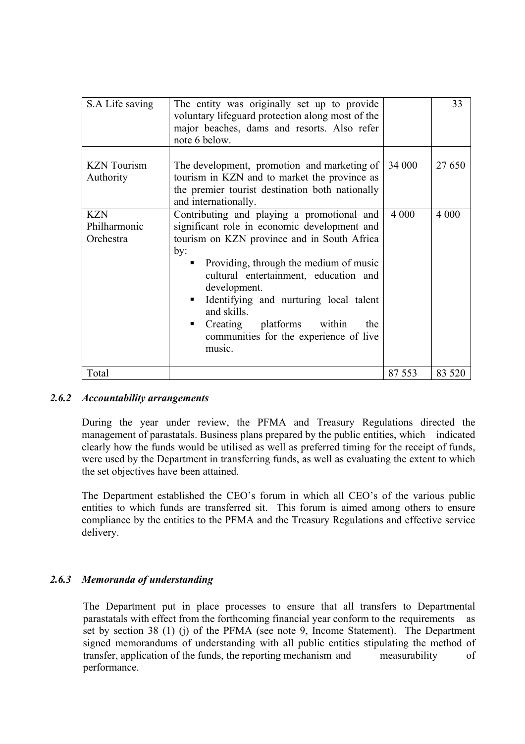| | | | |
|---|---|---|---|
| S.A Life saving | The entity was originally set up to provide voluntary lifeguard protection along most of the major beaches, dams and resorts. Also refer note 6 below. | | 33 |
| KZN Tourism Authority | The development, promotion and marketing of tourism in KZN and to market the province as the premier tourist destination both nationally and internationally. | 34 000 | 27 650 |
| KZN Philharmonic Orchestra | Contributing and playing a promotional and significant role in economic development and tourism on KZN province and in South Africa by: <br>▪ Providing, through the medium of music cultural entertainment, education and development. <br>▪ Identifying and nurturing local talent and skills. <br>▪ Creating platforms within the communities for the experience of live music. | 4 000 | 4 000 |
| Total | | 87 553 | 83 520 |

### *2.6.2 Accountability arrangements*

During the year under review, the PFMA and Treasury Regulations directed the management of parastatals. Business plans prepared by the public entities, which indicated clearly how the funds would be utilised as well as preferred timing for the receipt of funds, were used by the Department in transferring funds, as well as evaluating the extent to which the set objectives have been attained.

The Department established the CEO's forum in which all CEO's of the various public entities to which funds are transferred sit. This forum is aimed among others to ensure compliance by the entities to the PFMA and the Treasury Regulations and effective service delivery.

### *2.6.3 Memoranda of understanding*

The Department put in place processes to ensure that all transfers to Departmental parastatals with effect from the forthcoming financial year conform to the requirements as set by section 38 (1) (j) of the PFMA (see note 9, Income Statement). The Department signed memorandums of understanding with all public entities stipulating the method of transfer, application of the funds, the reporting mechanism and measurability of performance.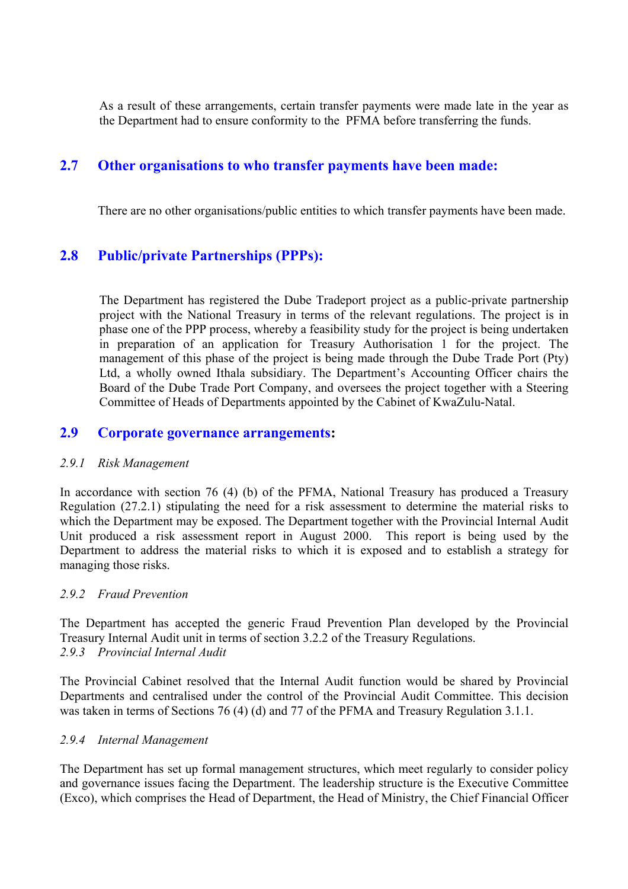As a result of these arrangements, certain transfer payments were made late in the year as the Department had to ensure conformity to the PFMA before transferring the funds.

## 2.7 Other organisations to who transfer payments have been made:

There are no other organisations/public entities to which transfer payments have been made.

## 2.8 Public/private Partnerships (PPPs):

The Department has registered the Dube Tradeport project as a public-private partnership project with the National Treasury in terms of the relevant regulations. The project is in phase one of the PPP process, whereby a feasibility study for the project is being undertaken in preparation of an application for Treasury Authorisation 1 for the project. The management of this phase of the project is being made through the Dube Trade Port (Pty) Ltd, a wholly owned Ithala subsidiary. The Department's Accounting Officer chairs the Board of the Dube Trade Port Company, and oversees the project together with a Steering Committee of Heads of Departments appointed by the Cabinet of KwaZulu-Natal.

## 2.9 Corporate governance arrangements:

### *2.9.1 Risk Management*

In accordance with section 76 (4) (b) of the PFMA, National Treasury has produced a Treasury Regulation (27.2.1) stipulating the need for a risk assessment to determine the material risks to which the Department may be exposed. The Department together with the Provincial Internal Audit Unit produced a risk assessment report in August 2000. This report is being used by the Department to address the material risks to which it is exposed and to establish a strategy for managing those risks.

### *2.9.2 Fraud Prevention*

The Department has accepted the generic Fraud Prevention Plan developed by the Provincial Treasury Internal Audit unit in terms of section 3.2.2 of the Treasury Regulations.

### *2.9.3 Provincial Internal Audit*

The Provincial Cabinet resolved that the Internal Audit function would be shared by Provincial Departments and centralised under the control of the Provincial Audit Committee. This decision was taken in terms of Sections 76 (4) (d) and 77 of the PFMA and Treasury Regulation 3.1.1.

### *2.9.4 Internal Management*

The Department has set up formal management structures, which meet regularly to consider policy and governance issues facing the Department. The leadership structure is the Executive Committee (Exco), which comprises the Head of Department, the Head of Ministry, the Chief Financial Officer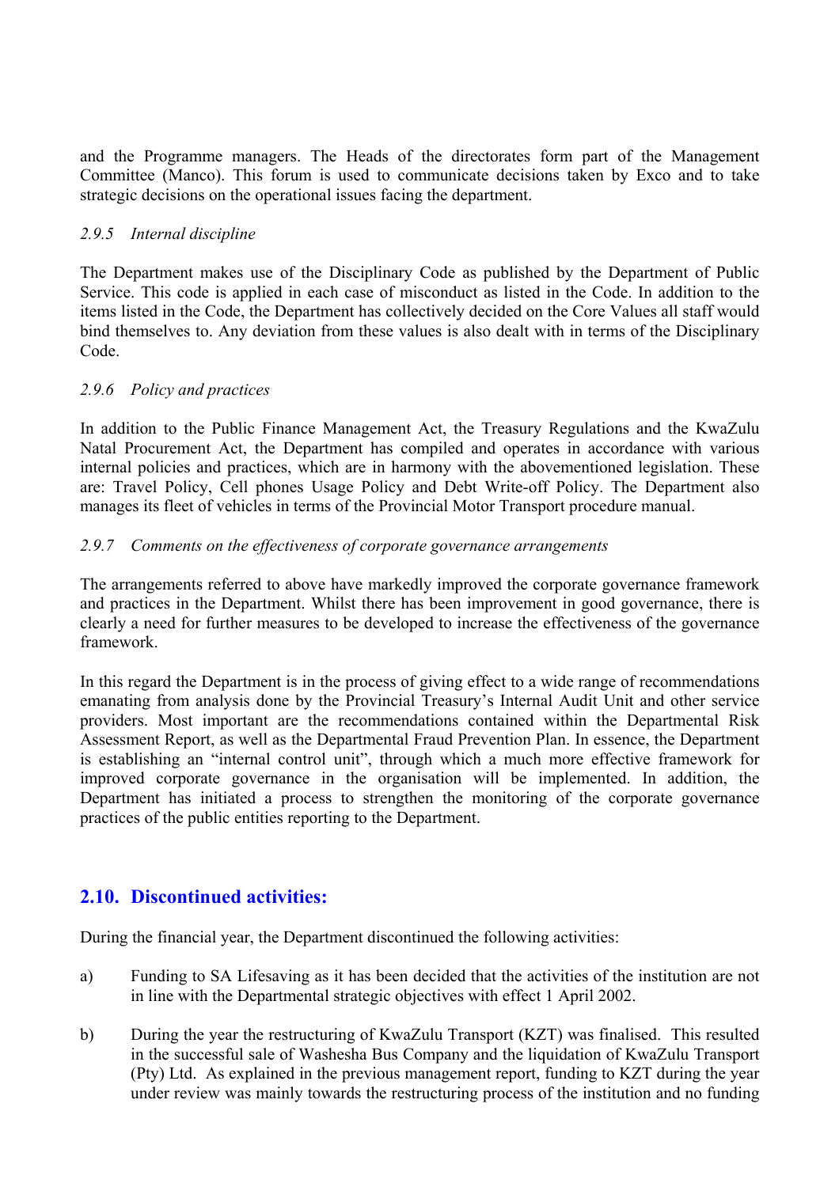and the Programme managers. The Heads of the directorates form part of the Management Committee (Manco). This forum is used to communicate decisions taken by Exco and to take strategic decisions on the operational issues facing the department.

#### *2.9.5 Internal discipline*

The Department makes use of the Disciplinary Code as published by the Department of Public Service. This code is applied in each case of misconduct as listed in the Code. In addition to the items listed in the Code, the Department has collectively decided on the Core Values all staff would bind themselves to. Any deviation from these values is also dealt with in terms of the Disciplinary Code.

#### *2.9.6 Policy and practices*

In addition to the Public Finance Management Act, the Treasury Regulations and the KwaZulu Natal Procurement Act, the Department has compiled and operates in accordance with various internal policies and practices, which are in harmony with the abovementioned legislation. These are: Travel Policy, Cell phones Usage Policy and Debt Write-off Policy. The Department also manages its fleet of vehicles in terms of the Provincial Motor Transport procedure manual.

#### *2.9.7 Comments on the effectiveness of corporate governance arrangements*

The arrangements referred to above have markedly improved the corporate governance framework and practices in the Department. Whilst there has been improvement in good governance, there is clearly a need for further measures to be developed to increase the effectiveness of the governance framework.

In this regard the Department is in the process of giving effect to a wide range of recommendations emanating from analysis done by the Provincial Treasury's Internal Audit Unit and other service providers. Most important are the recommendations contained within the Departmental Risk Assessment Report, as well as the Departmental Fraud Prevention Plan. In essence, the Department is establishing an "internal control unit", through which a much more effective framework for improved corporate governance in the organisation will be implemented. In addition, the Department has initiated a process to strengthen the monitoring of the corporate governance practices of the public entities reporting to the Department.

## 2.10. Discontinued activities:

During the financial year, the Department discontinued the following activities:

a) Funding to SA Lifesaving as it has been decided that the activities of the institution are not in line with the Departmental strategic objectives with effect 1 April 2002.

b) During the year the restructuring of KwaZulu Transport (KZT) was finalised. This resulted in the successful sale of Washesha Bus Company and the liquidation of KwaZulu Transport (Pty) Ltd. As explained in the previous management report, funding to KZT during the year under review was mainly towards the restructuring process of the institution and no funding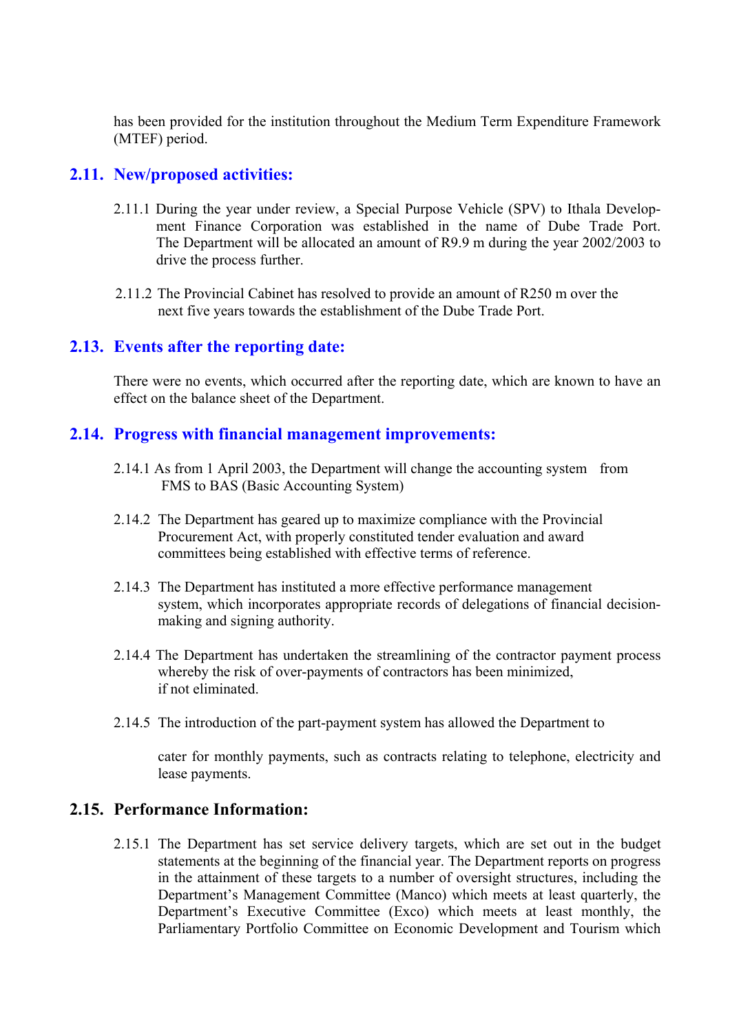has been provided for the institution throughout the Medium Term Expenditure Framework (MTEF) period.

## 2.11. New/proposed activities:

2.11.1 During the year under review, a Special Purpose Vehicle (SPV) to Ithala Development Finance Corporation was established in the name of Dube Trade Port. The Department will be allocated an amount of R9.9 m during the year 2002/2003 to drive the process further.

2.11.2 The Provincial Cabinet has resolved to provide an amount of R250 m over the next five years towards the establishment of the Dube Trade Port.

## 2.13. Events after the reporting date:

There were no events, which occurred after the reporting date, which are known to have an effect on the balance sheet of the Department.

## 2.14. Progress with financial management improvements:

2.14.1 As from 1 April 2003, the Department will change the accounting system from FMS to BAS (Basic Accounting System)

2.14.2 The Department has geared up to maximize compliance with the Provincial Procurement Act, with properly constituted tender evaluation and award committees being established with effective terms of reference.

2.14.3 The Department has instituted a more effective performance management system, which incorporates appropriate records of delegations of financial decision-making and signing authority.

2.14.4 The Department has undertaken the streamlining of the contractor payment process whereby the risk of over-payments of contractors has been minimized, if not eliminated.

2.14.5 The introduction of the part-payment system has allowed the Department to

cater for monthly payments, such as contracts relating to telephone, electricity and lease payments.

## 2.15. Performance Information:

2.15.1 The Department has set service delivery targets, which are set out in the budget statements at the beginning of the financial year. The Department reports on progress in the attainment of these targets to a number of oversight structures, including the Department's Management Committee (Manco) which meets at least quarterly, the Department's Executive Committee (Exco) which meets at least monthly, the Parliamentary Portfolio Committee on Economic Development and Tourism which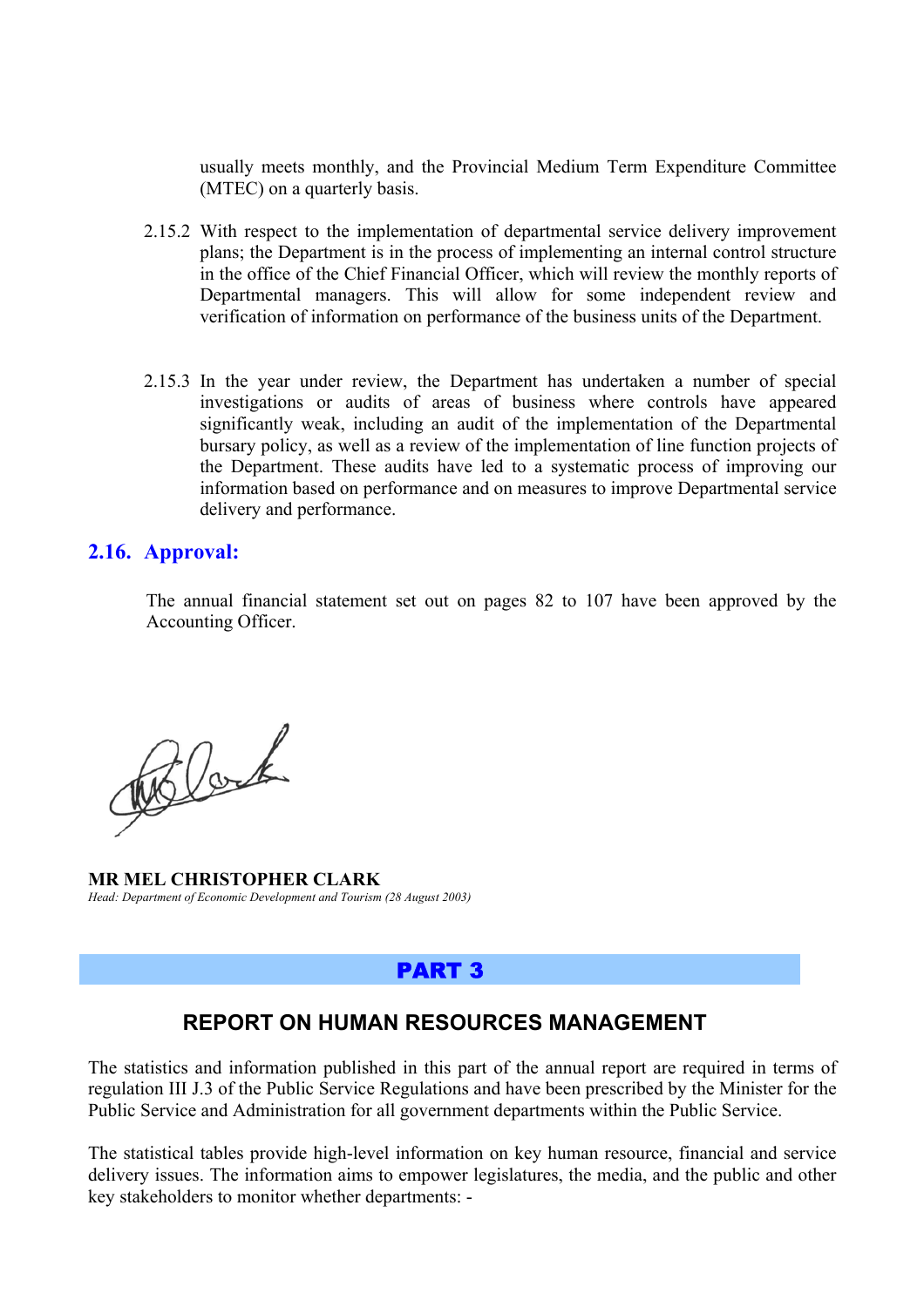usually meets monthly, and the Provincial Medium Term Expenditure Committee (MTEC) on a quarterly basis.

2.15.2 With respect to the implementation of departmental service delivery improvement plans; the Department is in the process of implementing an internal control structure in the office of the Chief Financial Officer, which will review the monthly reports of Departmental managers. This will allow for some independent review and verification of information on performance of the business units of the Department.

2.15.3 In the year under review, the Department has undertaken a number of special investigations or audits of areas of business where controls have appeared significantly weak, including an audit of the implementation of the Departmental bursary policy, as well as a review of the implementation of line function projects of the Department. These audits have led to a systematic process of improving our information based on performance and on measures to improve Departmental service delivery and performance.

## 2.16. Approval:

The annual financial statement set out on pages 82 to 107 have been approved by the Accounting Officer.

**MR MEL CHRISTOPHER CLARK**
*Head: Department of Economic Development and Tourism (28 August 2003)*

# PART 3

## REPORT ON HUMAN RESOURCES MANAGEMENT

The statistics and information published in this part of the annual report are required in terms of regulation III J.3 of the Public Service Regulations and have been prescribed by the Minister for the Public Service and Administration for all government departments within the Public Service.

The statistical tables provide high-level information on key human resource, financial and service delivery issues. The information aims to empower legislatures, the media, and the public and other key stakeholders to monitor whether departments: -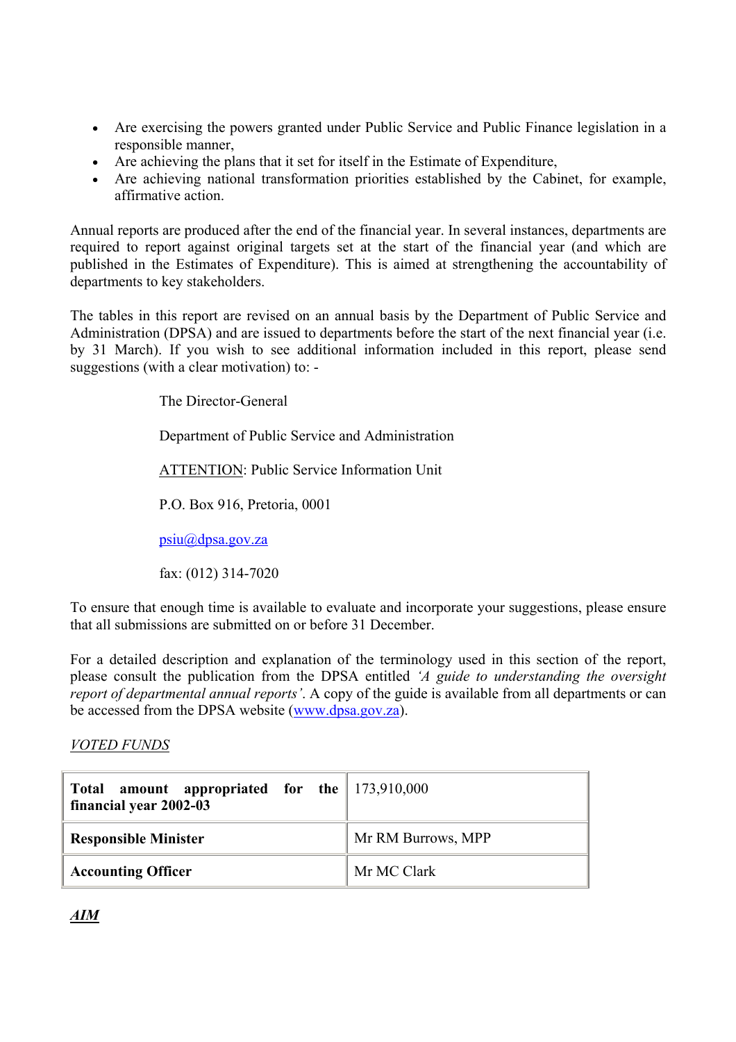- Are exercising the powers granted under Public Service and Public Finance legislation in a responsible manner,
- Are achieving the plans that it set for itself in the Estimate of Expenditure,
- Are achieving national transformation priorities established by the Cabinet, for example, affirmative action.

Annual reports are produced after the end of the financial year. In several instances, departments are required to report against original targets set at the start of the financial year (and which are published in the Estimates of Expenditure). This is aimed at strengthening the accountability of departments to key stakeholders.

The tables in this report are revised on an annual basis by the Department of Public Service and Administration (DPSA) and are issued to departments before the start of the next financial year (i.e. by 31 March). If you wish to see additional information included in this report, please send suggestions (with a clear motivation) to: -

The Director-General

Department of Public Service and Administration

<u>ATTENTION</u>: Public Service Information Unit

P.O. Box 916, Pretoria, 0001

psiu@dpsa.gov.za

fax: (012) 314-7020

To ensure that enough time is available to evaluate and incorporate your suggestions, please ensure that all submissions are submitted on or before 31 December.

For a detailed description and explanation of the terminology used in this section of the report, please consult the publication from the DPSA entitled *'A guide to understanding the oversight report of departmental annual reports'*. A copy of the guide is available from all departments or can be accessed from the DPSA website (www.dpsa.gov.za).

*<u>VOTED FUNDS</u>*

| **Total amount appropriated for the financial year 2002-03** | 173,910,000 |
|---|---|
| **Responsible Minister** | Mr RM Burrows, MPP |
| **Accounting Officer** | Mr MC Clark |

***<u>AIM</u>***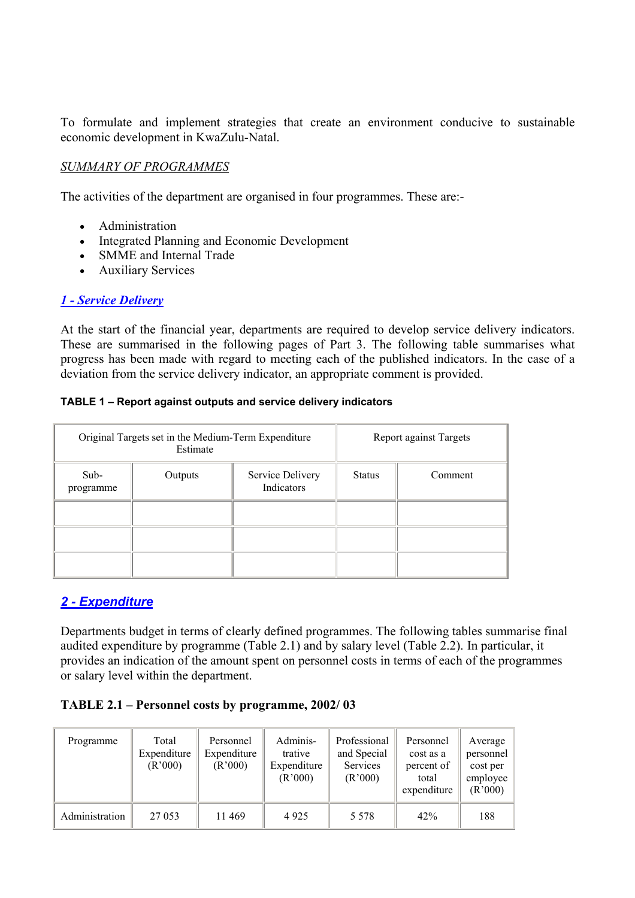To formulate and implement strategies that create an environment conducive to sustainable economic development in KwaZulu-Natal.

*SUMMARY OF PROGRAMMES*

The activities of the department are organised in four programmes. These are:-

- Administration
- Integrated Planning and Economic Development
- SMME and Internal Trade
- Auxiliary Services

## *1 - Service Delivery*

At the start of the financial year, departments are required to develop service delivery indicators. These are summarised in the following pages of Part 3. The following table summarises what progress has been made with regard to meeting each of the published indicators. In the case of a deviation from the service delivery indicator, an appropriate comment is provided.

**TABLE 1 – Report against outputs and service delivery indicators**

| Original Targets set in the Medium-Term Expenditure Estimate | | | Report against Targets | |
|---|---|---|---|---|
| Sub-programme | Outputs | Service Delivery Indicators | Status | Comment |
| | | | | |
| | | | | |
| | | | | |

## *2 - Expenditure*

Departments budget in terms of clearly defined programmes. The following tables summarise final audited expenditure by programme (Table 2.1) and by salary level (Table 2.2). In particular, it provides an indication of the amount spent on personnel costs in terms of each of the programmes or salary level within the department.

**TABLE 2.1 – Personnel costs by programme, 2002/ 03**

| Programme | Total Expenditure (R'000) | Personnel Expenditure (R'000) | Adminis-trative Expenditure (R'000) | Professional and Special Services (R'000) | Personnel cost as a percent of total expenditure | Average personnel cost per employee (R'000) |
|---|---|---|---|---|---|---|
| Administration | 27 053 | 11 469 | 4 925 | 5 578 | 42% | 188 |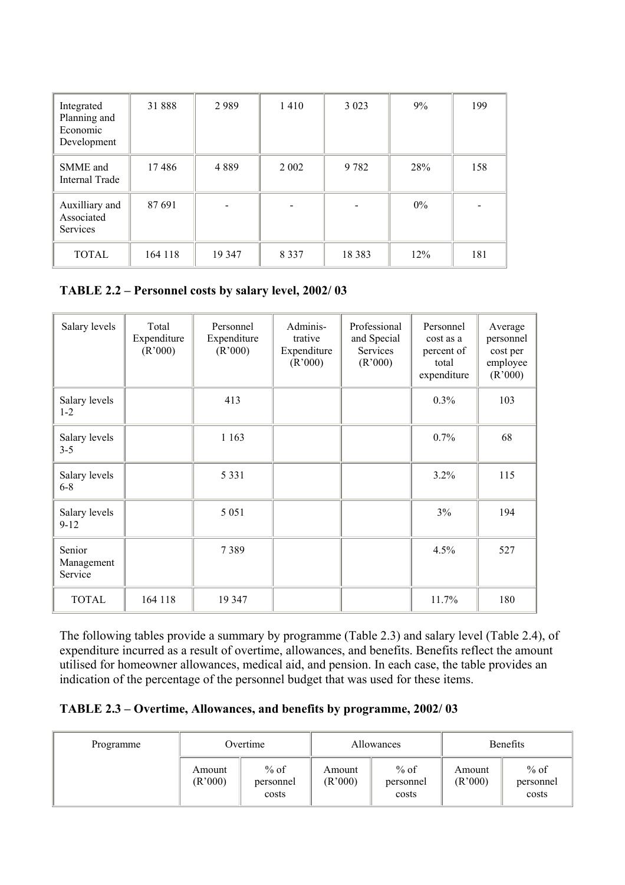| Integrated Planning and Economic Development | 31 888 | 2 989 | 1 410 | 3 023 | 9% | 199 |
|---|---|---|---|---|---|---|
| SMME and Internal Trade | 17 486 | 4 889 | 2 002 | 9 782 | 28% | 158 |
| Auxilliary and Associated Services | 87 691 | - | - | - | 0% | - |
| TOTAL | 164 118 | 19 347 | 8 337 | 18 383 | 12% | 181 |

**TABLE 2.2 – Personnel costs by salary level, 2002/ 03**

| Salary levels | Total Expenditure (R'000) | Personnel Expenditure (R'000) | Adminis-trative Expenditure (R'000) | Professional and Special Services (R'000) | Personnel cost as a percent of total expenditure | Average personnel cost per employee (R'000) |
|---|---|---|---|---|---|---|
| Salary levels 1-2 | | 413 | | | 0.3% | 103 |
| Salary levels 3-5 | | 1 163 | | | 0.7% | 68 |
| Salary levels 6-8 | | 5 331 | | | 3.2% | 115 |
| Salary levels 9-12 | | 5 051 | | | 3% | 194 |
| Senior Management Service | | 7 389 | | | 4.5% | 527 |
| TOTAL | 164 118 | 19 347 | | | 11.7% | 180 |

The following tables provide a summary by programme (Table 2.3) and salary level (Table 2.4), of expenditure incurred as a result of overtime, allowances, and benefits. Benefits reflect the amount utilised for homeowner allowances, medical aid, and pension. In each case, the table provides an indication of the percentage of the personnel budget that was used for these items.

**TABLE 2.3 – Overtime, Allowances, and benefits by programme, 2002/ 03**

| Programme | Overtime | | Allowances | | Benefits | |
|---|---|---|---|---|---|---|
| | Amount (R'000) | % of personnel costs | Amount (R'000) | % of personnel costs | Amount (R'000) | % of personnel costs |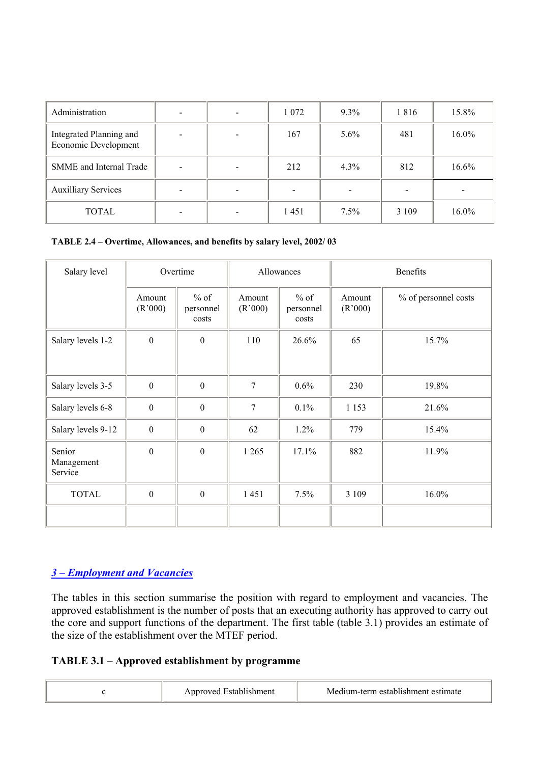| Administration | - | - | 1 072 | 9.3% | 1 816 | 15.8% |
|---|---|---|---|---|---|---|
| Integrated Planning and Economic Development | - | - | 167 | 5.6% | 481 | 16.0% |
| SMME and Internal Trade | - | - | 212 | 4.3% | 812 | 16.6% |
| Auxilliary Services | - | - | - | - | - | - |
| TOTAL | - | - | 1 451 | 7.5% | 3 109 | 16.0% |

**TABLE 2.4 – Overtime, Allowances, and benefits by salary level, 2002/ 03**

| Salary level | Overtime | | Allowances | | Benefits | |
|---|---|---|---|---|---|---|
| | Amount (R'000) | % of personnel costs | Amount (R'000) | % of personnel costs | Amount (R'000) | % of personnel costs |
| Salary levels 1-2 | 0 | 0 | 110 | 26.6% | 65 | 15.7% |
| Salary levels 3-5 | 0 | 0 | 7 | 0.6% | 230 | 19.8% |
| Salary levels 6-8 | 0 | 0 | 7 | 0.1% | 1 153 | 21.6% |
| Salary levels 9-12 | 0 | 0 | 62 | 1.2% | 779 | 15.4% |
| Senior Management Service | 0 | 0 | 1 265 | 17.1% | 882 | 11.9% |
| TOTAL | 0 | 0 | 1 451 | 7.5% | 3 109 | 16.0% |
| | | | | | | |

## *3 – Employment and Vacancies*

The tables in this section summarise the position with regard to employment and vacancies. The approved establishment is the number of posts that an executing authority has approved to carry out the core and support functions of the department. The first table (table 3.1) provides an estimate of the size of the establishment over the MTEF period.

**TABLE 3.1 – Approved establishment by programme**

| c | Approved Establishment | Medium-term establishment estimate |
|---|---|---|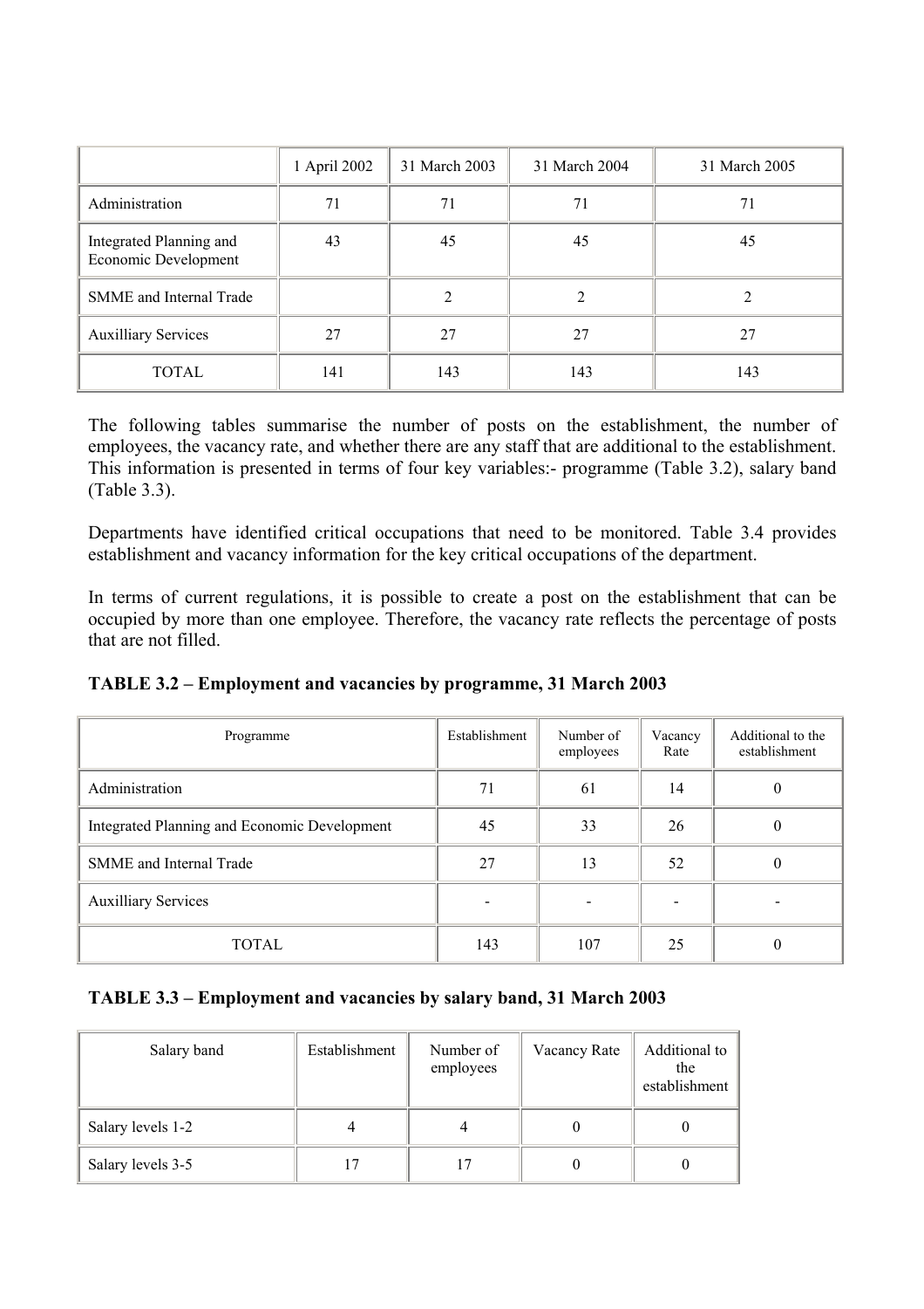| | 1 April 2002 | 31 March 2003 | 31 March 2004 | 31 March 2005 |
|---|---|---|---|---|
| Administration | 71 | 71 | 71 | 71 |
| Integrated Planning and Economic Development | 43 | 45 | 45 | 45 |
| SMME and Internal Trade | | 2 | 2 | 2 |
| Auxilliary Services | 27 | 27 | 27 | 27 |
| TOTAL | 141 | 143 | 143 | 143 |

The following tables summarise the number of posts on the establishment, the number of employees, the vacancy rate, and whether there are any staff that are additional to the establishment. This information is presented in terms of four key variables:- programme (Table 3.2), salary band (Table 3.3).

Departments have identified critical occupations that need to be monitored. Table 3.4 provides establishment and vacancy information for the key critical occupations of the department.

In terms of current regulations, it is possible to create a post on the establishment that can be occupied by more than one employee. Therefore, the vacancy rate reflects the percentage of posts that are not filled.

**TABLE 3.2 – Employment and vacancies by programme, 31 March 2003**

| Programme | Establishment | Number of employees | Vacancy Rate | Additional to the establishment |
|---|---|---|---|---|
| Administration | 71 | 61 | 14 | 0 |
| Integrated Planning and Economic Development | 45 | 33 | 26 | 0 |
| SMME and Internal Trade | 27 | 13 | 52 | 0 |
| Auxilliary Services | - | - | - | - |
| TOTAL | 143 | 107 | 25 | 0 |

**TABLE 3.3 – Employment and vacancies by salary band, 31 March 2003**

| Salary band | Establishment | Number of employees | Vacancy Rate | Additional to the establishment |
|---|---|---|---|---|
| Salary levels 1-2 | 4 | 4 | 0 | 0 |
| Salary levels 3-5 | 17 | 17 | 0 | 0 |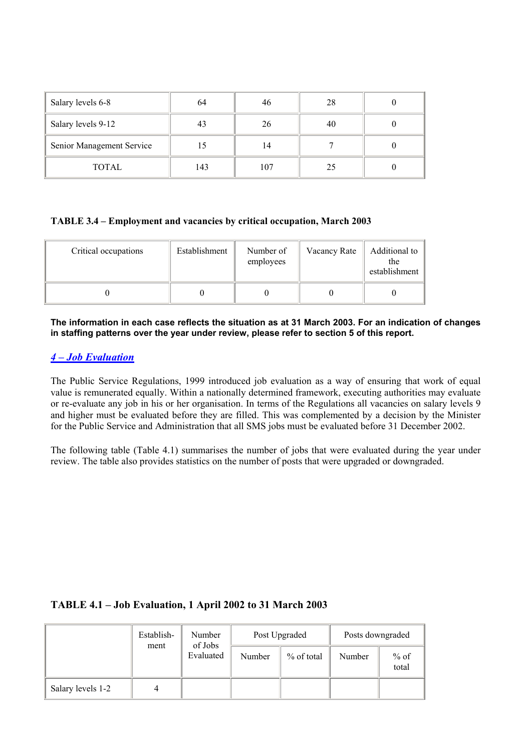| Salary levels 6-8 | 64 | 46 | 28 | 0 |
|---|---|---|---|---|
| Salary levels 9-12 | 43 | 26 | 40 | 0 |
| Senior Management Service | 15 | 14 | 7 | 0 |
| TOTAL | 143 | 107 | 25 | 0 |

**TABLE 3.4 – Employment and vacancies by critical occupation, March 2003**

| Critical occupations | Establishment | Number of employees | Vacancy Rate | Additional to the establishment |
|---|---|---|---|---|
| 0 | 0 | 0 | 0 | 0 |

**The information in each case reflects the situation as at 31 March 2003. For an indication of changes in staffing patterns over the year under review, please refer to section 5 of this report.**

## *4 – Job Evaluation*

The Public Service Regulations, 1999 introduced job evaluation as a way of ensuring that work of equal value is remunerated equally. Within a nationally determined framework, executing authorities may evaluate or re-evaluate any job in his or her organisation. In terms of the Regulations all vacancies on salary levels 9 and higher must be evaluated before they are filled. This was complemented by a decision by the Minister for the Public Service and Administration that all SMS jobs must be evaluated before 31 December 2002.

The following table (Table 4.1) summarises the number of jobs that were evaluated during the year under review. The table also provides statistics on the number of posts that were upgraded or downgraded.

**TABLE 4.1 – Job Evaluation, 1 April 2002 to 31 March 2003**

| | Establish-ment | Number of Jobs Evaluated | Post Upgraded | | Posts downgraded | |
|---|---|---|---|---|---|---|
| | | | Number | % of total | Number | % of total |
| Salary levels 1-2 | 4 | | | | | |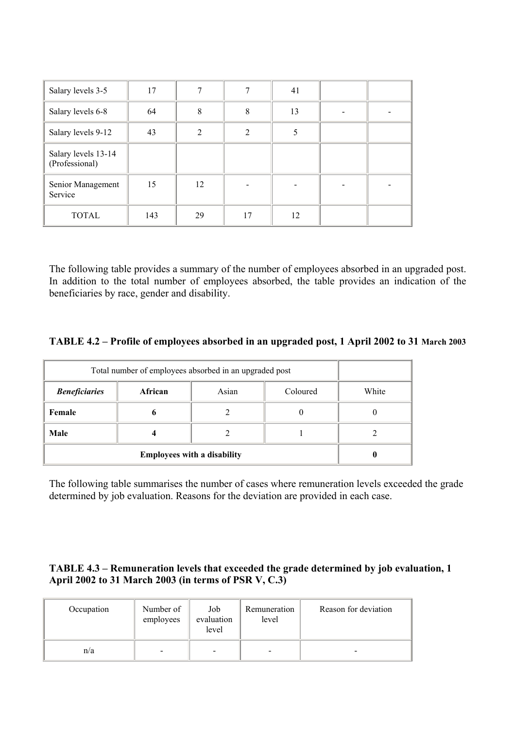| Salary levels 3-5 | 17 | 7 | 7 | 41 | | |
|---|---|---|---|---|---|---|
| Salary levels 6-8 | 64 | 8 | 8 | 13 | - | - |
| Salary levels 9-12 | 43 | 2 | 2 | 5 | | |
| Salary levels 13-14 (Professional) | | | | | | |
| Senior Management Service | 15 | 12 | - | - | - | - |
| TOTAL | 143 | 29 | 17 | 12 | | |

The following table provides a summary of the number of employees absorbed in an upgraded post. In addition to the total number of employees absorbed, the table provides an indication of the beneficiaries by race, gender and disability.

**TABLE 4.2 – Profile of employees absorbed in an upgraded post, 1 April 2002 to 31 March 2003**

| Total number of employees absorbed in an upgraded post | | | | |
|---|---|---|---|---|
| ***Beneficiaries*** | **African** | Asian | Coloured | White |
| **Female** | **6** | 2 | 0 | 0 |
| **Male** | **4** | 2 | 1 | 2 |
| **Employees with a disability** | | | | **0** |

The following table summarises the number of cases where remuneration levels exceeded the grade determined by job evaluation. Reasons for the deviation are provided in each case.

**TABLE 4.3 – Remuneration levels that exceeded the grade determined by job evaluation, 1 April 2002 to 31 March 2003 (in terms of PSR V, C.3)**

| Occupation | Number of employees | Job evaluation level | Remuneration level | Reason for deviation |
|---|---|---|---|---|
| n/a | - | - | - | - |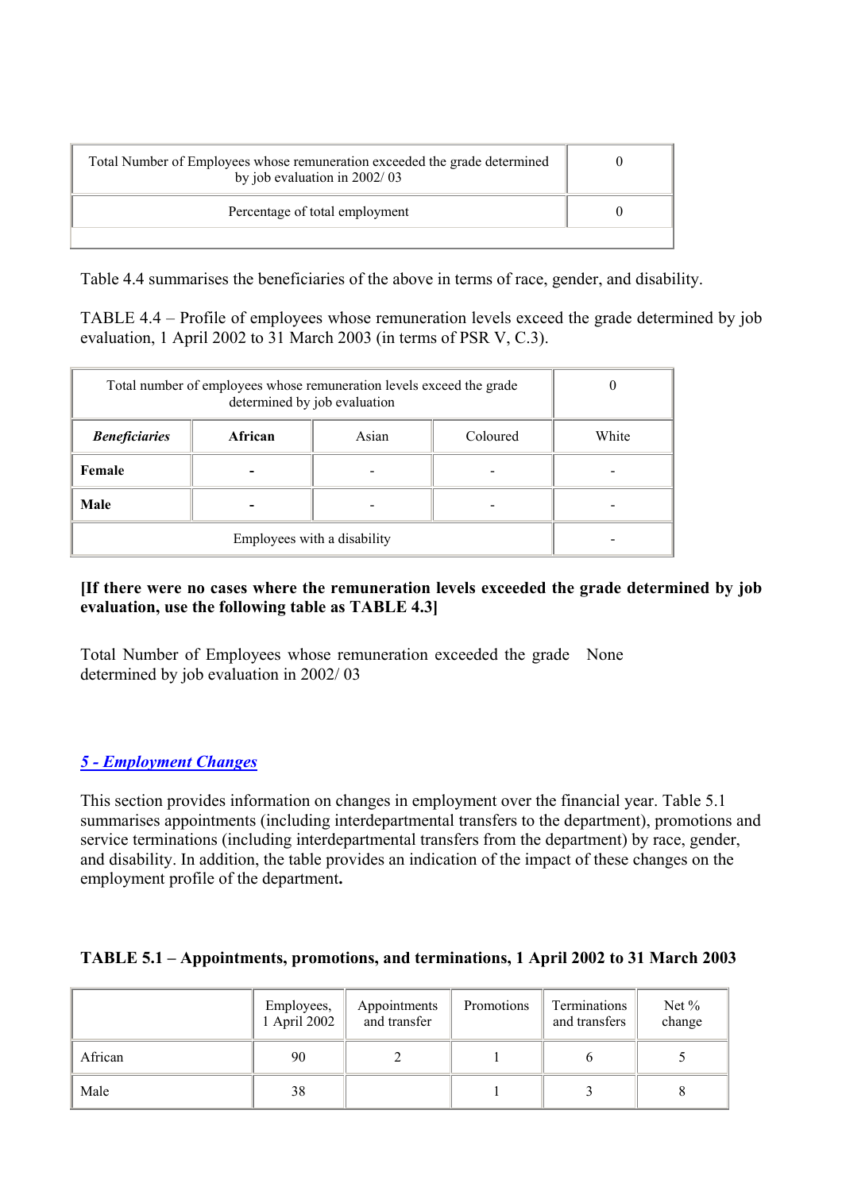| Total Number of Employees whose remuneration exceeded the grade determined by job evaluation in 2002/ 03 | 0 |
| --- | --- |
| Percentage of total employment | 0 |

Table 4.4 summarises the beneficiaries of the above in terms of race, gender, and disability.

TABLE 4.4 – Profile of employees whose remuneration levels exceed the grade determined by job evaluation, 1 April 2002 to 31 March 2003 (in terms of PSR V, C.3).

| Total number of employees whose remuneration levels exceed the grade determined by job evaluation | | | | 0 |
| --- | --- | --- | --- | --- |
| ***Beneficiaries*** | **African** | Asian | Coloured | White |
| **Female** | **-** | - | - | - |
| **Male** | **-** | - | - | - |
| Employees with a disability | | | | - |

**[If there were no cases where the remuneration levels exceeded the grade determined by job evaluation, use the following table as TABLE 4.3]**

| Total Number of Employees whose remuneration exceeded the grade determined by job evaluation in 2002/ 03 | None |
| --- | --- |

## *5 - Employment Changes*

This section provides information on changes in employment over the financial year. Table 5.1 summarises appointments (including interdepartmental transfers to the department), promotions and service terminations (including interdepartmental transfers from the department) by race, gender, and disability. In addition, the table provides an indication of the impact of these changes on the employment profile of the department**.**

**TABLE 5.1 – Appointments, promotions, and terminations, 1 April 2002 to 31 March 2003**

| | Employees, 1 April 2002 | Appointments and transfer | Promotions | Terminations and transfers | Net % change |
| --- | --- | --- | --- | --- | --- |
| African | 90 | 2 | 1 | 6 | 5 |
| Male | 38 | | 1 | 3 | 8 |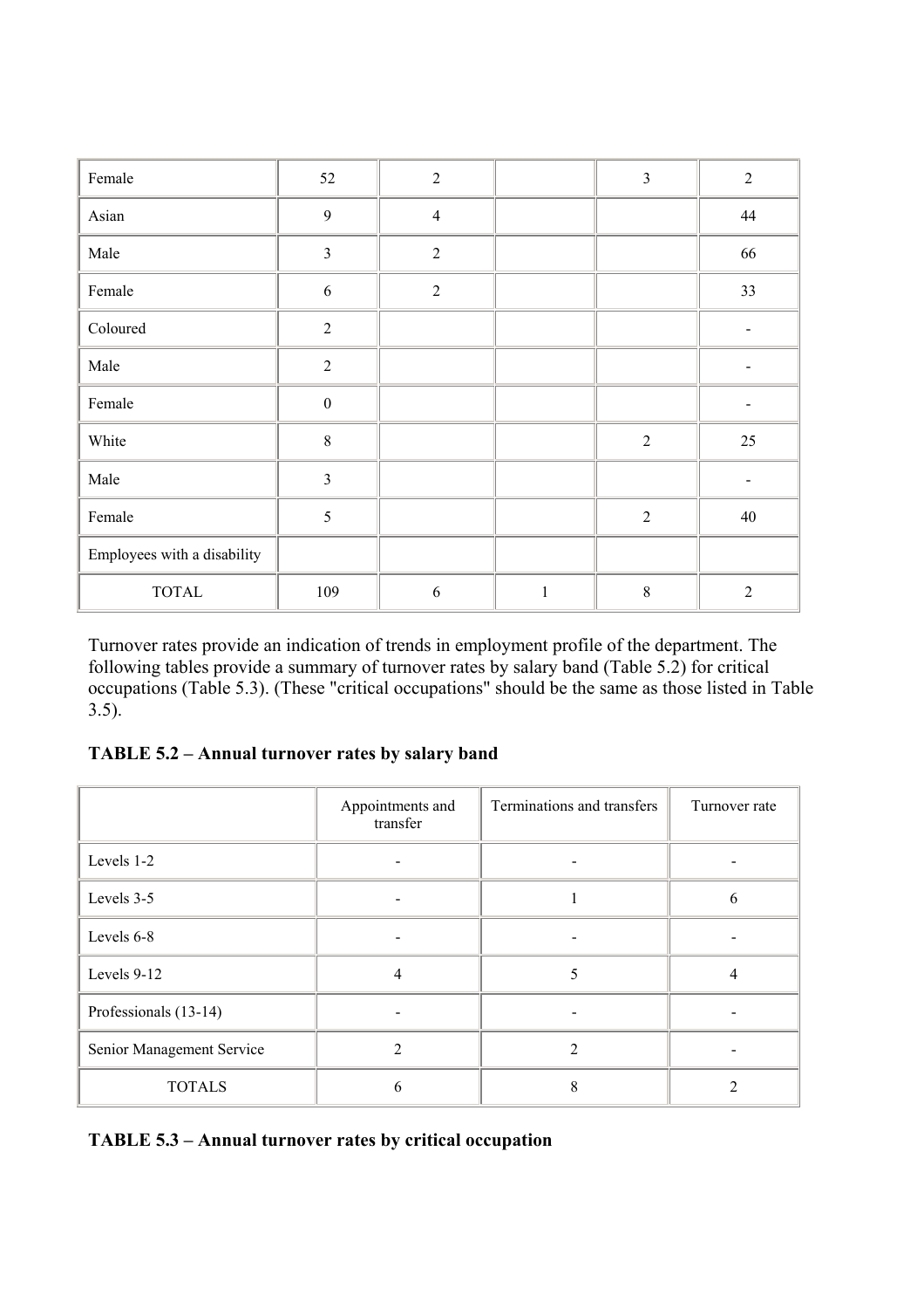| | | | | | |
|---|---|---|---|---|---|
| Female | 52 | 2 | | 3 | 2 |
| Asian | 9 | 4 | | | 44 |
| Male | 3 | 2 | | | 66 |
| Female | 6 | 2 | | | 33 |
| Coloured | 2 | | | | - |
| Male | 2 | | | | - |
| Female | 0 | | | | - |
| White | 8 | | | 2 | 25 |
| Male | 3 | | | | - |
| Female | 5 | | | 2 | 40 |
| Employees with a disability | | | | | |
| TOTAL | 109 | 6 | 1 | 8 | 2 |

Turnover rates provide an indication of trends in employment profile of the department. The following tables provide a summary of turnover rates by salary band (Table 5.2) for critical occupations (Table 5.3). (These "critical occupations" should be the same as those listed in Table 3.5).

**TABLE 5.2 – Annual turnover rates by salary band**

| | Appointments and transfer | Terminations and transfers | Turnover rate |
|---|---|---|---|
| Levels 1-2 | - | - | - |
| Levels 3-5 | - | 1 | 6 |
| Levels 6-8 | - | - | - |
| Levels 9-12 | 4 | 5 | 4 |
| Professionals (13-14) | - | - | - |
| Senior Management Service | 2 | 2 | - |
| TOTALS | 6 | 8 | 2 |

**TABLE 5.3 – Annual turnover rates by critical occupation**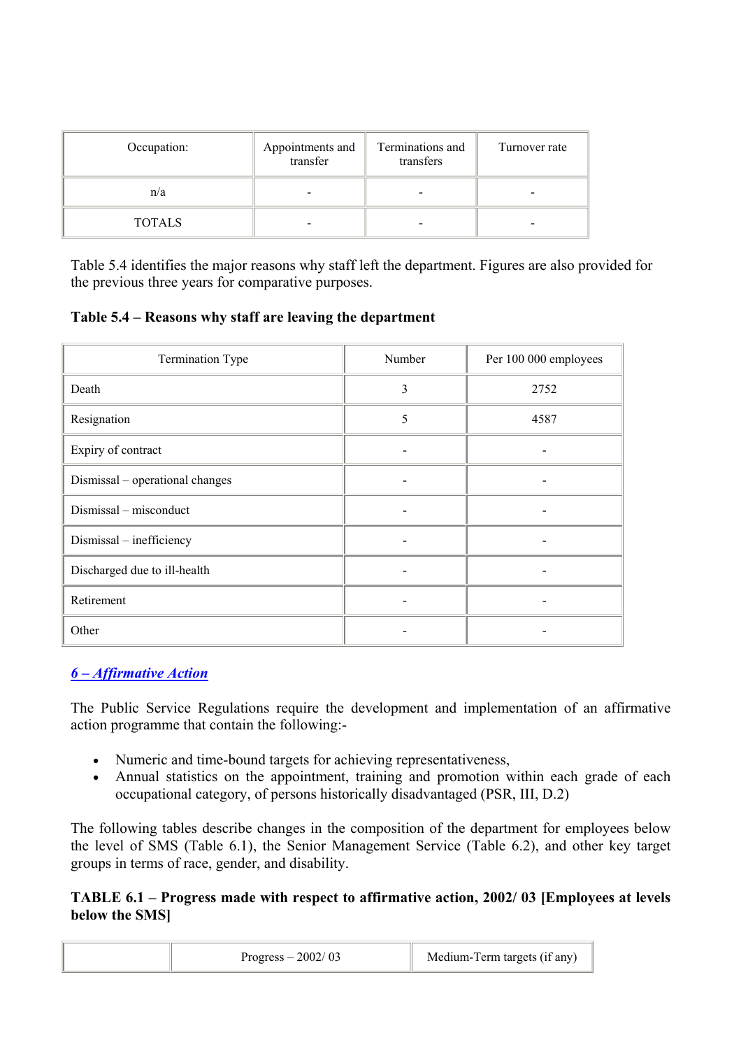| Occupation: | Appointments and transfer | Terminations and transfers | Turnover rate |
|---|---|---|---|
| n/a | - | - | - |
| TOTALS | - | - | - |

Table 5.4 identifies the major reasons why staff left the department. Figures are also provided for the previous three years for comparative purposes.

**Table 5.4 – Reasons why staff are leaving the department**

| Termination Type | Number | Per 100 000 employees |
|---|---|---|
| Death | 3 | 2752 |
| Resignation | 5 | 4587 |
| Expiry of contract | - | - |
| Dismissal – operational changes | - | - |
| Dismissal – misconduct | - | - |
| Dismissal – inefficiency | - | - |
| Discharged due to ill-health | - | - |
| Retirement | - | - |
| Other | - | - |

## *6 – Affirmative Action*

The Public Service Regulations require the development and implementation of an affirmative action programme that contain the following:-

- Numeric and time-bound targets for achieving representativeness,
- Annual statistics on the appointment, training and promotion within each grade of each occupational category, of persons historically disadvantaged (PSR, III, D.2)

The following tables describe changes in the composition of the department for employees below the level of SMS (Table 6.1), the Senior Management Service (Table 6.2), and other key target groups in terms of race, gender, and disability.

**TABLE 6.1 – Progress made with respect to affirmative action, 2002/ 03 [Employees at levels below the SMS]**

| | Progress – 2002/ 03 | Medium-Term targets (if any) |
|---|---|---|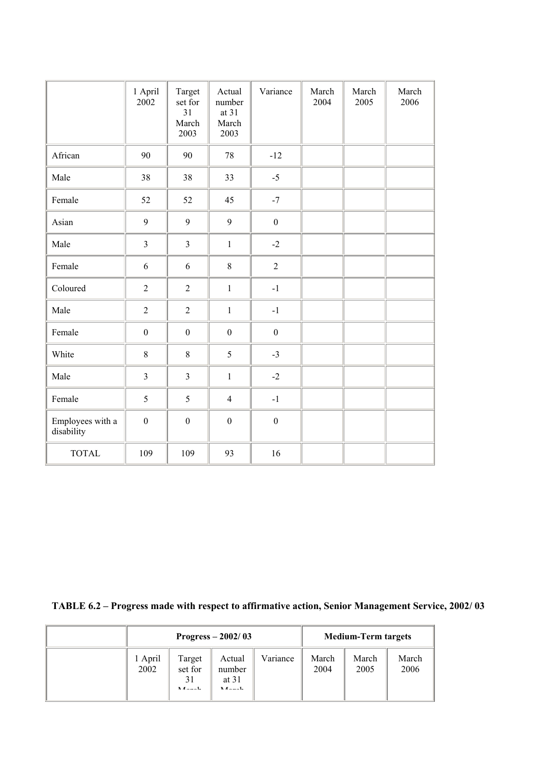| | 1 April 2002 | Target set for 31 March 2003 | Actual number at 31 March 2003 | Variance | March 2004 | March 2005 | March 2006 |
|---|---|---|---|---|---|---|---|
| African | 90 | 90 | 78 | -12 | | | |
| Male | 38 | 38 | 33 | -5 | | | |
| Female | 52 | 52 | 45 | -7 | | | |
| Asian | 9 | 9 | 9 | 0 | | | |
| Male | 3 | 3 | 1 | -2 | | | |
| Female | 6 | 6 | 8 | 2 | | | |
| Coloured | 2 | 2 | 1 | -1 | | | |
| Male | 2 | 2 | 1 | -1 | | | |
| Female | 0 | 0 | 0 | 0 | | | |
| White | 8 | 8 | 5 | -3 | | | |
| Male | 3 | 3 | 1 | -2 | | | |
| Female | 5 | 5 | 4 | -1 | | | |
| Employees with a disability | 0 | 0 | 0 | 0 | | | |
| TOTAL | 109 | 109 | 93 | 16 | | | |

**TABLE 6.2 – Progress made with respect to affirmative action, Senior Management Service, 2002/ 03**

| | Progress – 2002/ 03 | | | | Medium-Term targets | | |
|---|---|---|---|---|---|---|---|
| | 1 April 2002 | Target set for 31 March | Actual number at 31 March | Variance | March 2004 | March 2005 | March 2006 |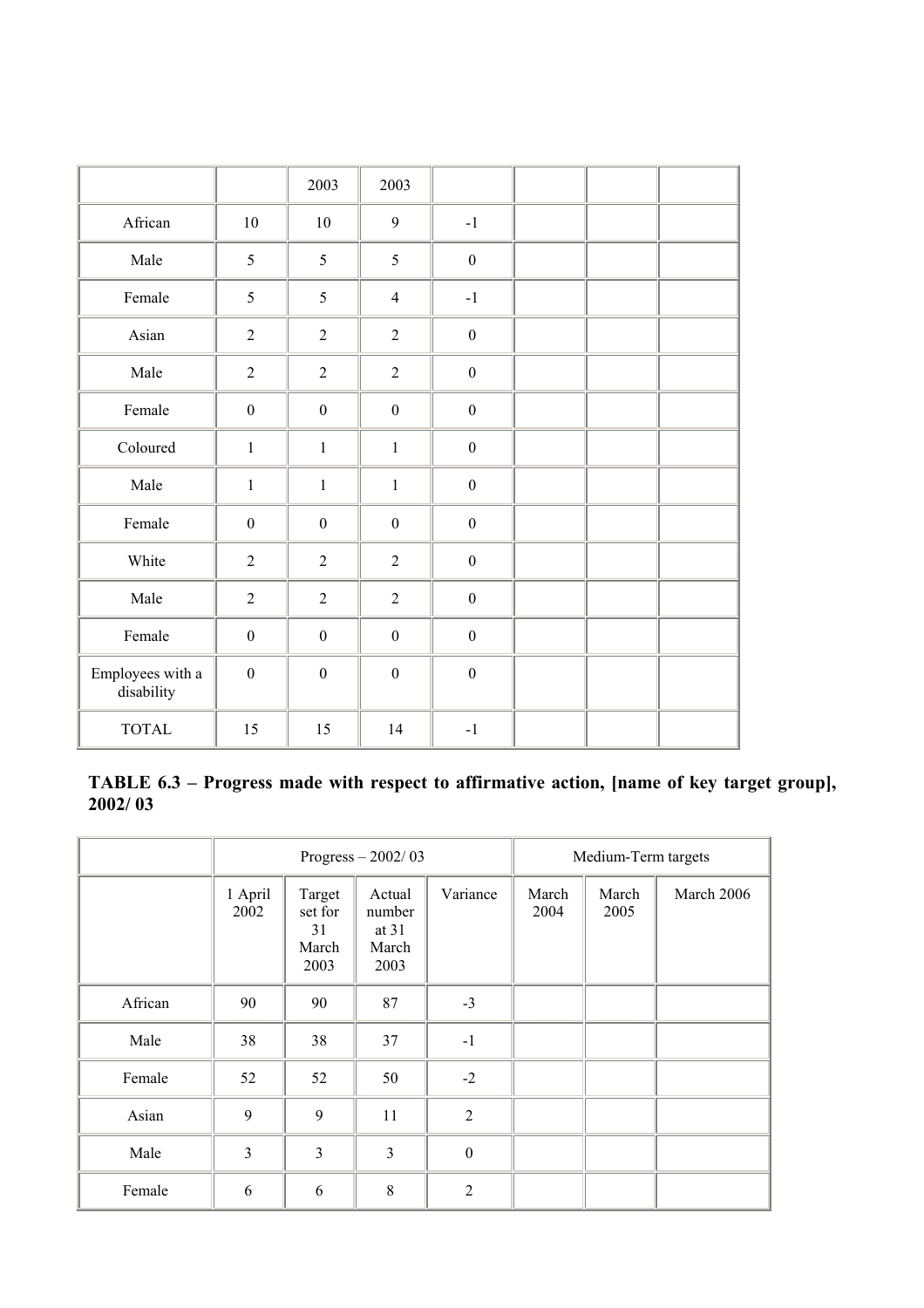| | | 2003 | 2003 | | | | |
|---|---|---|---|---|---|---|---|
| African | 10 | 10 | 9 | -1 | | | |
| Male | 5 | 5 | 5 | 0 | | | |
| Female | 5 | 5 | 4 | -1 | | | |
| Asian | 2 | 2 | 2 | 0 | | | |
| Male | 2 | 2 | 2 | 0 | | | |
| Female | 0 | 0 | 0 | 0 | | | |
| Coloured | 1 | 1 | 1 | 0 | | | |
| Male | 1 | 1 | 1 | 0 | | | |
| Female | 0 | 0 | 0 | 0 | | | |
| White | 2 | 2 | 2 | 0 | | | |
| Male | 2 | 2 | 2 | 0 | | | |
| Female | 0 | 0 | 0 | 0 | | | |
| Employees with a disability | 0 | 0 | 0 | 0 | | | |
| TOTAL | 15 | 15 | 14 | -1 | | | |

**TABLE 6.3 – Progress made with respect to affirmative action, [name of key target group], 2002/ 03**

| | Progress – 2002/ 03 | | | | Medium-Term targets | | |
|---|---|---|---|---|---|---|---|
| | 1 April 2002 | Target set for 31 March 2003 | Actual number at 31 March 2003 | Variance | March 2004 | March 2005 | March 2006 |
| African | 90 | 90 | 87 | -3 | | | |
| Male | 38 | 38 | 37 | -1 | | | |
| Female | 52 | 52 | 50 | -2 | | | |
| Asian | 9 | 9 | 11 | 2 | | | |
| Male | 3 | 3 | 3 | 0 | | | |
| Female | 6 | 6 | 8 | 2 | | | |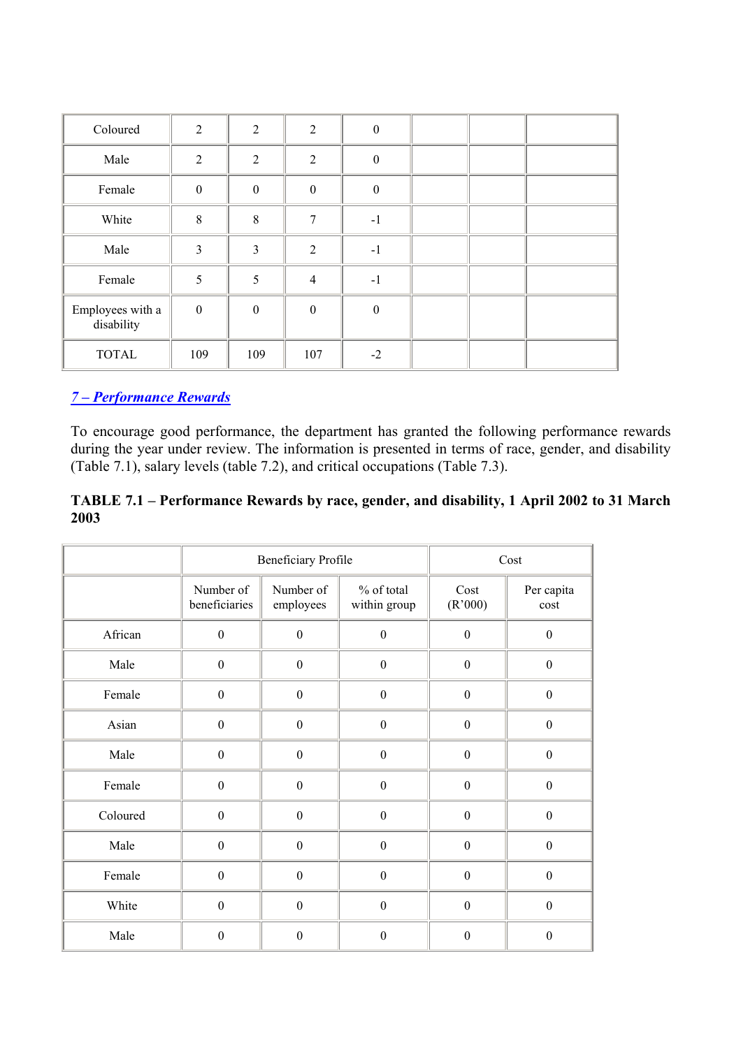| | | | | | | | |
|---|---|---|---|---|---|---|---|
| Coloured | 2 | 2 | 2 | 0 | | | |
| Male | 2 | 2 | 2 | 0 | | | |
| Female | 0 | 0 | 0 | 0 | | | |
| White | 8 | 8 | 7 | -1 | | | |
| Male | 3 | 3 | 2 | -1 | | | |
| Female | 5 | 5 | 4 | -1 | | | |
| Employees with a disability | 0 | 0 | 0 | 0 | | | |
| TOTAL | 109 | 109 | 107 | -2 | | | |

## *7 – Performance Rewards*

To encourage good performance, the department has granted the following performance rewards during the year under review. The information is presented in terms of race, gender, and disability (Table 7.1), salary levels (table 7.2), and critical occupations (Table 7.3).

**TABLE 7.1 – Performance Rewards by race, gender, and disability, 1 April 2002 to 31 March 2003**

| | Beneficiary Profile | | | Cost | |
|---|---|---|---|---|---|
| | Number of beneficiaries | Number of employees | % of total within group | Cost (R'000) | Per capita cost |
| African | 0 | 0 | 0 | 0 | 0 |
| Male | 0 | 0 | 0 | 0 | 0 |
| Female | 0 | 0 | 0 | 0 | 0 |
| Asian | 0 | 0 | 0 | 0 | 0 |
| Male | 0 | 0 | 0 | 0 | 0 |
| Female | 0 | 0 | 0 | 0 | 0 |
| Coloured | 0 | 0 | 0 | 0 | 0 |
| Male | 0 | 0 | 0 | 0 | 0 |
| Female | 0 | 0 | 0 | 0 | 0 |
| White | 0 | 0 | 0 | 0 | 0 |
| Male | 0 | 0 | 0 | 0 | 0 |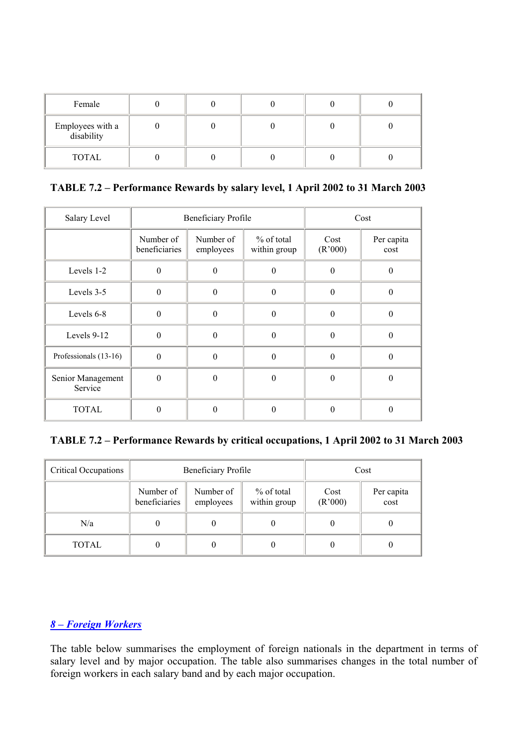| Female | 0 | 0 | 0 | 0 | 0 |
|---|---|---|---|---|---|
| Employees with a disability | 0 | 0 | 0 | 0 | 0 |
| TOTAL | 0 | 0 | 0 | 0 | 0 |

**TABLE 7.2 – Performance Rewards by salary level, 1 April 2002 to 31 March 2003**

| Salary Level | Beneficiary Profile | | | Cost | |
|---|---|---|---|---|---|
| | Number of beneficiaries | Number of employees | % of total within group | Cost (R'000) | Per capita cost |
| Levels 1-2 | 0 | 0 | 0 | 0 | 0 |
| Levels 3-5 | 0 | 0 | 0 | 0 | 0 |
| Levels 6-8 | 0 | 0 | 0 | 0 | 0 |
| Levels 9-12 | 0 | 0 | 0 | 0 | 0 |
| Professionals (13-16) | 0 | 0 | 0 | 0 | 0 |
| Senior Management Service | 0 | 0 | 0 | 0 | 0 |
| TOTAL | 0 | 0 | 0 | 0 | 0 |

**TABLE 7.2 – Performance Rewards by critical occupations, 1 April 2002 to 31 March 2003**

| Critical Occupations | Beneficiary Profile | | | Cost | |
|---|---|---|---|---|---|
| | Number of beneficiaries | Number of employees | % of total within group | Cost (R'000) | Per capita cost |
| N/a | 0 | 0 | 0 | 0 | 0 |
| TOTAL | 0 | 0 | 0 | 0 | 0 |

## *8 – Foreign Workers*

The table below summarises the employment of foreign nationals in the department in terms of salary level and by major occupation. The table also summarises changes in the total number of foreign workers in each salary band and by each major occupation.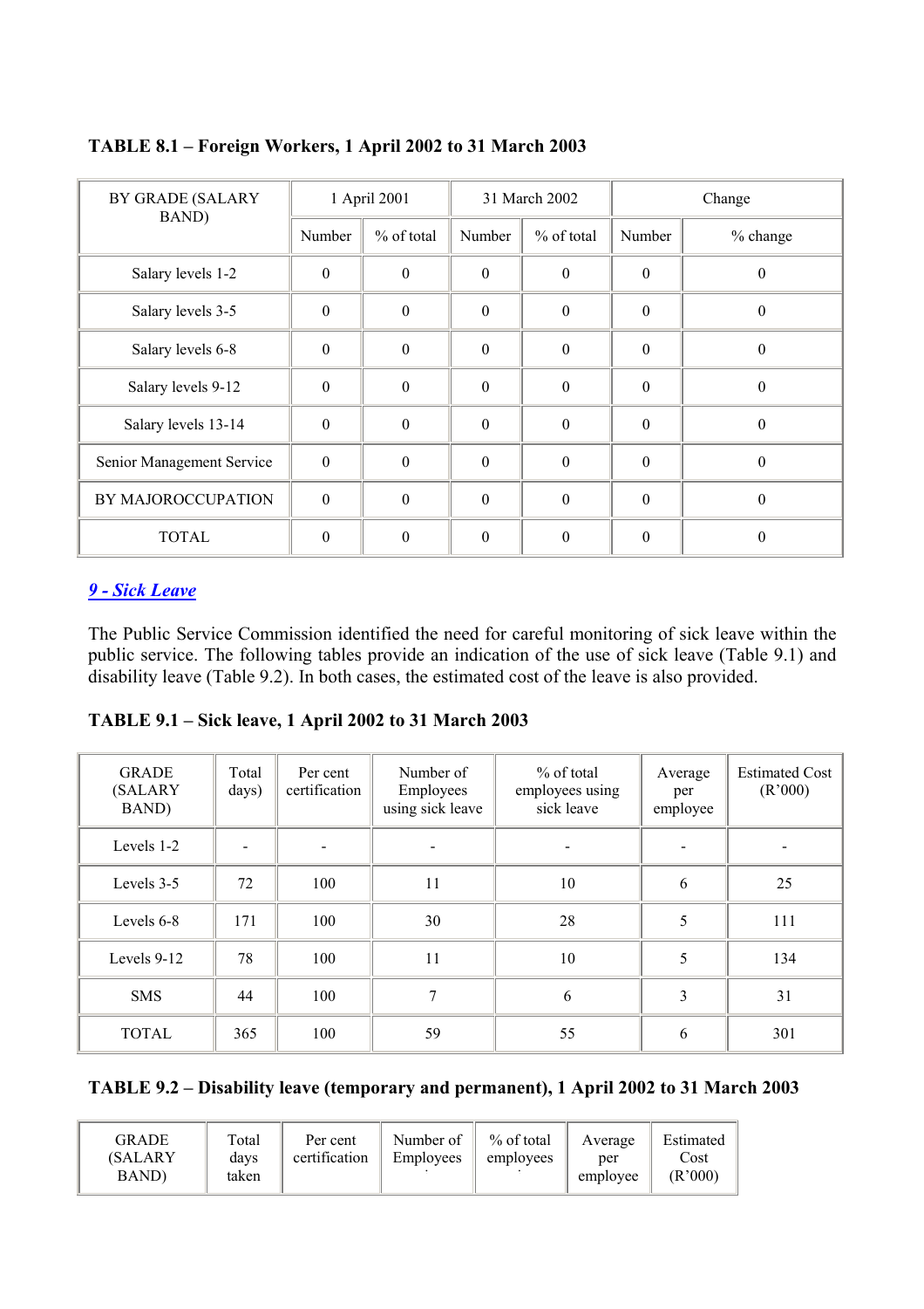**TABLE 8.1 – Foreign Workers, 1 April 2002 to 31 March 2003**

| BY GRADE (SALARY BAND) | 1 April 2001 | | 31 March 2002 | | Change | |
|---|---|---|---|---|---|---|
| | Number | % of total | Number | % of total | Number | % change |
| Salary levels 1-2 | 0 | 0 | 0 | 0 | 0 | 0 |
| Salary levels 3-5 | 0 | 0 | 0 | 0 | 0 | 0 |
| Salary levels 6-8 | 0 | 0 | 0 | 0 | 0 | 0 |
| Salary levels 9-12 | 0 | 0 | 0 | 0 | 0 | 0 |
| Salary levels 13-14 | 0 | 0 | 0 | 0 | 0 | 0 |
| Senior Management Service | 0 | 0 | 0 | 0 | 0 | 0 |
| BY MAJOROCCUPATION | 0 | 0 | 0 | 0 | 0 | 0 |
| TOTAL | 0 | 0 | 0 | 0 | 0 | 0 |

## *9 - Sick Leave*

The Public Service Commission identified the need for careful monitoring of sick leave within the public service. The following tables provide an indication of the use of sick leave (Table 9.1) and disability leave (Table 9.2). In both cases, the estimated cost of the leave is also provided.

**TABLE 9.1 – Sick leave, 1 April 2002 to 31 March 2003**

| GRADE (SALARY BAND) | Total days) | Per cent certification | Number of Employees using sick leave | % of total employees using sick leave | Average per employee | Estimated Cost (R'000) |
|---|---|---|---|---|---|---|
| Levels 1-2 | - | - | - | - | - | - |
| Levels 3-5 | 72 | 100 | 11 | 10 | 6 | 25 |
| Levels 6-8 | 171 | 100 | 30 | 28 | 5 | 111 |
| Levels 9-12 | 78 | 100 | 11 | 10 | 5 | 134 |
| SMS | 44 | 100 | 7 | 6 | 3 | 31 |
| TOTAL | 365 | 100 | 59 | 55 | 6 | 301 |

**TABLE 9.2 – Disability leave (temporary and permanent), 1 April 2002 to 31 March 2003**

| GRADE (SALARY BAND) | Total days taken | Per cent certification | Number of Employees | % of total employees | Average per employee | Estimated Cost (R'000) |
|---|---|---|---|---|---|---|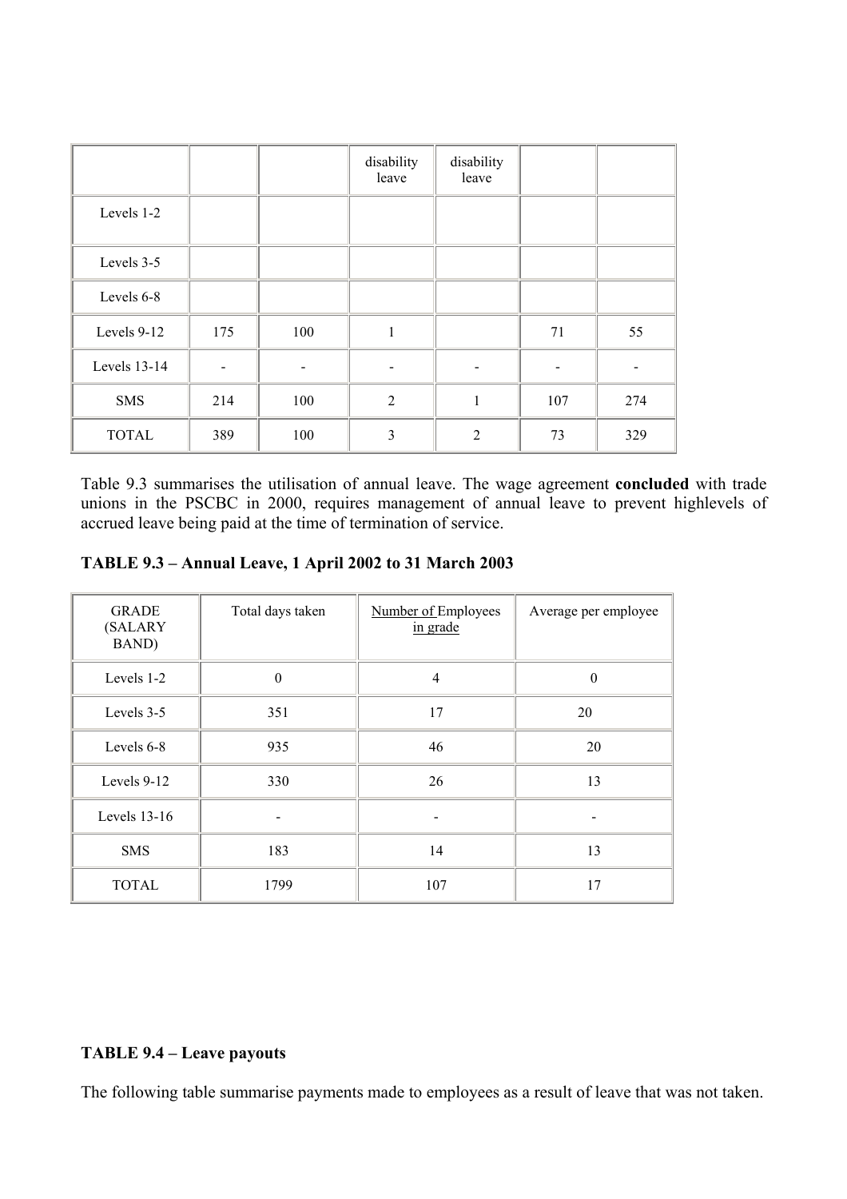| | | | disability leave | disability leave | | |
|---|---|---|---|---|---|---|
| Levels 1-2 | | | | | | |
| Levels 3-5 | | | | | | |
| Levels 6-8 | | | | | | |
| Levels 9-12 | 175 | 100 | 1 | | 71 | 55 |
| Levels 13-14 | - | - | - | - | - | - |
| SMS | 214 | 100 | 2 | 1 | 107 | 274 |
| TOTAL | 389 | 100 | 3 | 2 | 73 | 329 |

Table 9.3 summarises the utilisation of annual leave. The wage agreement **concluded** with trade unions in the PSCBC in 2000, requires management of annual leave to prevent highlevels of accrued leave being paid at the time of termination of service.

**TABLE 9.3 – Annual Leave, 1 April 2002 to 31 March 2003**

| GRADE (SALARY BAND) | Total days taken | Number of Employees in grade | Average per employee |
|---|---|---|---|
| Levels 1-2 | 0 | 4 | 0 |
| Levels 3-5 | 351 | 17 | 20 |
| Levels 6-8 | 935 | 46 | 20 |
| Levels 9-12 | 330 | 26 | 13 |
| Levels 13-16 | - | - | - |
| SMS | 183 | 14 | 13 |
| TOTAL | 1799 | 107 | 17 |

**TABLE 9.4 – Leave payouts**

The following table summarise payments made to employees as a result of leave that was not taken.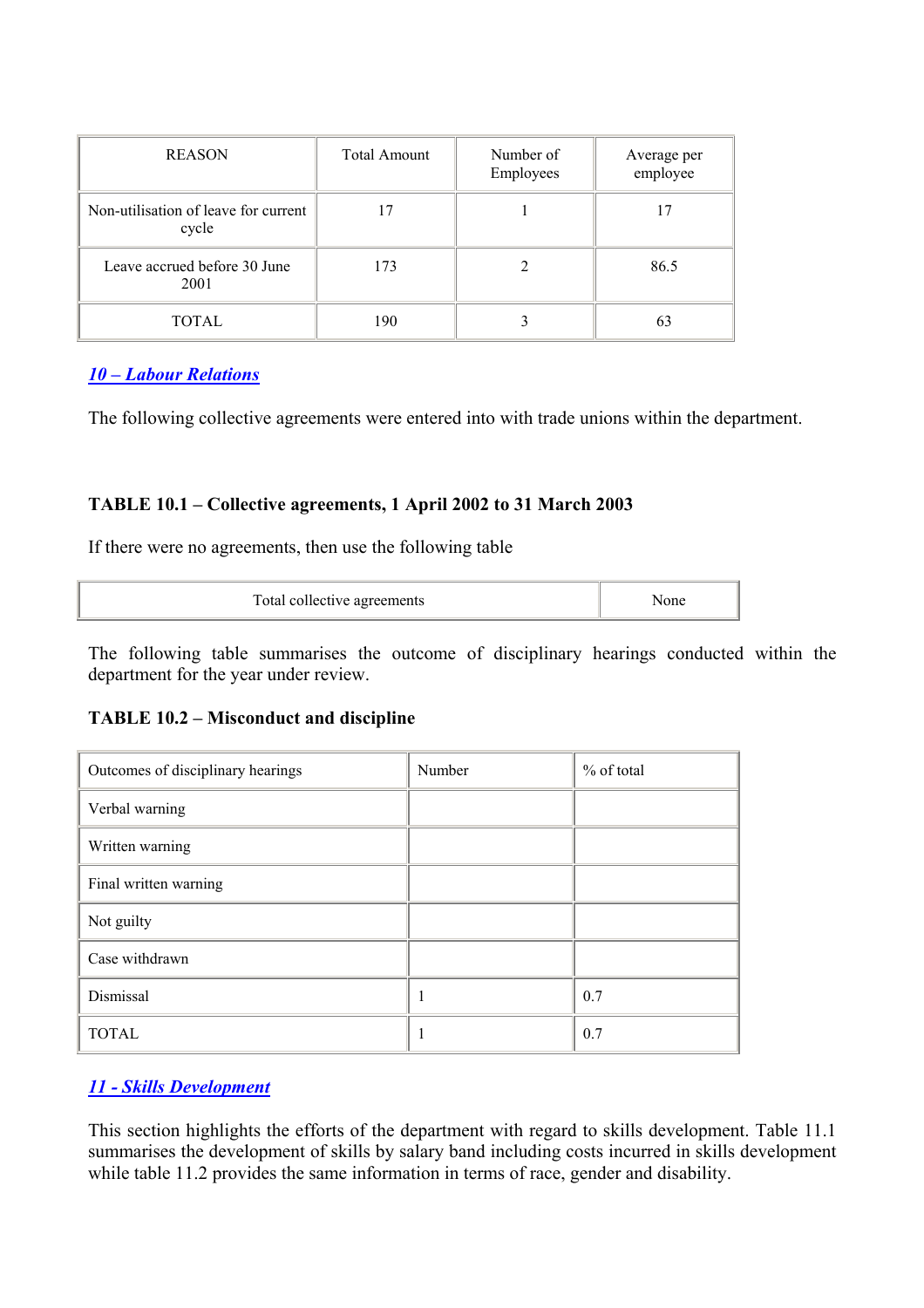| REASON | Total Amount | Number of Employees | Average per employee |
|---|---|---|---|
| Non-utilisation of leave for current cycle | 17 | 1 | 17 |
| Leave accrued before 30 June 2001 | 173 | 2 | 86.5 |
| TOTAL | 190 | 3 | 63 |

## *10 – Labour Relations*

The following collective agreements were entered into with trade unions within the department.

**TABLE 10.1 – Collective agreements, 1 April 2002 to 31 March 2003**

If there were no agreements, then use the following table

| Total collective agreements | None |
|---|---|

The following table summarises the outcome of disciplinary hearings conducted within the department for the year under review.

**TABLE 10.2 – Misconduct and discipline**

| Outcomes of disciplinary hearings | Number | % of total |
|---|---|---|
| Verbal warning | | |
| Written warning | | |
| Final written warning | | |
| Not guilty | | |
| Case withdrawn | | |
| Dismissal | 1 | 0.7 |
| TOTAL | 1 | 0.7 |

## *11 - Skills Development*

This section highlights the efforts of the department with regard to skills development. Table 11.1 summarises the development of skills by salary band including costs incurred in skills development while table 11.2 provides the same information in terms of race, gender and disability.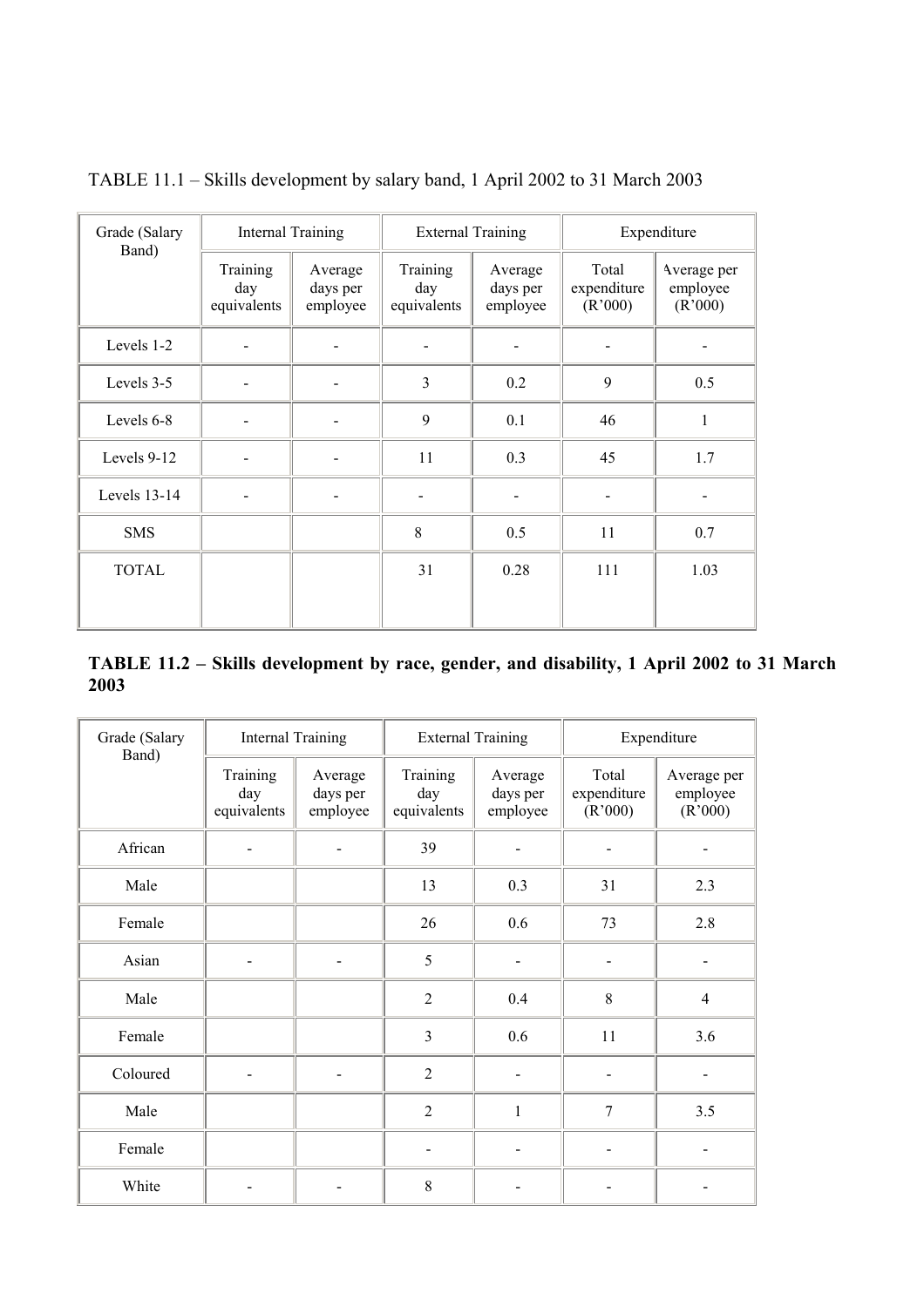TABLE 11.1 – Skills development by salary band, 1 April 2002 to 31 March 2003

| Grade (Salary Band) | Internal Training | | External Training | | Expenditure | |
|---|---|---|---|---|---|---|
| | Training day equivalents | Average days per employee | Training day equivalents | Average days per employee | Total expenditure (R'000) | Average per employee (R'000) |
| Levels 1-2 | - | - | - | - | - | - |
| Levels 3-5 | - | - | 3 | 0.2 | 9 | 0.5 |
| Levels 6-8 | - | - | 9 | 0.1 | 46 | 1 |
| Levels 9-12 | - | - | 11 | 0.3 | 45 | 1.7 |
| Levels 13-14 | - | - | - | - | - | - |
| SMS | | | 8 | 0.5 | 11 | 0.7 |
| TOTAL | | | 31 | 0.28 | 111 | 1.03 |

**TABLE 11.2 – Skills development by race, gender, and disability, 1 April 2002 to 31 March 2003**

| Grade (Salary Band) | Internal Training | | External Training | | Expenditure | |
|---|---|---|---|---|---|---|
| | Training day equivalents | Average days per employee | Training day equivalents | Average days per employee | Total expenditure (R'000) | Average per employee (R'000) |
| African | - | - | 39 | - | - | - |
| Male | | | 13 | 0.3 | 31 | 2.3 |
| Female | | | 26 | 0.6 | 73 | 2.8 |
| Asian | - | - | 5 | - | - | - |
| Male | | | 2 | 0.4 | 8 | 4 |
| Female | | | 3 | 0.6 | 11 | 3.6 |
| Coloured | - | - | 2 | - | - | - |
| Male | | | 2 | 1 | 7 | 3.5 |
| Female | | | - | - | - | - |
| White | - | - | 8 | - | - | - |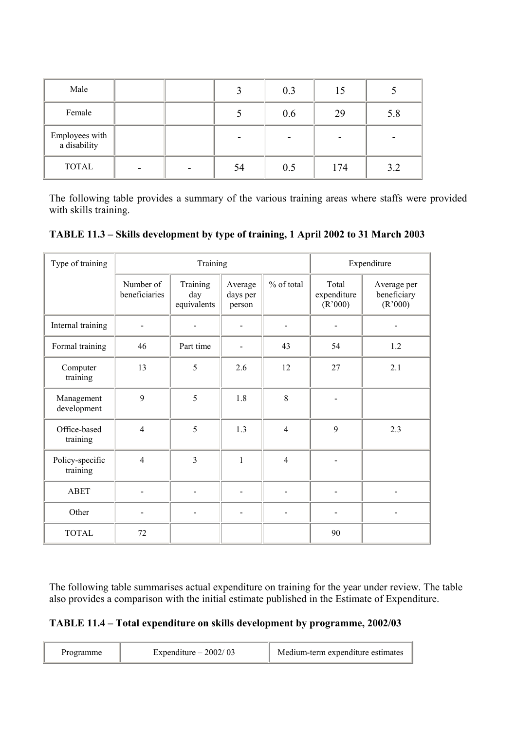| Male | | | 3 | 0.3 | 15 | 5 |
|---|---|---|---|---|---|---|
| Female | | | 5 | 0.6 | 29 | 5.8 |
| Employees with a disability | | | - | - | - | - |
| TOTAL | - | - | 54 | 0.5 | 174 | 3.2 |

The following table provides a summary of the various training areas where staffs were provided with skills training.

**TABLE 11.3 – Skills development by type of training, 1 April 2002 to 31 March 2003**

| Type of training | Training | | | | Expenditure | |
|---|---|---|---|---|---|---|
| | Number of beneficiaries | Training day equivalents | Average days per person | % of total | Total expenditure (R'000) | Average per beneficiary (R'000) |
| Internal training | - | - | - | - | - | - |
| Formal training | 46 | Part time | - | 43 | 54 | 1.2 |
| Computer training | 13 | 5 | 2.6 | 12 | 27 | 2.1 |
| Management development | 9 | 5 | 1.8 | 8 | - | |
| Office-based training | 4 | 5 | 1.3 | 4 | 9 | 2.3 |
| Policy-specific training | 4 | 3 | 1 | 4 | - | |
| ABET | - | - | - | - | - | - |
| Other | - | - | - | - | - | - |
| TOTAL | 72 | | | | 90 | |

The following table summarises actual expenditure on training for the year under review. The table also provides a comparison with the initial estimate published in the Estimate of Expenditure.

**TABLE 11.4 – Total expenditure on skills development by programme, 2002/03**

| Programme | Expenditure – 2002/ 03 | Medium-term expenditure estimates |
|---|---|---|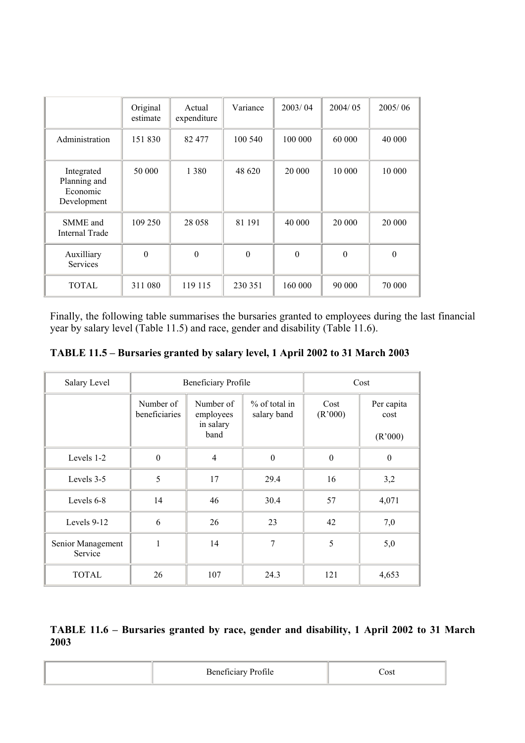| | Original estimate | Actual expenditure | Variance | 2003/ 04 | 2004/ 05 | 2005/ 06 |
|---|---|---|---|---|---|---|
| Administration | 151 830 | 82 477 | 100 540 | 100 000 | 60 000 | 40 000 |
| Integrated Planning and Economic Development | 50 000 | 1 380 | 48 620 | 20 000 | 10 000 | 10 000 |
| SMME and Internal Trade | 109 250 | 28 058 | 81 191 | 40 000 | 20 000 | 20 000 |
| Auxilliary Services | 0 | 0 | 0 | 0 | 0 | 0 |
| TOTAL | 311 080 | 119 115 | 230 351 | 160 000 | 90 000 | 70 000 |

Finally, the following table summarises the bursaries granted to employees during the last financial year by salary level (Table 11.5) and race, gender and disability (Table 11.6).

**TABLE 11.5 – Bursaries granted by salary level, 1 April 2002 to 31 March 2003**

| Salary Level | Beneficiary Profile | | | Cost | |
|---|---|---|---|---|---|
| | Number of beneficiaries | Number of employees in salary band | % of total in salary band | Cost (R'000) | Per capita cost (R'000) |
| Levels 1-2 | 0 | 4 | 0 | 0 | 0 |
| Levels 3-5 | 5 | 17 | 29.4 | 16 | 3,2 |
| Levels 6-8 | 14 | 46 | 30.4 | 57 | 4,071 |
| Levels 9-12 | 6 | 26 | 23 | 42 | 7,0 |
| Senior Management Service | 1 | 14 | 7 | 5 | 5,0 |
| TOTAL | 26 | 107 | 24.3 | 121 | 4,653 |

**TABLE 11.6 – Bursaries granted by race, gender and disability, 1 April 2002 to 31 March 2003**

| | Beneficiary Profile | Cost |
|---|---|---|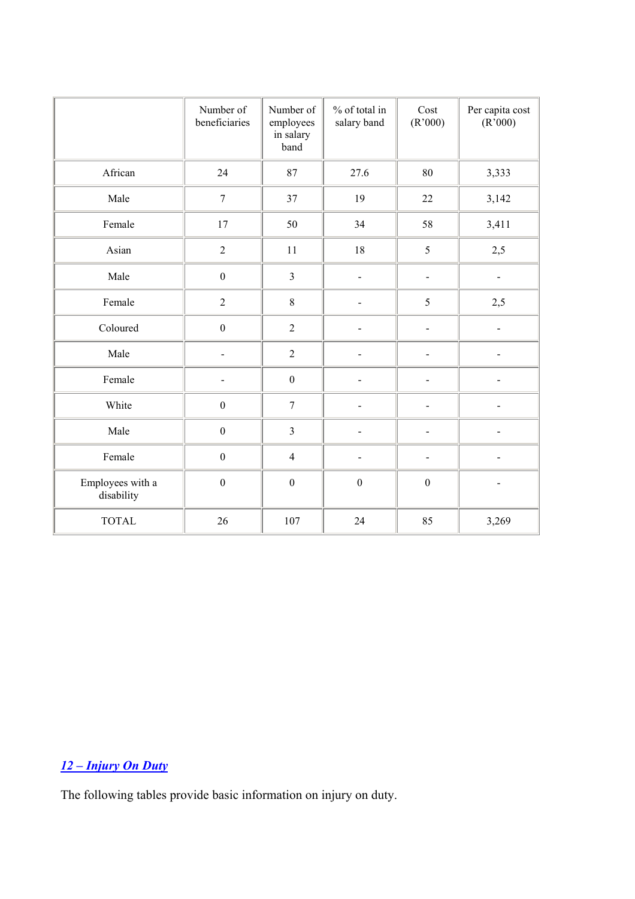|  | Number of beneficiaries | Number of employees in salary band | % of total in salary band | Cost (R'000) | Per capita cost (R'000) |
|---|---|---|---|---|---|
| African | 24 | 87 | 27.6 | 80 | 3,333 |
| Male | 7 | 37 | 19 | 22 | 3,142 |
| Female | 17 | 50 | 34 | 58 | 3,411 |
| Asian | 2 | 11 | 18 | 5 | 2,5 |
| Male | 0 | 3 | - | - | - |
| Female | 2 | 8 | - | 5 | 2,5 |
| Coloured | 0 | 2 | - | - | - |
| Male | - | 2 | - | - | - |
| Female | - | 0 | - | - | - |
| White | 0 | 7 | - | - | - |
| Male | 0 | 3 | - | - | - |
| Female | 0 | 4 | - | - | - |
| Employees with a disability | 0 | 0 | 0 | 0 | - |
| TOTAL | 26 | 107 | 24 | 85 | 3,269 |

## *12 – Injury On Duty*

The following tables provide basic information on injury on duty.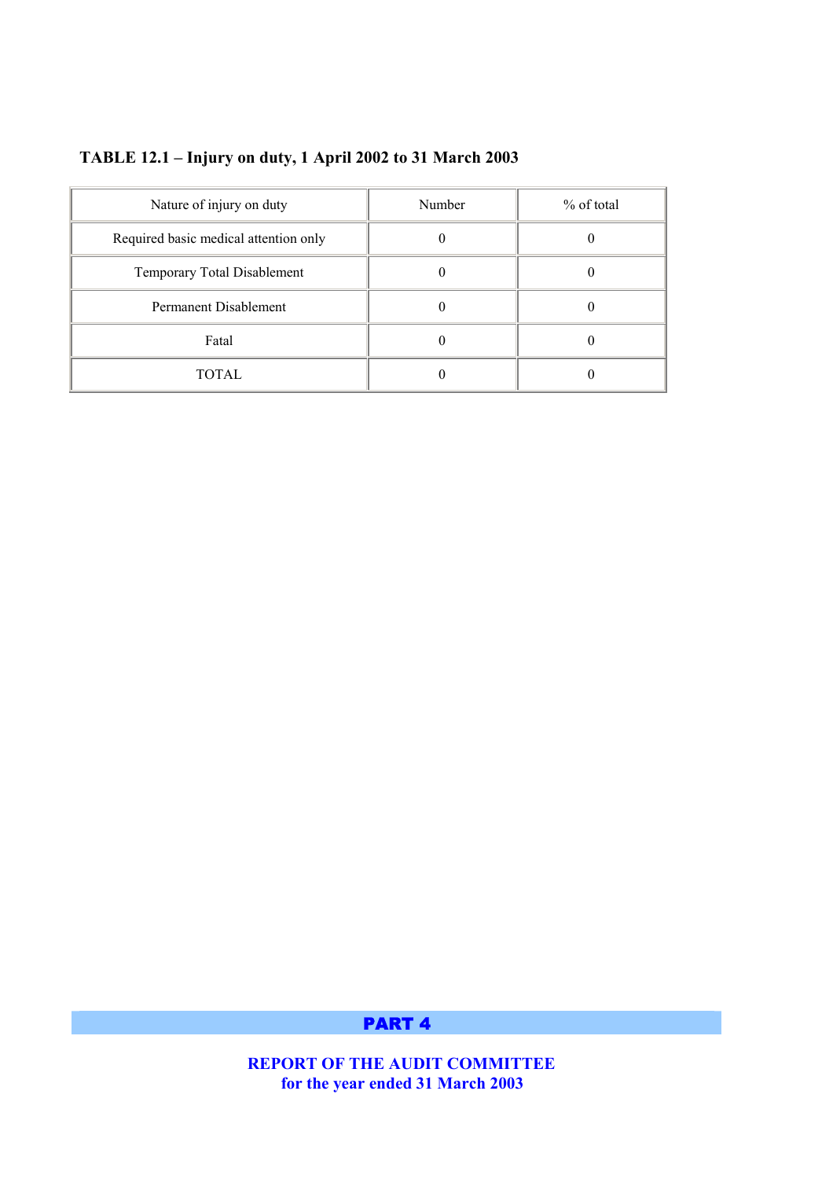**TABLE 12.1 – Injury on duty, 1 April 2002 to 31 March 2003**

| Nature of injury on duty | Number | % of total |
|---|---|---|
| Required basic medical attention only | 0 | 0 |
| Temporary Total Disablement | 0 | 0 |
| Permanent Disablement | 0 | 0 |
| Fatal | 0 | 0 |
| TOTAL | 0 | 0 |

# PART 4

## REPORT OF THE AUDIT COMMITTEE for the year ended 31 March 2003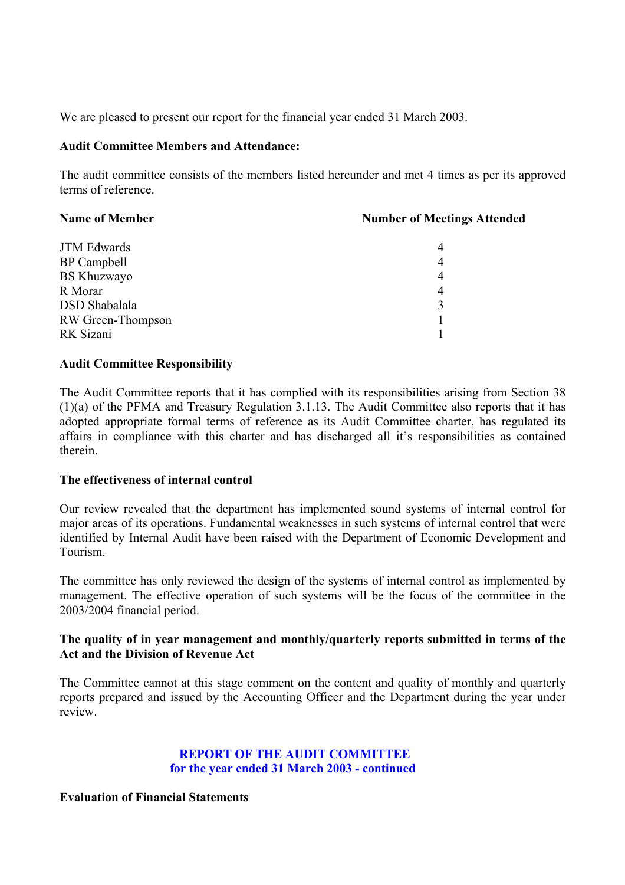We are pleased to present our report for the financial year ended 31 March 2003.

**Audit Committee Members and Attendance:**

The audit committee consists of the members listed hereunder and met 4 times as per its approved terms of reference.

| Name of Member | Number of Meetings Attended |
|---|---|
| JTM Edwards | 4 |
| BP Campbell | 4 |
| BS Khuzwayo | 4 |
| R Morar | 4 |
| DSD Shabalala | 3 |
| RW Green-Thompson | 1 |
| RK Sizani | 1 |

**Audit Committee Responsibility**

The Audit Committee reports that it has complied with its responsibilities arising from Section 38 (1)(a) of the PFMA and Treasury Regulation 3.1.13. The Audit Committee also reports that it has adopted appropriate formal terms of reference as its Audit Committee charter, has regulated its affairs in compliance with this charter and has discharged all it's responsibilities as contained therein.

**The effectiveness of internal control**

Our review revealed that the department has implemented sound systems of internal control for major areas of its operations. Fundamental weaknesses in such systems of internal control that were identified by Internal Audit have been raised with the Department of Economic Development and Tourism.

The committee has only reviewed the design of the systems of internal control as implemented by management. The effective operation of such systems will be the focus of the committee in the 2003/2004 financial period.

**The quality of in year management and monthly/quarterly reports submitted in terms of the Act and the Division of Revenue Act**

The Committee cannot at this stage comment on the content and quality of monthly and quarterly reports prepared and issued by the Accounting Officer and the Department during the year under review.

**REPORT OF THE AUDIT COMMITTEE**
**for the year ended 31 March 2003 - continued**

**Evaluation of Financial Statements**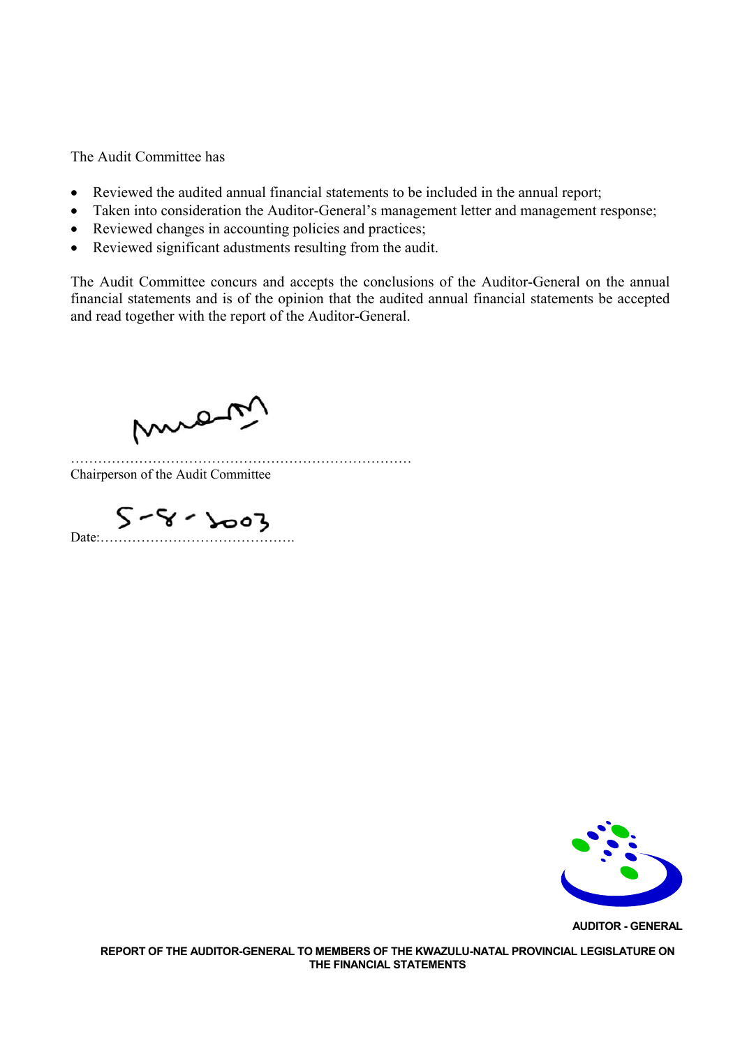The Audit Committee has

- Reviewed the audited annual financial statements to be included in the annual report;
- Taken into consideration the Auditor-General's management letter and management response;
- Reviewed changes in accounting policies and practices;
- Reviewed significant adustments resulting from the audit.

The Audit Committee concurs and accepts the conclusions of the Auditor-General on the annual financial statements and is of the opinion that the audited annual financial statements be accepted and read together with the report of the Auditor-General.

…………………………………………………………………
Chairperson of the Audit Committee

Date: 5-8-2003

AUDITOR - GENERAL

**REPORT OF THE AUDITOR-GENERAL TO MEMBERS OF THE KWAZULU-NATAL PROVINCIAL LEGISLATURE ON THE FINANCIAL STATEMENTS**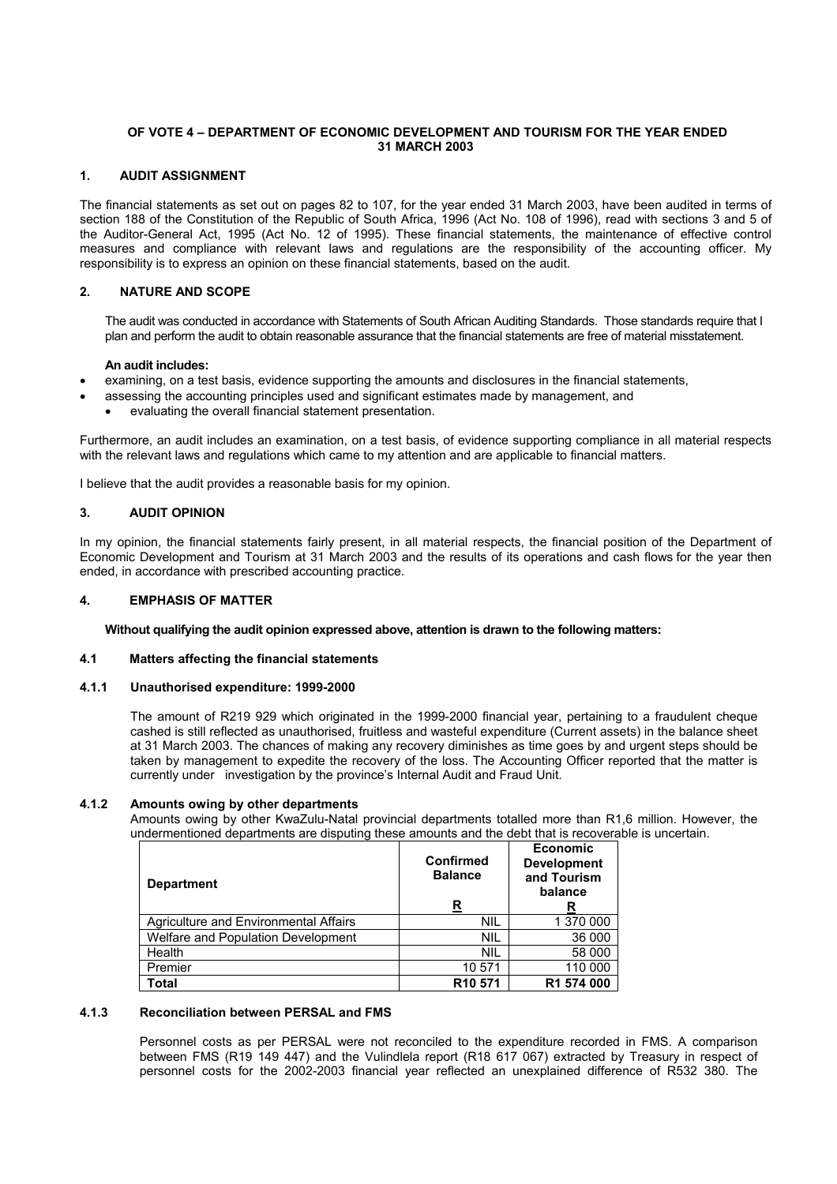**OF VOTE 4 – DEPARTMENT OF ECONOMIC DEVELOPMENT AND TOURISM FOR THE YEAR ENDED 31 MARCH 2003**

## 1. AUDIT ASSIGNMENT

The financial statements as set out on pages 82 to 107, for the year ended 31 March 2003, have been audited in terms of section 188 of the Constitution of the Republic of South Africa, 1996 (Act No. 108 of 1996), read with sections 3 and 5 of the Auditor-General Act, 1995 (Act No. 12 of 1995). These financial statements, the maintenance of effective control measures and compliance with relevant laws and regulations are the responsibility of the accounting officer. My responsibility is to express an opinion on these financial statements, based on the audit.

## 2. NATURE AND SCOPE

The audit was conducted in accordance with Statements of South African Auditing Standards. Those standards require that I plan and perform the audit to obtain reasonable assurance that the financial statements are free of material misstatement.

**An audit includes:**

- examining, on a test basis, evidence supporting the amounts and disclosures in the financial statements,
- assessing the accounting principles used and significant estimates made by management, and
- evaluating the overall financial statement presentation.

Furthermore, an audit includes an examination, on a test basis, of evidence supporting compliance in all material respects with the relevant laws and regulations which came to my attention and are applicable to financial matters.

I believe that the audit provides a reasonable basis for my opinion.

## 3. AUDIT OPINION

In my opinion, the financial statements fairly present, in all material respects, the financial position of the Department of Economic Development and Tourism at 31 March 2003 and the results of its operations and cash flows for the year then ended, in accordance with prescribed accounting practice.

## 4. EMPHASIS OF MATTER

**Without qualifying the audit opinion expressed above, attention is drawn to the following matters:**

### 4.1 Matters affecting the financial statements

#### 4.1.1 Unauthorised expenditure: 1999-2000

The amount of R219 929 which originated in the 1999-2000 financial year, pertaining to a fraudulent cheque cashed is still reflected as unauthorised, fruitless and wasteful expenditure (Current assets) in the balance sheet at 31 March 2003. The chances of making any recovery diminishes as time goes by and urgent steps should be taken by management to expedite the recovery of the loss. The Accounting Officer reported that the matter is currently under investigation by the province's Internal Audit and Fraud Unit.

#### 4.1.2 Amounts owing by other departments

Amounts owing by other KwaZulu-Natal provincial departments totalled more than R1,6 million. However, the undermentioned departments are disputing these amounts and the debt that is recoverable is uncertain.

| Department | Confirmed Balance<br>R | Economic Development and Tourism balance<br>R |
|---|---|---|
| Agriculture and Environmental Affairs | NIL | 1 370 000 |
| Welfare and Population Development | NIL | 36 000 |
| Health | NIL | 58 000 |
| Premier | 10 571 | 110 000 |
| **Total** | **R10 571** | **R1 574 000** |

#### 4.1.3 Reconciliation between PERSAL and FMS

Personnel costs as per PERSAL were not reconciled to the expenditure recorded in FMS. A comparison between FMS (R19 149 447) and the Vulindlela report (R18 617 067) extracted by Treasury in respect of personnel costs for the 2002-2003 financial year reflected an unexplained difference of R532 380. The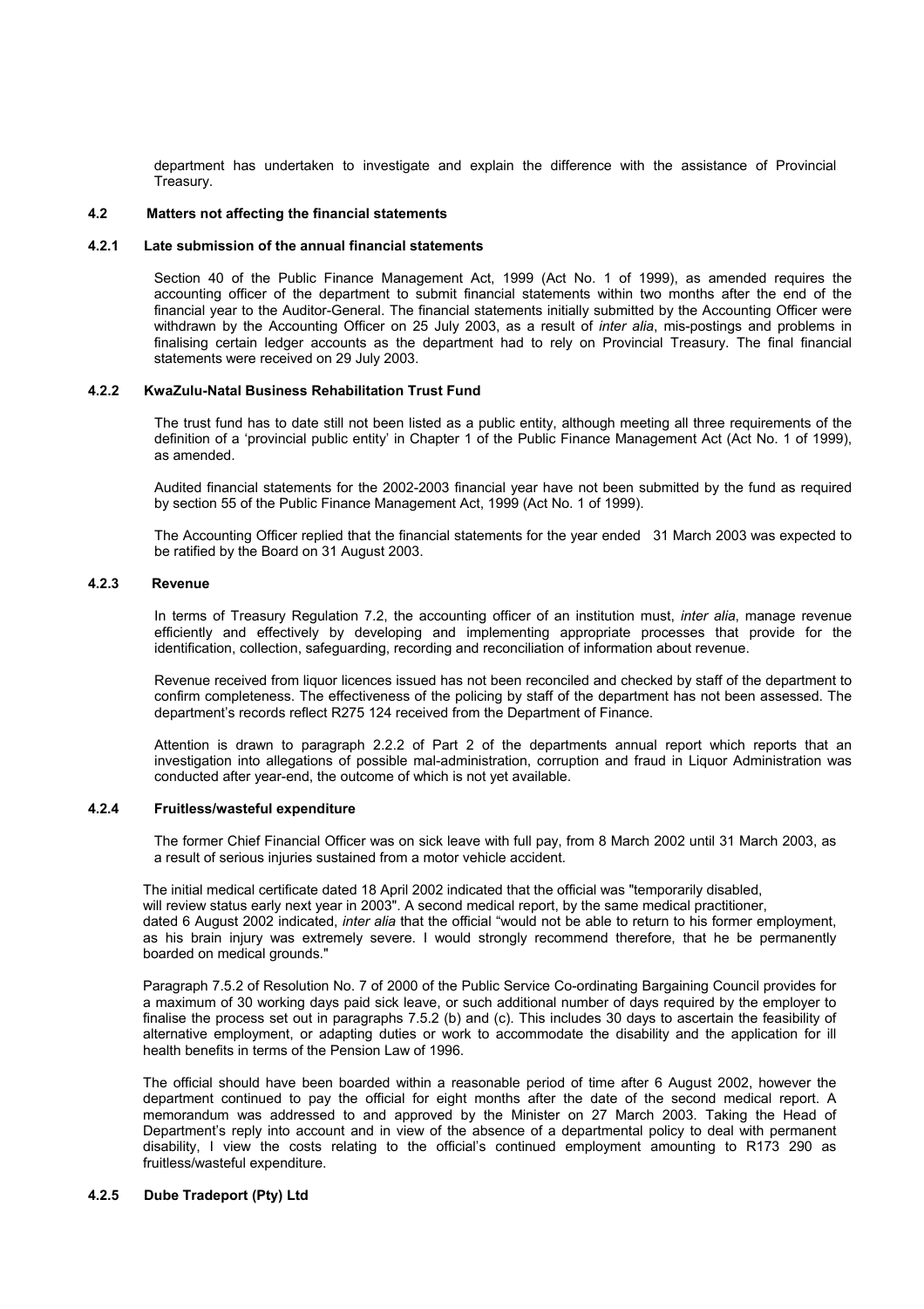department has undertaken to investigate and explain the difference with the assistance of Provincial Treasury.

### 4.2 Matters not affecting the financial statements

#### 4.2.1 Late submission of the annual financial statements

Section 40 of the Public Finance Management Act, 1999 (Act No. 1 of 1999), as amended requires the accounting officer of the department to submit financial statements within two months after the end of the financial year to the Auditor-General. The financial statements initially submitted by the Accounting Officer were withdrawn by the Accounting Officer on 25 July 2003, as a result of *inter alia*, mis-postings and problems in finalising certain ledger accounts as the department had to rely on Provincial Treasury. The final financial statements were received on 29 July 2003.

#### 4.2.2 KwaZulu-Natal Business Rehabilitation Trust Fund

The trust fund has to date still not been listed as a public entity, although meeting all three requirements of the definition of a 'provincial public entity' in Chapter 1 of the Public Finance Management Act (Act No. 1 of 1999), as amended.

Audited financial statements for the 2002-2003 financial year have not been submitted by the fund as required by section 55 of the Public Finance Management Act, 1999 (Act No. 1 of 1999).

The Accounting Officer replied that the financial statements for the year ended 31 March 2003 was expected to be ratified by the Board on 31 August 2003.

#### 4.2.3 Revenue

In terms of Treasury Regulation 7.2, the accounting officer of an institution must, *inter alia*, manage revenue efficiently and effectively by developing and implementing appropriate processes that provide for the identification, collection, safeguarding, recording and reconciliation of information about revenue.

Revenue received from liquor licences issued has not been reconciled and checked by staff of the department to confirm completeness. The effectiveness of the policing by staff of the department has not been assessed. The department's records reflect R275 124 received from the Department of Finance.

Attention is drawn to paragraph 2.2.2 of Part 2 of the departments annual report which reports that an investigation into allegations of possible mal-administration, corruption and fraud in Liquor Administration was conducted after year-end, the outcome of which is not yet available.

#### 4.2.4 Fruitless/wasteful expenditure

The former Chief Financial Officer was on sick leave with full pay, from 8 March 2002 until 31 March 2003, as a result of serious injuries sustained from a motor vehicle accident.

The initial medical certificate dated 18 April 2002 indicated that the official was "temporarily disabled, will review status early next year in 2003". A second medical report, by the same medical practitioner, dated 6 August 2002 indicated, *inter alia* that the official "would not be able to return to his former employment, as his brain injury was extremely severe. I would strongly recommend therefore, that he be permanently boarded on medical grounds."

Paragraph 7.5.2 of Resolution No. 7 of 2000 of the Public Service Co-ordinating Bargaining Council provides for a maximum of 30 working days paid sick leave, or such additional number of days required by the employer to finalise the process set out in paragraphs 7.5.2 (b) and (c). This includes 30 days to ascertain the feasibility of alternative employment, or adapting duties or work to accommodate the disability and the application for ill health benefits in terms of the Pension Law of 1996.

The official should have been boarded within a reasonable period of time after 6 August 2002, however the department continued to pay the official for eight months after the date of the second medical report. A memorandum was addressed to and approved by the Minister on 27 March 2003. Taking the Head of Department's reply into account and in view of the absence of a departmental policy to deal with permanent disability, I view the costs relating to the official's continued employment amounting to R173 290 as fruitless/wasteful expenditure.

#### 4.2.5 Dube Tradeport (Pty) Ltd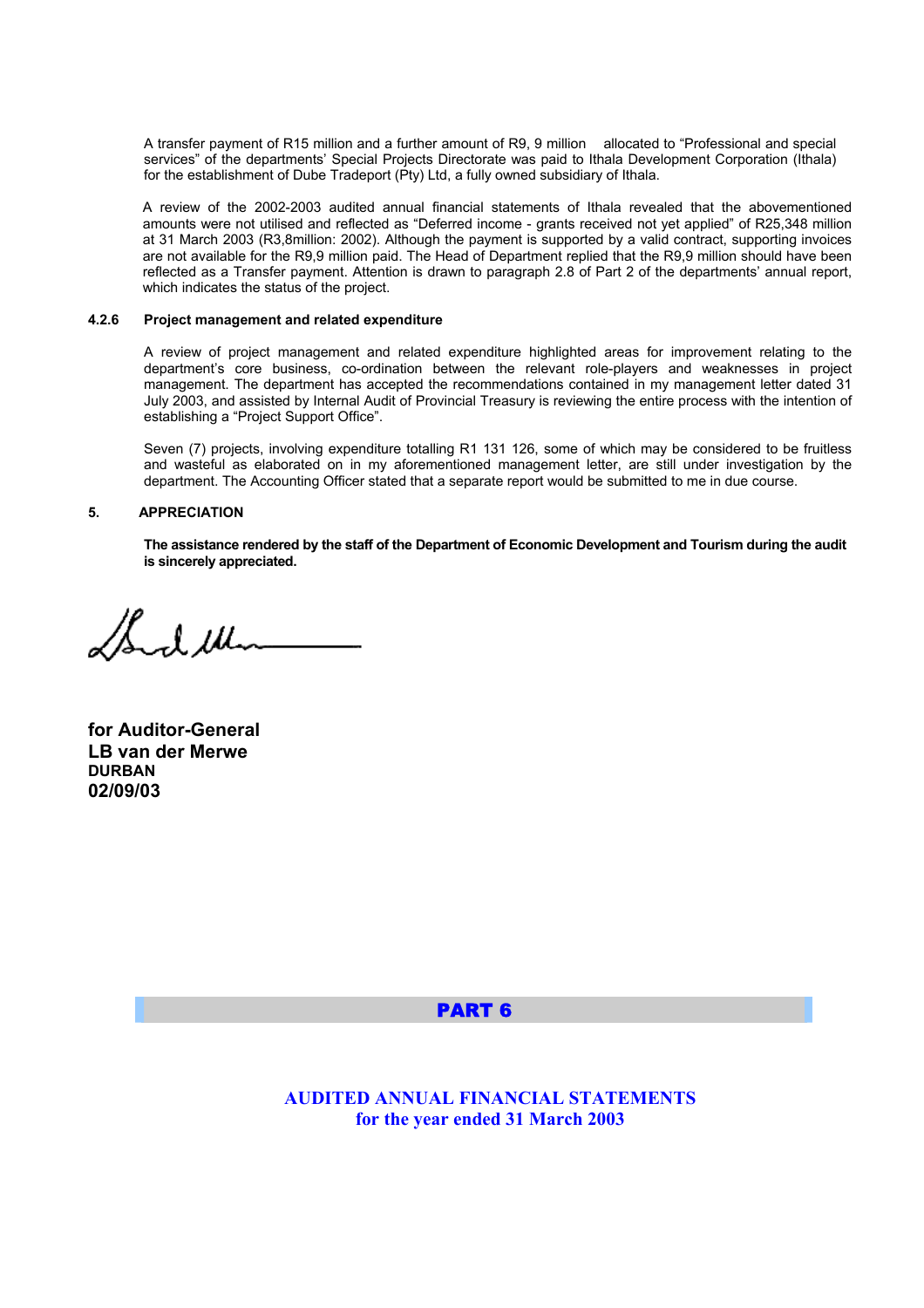A transfer payment of R15 million and a further amount of R9, 9 million allocated to "Professional and special services" of the departments' Special Projects Directorate was paid to Ithala Development Corporation (Ithala) for the establishment of Dube Tradeport (Pty) Ltd, a fully owned subsidiary of Ithala.

A review of the 2002-2003 audited annual financial statements of Ithala revealed that the abovementioned amounts were not utilised and reflected as "Deferred income - grants received not yet applied" of R25,348 million at 31 March 2003 (R3,8million: 2002). Although the payment is supported by a valid contract, supporting invoices are not available for the R9,9 million paid. The Head of Department replied that the R9,9 million should have been reflected as a Transfer payment. Attention is drawn to paragraph 2.8 of Part 2 of the departments' annual report, which indicates the status of the project.

#### 4.2.6 Project management and related expenditure

A review of project management and related expenditure highlighted areas for improvement relating to the department's core business, co-ordination between the relevant role-players and weaknesses in project management. The department has accepted the recommendations contained in my management letter dated 31 July 2003, and assisted by Internal Audit of Provincial Treasury is reviewing the entire process with the intention of establishing a "Project Support Office".

Seven (7) projects, involving expenditure totalling R1 131 126, some of which may be considered to be fruitless and wasteful as elaborated on in my aforementioned management letter, are still under investigation by the department. The Accounting Officer stated that a separate report would be submitted to me in due course.

### 5. APPRECIATION

**The assistance rendered by the staff of the Department of Economic Development and Tourism during the audit is sincerely appreciated.**

**for Auditor-General**
**LB van der Merwe**
**DURBAN**
**02/09/03**

# PART 6

## AUDITED ANNUAL FINANCIAL STATEMENTS
## for the year ended 31 March 2003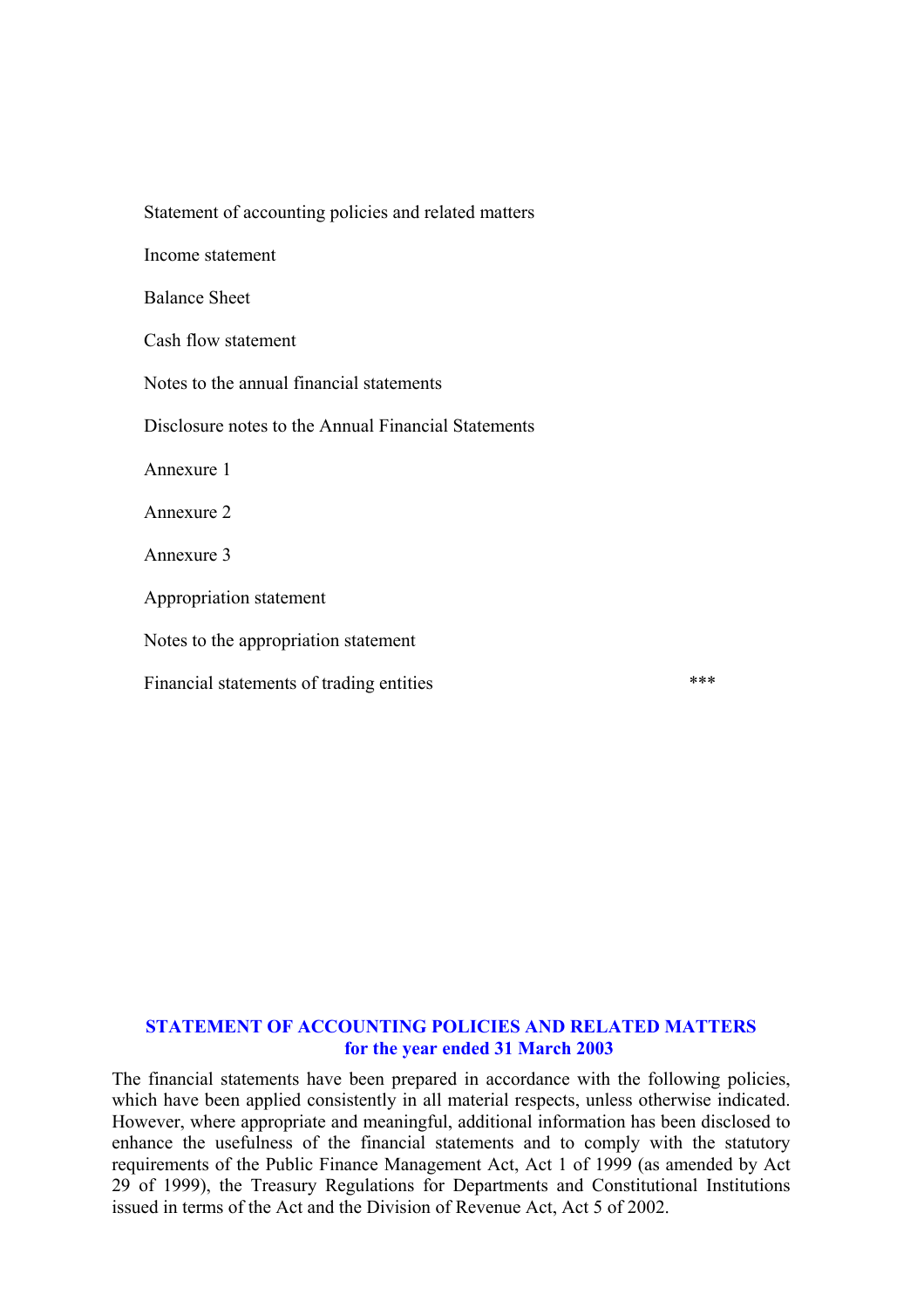Statement of accounting policies and related matters

Income statement

Balance Sheet

Cash flow statement

Notes to the annual financial statements

Disclosure notes to the Annual Financial Statements

Annexure 1

Annexure 2

Annexure 3

Appropriation statement

Notes to the appropriation statement

Financial statements of trading entities ***

## STATEMENT OF ACCOUNTING POLICIES AND RELATED MATTERS
## for the year ended 31 March 2003

The financial statements have been prepared in accordance with the following policies, which have been applied consistently in all material respects, unless otherwise indicated. However, where appropriate and meaningful, additional information has been disclosed to enhance the usefulness of the financial statements and to comply with the statutory requirements of the Public Finance Management Act, Act 1 of 1999 (as amended by Act 29 of 1999), the Treasury Regulations for Departments and Constitutional Institutions issued in terms of the Act and the Division of Revenue Act, Act 5 of 2002.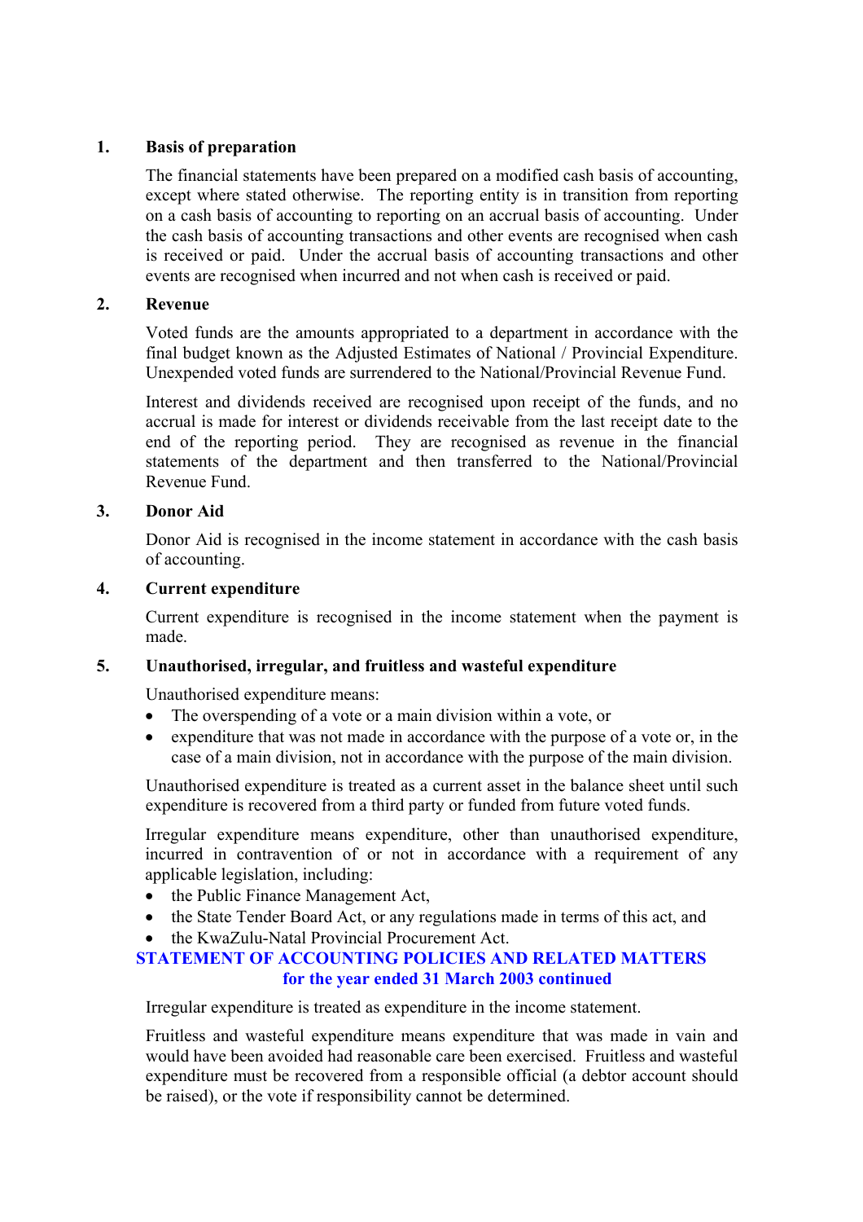## 1. Basis of preparation

The financial statements have been prepared on a modified cash basis of accounting, except where stated otherwise. The reporting entity is in transition from reporting on a cash basis of accounting to reporting on an accrual basis of accounting. Under the cash basis of accounting transactions and other events are recognised when cash is received or paid. Under the accrual basis of accounting transactions and other events are recognised when incurred and not when cash is received or paid.

## 2. Revenue

Voted funds are the amounts appropriated to a department in accordance with the final budget known as the Adjusted Estimates of National / Provincial Expenditure. Unexpended voted funds are surrendered to the National/Provincial Revenue Fund.

Interest and dividends received are recognised upon receipt of the funds, and no accrual is made for interest or dividends receivable from the last receipt date to the end of the reporting period. They are recognised as revenue in the financial statements of the department and then transferred to the National/Provincial Revenue Fund.

## 3. Donor Aid

Donor Aid is recognised in the income statement in accordance with the cash basis of accounting.

## 4. Current expenditure

Current expenditure is recognised in the income statement when the payment is made.

## 5. Unauthorised, irregular, and fruitless and wasteful expenditure

Unauthorised expenditure means:

- The overspending of a vote or a main division within a vote, or
- expenditure that was not made in accordance with the purpose of a vote or, in the case of a main division, not in accordance with the purpose of the main division.

Unauthorised expenditure is treated as a current asset in the balance sheet until such expenditure is recovered from a third party or funded from future voted funds.

Irregular expenditure means expenditure, other than unauthorised expenditure, incurred in contravention of or not in accordance with a requirement of any applicable legislation, including:

- the Public Finance Management Act,
- the State Tender Board Act, or any regulations made in terms of this act, and
- the KwaZulu-Natal Provincial Procurement Act.

**STATEMENT OF ACCOUNTING POLICIES AND RELATED MATTERS for the year ended 31 March 2003 continued**

Irregular expenditure is treated as expenditure in the income statement.

Fruitless and wasteful expenditure means expenditure that was made in vain and would have been avoided had reasonable care been exercised. Fruitless and wasteful expenditure must be recovered from a responsible official (a debtor account should be raised), or the vote if responsibility cannot be determined.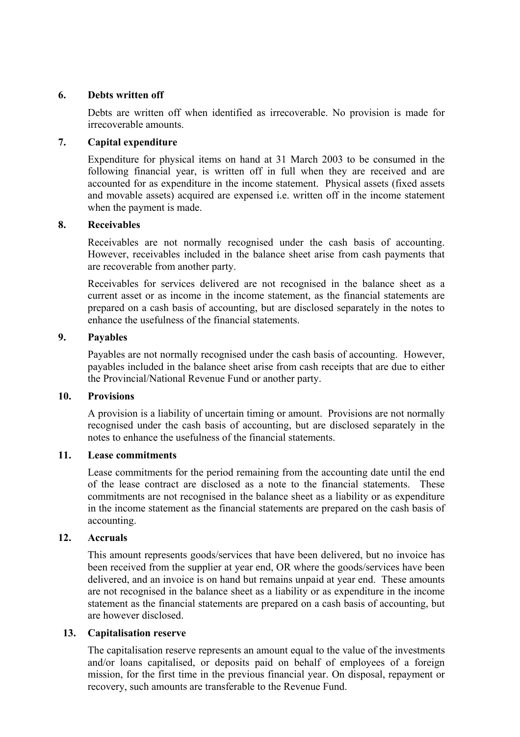### 6. Debts written off

Debts are written off when identified as irrecoverable. No provision is made for irrecoverable amounts.

### 7. Capital expenditure

Expenditure for physical items on hand at 31 March 2003 to be consumed in the following financial year, is written off in full when they are received and are accounted for as expenditure in the income statement. Physical assets (fixed assets and movable assets) acquired are expensed i.e. written off in the income statement when the payment is made.

### 8. Receivables

Receivables are not normally recognised under the cash basis of accounting. However, receivables included in the balance sheet arise from cash payments that are recoverable from another party.

Receivables for services delivered are not recognised in the balance sheet as a current asset or as income in the income statement, as the financial statements are prepared on a cash basis of accounting, but are disclosed separately in the notes to enhance the usefulness of the financial statements.

### 9. Payables

Payables are not normally recognised under the cash basis of accounting. However, payables included in the balance sheet arise from cash receipts that are due to either the Provincial/National Revenue Fund or another party.

### 10. Provisions

A provision is a liability of uncertain timing or amount. Provisions are not normally recognised under the cash basis of accounting, but are disclosed separately in the notes to enhance the usefulness of the financial statements.

### 11. Lease commitments

Lease commitments for the period remaining from the accounting date until the end of the lease contract are disclosed as a note to the financial statements. These commitments are not recognised in the balance sheet as a liability or as expenditure in the income statement as the financial statements are prepared on the cash basis of accounting.

### 12. Accruals

This amount represents goods/services that have been delivered, but no invoice has been received from the supplier at year end, OR where the goods/services have been delivered, and an invoice is on hand but remains unpaid at year end. These amounts are not recognised in the balance sheet as a liability or as expenditure in the income statement as the financial statements are prepared on a cash basis of accounting, but are however disclosed.

### 13. Capitalisation reserve

The capitalisation reserve represents an amount equal to the value of the investments and/or loans capitalised, or deposits paid on behalf of employees of a foreign mission, for the first time in the previous financial year. On disposal, repayment or recovery, such amounts are transferable to the Revenue Fund.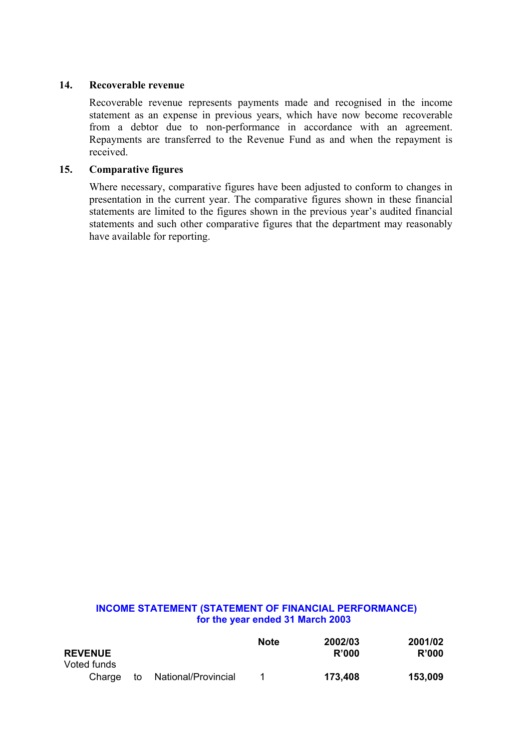### 14. Recoverable revenue

Recoverable revenue represents payments made and recognised in the income statement as an expense in previous years, which have now become recoverable from a debtor due to non-performance in accordance with an agreement. Repayments are transferred to the Revenue Fund as and when the repayment is received.

### 15. Comparative figures

Where necessary, comparative figures have been adjusted to conform to changes in presentation in the current year. The comparative figures shown in these financial statements are limited to the figures shown in the previous year's audited financial statements and such other comparative figures that the department may reasonably have available for reporting.

## INCOME STATEMENT (STATEMENT OF FINANCIAL PERFORMANCE) for the year ended 31 March 2003

| | Note | 2002/03 R'000 | 2001/02 R'000 |
|---|---|---|---|
| **REVENUE** | | | |
| Voted funds | | | |
| Charge to National/Provincial | 1 | **173,408** | **153,009** |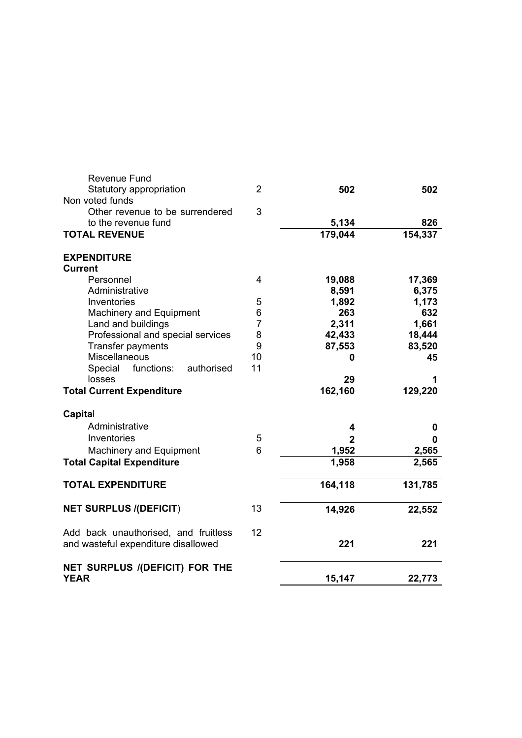| | Note | | |
|---|---|---|---|
| Revenue Fund | | | |
| Statutory appropriation | 2 | **502** | **502** |
| Non voted funds | | | |
| Other revenue to be surrendered to the revenue fund | 3 | **5,134** | **826** |
| **TOTAL REVENUE** | | **179,044** | **154,337** |
| | | | |
| **EXPENDITURE** | | | |
| **Current** | | | |
| Personnel | 4 | **19,088** | **17,369** |
| Administrative | | **8,591** | **6,375** |
| Inventories | 5 | **1,892** | **1,173** |
| Machinery and Equipment | 6 | **263** | **632** |
| Land and buildings | 7 | **2,311** | **1,661** |
| Professional and special services | 8 | **42,433** | **18,444** |
| Transfer payments | 9 | **87,553** | **83,520** |
| Miscellaneous | 10 | **0** | **45** |
| Special functions: authorised losses | 11 | **29** | **1** |
| **Total Current Expenditure** | | **162,160** | **129,220** |
| | | | |
| **Capital** | | | |
| Administrative | | **4** | **0** |
| Inventories | 5 | **2** | **0** |
| Machinery and Equipment | 6 | **1,952** | **2,565** |
| **Total Capital Expenditure** | | **1,958** | **2,565** |
| | | | |
| **TOTAL EXPENDITURE** | | **164,118** | **131,785** |
| | | | |
| **NET SURPLUS /(DEFICIT)** | 13 | **14,926** | **22,552** |
| | | | |
| Add back unauthorised, and fruitless and wasteful expenditure disallowed | 12 | **221** | **221** |
| | | | |
| **NET SURPLUS /(DEFICIT) FOR THE YEAR** | | **15,147** | **22,773** |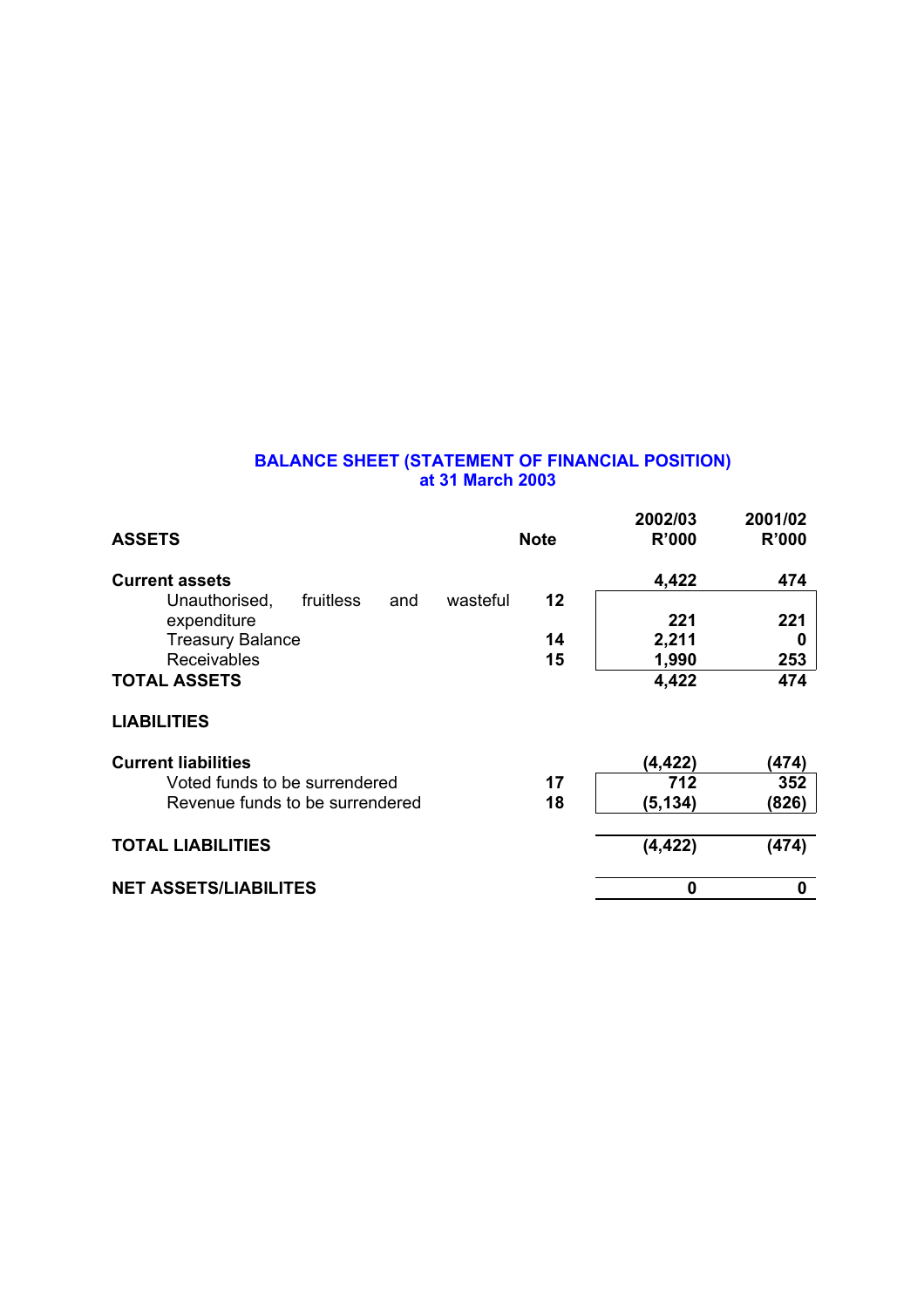## BALANCE SHEET (STATEMENT OF FINANCIAL POSITION)
### at 31 March 2003

| ASSETS | Note | 2002/03 R'000 | 2001/02 R'000 |
|---|---|---|---|
| **Current assets** | | **4,422** | **474** |
| Unauthorised, fruitless and wasteful expenditure | 12 | 221 | 221 |
| Treasury Balance | 14 | 2,211 | 0 |
| Receivables | 15 | 1,990 | 253 |
| **TOTAL ASSETS** | | **4,422** | **474** |
| | | | |
| **LIABILITIES** | | | |
| | | | |
| **Current liabilities** | | **(4,422)** | **(474)** |
| Voted funds to be surrendered | 17 | 712 | 352 |
| Revenue funds to be surrendered | 18 | (5,134) | (826) |
| | | | |
| **TOTAL LIABILITIES** | | **(4,422)** | **(474)** |
| | | | |
| **NET ASSETS/LIABILITES** | | **0** | **0** |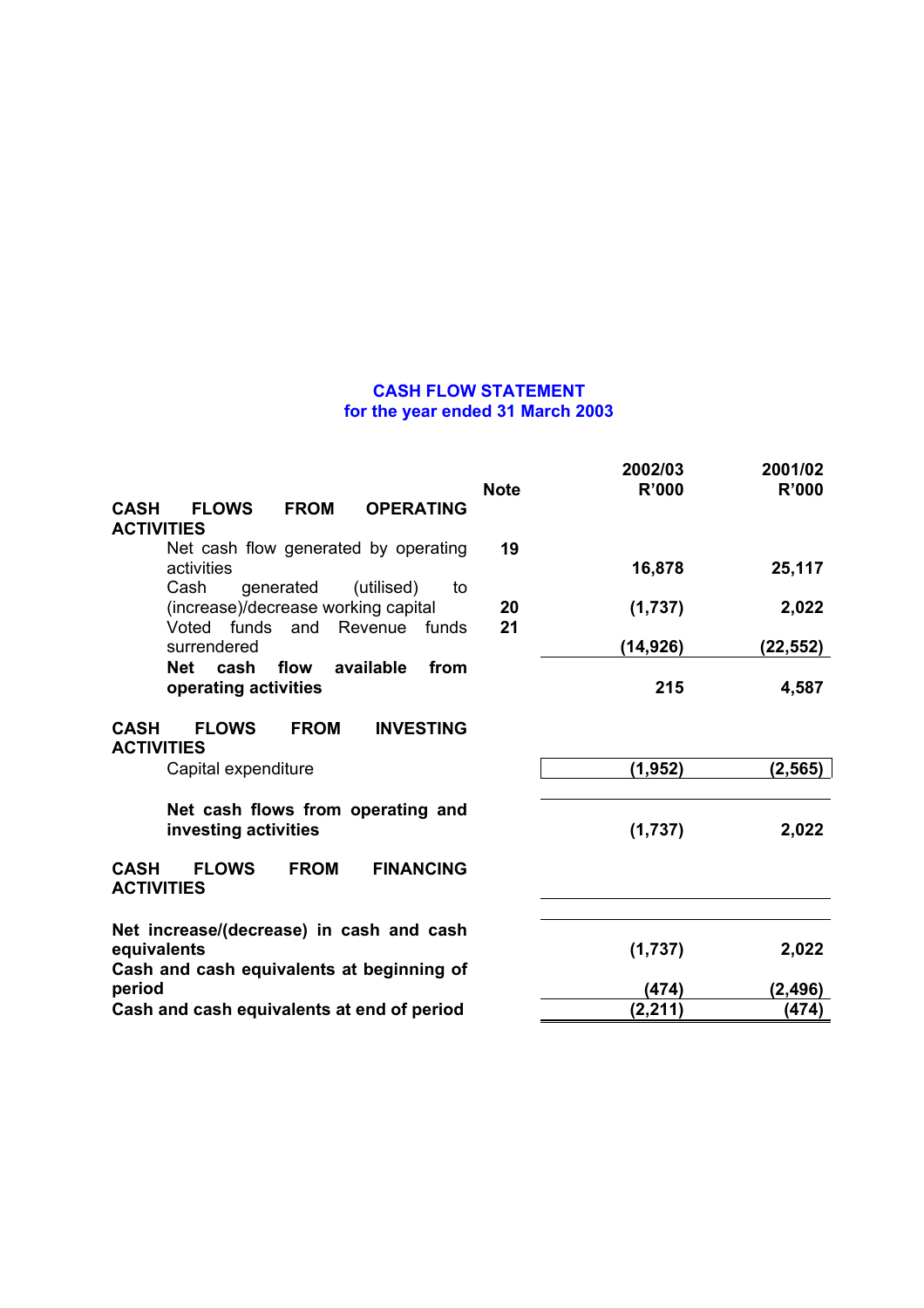# CASH FLOW STATEMENT
## for the year ended 31 March 2003

| | Note | 2002/03 R'000 | 2001/02 R'000 |
|---|---|---|---|
| **CASH FLOWS FROM OPERATING ACTIVITIES** | | | |
| Net cash flow generated by operating activities | 19 | 16,878 | 25,117 |
| Cash generated (utilised) to (increase)/decrease working capital | 20 | (1,737) | 2,022 |
| Voted funds and Revenue funds surrendered | 21 | (14,926) | (22,552) |
| **Net cash flow available from operating activities** | | 215 | 4,587 |
| **CASH FLOWS FROM INVESTING ACTIVITIES** | | | |
| Capital expenditure | | (1,952) | (2,565) |
| **Net cash flows from operating and investing activities** | | (1,737) | 2,022 |
| **CASH FLOWS FROM FINANCING ACTIVITIES** | | | |
| **Net increase/(decrease) in cash and cash equivalents** | | (1,737) | 2,022 |
| **Cash and cash equivalents at beginning of period** | | (474) | (2,496) |
| **Cash and cash equivalents at end of period** | | (2,211) | (474) |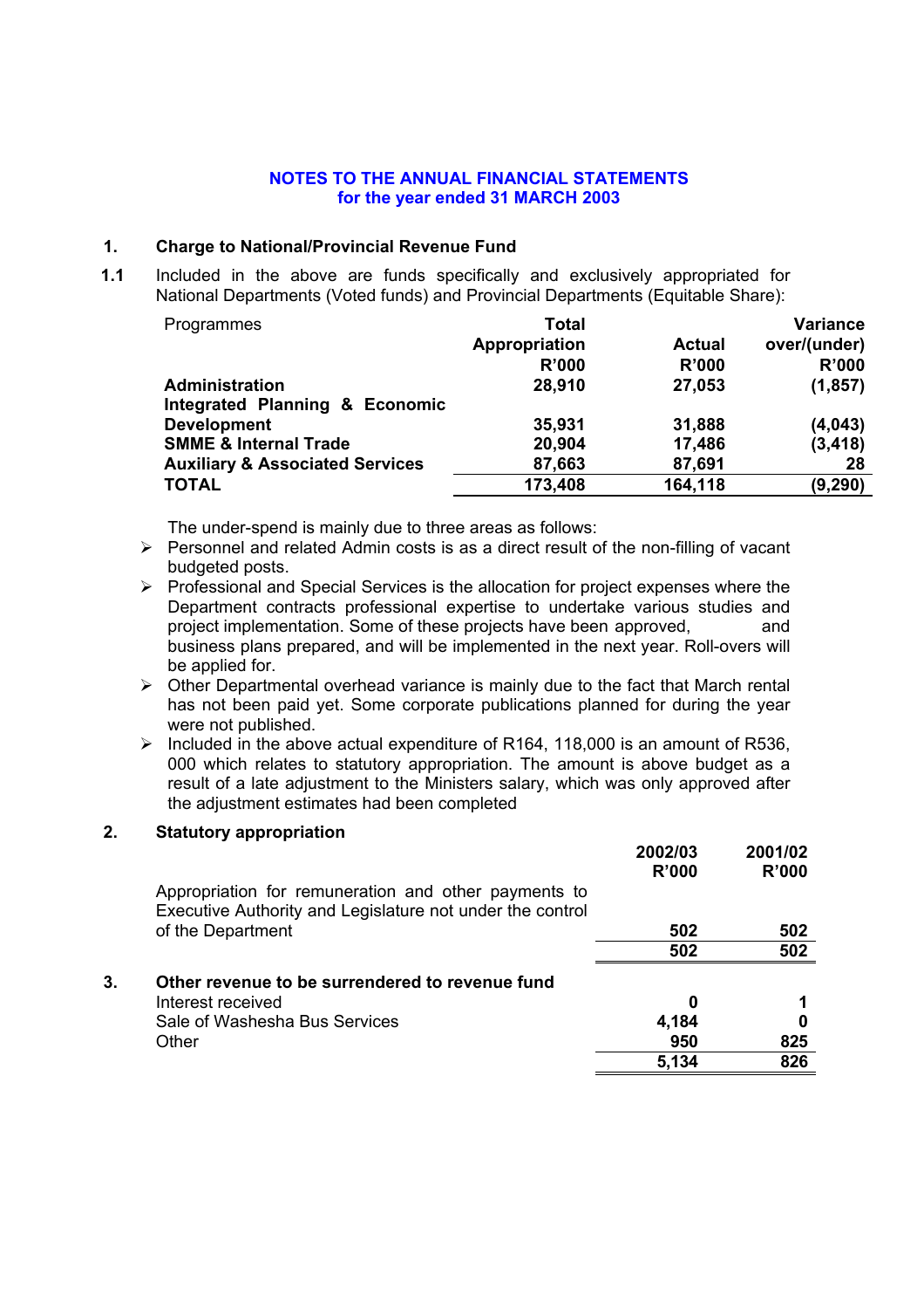# NOTES TO THE ANNUAL FINANCIAL STATEMENTS
## for the year ended 31 MARCH 2003

### 1. Charge to National/Provincial Revenue Fund

**1.1** Included in the above are funds specifically and exclusively appropriated for National Departments (Voted funds) and Provincial Departments (Equitable Share):

| Programmes | Total Appropriation R'000 | Actual R'000 | Variance over/(under) R'000 |
|---|---|---|---|
| **Administration** | **28,910** | **27,053** | **(1,857)** |
| **Integrated Planning & Economic Development** | **35,931** | **31,888** | **(4,043)** |
| **SMME & Internal Trade** | **20,904** | **17,486** | **(3,418)** |
| **Auxiliary & Associated Services** | **87,663** | **87,691** | **28** |
| **TOTAL** | **173,408** | **164,118** | **(9,290)** |

The under-spend is mainly due to three areas as follows:

- Personnel and related Admin costs is as a direct result of the non-filling of vacant budgeted posts.
- Professional and Special Services is the allocation for project expenses where the Department contracts professional expertise to undertake various studies and project implementation. Some of these projects have been approved, and business plans prepared, and will be implemented in the next year. Roll-overs will be applied for.
- Other Departmental overhead variance is mainly due to the fact that March rental has not been paid yet. Some corporate publications planned for during the year were not published.
- Included in the above actual expenditure of R164, 118,000 is an amount of R536, 000 which relates to statutory appropriation. The amount is above budget as a result of a late adjustment to the Ministers salary, which was only approved after the adjustment estimates had been completed

### 2. Statutory appropriation

| | 2002/03 R'000 | 2001/02 R'000 |
|---|---|---|
| Appropriation for remuneration and other payments to Executive Authority and Legislature not under the control of the Department | 502 | 502 |
| | **502** | **502** |

### 3. Other revenue to be surrendered to revenue fund

| | 2002/03 R'000 | 2001/02 R'000 |
|---|---|---|
| Interest received | 0 | 1 |
| Sale of Washesha Bus Services | 4,184 | 0 |
| Other | 950 | 825 |
| | **5,134** | **826** |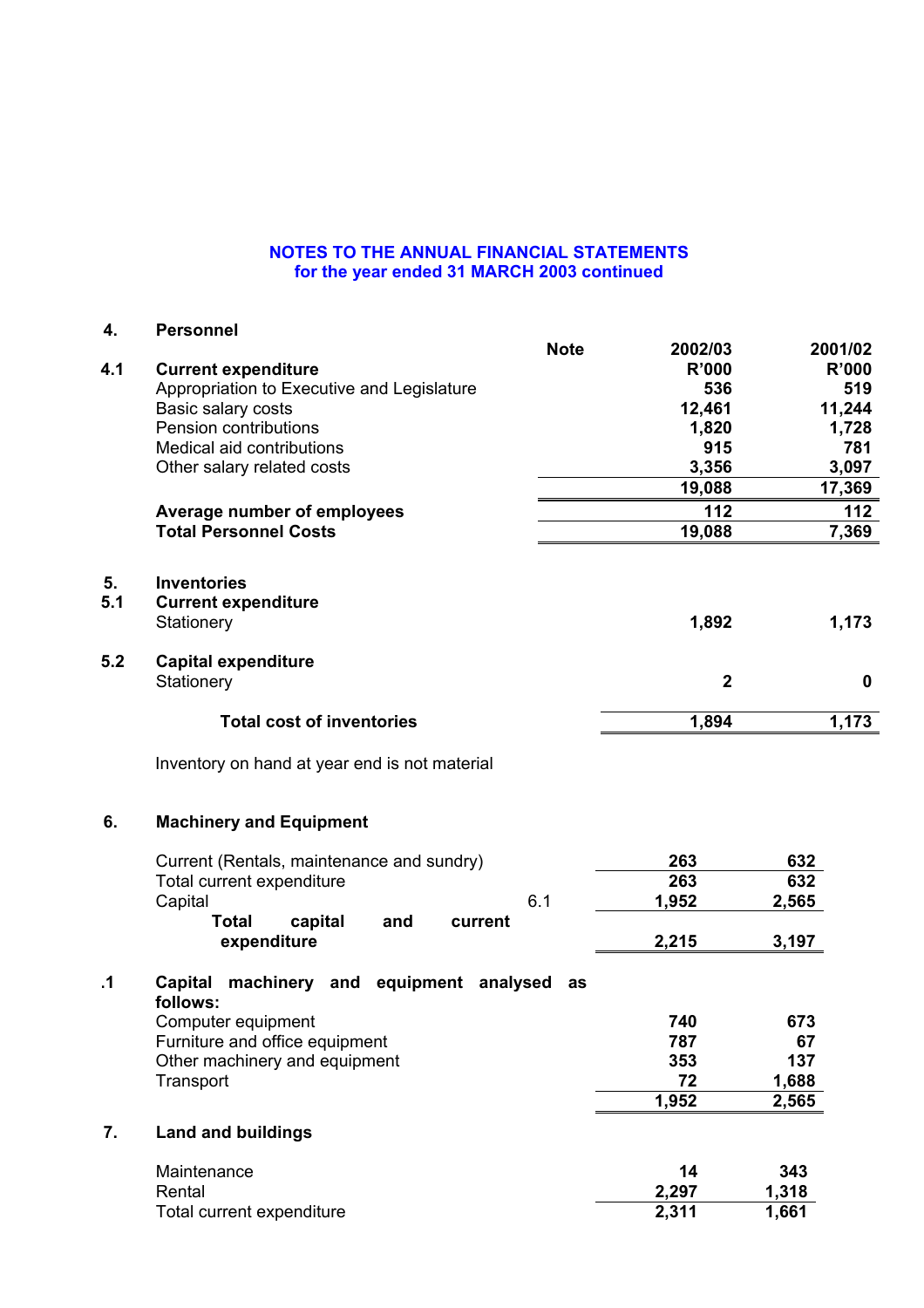### NOTES TO THE ANNUAL FINANCIAL STATEMENTS
### for the year ended 31 MARCH 2003 continued

## 4. Personnel

| | | Note | 2002/03 | 2001/02 |
|---|---|---|---|---|
| **4.1** | **Current expenditure** | | **R'000** | **R'000** |
| | Appropriation to Executive and Legislature | | **536** | **519** |
| | Basic salary costs | | **12,461** | **11,244** |
| | Pension contributions | | **1,820** | **1,728** |
| | Medical aid contributions | | **915** | **781** |
| | Other salary related costs | | **3,356** | **3,097** |
| | | | **19,088** | **17,369** |
| | **Average number of employees** | | **112** | **112** |
| | **Total Personnel Costs** | | **19,088** | **7,369** |

## 5. Inventories

| | | 2002/03 | 2001/02 |
|---|---|---|---|
| **5.1** | **Current expenditure** | | |
| | Stationery | **1,892** | **1,173** |
| **5.2** | **Capital expenditure** | | |
| | Stationery | **2** | **0** |
| | **Total cost of inventories** | **1,894** | **1,173** |

Inventory on hand at year end is not material

## 6. Machinery and Equipment

| | Note | 2002/03 | 2001/02 |
|---|---|---|---|
| Current (Rentals, maintenance and sundry) | | **263** | **632** |
| Total current expenditure | | **263** | **632** |
| Capital | 6.1 | **1,952** | **2,565** |
| **Total capital and current expenditure** | | **2,215** | **3,197** |

| | | 2002/03 | 2001/02 |
|---|---|---|---|
| **.1** | **Capital machinery and equipment analysed as follows:** | | |
| | Computer equipment | **740** | **673** |
| | Furniture and office equipment | **787** | **67** |
| | Other machinery and equipment | **353** | **137** |
| | Transport | **72** | **1,688** |
| | | **1,952** | **2,565** |

## 7. Land and buildings

| | 2002/03 | 2001/02 |
|---|---|---|
| Maintenance | **14** | **343** |
| Rental | **2,297** | **1,318** |
| Total current expenditure | **2,311** | **1,661** |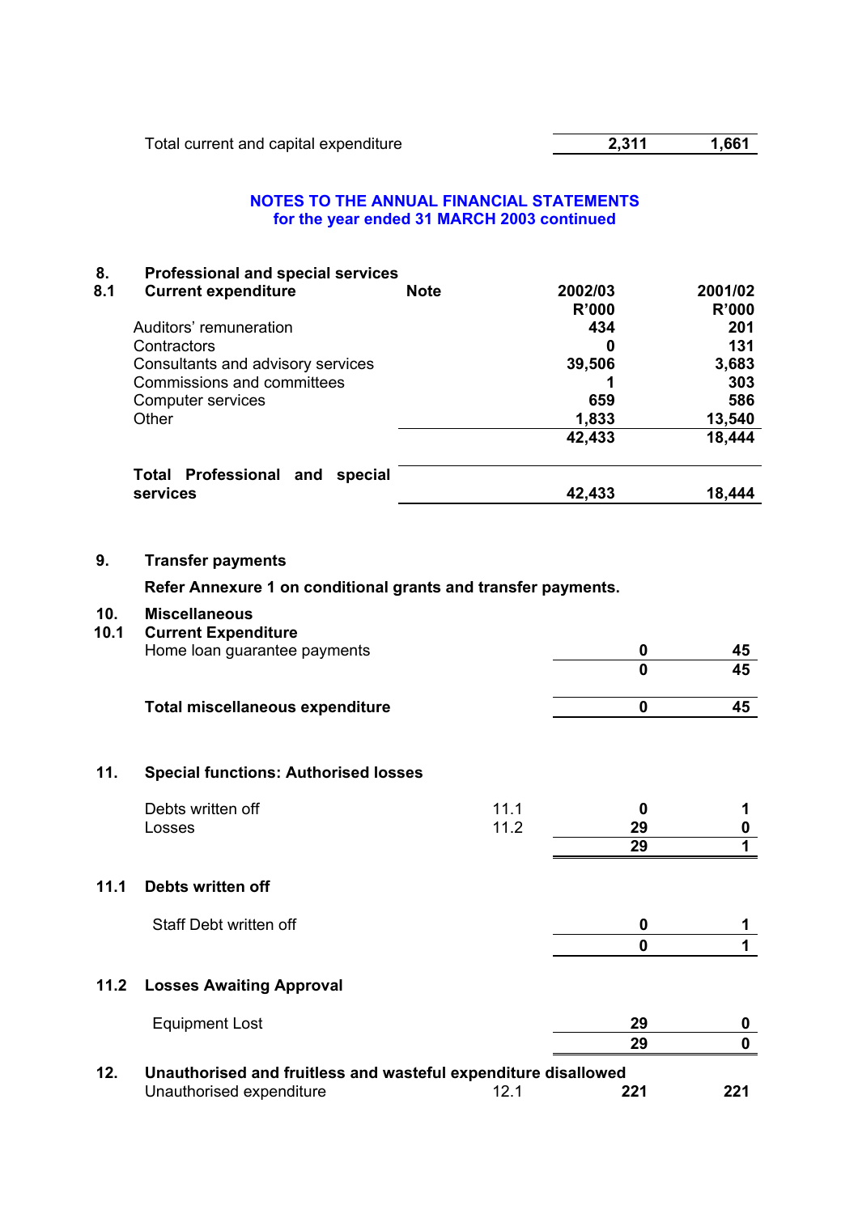| | | |
|---|---|---|
| Total current and capital expenditure | **2,311** | **1,661** |

**NOTES TO THE ANNUAL FINANCIAL STATEMENTS**
**for the year ended 31 MARCH 2003 continued**

## 8. Professional and special services

### 8.1 Current expenditure

| | Note | 2002/03<br>R'000 | 2001/02<br>R'000 |
|---|---|---|---|
| Auditors' remuneration | | 434 | 201 |
| Contractors | | 0 | 131 |
| Consultants and advisory services | | 39,506 | 3,683 |
| Commissions and committees | | 1 | 303 |
| Computer services | | 659 | 586 |
| Other | | 1,833 | 13,540 |
| | | **42,433** | **18,444** |
| **Total Professional and special services** | | **42,433** | **18,444** |

## 9. Transfer payments

**Refer Annexure 1 on conditional grants and transfer payments.**

## 10. Miscellaneous

### 10.1 Current Expenditure

| | | |
|---|---|---|
| Home loan guarantee payments | **0** | **45** |
| | **0** | **45** |
| **Total miscellaneous expenditure** | **0** | **45** |

## 11. Special functions: Authorised losses

| | Note | | |
|---|---|---|---|
| Debts written off | 11.1 | **0** | **1** |
| Losses | 11.2 | **29** | **0** |
| | | **29** | **1** |

### 11.1 Debts written off

| | | |
|---|---|---|
| Staff Debt written off | **0** | **1** |
| | **0** | **1** |

### 11.2 Losses Awaiting Approval

| | | |
|---|---|---|
| Equipment Lost | **29** | **0** |
| | **29** | **0** |

## 12. Unauthorised and fruitless and wasteful expenditure disallowed

| | Note | | |
|---|---|---|---|
| Unauthorised expenditure | 12.1 | **221** | **221** |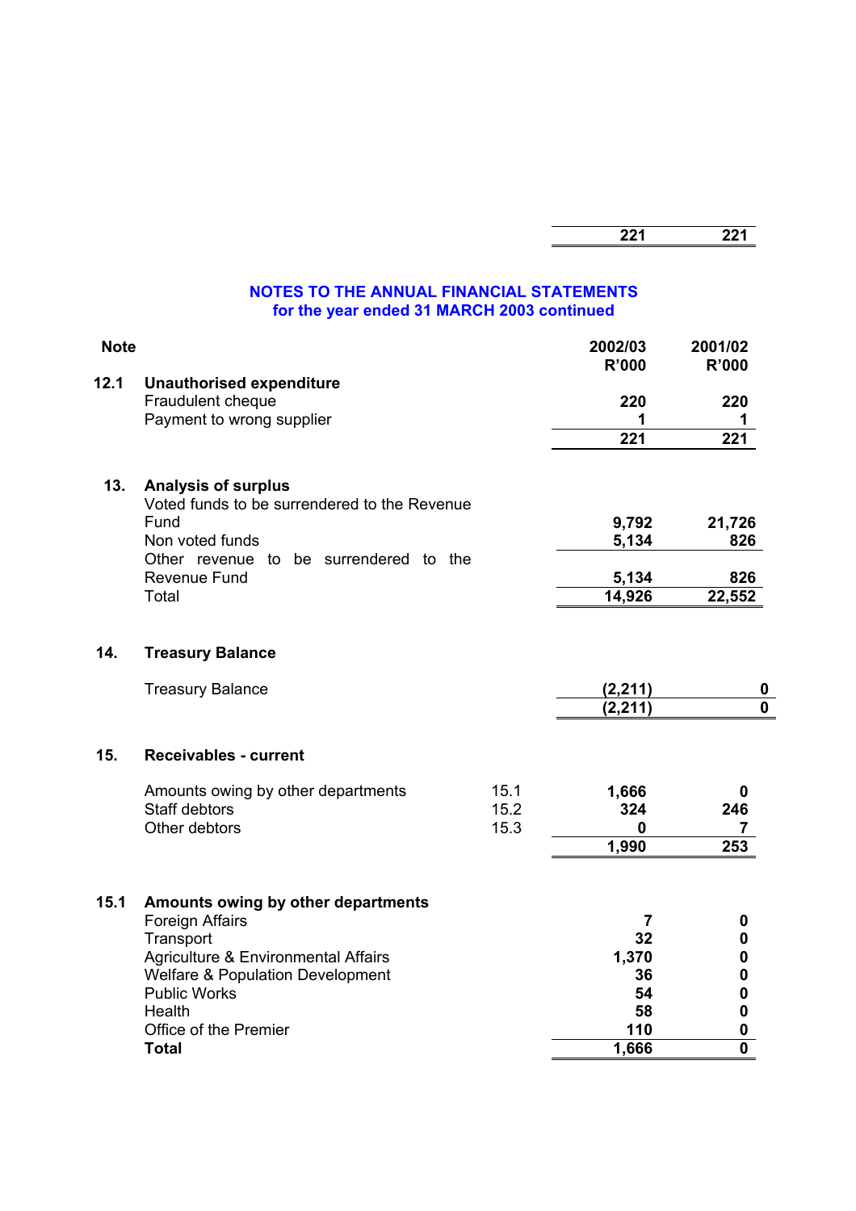| | | |
|---|---|---|
| | **221** | **221** |

## NOTES TO THE ANNUAL FINANCIAL STATEMENTS
## for the year ended 31 MARCH 2003 continued

| Note | | | 2002/03 R'000 | 2001/02 R'000 |
|---|---|---|---|---|
| **12.1** | **Unauthorised expenditure** | | | |
| | Fraudulent cheque | | **220** | **220** |
| | Payment to wrong supplier | | **1** | **1** |
| | | | **221** | **221** |
| **13.** | **Analysis of surplus** | | | |
| | Voted funds to be surrendered to the Revenue Fund | | **9,792** | **21,726** |
| | Non voted funds | | **5,134** | **826** |
| | Other revenue to be surrendered to the Revenue Fund | | **5,134** | **826** |
| | Total | | **14,926** | **22,552** |
| **14.** | **Treasury Balance** | | | |
| | Treasury Balance | | **(2,211)** | **0** |
| | | | **(2,211)** | **0** |
| **15.** | **Receivables - current** | | | |
| | Amounts owing by other departments | 15.1 | **1,666** | **0** |
| | Staff debtors | 15.2 | **324** | **246** |
| | Other debtors | 15.3 | **0** | **7** |
| | | | **1,990** | **253** |
| **15.1** | **Amounts owing by other departments** | | | |
| | Foreign Affairs | | **7** | **0** |
| | Transport | | **32** | **0** |
| | Agriculture & Environmental Affairs | | **1,370** | **0** |
| | Welfare & Population Development | | **36** | **0** |
| | Public Works | | **54** | **0** |
| | Health | | **58** | **0** |
| | Office of the Premier | | **110** | **0** |
| | **Total** | | **1,666** | **0** |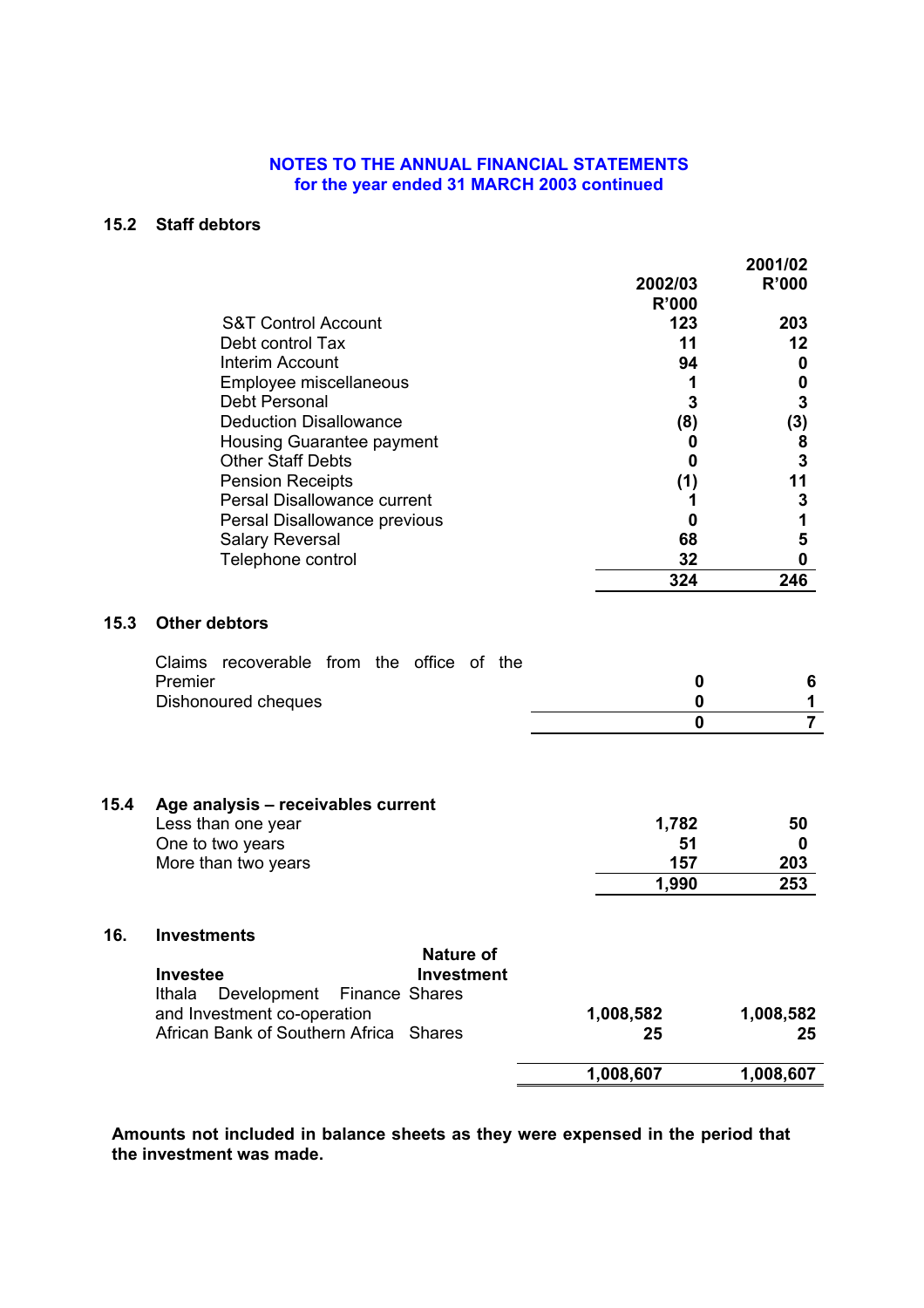# NOTES TO THE ANNUAL FINANCIAL STATEMENTS
## for the year ended 31 MARCH 2003 continued

### 15.2 Staff debtors

| | 2002/03 R'000 | 2001/02 R'000 |
|---|---|---|
| S&T Control Account | 123 | 203 |
| Debt control Tax | 11 | 12 |
| Interim Account | 94 | 0 |
| Employee miscellaneous | 1 | 0 |
| Debt Personal | 3 | 3 |
| Deduction Disallowance | (8) | (3) |
| Housing Guarantee payment | 0 | 8 |
| Other Staff Debts | 0 | 3 |
| Pension Receipts | (1) | 11 |
| Persal Disallowance current | 1 | 3 |
| Persal Disallowance previous | 0 | 1 |
| Salary Reversal | 68 | 5 |
| Telephone control | 32 | 0 |
| | **324** | **246** |

### 15.3 Other debtors

| | | |
|---|---|---|
| Claims recoverable from the office of the Premier | 0 | 6 |
| Dishonoured cheques | 0 | 1 |
| | **0** | **7** |

### 15.4 Age analysis – receivables current

| | | |
|---|---|---|
| Less than one year | 1,782 | 50 |
| One to two years | 51 | 0 |
| More than two years | 157 | 203 |
| | **1,990** | **253** |

### 16. Investments

| Investee | Nature of Investment | | |
|---|---|---|---|
| Ithala Development Finance and Investment co-operation | Shares | 1,008,582 | 1,008,582 |
| African Bank of Southern Africa | Shares | 25 | 25 |
| | | **1,008,607** | **1,008,607** |

**Amounts not included in balance sheets as they were expensed in the period that the investment was made.**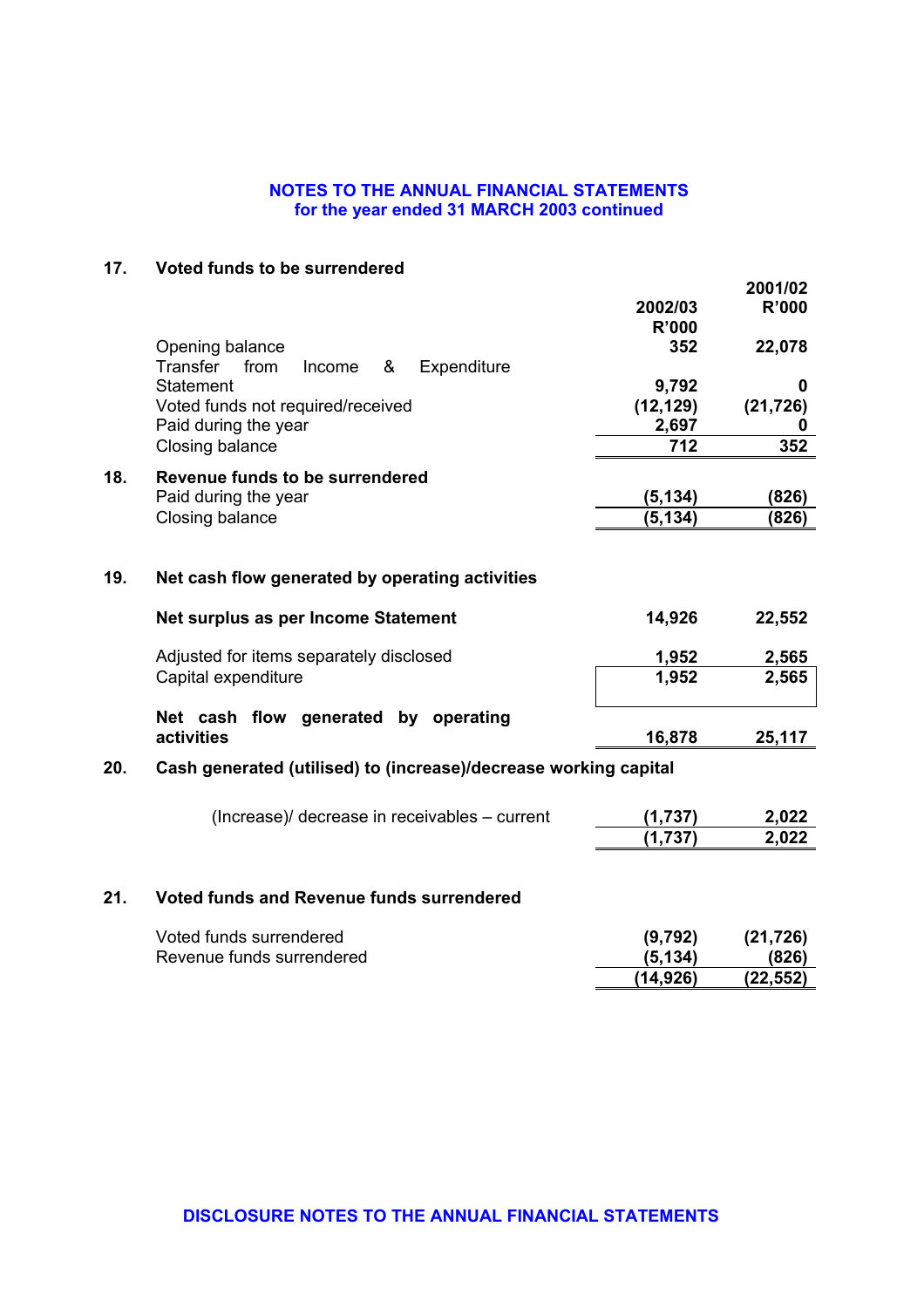## NOTES TO THE ANNUAL FINANCIAL STATEMENTS
### for the year ended 31 MARCH 2003 continued

### 17. Voted funds to be surrendered

| | 2002/03 R'000 | 2001/02 R'000 |
|---|---|---|
| Opening balance | 352 | 22,078 |
| Transfer from Income & Expenditure Statement | 9,792 | 0 |
| Voted funds not required/received | (12,129) | (21,726) |
| Paid during the year | 2,697 | 0 |
| Closing balance | 712 | 352 |

### 18. Revenue funds to be surrendered

| | 2002/03 R'000 | 2001/02 R'000 |
|---|---|---|
| Paid during the year | (5,134) | (826) |
| Closing balance | (5,134) | (826) |

### 19. Net cash flow generated by operating activities

| | 2002/03 R'000 | 2001/02 R'000 |
|---|---|---|
| **Net surplus as per Income Statement** | 14,926 | 22,552 |
| Adjusted for items separately disclosed | 1,952 | 2,565 |
| Capital expenditure | 1,952 | 2,565 |
| **Net cash flow generated by operating activities** | 16,878 | 25,117 |

### 20. Cash generated (utilised) to (increase)/decrease working capital

| | 2002/03 R'000 | 2001/02 R'000 |
|---|---|---|
| (Increase)/ decrease in receivables – current | (1,737) | 2,022 |
| | (1,737) | 2,022 |

### 21. Voted funds and Revenue funds surrendered

| | 2002/03 R'000 | 2001/02 R'000 |
|---|---|---|
| Voted funds surrendered | (9,792) | (21,726) |
| Revenue funds surrendered | (5,134) | (826) |
| | (14,926) | (22,552) |

## DISCLOSURE NOTES TO THE ANNUAL FINANCIAL STATEMENTS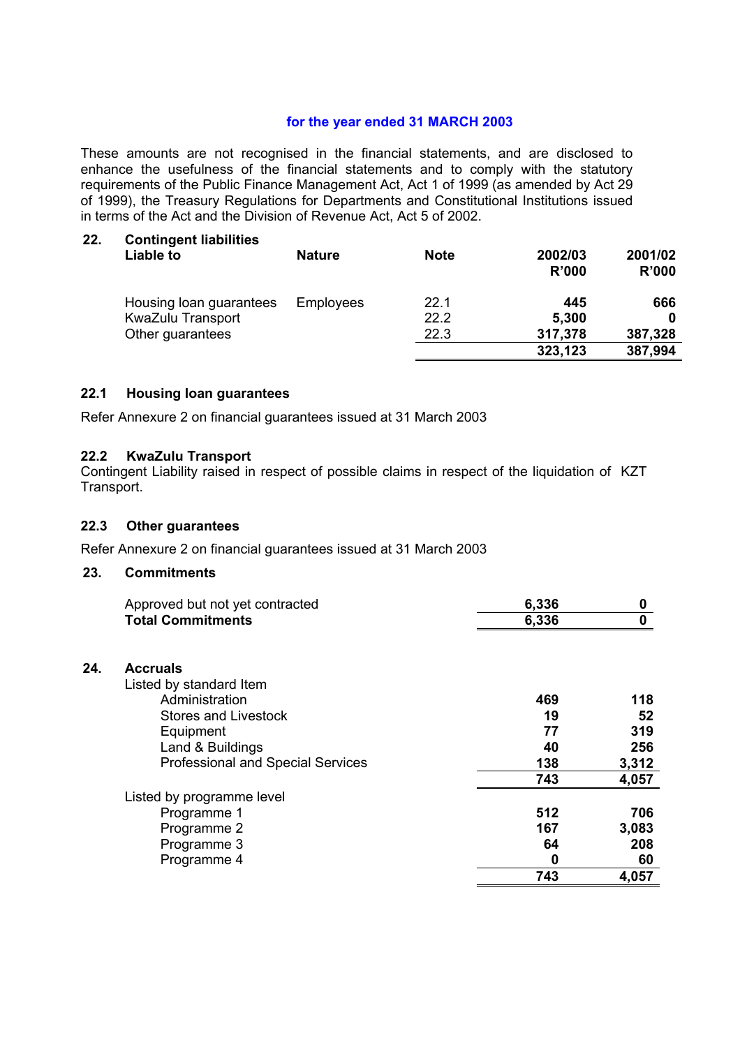**for the year ended 31 MARCH 2003**

These amounts are not recognised in the financial statements, and are disclosed to enhance the usefulness of the financial statements and to comply with the statutory requirements of the Public Finance Management Act, Act 1 of 1999 (as amended by Act 29 of 1999), the Treasury Regulations for Departments and Constitutional Institutions issued in terms of the Act and the Division of Revenue Act, Act 5 of 2002.

## 22. Contingent liabilities

| Liable to | Nature | Note | 2002/03 R'000 | 2001/02 R'000 |
|---|---|---|---|---|
| Housing loan guarantees | Employees | 22.1 | 445 | 666 |
| KwaZulu Transport | | 22.2 | 5,300 | 0 |
| Other guarantees | | 22.3 | 317,378 | 387,328 |
| | | | **323,123** | **387,994** |

### 22.1 Housing loan guarantees

Refer Annexure 2 on financial guarantees issued at 31 March 2003

### 22.2 KwaZulu Transport

Contingent Liability raised in respect of possible claims in respect of the liquidation of KZT Transport.

### 22.3 Other guarantees

Refer Annexure 2 on financial guarantees issued at 31 March 2003

## 23. Commitments

| | 2002/03 | 2001/02 |
|---|---|---|
| Approved but not yet contracted | 6,336 | 0 |
| **Total Commitments** | **6,336** | **0** |

## 24. Accruals

| | 2002/03 | 2001/02 |
|---|---|---|
| Listed by standard Item | | |
| Administration | 469 | 118 |
| Stores and Livestock | 19 | 52 |
| Equipment | 77 | 319 |
| Land & Buildings | 40 | 256 |
| Professional and Special Services | 138 | 3,312 |
| | **743** | **4,057** |
| Listed by programme level | | |
| Programme 1 | 512 | 706 |
| Programme 2 | 167 | 3,083 |
| Programme 3 | 64 | 208 |
| Programme 4 | 0 | 60 |
| | **743** | **4,057** |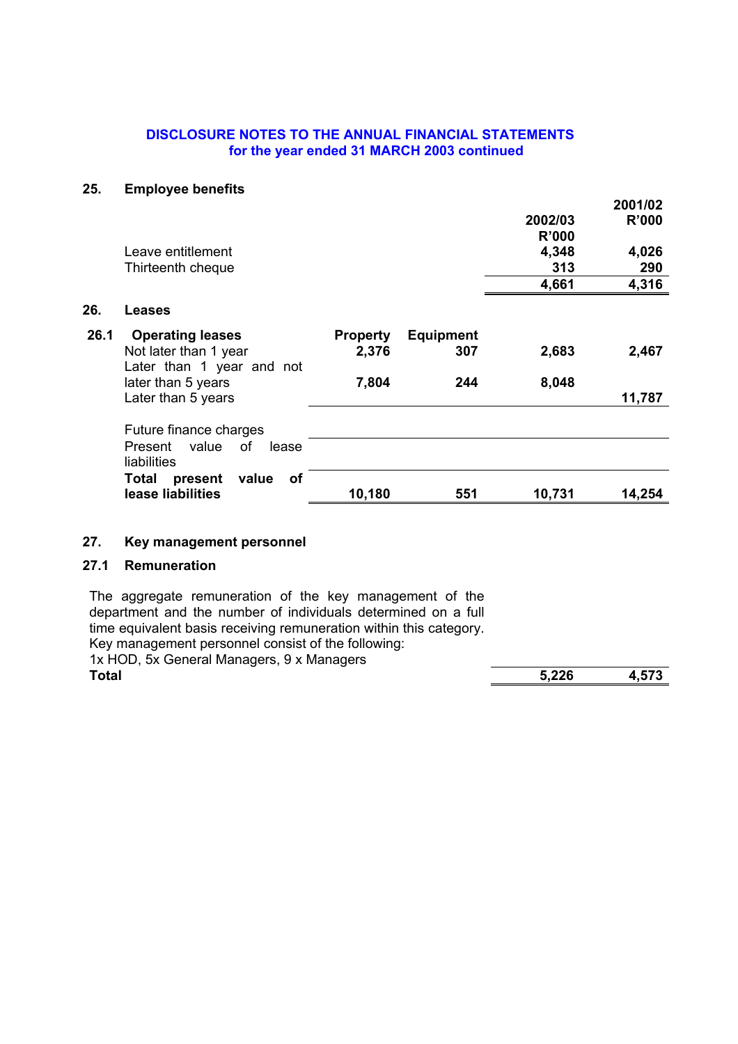## DISCLOSURE NOTES TO THE ANNUAL FINANCIAL STATEMENTS
### for the year ended 31 MARCH 2003 continued

### 25. Employee benefits

| | 2002/03 R'000 | 2001/02 R'000 |
|---|---|---|
| Leave entitlement | 4,348 | 4,026 |
| Thirteenth cheque | 313 | 290 |
| | **4,661** | **4,316** |

### 26. Leases

| 26.1 Operating leases | Property | Equipment | 2002/03 R'000 | 2001/02 R'000 |
|---|---|---|---|---|
| Not later than 1 year | 2,376 | 307 | 2,683 | 2,467 |
| Later than 1 year and not later than 5 years | 7,804 | 244 | 8,048 | |
| Later than 5 years | | | | 11,787 |
| Future finance charges | | | | |
| Present value of lease liabilities | | | | |
| **Total present value of lease liabilities** | **10,180** | **551** | **10,731** | **14,254** |

### 27. Key management personnel

### 27.1 Remuneration

| | 2002/03 R'000 | 2001/02 R'000 |
|---|---|---|
| The aggregate remuneration of the key management of the department and the number of individuals determined on a full time equivalent basis receiving remuneration within this category. Key management personnel consist of the following: 1x HOD, 5x General Managers, 9 x Managers | | |
| **Total** | **5,226** | **4,573** |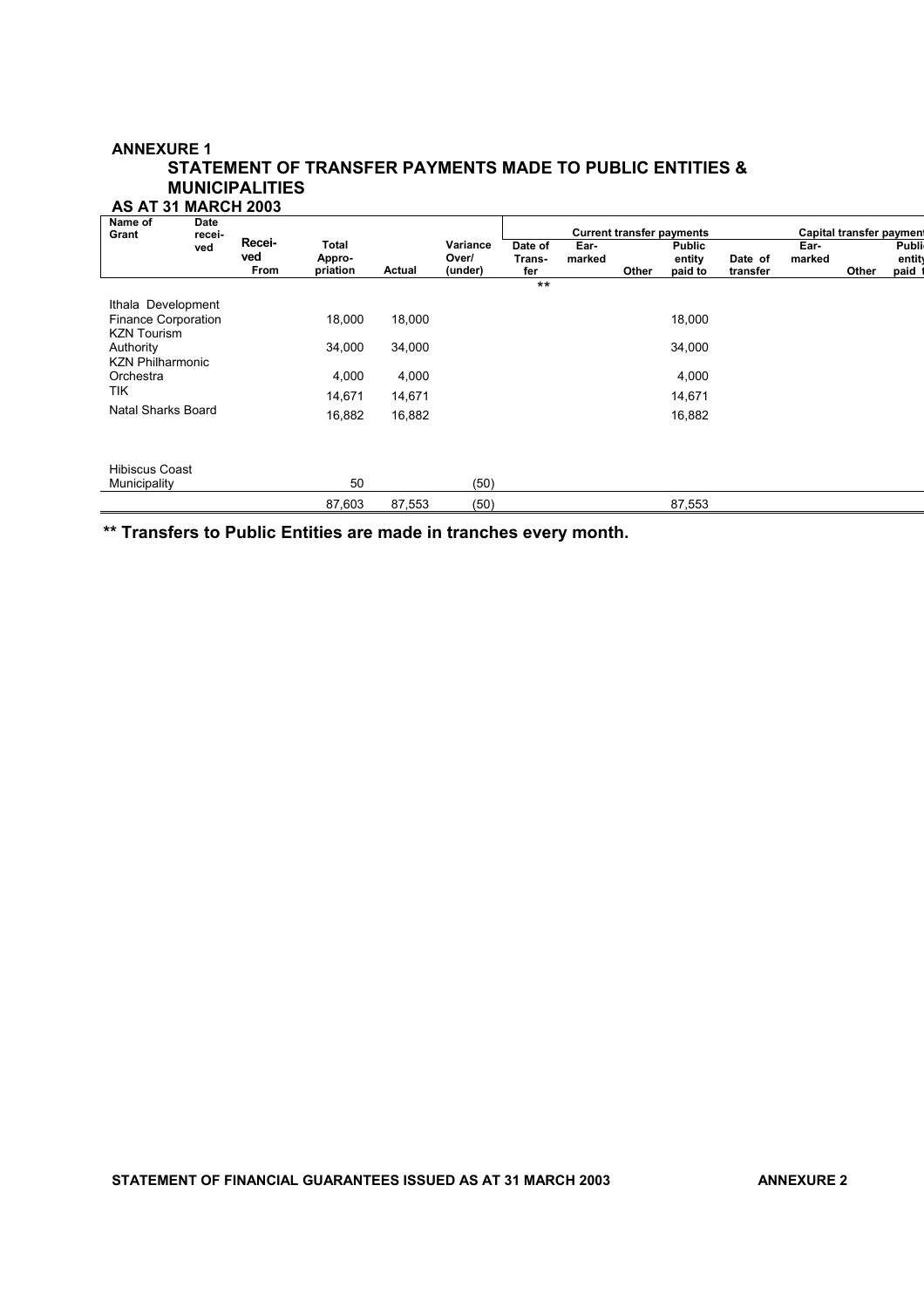**ANNEXURE 1**

## STATEMENT OF TRANSFER PAYMENTS MADE TO PUBLIC ENTITIES & MUNICIPALITIES

**AS AT 31 MARCH 2003**

| Name of Grant | Date received | Received From | Total Appropriation | Actual | Variance Over/ (under) | Current transfer payments | | | | Capital transfer payments | | | |
|---|---|---|---|---|---|---|---|---|---|---|---|---|---|
| | | | | | | Date of Transfer | Earmarked | Other | Public entity paid to | Date of transfer | Earmarked | Other | Public entity paid to |
| | | | | | | ** | | | | | | | |
| Ithala Development Finance Corporation | | | 18,000 | 18,000 | | | | | 18,000 | | | | |
| KZN Tourism Authority | | | 34,000 | 34,000 | | | | | 34,000 | | | | |
| KZN Philharmonic Orchestra | | | 4,000 | 4,000 | | | | | 4,000 | | | | |
| TIK | | | 14,671 | 14,671 | | | | | 14,671 | | | | |
| Natal Sharks Board | | | 16,882 | 16,882 | | | | | 16,882 | | | | |
| Hibiscus Coast Municipality | | | 50 | | (50) | | | | | | | | |
| | | | 87,603 | 87,553 | (50) | | | | 87,553 | | | | |

**\*\* Transfers to Public Entities are made in tranches every month.**

**STATEMENT OF FINANCIAL GUARANTEES ISSUED AS AT 31 MARCH 2003** **ANNEXURE 2**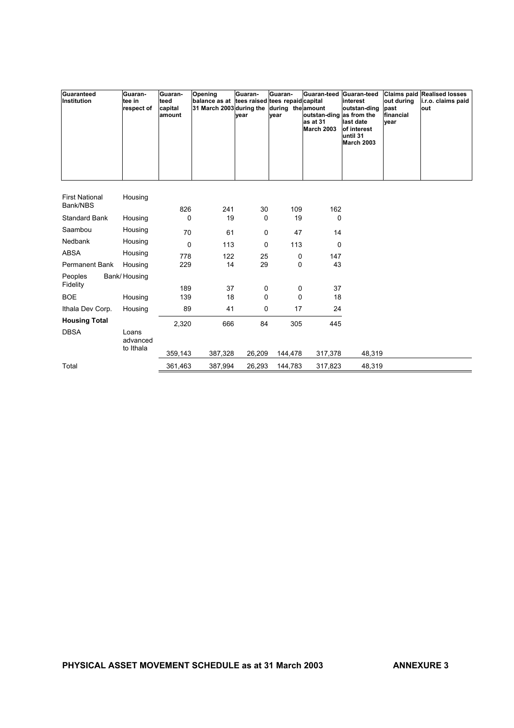| Guaranteed Institution | Guarantee in respect of | Guaranteed capital amount | Opening balance as at 31 March 2003 | Guarantees raised during the year | Guarantees repaid during the year | Guaranteed capital amount outstanding as at 31 March 2003 | Guaranteed interest outstanding as from the last date of interest until 31 March 2003 | Claims paid out during past financial year | Realised losses i.r.o. claims paid out |
|---|---|---|---|---|---|---|---|---|---|
| First National Bank/NBS | Housing | 826 | 241 | 30 | 109 | 162 | | | |
| Standard Bank | Housing | 0 | 19 | 0 | 19 | 0 | | | |
| Saambou | Housing | 70 | 61 | 0 | 47 | 14 | | | |
| Nedbank | Housing | 0 | 113 | 0 | 113 | 0 | | | |
| ABSA | Housing | 778 | 122 | 25 | 0 | 147 | | | |
| Permanent Bank | Housing | 229 | 14 | 29 | 0 | 43 | | | |
| Peoples Bank/ Fidelity | Housing | 189 | 37 | 0 | 0 | 37 | | | |
| BOE | Housing | 139 | 18 | 0 | 0 | 18 | | | |
| Ithala Dev Corp. | Housing | 89 | 41 | 0 | 17 | 24 | | | |
| **Housing Total** | | 2,320 | 666 | 84 | 305 | 445 | | | |
| DBSA | Loans advanced to Ithala | 359,143 | 387,328 | 26,209 | 144,478 | 317,378 | 48,319 | | |
| Total | | 361,463 | 387,994 | 26,293 | 144,783 | 317,823 | 48,319 | | |

**PHYSICAL ASSET MOVEMENT SCHEDULE as at 31 March 2003** **ANNEXURE 3**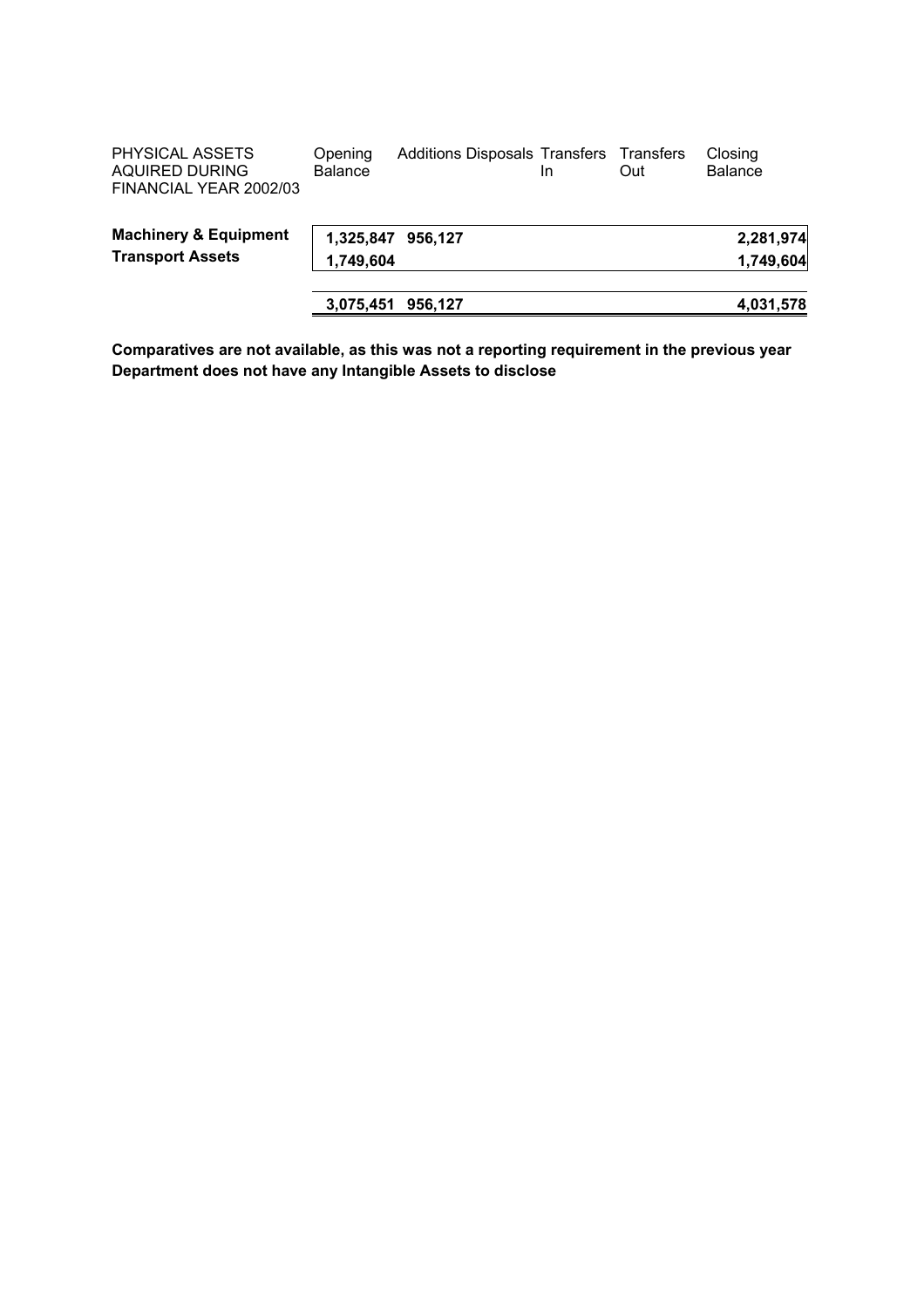| PHYSICAL ASSETS AQUIRED DURING FINANCIAL YEAR 2002/03 | Opening Balance | Additions | Disposals | Transfers In | Transfers Out | Closing Balance |
|---|---|---|---|---|---|---|
| **Machinery & Equipment** | **1,325,847** | **956,127** | | | | **2,281,974** |
| **Transport Assets** | **1,749,604** | | | | | **1,749,604** |
| | **3,075,451** | **956,127** | | | | **4,031,578** |

**Comparatives are not available, as this was not a reporting requirement in the previous year**
**Department does not have any Intangible Assets to disclose**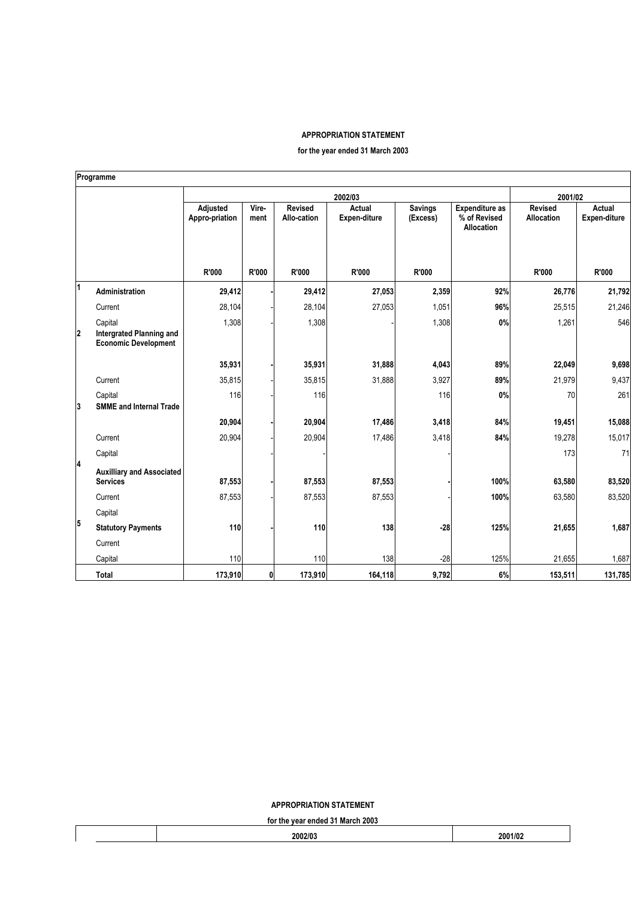**APPROPRIATION STATEMENT**

**for the year ended 31 March 2003**

| Programme | | 2002/03 | | | | | | 2001/02 | |
|---|---|---|---|---|---|---|---|---|---|
| | | **Adjusted Appro-priation** | **Vire-ment** | **Revised Allo-cation** | **Actual Expen-diture** | **Savings (Excess)** | **Expenditure as % of Revised Allocation** | **Revised Allocation** | **Actual Expen-diture** |
| | | **R'000** | **R'000** | **R'000** | **R'000** | **R'000** | | **R'000** | **R'000** |
| **1** | **Administration** | **29,412** | **-** | **29,412** | **27,053** | **2,359** | **92%** | **26,776** | **21,792** |
| | Current | 28,104 | - | 28,104 | 27,053 | 1,051 | **96%** | 25,515 | 21,246 |
| | Capital | 1,308 | - | 1,308 | - | 1,308 | **0%** | 1,261 | 546 |
| **2** | **Intergrated Planning and Economic Development** | **35,931** | **-** | **35,931** | **31,888** | **4,043** | **89%** | **22,049** | **9,698** |
| | Current | 35,815 | - | 35,815 | 31,888 | 3,927 | **89%** | 21,979 | 9,437 |
| | Capital | 116 | - | 116 | | 116 | **0%** | 70 | 261 |
| **3** | **SMME and Internal Trade** | **20,904** | **-** | **20,904** | **17,486** | **3,418** | **84%** | **19,451** | **15,088** |
| | Current | 20,904 | - | 20,904 | 17,486 | 3,418 | **84%** | 19,278 | 15,017 |
| | Capital | | - | - | | - | | 173 | 71 |
| **4** | **Auxilliary and Associated Services** | **87,553** | **-** | **87,553** | **87,553** | **-** | **100%** | **63,580** | **83,520** |
| | Current | 87,553 | - | 87,553 | 87,553 | - | **100%** | 63,580 | 83,520 |
| | Capital | | | | | | | | |
| **5** | **Statutory Payments** | **110** | **-** | **110** | **138** | **-28** | **125%** | **21,655** | **1,687** |
| | Current | | | | | | | | |
| | Capital | 110 | | 110 | 138 | -28 | 125% | 21,655 | 1,687 |
| | **Total** | **173,910** | **0** | **173,910** | **164,118** | **9,792** | **6%** | **153,511** | **131,785** |

**APPROPRIATION STATEMENT**

**for the year ended 31 March 2003**

| | 2002/03 | 2001/02 |
|---|---|---|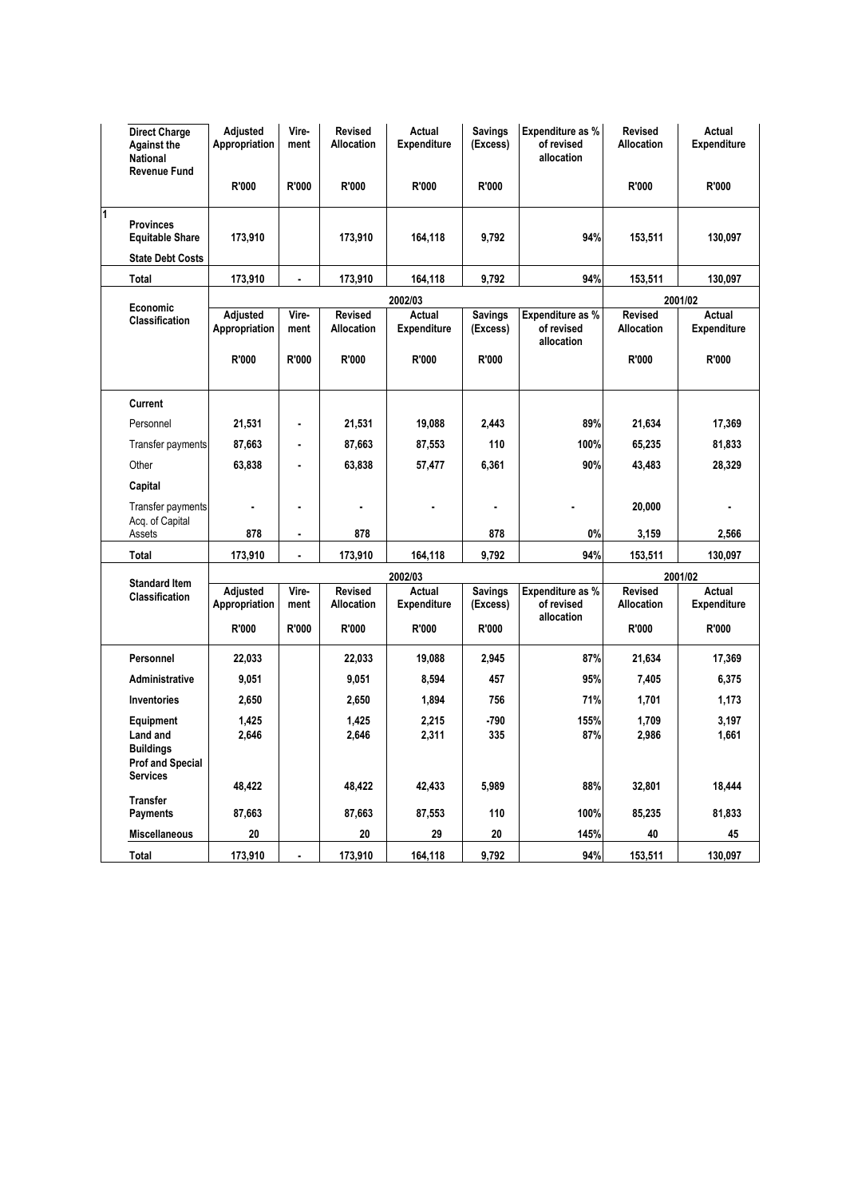| | Direct Charge Against the National Revenue Fund | Adjusted Appropriation | Vire-ment | Revised Allocation | Actual Expenditure | Savings (Excess) | Expenditure as % of revised allocation | Revised Allocation | Actual Expenditure |
|---|---|---|---|---|---|---|---|---|---|
| | | R'000 | R'000 | R'000 | R'000 | R'000 | | R'000 | R'000 |
| 1 | Provinces Equitable Share | 173,910 | | 173,910 | 164,118 | 9,792 | 94% | 153,511 | 130,097 |
| | State Debt Costs | | | | | | | | |
| | Total | 173,910 | - | 173,910 | 164,118 | 9,792 | 94% | 153,511 | 130,097 |

| Economic Classification | 2002/03 | | | | | | 2001/02 | |
|---|---|---|---|---|---|---|---|---|
| | Adjusted Appropriation | Vire-ment | Revised Allocation | Actual Expenditure | Savings (Excess) | Expenditure as % of revised allocation | Revised Allocation | Actual Expenditure |
| | R'000 | R'000 | R'000 | R'000 | R'000 | | R'000 | R'000 |
| **Current** | | | | | | | | |
| Personnel | 21,531 | - | 21,531 | 19,088 | 2,443 | 89% | 21,634 | 17,369 |
| Transfer payments | 87,663 | - | 87,663 | 87,553 | 110 | 100% | 65,235 | 81,833 |
| Other | 63,838 | - | 63,838 | 57,477 | 6,361 | 90% | 43,483 | 28,329 |
| **Capital** | | | | | | | | |
| Transfer payments | - | - | - | - | - | - | 20,000 | - |
| Acq. of Capital Assets | 878 | - | 878 | | 878 | 0% | 3,159 | 2,566 |
| **Total** | 173,910 | - | 173,910 | 164,118 | 9,792 | 94% | 153,511 | 130,097 |

| Standard Item Classification | 2002/03 | | | | | | 2001/02 | |
|---|---|---|---|---|---|---|---|---|
| | Adjusted Appropriation | Vire-ment | Revised Allocation | Actual Expenditure | Savings (Excess) | Expenditure as % of revised allocation | Revised Allocation | Actual Expenditure |
| | R'000 | R'000 | R'000 | R'000 | R'000 | | R'000 | R'000 |
| **Personnel** | 22,033 | | 22,033 | 19,088 | 2,945 | 87% | 21,634 | 17,369 |
| **Administrative** | 9,051 | | 9,051 | 8,594 | 457 | 95% | 7,405 | 6,375 |
| **Inventories** | 2,650 | | 2,650 | 1,894 | 756 | 71% | 1,701 | 1,173 |
| **Equipment** | 1,425 | | 1,425 | 2,215 | -790 | 155% | 1,709 | 3,197 |
| **Land and Buildings** | 2,646 | | 2,646 | 2,311 | 335 | 87% | 2,986 | 1,661 |
| **Prof and Special Services** | 48,422 | | 48,422 | 42,433 | 5,989 | 88% | 32,801 | 18,444 |
| **Transfer Payments** | 87,663 | | 87,663 | 87,553 | 110 | 100% | 85,235 | 81,833 |
| **Miscellaneous** | 20 | | 20 | 29 | 20 | 145% | 40 | 45 |
| **Total** | 173,910 | - | 173,910 | 164,118 | 9,792 | 94% | 153,511 | 130,097 |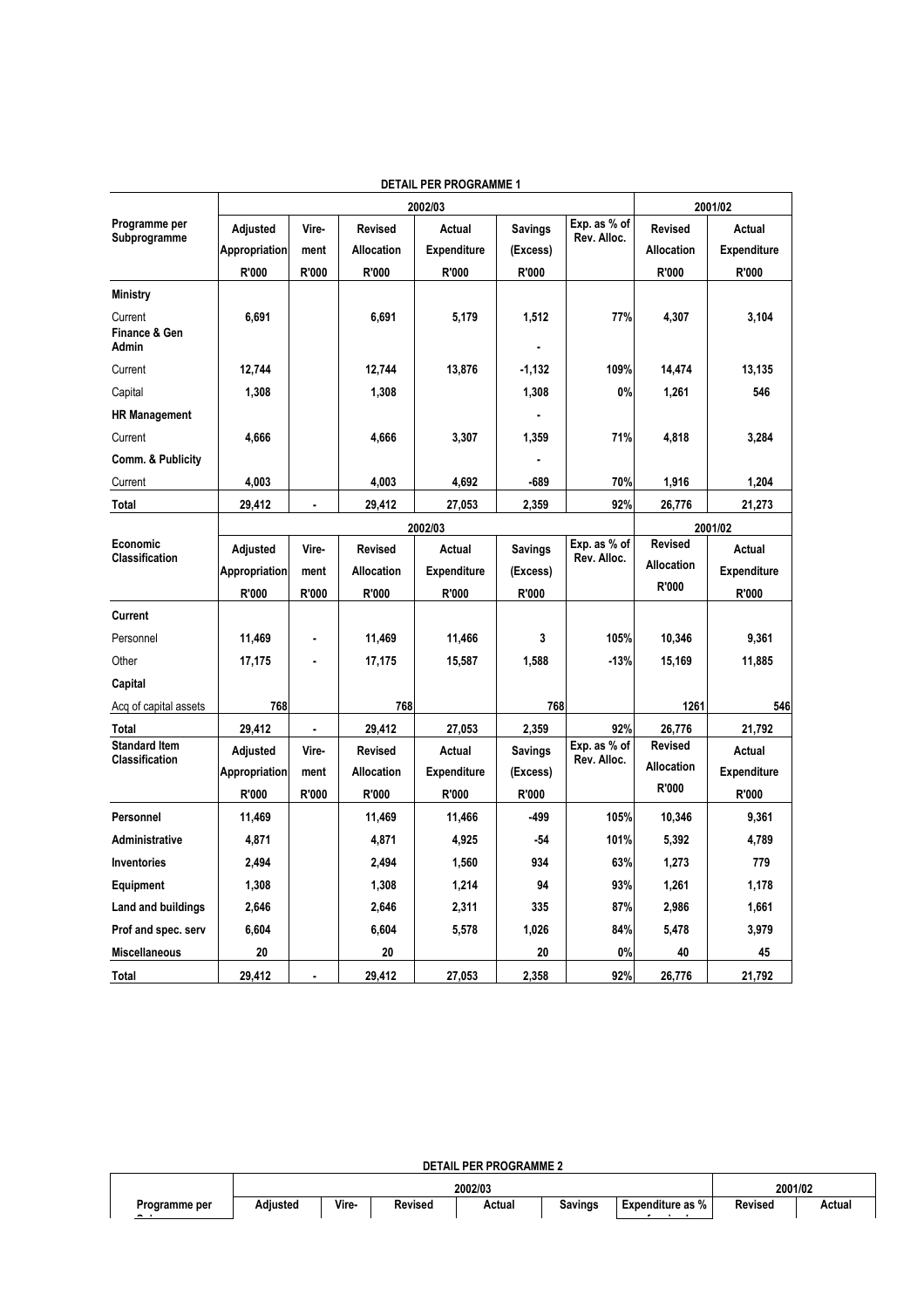**DETAIL PER PROGRAMME 1**

| Programme per Subprogramme | 2002/03 | | | | | | 2001/02 | |
|---|---|---|---|---|---|---|---|---|
| | Adjusted Appropriation R'000 | Vire- ment R'000 | Revised Allocation R'000 | Actual Expenditure R'000 | Savings (Excess) R'000 | Exp. as % of Rev. Alloc. | Revised Allocation R'000 | Actual Expenditure R'000 |
| **Ministry** | | | | | | | | |
| Current | 6,691 | | 6,691 | 5,179 | 1,512 | 77% | 4,307 | 3,104 |
| **Finance & Gen Admin** | | | | | - | | | |
| Current | 12,744 | | 12,744 | 13,876 | -1,132 | 109% | 14,474 | 13,135 |
| Capital | 1,308 | | 1,308 | | 1,308 | 0% | 1,261 | 546 |
| **HR Management** | | | | | - | | | |
| Current | 4,666 | | 4,666 | 3,307 | 1,359 | 71% | 4,818 | 3,284 |
| **Comm. & Publicity** | | | | | - | | | |
| Current | 4,003 | | 4,003 | 4,692 | -689 | 70% | 1,916 | 1,204 |
| **Total** | 29,412 | - | 29,412 | 27,053 | 2,359 | 92% | 26,776 | 21,273 |

| Economic Classification | 2002/03 | | | | | | 2001/02 | |
|---|---|---|---|---|---|---|---|---|
| | Adjusted Appropriation R'000 | Vire- ment R'000 | Revised Allocation R'000 | Actual Expenditure R'000 | Savings (Excess) R'000 | Exp. as % of Rev. Alloc. | Revised Allocation R'000 | Actual Expenditure R'000 |
| **Current** | | | | | | | | |
| Personnel | 11,469 | - | 11,469 | 11,466 | 3 | 105% | 10,346 | 9,361 |
| Other | 17,175 | - | 17,175 | 15,587 | 1,588 | -13% | 15,169 | 11,885 |
| **Capital** | | | | | | | | |
| Acq of capital assets | 768 | | 768 | | 768 | | 1261 | 546 |
| **Total** | 29,412 | - | 29,412 | 27,053 | 2,359 | 92% | 26,776 | 21,792 |

| Standard Item Classification | Adjusted Appropriation R'000 | Vire- ment R'000 | Revised Allocation R'000 | Actual Expenditure R'000 | Savings (Excess) R'000 | Exp. as % of Rev. Alloc. | Revised Allocation R'000 | Actual Expenditure R'000 |
|---|---|---|---|---|---|---|---|---|
| **Personnel** | 11,469 | | 11,469 | 11,466 | -499 | 105% | 10,346 | 9,361 |
| **Administrative** | 4,871 | | 4,871 | 4,925 | -54 | 101% | 5,392 | 4,789 |
| **Inventories** | 2,494 | | 2,494 | 1,560 | 934 | 63% | 1,273 | 779 |
| **Equipment** | 1,308 | | 1,308 | 1,214 | 94 | 93% | 1,261 | 1,178 |
| **Land and buildings** | 2,646 | | 2,646 | 2,311 | 335 | 87% | 2,986 | 1,661 |
| **Prof and spec. serv** | 6,604 | | 6,604 | 5,578 | 1,026 | 84% | 5,478 | 3,979 |
| **Miscellaneous** | 20 | | 20 | | 20 | 0% | 40 | 45 |
| **Total** | 29,412 | - | 29,412 | 27,053 | 2,358 | 92% | 26,776 | 21,792 |

**DETAIL PER PROGRAMME 2**

| Programme per | 2002/03 | | | | | | 2001/02 | |
|---|---|---|---|---|---|---|---|---|
| | Adjusted | Vire- | Revised | Actual | Savings | Expenditure as % | Revised | Actual |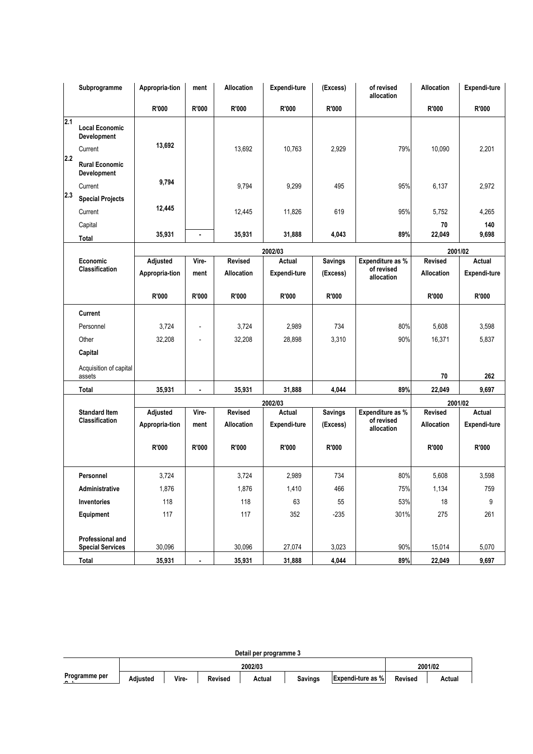| | Subprogramme | Appropria-tion | ment | Allocation | Expendi-ture | (Excess) | of revised allocation | Allocation | Expendi-ture |
|---|---|---|---|---|---|---|---|---|---|
| | | R'000 | R'000 | R'000 | R'000 | R'000 | | R'000 | R'000 |
| 2.1 | Local Economic Development | | | | | | | | |
| | Current | 13,692 | | 13,692 | 10,763 | 2,929 | 79% | 10,090 | 2,201 |
| 2.2 | Rural Economic Development | | | | | | | | |
| | Current | 9,794 | | 9,794 | 9,299 | 495 | 95% | 6,137 | 2,972 |
| 2.3 | Special Projects | | | | | | | | |
| | Current | 12,445 | | 12,445 | 11,826 | 619 | 95% | 5,752 | 4,265 |
| | Capital | | | | | | | 70 | 140 |
| | Total | 35,931 | - | 35,931 | 31,888 | 4,043 | 89% | 22,049 | 9,698 |

| Economic Classification | 2002/03 | | | | | | 2001/02 | |
|---|---|---|---|---|---|---|---|---|
| | Adjusted Appropria-tion | Vire-ment | Revised Allocation | Actual Expendi-ture | Savings (Excess) | Expenditure as % of revised allocation | Revised Allocation | Actual Expendi-ture |
| | R'000 | R'000 | R'000 | R'000 | R'000 | | R'000 | R'000 |
| Current | | | | | | | | |
| Personnel | 3,724 | - | 3,724 | 2,989 | 734 | 80% | 5,608 | 3,598 |
| Other | 32,208 | - | 32,208 | 28,898 | 3,310 | 90% | 16,371 | 5,837 |
| Capital | | | | | | | | |
| Acquisition of capital assets | | | | | | | 70 | 262 |
| Total | 35,931 | - | 35,931 | 31,888 | 4,044 | 89% | 22,049 | 9,697 |

| Standard Item Classification | 2002/03 | | | | | | 2001/02 | |
|---|---|---|---|---|---|---|---|---|
| | Adjusted Appropria-tion | Vire-ment | Revised Allocation | Actual Expendi-ture | Savings (Excess) | Expenditure as % of revised allocation | Revised Allocation | Actual Expendi-ture |
| | R'000 | R'000 | R'000 | R'000 | R'000 | | R'000 | R'000 |
| Personnel | 3,724 | | 3,724 | 2,989 | 734 | 80% | 5,608 | 3,598 |
| Administrative | 1,876 | | 1,876 | 1,410 | 466 | 75% | 1,134 | 759 |
| Inventories | 118 | | 118 | 63 | 55 | 53% | 18 | 9 |
| Equipment | 117 | | 117 | 352 | -235 | 301% | 275 | 261 |
| Professional and Special Services | 30,096 | | 30,096 | 27,074 | 3,023 | 90% | 15,014 | 5,070 |
| Total | 35,931 | - | 35,931 | 31,888 | 4,044 | 89% | 22,049 | 9,697 |

**Detail per programme 3**

| Programme per | 2002/03 | | | | | | 2001/02 | |
|---|---|---|---|---|---|---|---|---|
| | Adjusted | Vire- | Revised | Actual | Savings | Expendi-ture as % | Revised | Actual |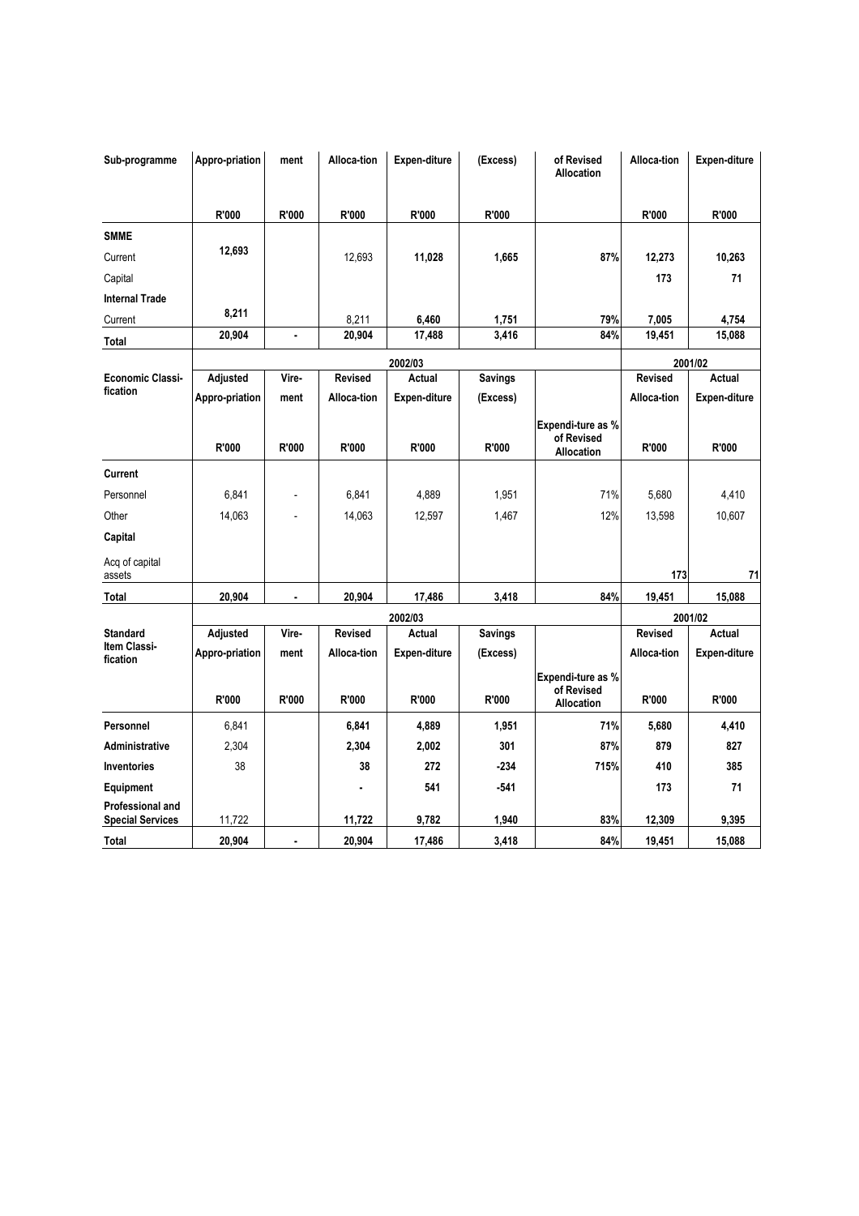| Sub-programme | Appro-priation | ment | Alloca-tion | Expen-diture | (Excess) | of Revised Allocation | Alloca-tion | Expen-diture |
|---|---|---|---|---|---|---|---|---|
| | R'000 | R'000 | R'000 | R'000 | R'000 | | R'000 | R'000 |
| **SMME** | | | | | | | | |
| Current | 12,693 | | 12,693 | 11,028 | 1,665 | 87% | 12,273 | 10,263 |
| Capital | | | | | | | 173 | 71 |
| **Internal Trade** | | | | | | | | |
| Current | 8,211 | | 8,211 | 6,460 | 1,751 | 79% | 7,005 | 4,754 |
| **Total** | 20,904 | - | 20,904 | 17,488 | 3,416 | 84% | 19,451 | 15,088 |

| Economic Classi-fication | 2002/03 | | | | | | 2001/02 | |
|---|---|---|---|---|---|---|---|---|
| | Adjusted Appro-priation | Vire-ment | Revised Alloca-tion | Actual Expen-diture | Savings (Excess) | Expendi-ture as % of Revised Allocation | Revised Alloca-tion | Actual Expen-diture |
| | R'000 | R'000 | R'000 | R'000 | R'000 | | R'000 | R'000 |
| **Current** | | | | | | | | |
| Personnel | 6,841 | - | 6,841 | 4,889 | 1,951 | 71% | 5,680 | 4,410 |
| Other | 14,063 | - | 14,063 | 12,597 | 1,467 | 12% | 13,598 | 10,607 |
| **Capital** | | | | | | | | |
| Acq of capital assets | | | | | | | 173 | 71 |
| **Total** | 20,904 | - | 20,904 | 17,486 | 3,418 | 84% | 19,451 | 15,088 |

| Standard Item Classi-fication | 2002/03 | | | | | | 2001/02 | |
|---|---|---|---|---|---|---|---|---|
| | Adjusted Appro-priation | Vire-ment | Revised Alloca-tion | Actual Expen-diture | Savings (Excess) | Expendi-ture as % of Revised Allocation | Revised Alloca-tion | Actual Expen-diture |
| | R'000 | R'000 | R'000 | R'000 | R'000 | | R'000 | R'000 |
| **Personnel** | 6,841 | | 6,841 | 4,889 | 1,951 | 71% | 5,680 | 4,410 |
| **Administrative** | 2,304 | | 2,304 | 2,002 | 301 | 87% | 879 | 827 |
| **Inventories** | 38 | | 38 | 272 | -234 | 715% | 410 | 385 |
| **Equipment** | | | - | 541 | -541 | | 173 | 71 |
| **Professional and Special Services** | 11,722 | | 11,722 | 9,782 | 1,940 | 83% | 12,309 | 9,395 |
| **Total** | 20,904 | - | 20,904 | 17,486 | 3,418 | 84% | 19,451 | 15,088 |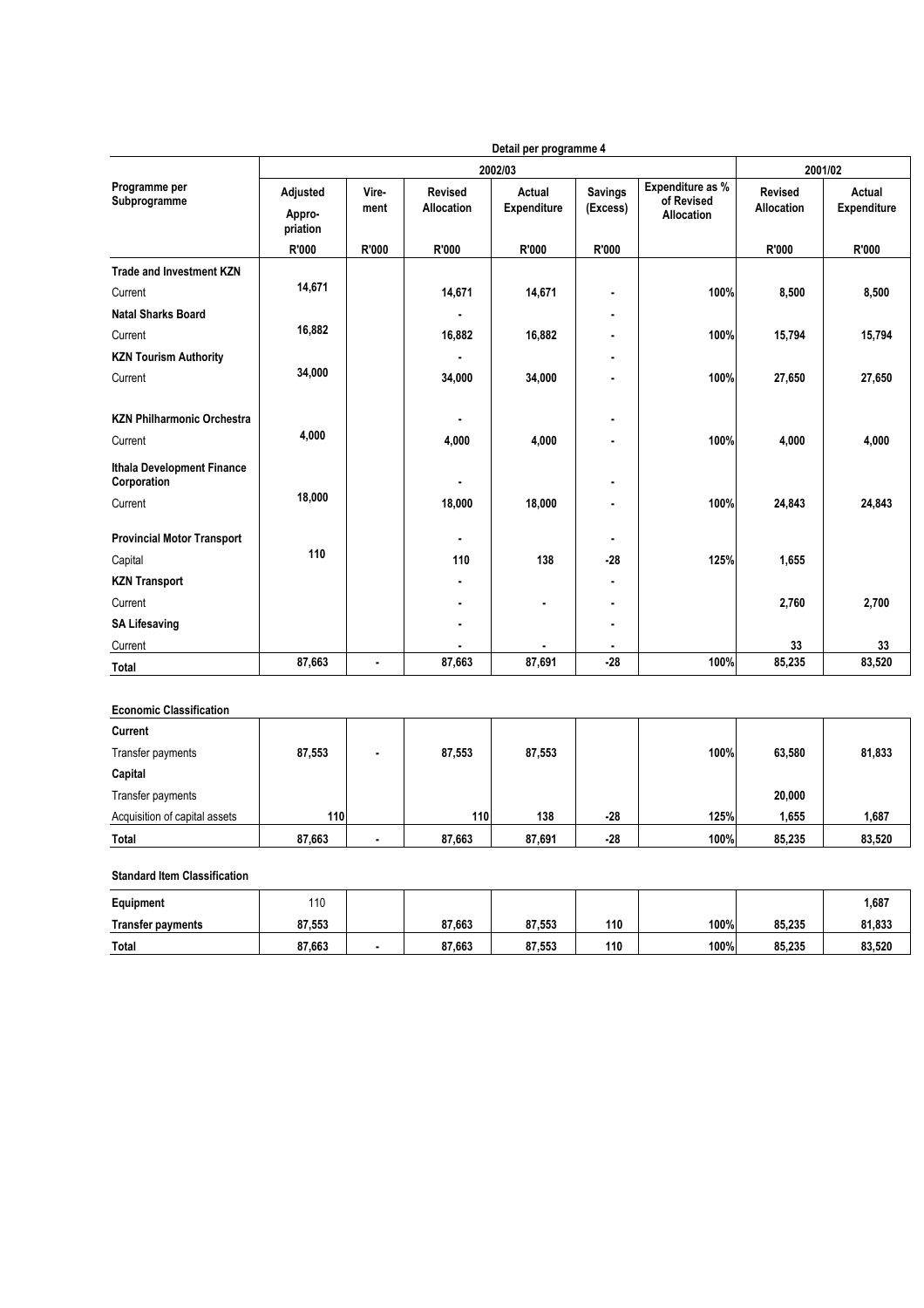**Detail per programme 4**

| Programme per Subprogramme | 2002/03 | | | | | | 2001/02 | |
|---|---|---|---|---|---|---|---|---|
| | Adjusted Appro-priation | Vire-ment | Revised Allocation | Actual Expenditure | Savings (Excess) | Expenditure as % of Revised Allocation | Revised Allocation | Actual Expenditure |
| | R'000 | R'000 | R'000 | R'000 | R'000 | | R'000 | R'000 |
| **Trade and Investment KZN** | | | | | | | | |
| Current | 14,671 | | 14,671 | 14,671 | - | 100% | 8,500 | 8,500 |
| **Natal Sharks Board** | | | - | | - | | | |
| Current | 16,882 | | 16,882 | 16,882 | - | 100% | 15,794 | 15,794 |
| **KZN Tourism Authority** | | | - | | - | | | |
| Current | 34,000 | | 34,000 | 34,000 | - | 100% | 27,650 | 27,650 |
| **KZN Philharmonic Orchestra** | | | - | | - | | | |
| Current | 4,000 | | 4,000 | 4,000 | - | 100% | 4,000 | 4,000 |
| **Ithala Development Finance Corporation** | | | - | | - | | | |
| Current | 18,000 | | 18,000 | 18,000 | - | 100% | 24,843 | 24,843 |
| **Provincial Motor Transport** | | | - | | - | | | |
| Capital | 110 | | 110 | 138 | -28 | 125% | 1,655 | |
| **KZN Transport** | | | - | | - | | | |
| Current | | | - | - | - | | 2,760 | 2,700 |
| **SA Lifesaving** | | | - | | - | | | |
| Current | | | - | - | - | | 33 | 33 |
| **Total** | 87,663 | - | 87,663 | 87,691 | -28 | 100% | 85,235 | 83,520 |

**Economic Classification**

| | | | | | | | | |
|---|---|---|---|---|---|---|---|---|
| **Current** | | | | | | | | |
| Transfer payments | 87,553 | - | 87,553 | 87,553 | | 100% | 63,580 | 81,833 |
| **Capital** | | | | | | | | |
| Transfer payments | | | | | | | 20,000 | |
| Acquisition of capital assets | 110 | | 110 | 138 | -28 | 125% | 1,655 | 1,687 |
| **Total** | 87,663 | - | 87,663 | 87,691 | -28 | 100% | 85,235 | 83,520 |

**Standard Item Classification**

| | | | | | | | | |
|---|---|---|---|---|---|---|---|---|
| **Equipment** | 110 | | | | | | | 1,687 |
| **Transfer payments** | 87,553 | | 87,663 | 87,553 | 110 | 100% | 85,235 | 81,833 |
| **Total** | 87,663 | - | 87,663 | 87,553 | 110 | 100% | 85,235 | 83,520 |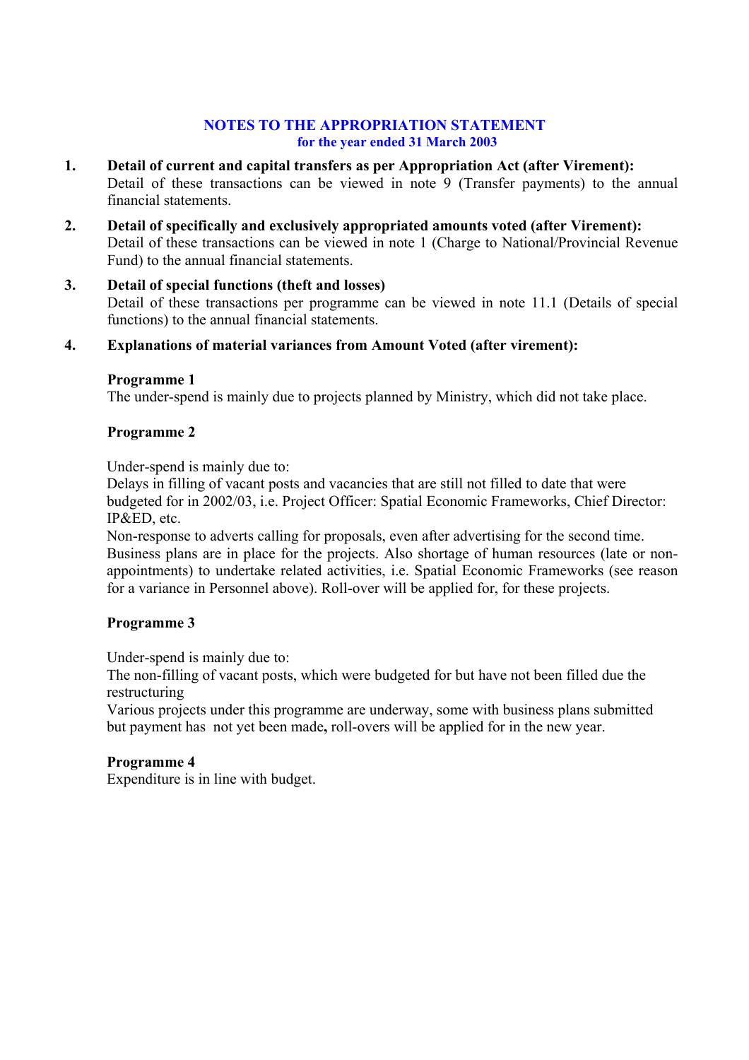# NOTES TO THE APPROPRIATION STATEMENT

## for the year ended 31 March 2003

1. **Detail of current and capital transfers as per Appropriation Act (after Virement):**
   Detail of these transactions can be viewed in note 9 (Transfer payments) to the annual financial statements.

2. **Detail of specifically and exclusively appropriated amounts voted (after Virement):**
   Detail of these transactions can be viewed in note 1 (Charge to National/Provincial Revenue Fund) to the annual financial statements.

3. **Detail of special functions (theft and losses)**
   Detail of these transactions per programme can be viewed in note 11.1 (Details of special functions) to the annual financial statements.

4. **Explanations of material variances from Amount Voted (after virement):**

   **Programme 1**
   The under-spend is mainly due to projects planned by Ministry, which did not take place.

   **Programme 2**

   Under-spend is mainly due to:
   Delays in filling of vacant posts and vacancies that are still not filled to date that were budgeted for in 2002/03, i.e. Project Officer: Spatial Economic Frameworks, Chief Director: IP&ED, etc.
   Non-response to adverts calling for proposals, even after advertising for the second time. Business plans are in place for the projects. Also shortage of human resources (late or non-appointments) to undertake related activities, i.e. Spatial Economic Frameworks (see reason for a variance in Personnel above). Roll-over will be applied for, for these projects.

   **Programme 3**

   Under-spend is mainly due to:
   The non-filling of vacant posts, which were budgeted for but have not been filled due the restructuring
   Various projects under this programme are underway, some with business plans submitted but payment has not yet been made**,** roll-overs will be applied for in the new year.

   **Programme 4**
   Expenditure is in line with budget.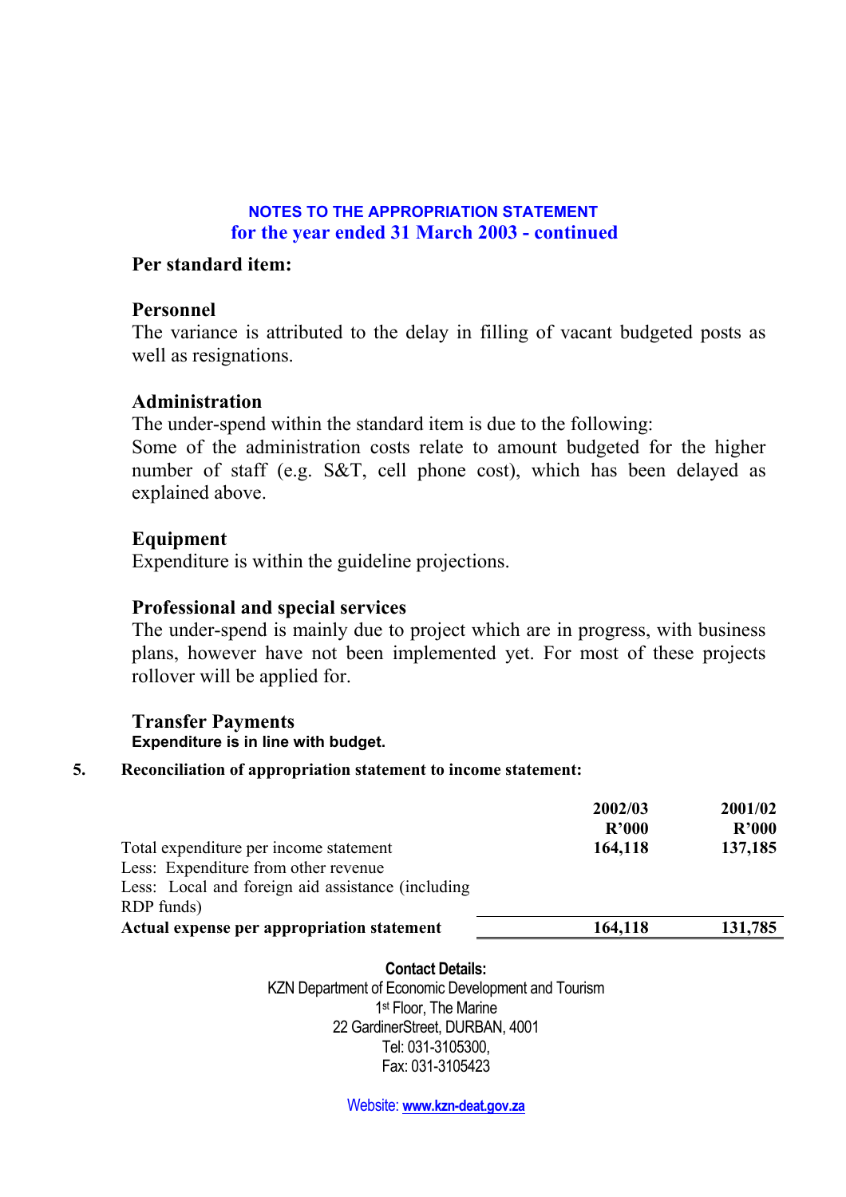**NOTES TO THE APPROPRIATION STATEMENT**
**for the year ended 31 March 2003 - continued**

**Per standard item:**

**Personnel**
The variance is attributed to the delay in filling of vacant budgeted posts as well as resignations.

**Administration**
The under-spend within the standard item is due to the following:
Some of the administration costs relate to amount budgeted for the higher number of staff (e.g. S&T, cell phone cost), which has been delayed as explained above.

**Equipment**
Expenditure is within the guideline projections.

**Professional and special services**
The under-spend is mainly due to project which are in progress, with business plans, however have not been implemented yet. For most of these projects rollover will be applied for.

**Transfer Payments**
**Expenditure is in line with budget.**

**5. Reconciliation of appropriation statement to income statement:**

| | 2002/03 R'000 | 2001/02 R'000 |
|---|---|---|
| Total expenditure per income statement | 164,118 | 137,185 |
| Less: Expenditure from other revenue | | |
| Less: Local and foreign aid assistance (including RDP funds) | | |
| **Actual expense per appropriation statement** | **164,118** | **131,785** |

**Contact Details:**
KZN Department of Economic Development and Tourism
1st Floor, The Marine
22 GardinerStreet, DURBAN, 4001
Tel: 031-3105300,
Fax: 031-3105423

Website: **www.kzn-deat.gov.za**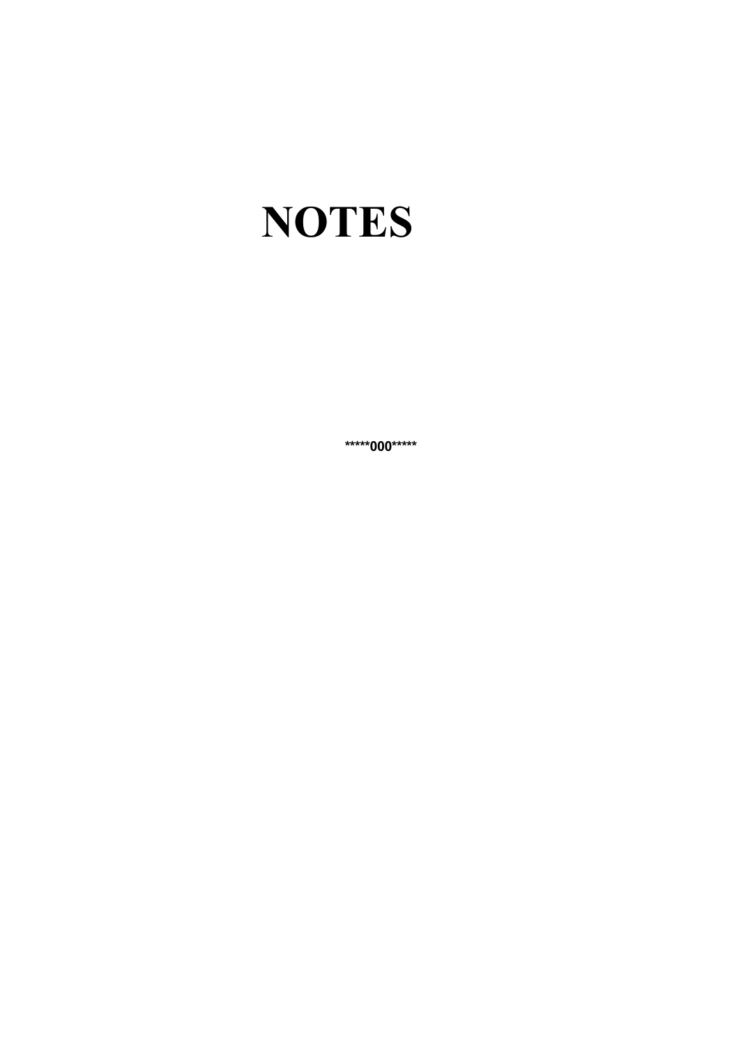# NOTES

*****000*****